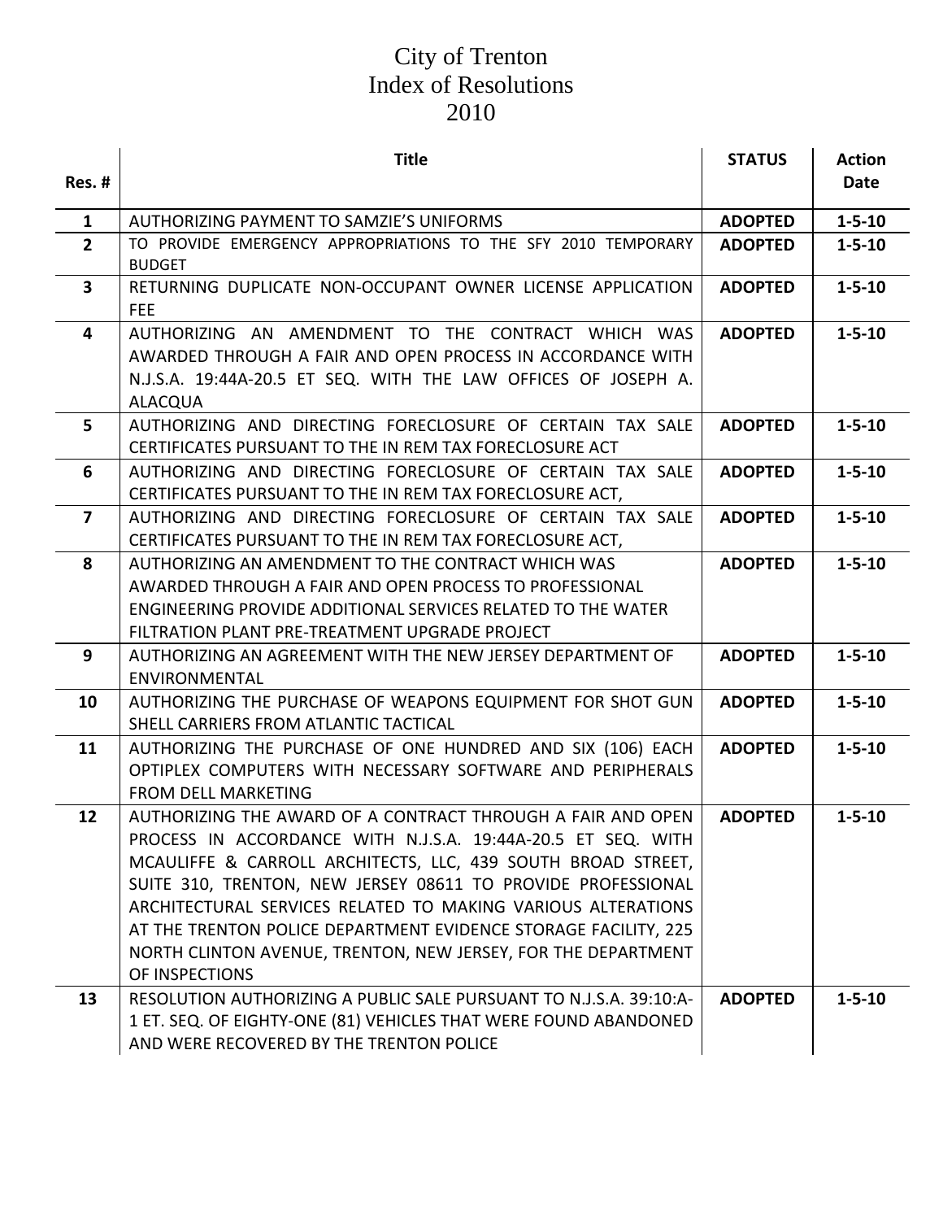# City of Trenton
# Index of Resolutions
# 2010

| Res. # | Title | STATUS | Action Date |
|---|---|---|---|
| 1 | AUTHORIZING PAYMENT TO SAMZIE'S UNIFORMS | ADOPTED | 1-5-10 |
| 2 | TO PROVIDE EMERGENCY APPROPRIATIONS TO THE SFY 2010 TEMPORARY BUDGET | ADOPTED | 1-5-10 |
| 3 | RETURNING DUPLICATE NON-OCCUPANT OWNER LICENSE APPLICATION FEE | ADOPTED | 1-5-10 |
| 4 | AUTHORIZING AN AMENDMENT TO THE CONTRACT WHICH WAS AWARDED THROUGH A FAIR AND OPEN PROCESS IN ACCORDANCE WITH N.J.S.A. 19:44A-20.5 ET SEQ. WITH THE LAW OFFICES OF JOSEPH A. ALACQUA | ADOPTED | 1-5-10 |
| 5 | AUTHORIZING AND DIRECTING FORECLOSURE OF CERTAIN TAX SALE CERTIFICATES PURSUANT TO THE IN REM TAX FORECLOSURE ACT | ADOPTED | 1-5-10 |
| 6 | AUTHORIZING AND DIRECTING FORECLOSURE OF CERTAIN TAX SALE CERTIFICATES PURSUANT TO THE IN REM TAX FORECLOSURE ACT, | ADOPTED | 1-5-10 |
| 7 | AUTHORIZING AND DIRECTING FORECLOSURE OF CERTAIN TAX SALE CERTIFICATES PURSUANT TO THE IN REM TAX FORECLOSURE ACT, | ADOPTED | 1-5-10 |
| 8 | AUTHORIZING AN AMENDMENT TO THE CONTRACT WHICH WAS AWARDED THROUGH A FAIR AND OPEN PROCESS TO PROFESSIONAL ENGINEERING PROVIDE ADDITIONAL SERVICES RELATED TO THE WATER FILTRATION PLANT PRE-TREATMENT UPGRADE PROJECT | ADOPTED | 1-5-10 |
| 9 | AUTHORIZING AN AGREEMENT WITH THE NEW JERSEY DEPARTMENT OF ENVIRONMENTAL | ADOPTED | 1-5-10 |
| 10 | AUTHORIZING THE PURCHASE OF WEAPONS EQUIPMENT FOR SHOT GUN SHELL CARRIERS FROM ATLANTIC TACTICAL | ADOPTED | 1-5-10 |
| 11 | AUTHORIZING THE PURCHASE OF ONE HUNDRED AND SIX (106) EACH OPTIPLEX COMPUTERS WITH NECESSARY SOFTWARE AND PERIPHERALS FROM DELL MARKETING | ADOPTED | 1-5-10 |
| 12 | AUTHORIZING THE AWARD OF A CONTRACT THROUGH A FAIR AND OPEN PROCESS IN ACCORDANCE WITH N.J.S.A. 19:44A-20.5 ET SEQ. WITH MCAULIFFE & CARROLL ARCHITECTS, LLC, 439 SOUTH BROAD STREET, SUITE 310, TRENTON, NEW JERSEY 08611 TO PROVIDE PROFESSIONAL ARCHITECTURAL SERVICES RELATED TO MAKING VARIOUS ALTERATIONS AT THE TRENTON POLICE DEPARTMENT EVIDENCE STORAGE FACILITY, 225 NORTH CLINTON AVENUE, TRENTON, NEW JERSEY, FOR THE DEPARTMENT OF INSPECTIONS | ADOPTED | 1-5-10 |
| 13 | RESOLUTION AUTHORIZING A PUBLIC SALE PURSUANT TO N.J.S.A. 39:10:A-1 ET. SEQ. OF EIGHTY-ONE (81) VEHICLES THAT WERE FOUND ABANDONED AND WERE RECOVERED BY THE TRENTON POLICE | ADOPTED | 1-5-10 |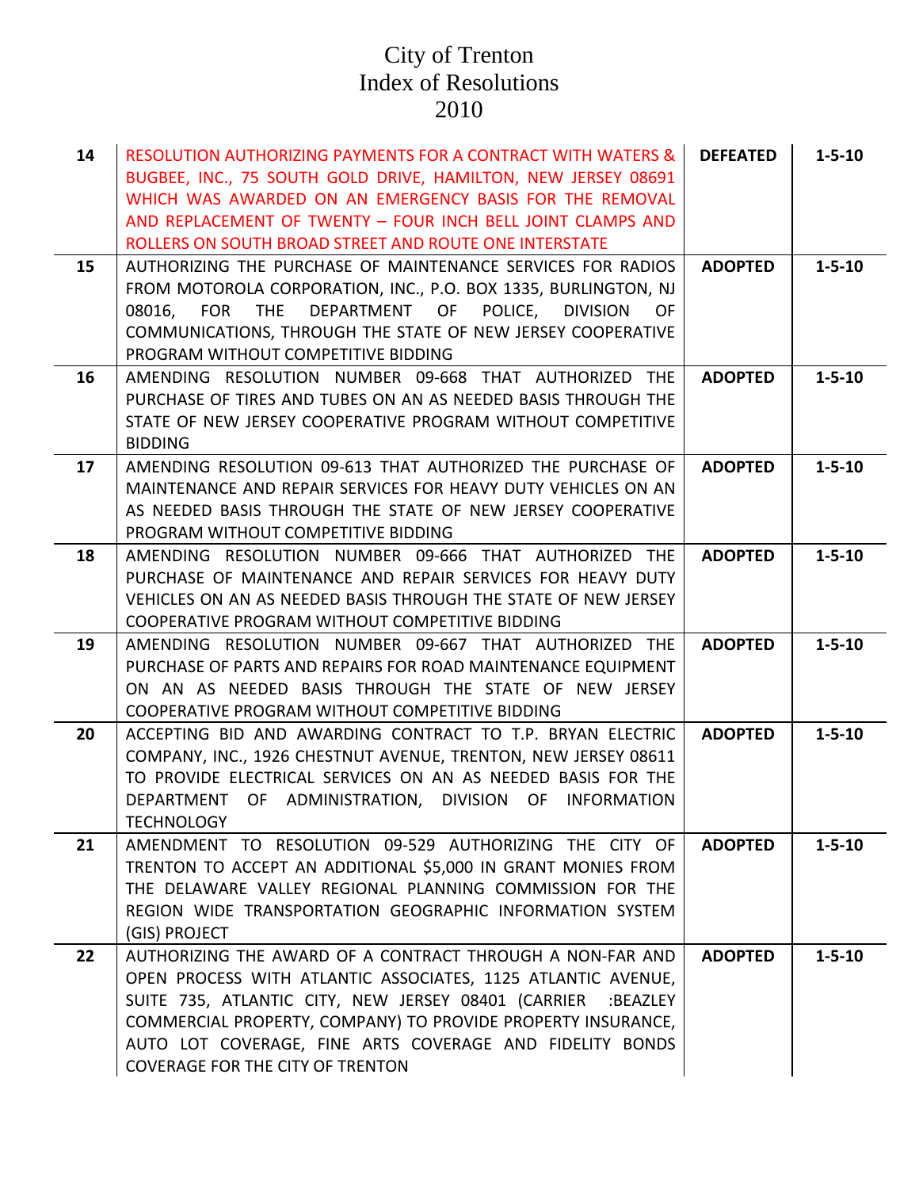# City of Trenton
# Index of Resolutions
# 2010

| | | | |
|---|---|---|---|
| 14 | RESOLUTION AUTHORIZING PAYMENTS FOR A CONTRACT WITH WATERS & BUGBEE, INC., 75 SOUTH GOLD DRIVE, HAMILTON, NEW JERSEY 08691 WHICH WAS AWARDED ON AN EMERGENCY BASIS FOR THE REMOVAL AND REPLACEMENT OF TWENTY – FOUR INCH BELL JOINT CLAMPS AND ROLLERS ON SOUTH BROAD STREET AND ROUTE ONE INTERSTATE | **DEFEATED** | **1-5-10** |
| 15 | AUTHORIZING THE PURCHASE OF MAINTENANCE SERVICES FOR RADIOS FROM MOTOROLA CORPORATION, INC., P.O. BOX 1335, BURLINGTON, NJ 08016, FOR THE DEPARTMENT OF POLICE, DIVISION OF COMMUNICATIONS, THROUGH THE STATE OF NEW JERSEY COOPERATIVE PROGRAM WITHOUT COMPETITIVE BIDDING | **ADOPTED** | **1-5-10** |
| 16 | AMENDING RESOLUTION NUMBER 09-668 THAT AUTHORIZED THE PURCHASE OF TIRES AND TUBES ON AN AS NEEDED BASIS THROUGH THE STATE OF NEW JERSEY COOPERATIVE PROGRAM WITHOUT COMPETITIVE BIDDING | **ADOPTED** | **1-5-10** |
| 17 | AMENDING RESOLUTION 09-613 THAT AUTHORIZED THE PURCHASE OF MAINTENANCE AND REPAIR SERVICES FOR HEAVY DUTY VEHICLES ON AN AS NEEDED BASIS THROUGH THE STATE OF NEW JERSEY COOPERATIVE PROGRAM WITHOUT COMPETITIVE BIDDING | **ADOPTED** | **1-5-10** |
| 18 | AMENDING RESOLUTION NUMBER 09-666 THAT AUTHORIZED THE PURCHASE OF MAINTENANCE AND REPAIR SERVICES FOR HEAVY DUTY VEHICLES ON AN AS NEEDED BASIS THROUGH THE STATE OF NEW JERSEY COOPERATIVE PROGRAM WITHOUT COMPETITIVE BIDDING | **ADOPTED** | **1-5-10** |
| 19 | AMENDING RESOLUTION NUMBER 09-667 THAT AUTHORIZED THE PURCHASE OF PARTS AND REPAIRS FOR ROAD MAINTENANCE EQUIPMENT ON AN AS NEEDED BASIS THROUGH THE STATE OF NEW JERSEY COOPERATIVE PROGRAM WITHOUT COMPETITIVE BIDDING | **ADOPTED** | **1-5-10** |
| 20 | ACCEPTING BID AND AWARDING CONTRACT TO T.P. BRYAN ELECTRIC COMPANY, INC., 1926 CHESTNUT AVENUE, TRENTON, NEW JERSEY 08611 TO PROVIDE ELECTRICAL SERVICES ON AN AS NEEDED BASIS FOR THE DEPARTMENT OF ADMINISTRATION, DIVISION OF INFORMATION TECHNOLOGY | **ADOPTED** | **1-5-10** |
| 21 | AMENDMENT TO RESOLUTION 09-529 AUTHORIZING THE CITY OF TRENTON TO ACCEPT AN ADDITIONAL $5,000 IN GRANT MONIES FROM THE DELAWARE VALLEY REGIONAL PLANNING COMMISSION FOR THE REGION WIDE TRANSPORTATION GEOGRAPHIC INFORMATION SYSTEM (GIS) PROJECT | **ADOPTED** | **1-5-10** |
| 22 | AUTHORIZING THE AWARD OF A CONTRACT THROUGH A NON-FAR AND OPEN PROCESS WITH ATLANTIC ASSOCIATES, 1125 ATLANTIC AVENUE, SUITE 735, ATLANTIC CITY, NEW JERSEY 08401 (CARRIER :BEAZLEY COMMERCIAL PROPERTY, COMPANY) TO PROVIDE PROPERTY INSURANCE, AUTO LOT COVERAGE, FINE ARTS COVERAGE AND FIDELITY BONDS COVERAGE FOR THE CITY OF TRENTON | **ADOPTED** | **1-5-10** |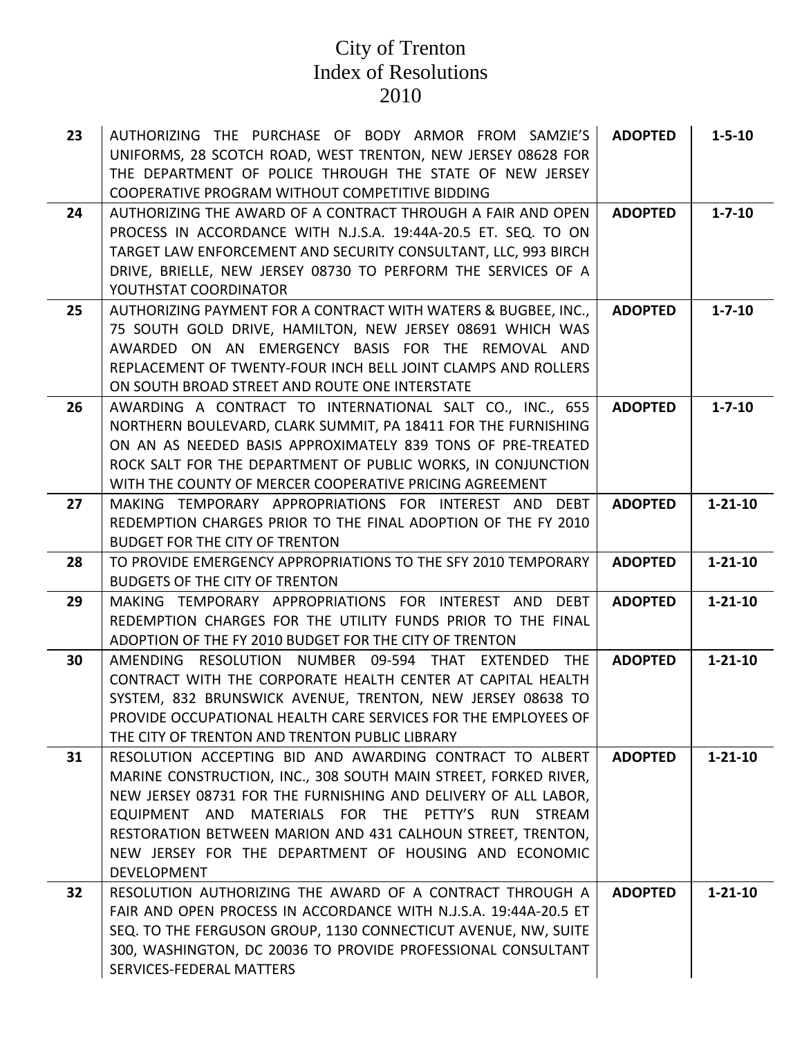# City of Trenton
# Index of Resolutions
# 2010

| | | | |
|---|---|---|---|
| **23** | AUTHORIZING THE PURCHASE OF BODY ARMOR FROM SAMZIE'S UNIFORMS, 28 SCOTCH ROAD, WEST TRENTON, NEW JERSEY 08628 FOR THE DEPARTMENT OF POLICE THROUGH THE STATE OF NEW JERSEY COOPERATIVE PROGRAM WITHOUT COMPETITIVE BIDDING | **ADOPTED** | **1-5-10** |
| **24** | AUTHORIZING THE AWARD OF A CONTRACT THROUGH A FAIR AND OPEN PROCESS IN ACCORDANCE WITH N.J.S.A. 19:44A-20.5 ET. SEQ. TO ON TARGET LAW ENFORCEMENT AND SECURITY CONSULTANT, LLC, 993 BIRCH DRIVE, BRIELLE, NEW JERSEY 08730 TO PERFORM THE SERVICES OF A YOUTHSTAT COORDINATOR | **ADOPTED** | **1-7-10** |
| **25** | AUTHORIZING PAYMENT FOR A CONTRACT WITH WATERS & BUGBEE, INC., 75 SOUTH GOLD DRIVE, HAMILTON, NEW JERSEY 08691 WHICH WAS AWARDED ON AN EMERGENCY BASIS FOR THE REMOVAL AND REPLACEMENT OF TWENTY-FOUR INCH BELL JOINT CLAMPS AND ROLLERS ON SOUTH BROAD STREET AND ROUTE ONE INTERSTATE | **ADOPTED** | **1-7-10** |
| **26** | AWARDING A CONTRACT TO INTERNATIONAL SALT CO., INC., 655 NORTHERN BOULEVARD, CLARK SUMMIT, PA 18411 FOR THE FURNISHING ON AN AS NEEDED BASIS APPROXIMATELY 839 TONS OF PRE-TREATED ROCK SALT FOR THE DEPARTMENT OF PUBLIC WORKS, IN CONJUNCTION WITH THE COUNTY OF MERCER COOPERATIVE PRICING AGREEMENT | **ADOPTED** | **1-7-10** |
| **27** | MAKING TEMPORARY APPROPRIATIONS FOR INTEREST AND DEBT REDEMPTION CHARGES PRIOR TO THE FINAL ADOPTION OF THE FY 2010 BUDGET FOR THE CITY OF TRENTON | **ADOPTED** | **1-21-10** |
| **28** | TO PROVIDE EMERGENCY APPROPRIATIONS TO THE SFY 2010 TEMPORARY BUDGETS OF THE CITY OF TRENTON | **ADOPTED** | **1-21-10** |
| **29** | MAKING TEMPORARY APPROPRIATIONS FOR INTEREST AND DEBT REDEMPTION CHARGES FOR THE UTILITY FUNDS PRIOR TO THE FINAL ADOPTION OF THE FY 2010 BUDGET FOR THE CITY OF TRENTON | **ADOPTED** | **1-21-10** |
| **30** | AMENDING RESOLUTION NUMBER 09-594 THAT EXTENDED THE CONTRACT WITH THE CORPORATE HEALTH CENTER AT CAPITAL HEALTH SYSTEM, 832 BRUNSWICK AVENUE, TRENTON, NEW JERSEY 08638 TO PROVIDE OCCUPATIONAL HEALTH CARE SERVICES FOR THE EMPLOYEES OF THE CITY OF TRENTON AND TRENTON PUBLIC LIBRARY | **ADOPTED** | **1-21-10** |
| **31** | RESOLUTION ACCEPTING BID AND AWARDING CONTRACT TO ALBERT MARINE CONSTRUCTION, INC., 308 SOUTH MAIN STREET, FORKED RIVER, NEW JERSEY 08731 FOR THE FURNISHING AND DELIVERY OF ALL LABOR, EQUIPMENT AND MATERIALS FOR THE PETTY'S RUN STREAM RESTORATION BETWEEN MARION AND 431 CALHOUN STREET, TRENTON, NEW JERSEY FOR THE DEPARTMENT OF HOUSING AND ECONOMIC DEVELOPMENT | **ADOPTED** | **1-21-10** |
| **32** | RESOLUTION AUTHORIZING THE AWARD OF A CONTRACT THROUGH A FAIR AND OPEN PROCESS IN ACCORDANCE WITH N.J.S.A. 19:44A-20.5 ET SEQ. TO THE FERGUSON GROUP, 1130 CONNECTICUT AVENUE, NW, SUITE 300, WASHINGTON, DC 20036 TO PROVIDE PROFESSIONAL CONSULTANT SERVICES-FEDERAL MATTERS | **ADOPTED** | **1-21-10** |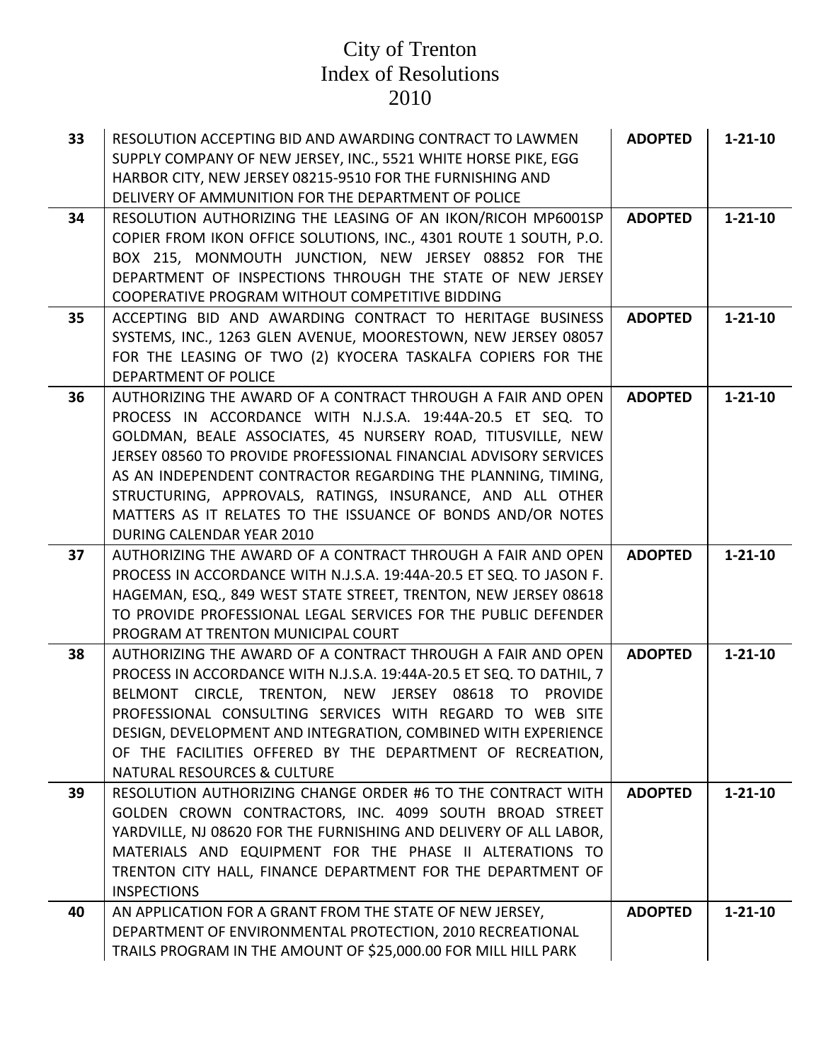# City of Trenton
# Index of Resolutions
# 2010

| | | | |
|---|---|---|---|
| **33** | RESOLUTION ACCEPTING BID AND AWARDING CONTRACT TO LAWMEN SUPPLY COMPANY OF NEW JERSEY, INC., 5521 WHITE HORSE PIKE, EGG HARBOR CITY, NEW JERSEY 08215-9510 FOR THE FURNISHING AND DELIVERY OF AMMUNITION FOR THE DEPARTMENT OF POLICE | **ADOPTED** | **1-21-10** |
| **34** | RESOLUTION AUTHORIZING THE LEASING OF AN IKON/RICOH MP6001SP COPIER FROM IKON OFFICE SOLUTIONS, INC., 4301 ROUTE 1 SOUTH, P.O. BOX 215, MONMOUTH JUNCTION, NEW JERSEY 08852 FOR THE DEPARTMENT OF INSPECTIONS THROUGH THE STATE OF NEW JERSEY COOPERATIVE PROGRAM WITHOUT COMPETITIVE BIDDING | **ADOPTED** | **1-21-10** |
| **35** | ACCEPTING BID AND AWARDING CONTRACT TO HERITAGE BUSINESS SYSTEMS, INC., 1263 GLEN AVENUE, MOORESTOWN, NEW JERSEY 08057 FOR THE LEASING OF TWO (2) KYOCERA TASKALFA COPIERS FOR THE DEPARTMENT OF POLICE | **ADOPTED** | **1-21-10** |
| **36** | AUTHORIZING THE AWARD OF A CONTRACT THROUGH A FAIR AND OPEN PROCESS IN ACCORDANCE WITH N.J.S.A. 19:44A-20.5 ET SEQ. TO GOLDMAN, BEALE ASSOCIATES, 45 NURSERY ROAD, TITUSVILLE, NEW JERSEY 08560 TO PROVIDE PROFESSIONAL FINANCIAL ADVISORY SERVICES AS AN INDEPENDENT CONTRACTOR REGARDING THE PLANNING, TIMING, STRUCTURING, APPROVALS, RATINGS, INSURANCE, AND ALL OTHER MATTERS AS IT RELATES TO THE ISSUANCE OF BONDS AND/OR NOTES DURING CALENDAR YEAR 2010 | **ADOPTED** | **1-21-10** |
| **37** | AUTHORIZING THE AWARD OF A CONTRACT THROUGH A FAIR AND OPEN PROCESS IN ACCORDANCE WITH N.J.S.A. 19:44A-20.5 ET SEQ. TO JASON F. HAGEMAN, ESQ., 849 WEST STATE STREET, TRENTON, NEW JERSEY 08618 TO PROVIDE PROFESSIONAL LEGAL SERVICES FOR THE PUBLIC DEFENDER PROGRAM AT TRENTON MUNICIPAL COURT | **ADOPTED** | **1-21-10** |
| **38** | AUTHORIZING THE AWARD OF A CONTRACT THROUGH A FAIR AND OPEN PROCESS IN ACCORDANCE WITH N.J.S.A. 19:44A-20.5 ET SEQ. TO DATHIL, 7 BELMONT CIRCLE, TRENTON, NEW JERSEY 08618 TO PROVIDE PROFESSIONAL CONSULTING SERVICES WITH REGARD TO WEB SITE DESIGN, DEVELOPMENT AND INTEGRATION, COMBINED WITH EXPERIENCE OF THE FACILITIES OFFERED BY THE DEPARTMENT OF RECREATION, NATURAL RESOURCES & CULTURE | **ADOPTED** | **1-21-10** |
| **39** | RESOLUTION AUTHORIZING CHANGE ORDER #6 TO THE CONTRACT WITH GOLDEN CROWN CONTRACTORS, INC. 4099 SOUTH BROAD STREET YARDVILLE, NJ 08620 FOR THE FURNISHING AND DELIVERY OF ALL LABOR, MATERIALS AND EQUIPMENT FOR THE PHASE II ALTERATIONS TO TRENTON CITY HALL, FINANCE DEPARTMENT FOR THE DEPARTMENT OF INSPECTIONS | **ADOPTED** | **1-21-10** |
| **40** | AN APPLICATION FOR A GRANT FROM THE STATE OF NEW JERSEY, DEPARTMENT OF ENVIRONMENTAL PROTECTION, 2010 RECREATIONAL TRAILS PROGRAM IN THE AMOUNT OF $25,000.00 FOR MILL HILL PARK | **ADOPTED** | **1-21-10** |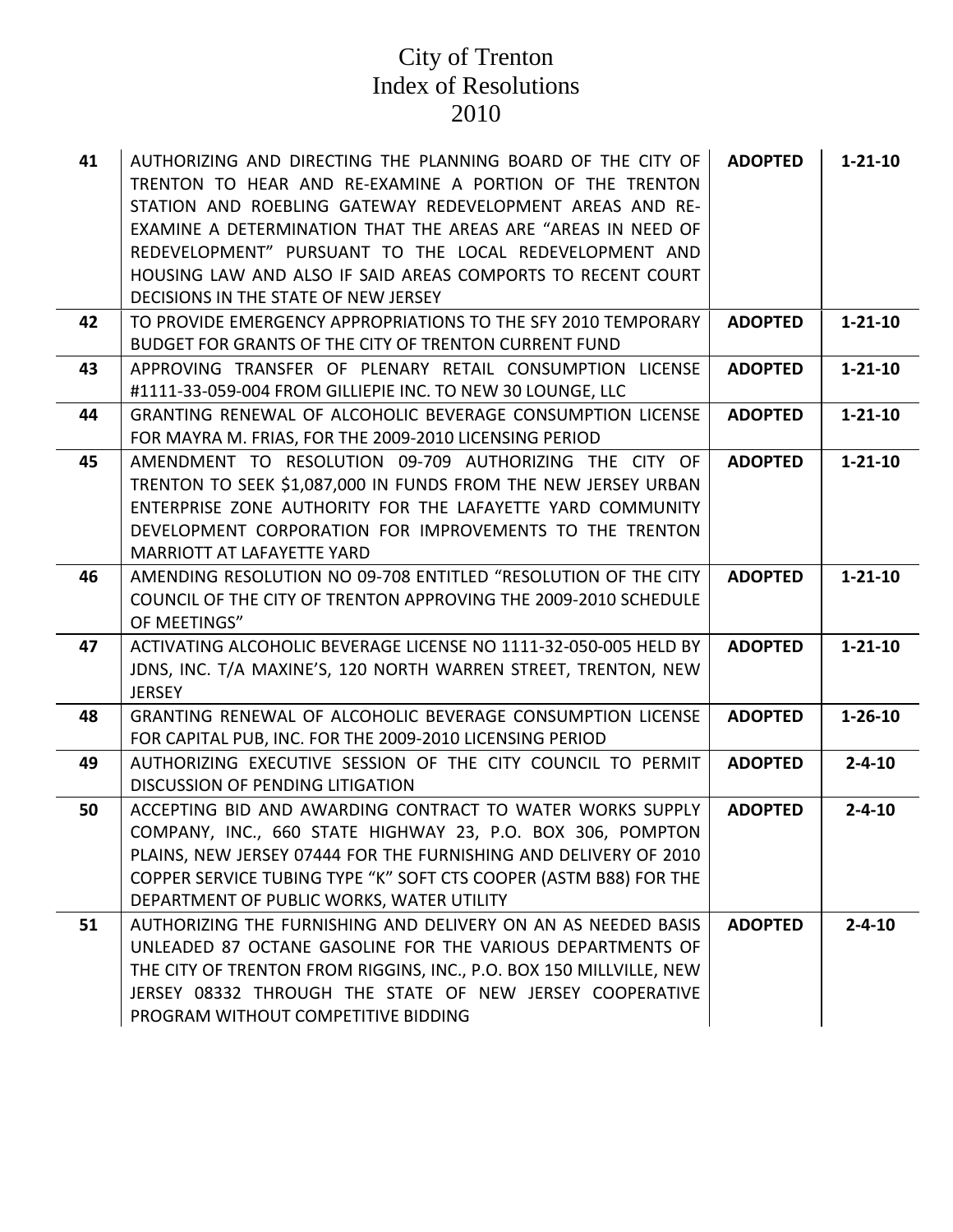# City of Trenton
# Index of Resolutions
# 2010

| | | | |
|---|---|---|---|
| **41** | AUTHORIZING AND DIRECTING THE PLANNING BOARD OF THE CITY OF TRENTON TO HEAR AND RE-EXAMINE A PORTION OF THE TRENTON STATION AND ROEBLING GATEWAY REDEVELOPMENT AREAS AND RE-EXAMINE A DETERMINATION THAT THE AREAS ARE "AREAS IN NEED OF REDEVELOPMENT" PURSUANT TO THE LOCAL REDEVELOPMENT AND HOUSING LAW AND ALSO IF SAID AREAS COMPORTS TO RECENT COURT DECISIONS IN THE STATE OF NEW JERSEY | **ADOPTED** | **1-21-10** |
| **42** | TO PROVIDE EMERGENCY APPROPRIATIONS TO THE SFY 2010 TEMPORARY BUDGET FOR GRANTS OF THE CITY OF TRENTON CURRENT FUND | **ADOPTED** | **1-21-10** |
| **43** | APPROVING TRANSFER OF PLENARY RETAIL CONSUMPTION LICENSE #1111-33-059-004 FROM GILLIEPIE INC. TO NEW 30 LOUNGE, LLC | **ADOPTED** | **1-21-10** |
| **44** | GRANTING RENEWAL OF ALCOHOLIC BEVERAGE CONSUMPTION LICENSE FOR MAYRA M. FRIAS, FOR THE 2009-2010 LICENSING PERIOD | **ADOPTED** | **1-21-10** |
| **45** | AMENDMENT TO RESOLUTION 09-709 AUTHORIZING THE CITY OF TRENTON TO SEEK $1,087,000 IN FUNDS FROM THE NEW JERSEY URBAN ENTERPRISE ZONE AUTHORITY FOR THE LAFAYETTE YARD COMMUNITY DEVELOPMENT CORPORATION FOR IMPROVEMENTS TO THE TRENTON MARRIOTT AT LAFAYETTE YARD | **ADOPTED** | **1-21-10** |
| **46** | AMENDING RESOLUTION NO 09-708 ENTITLED "RESOLUTION OF THE CITY COUNCIL OF THE CITY OF TRENTON APPROVING THE 2009-2010 SCHEDULE OF MEETINGS" | **ADOPTED** | **1-21-10** |
| **47** | ACTIVATING ALCOHOLIC BEVERAGE LICENSE NO 1111-32-050-005 HELD BY JDNS, INC. T/A MAXINE'S, 120 NORTH WARREN STREET, TRENTON, NEW JERSEY | **ADOPTED** | **1-21-10** |
| **48** | GRANTING RENEWAL OF ALCOHOLIC BEVERAGE CONSUMPTION LICENSE FOR CAPITAL PUB, INC. FOR THE 2009-2010 LICENSING PERIOD | **ADOPTED** | **1-26-10** |
| **49** | AUTHORIZING EXECUTIVE SESSION OF THE CITY COUNCIL TO PERMIT DISCUSSION OF PENDING LITIGATION | **ADOPTED** | **2-4-10** |
| **50** | ACCEPTING BID AND AWARDING CONTRACT TO WATER WORKS SUPPLY COMPANY, INC., 660 STATE HIGHWAY 23, P.O. BOX 306, POMPTON PLAINS, NEW JERSEY 07444 FOR THE FURNISHING AND DELIVERY OF 2010 COPPER SERVICE TUBING TYPE "K" SOFT CTS COOPER (ASTM B88) FOR THE DEPARTMENT OF PUBLIC WORKS, WATER UTILITY | **ADOPTED** | **2-4-10** |
| **51** | AUTHORIZING THE FURNISHING AND DELIVERY ON AN AS NEEDED BASIS UNLEADED 87 OCTANE GASOLINE FOR THE VARIOUS DEPARTMENTS OF THE CITY OF TRENTON FROM RIGGINS, INC., P.O. BOX 150 MILLVILLE, NEW JERSEY 08332 THROUGH THE STATE OF NEW JERSEY COOPERATIVE PROGRAM WITHOUT COMPETITIVE BIDDING | **ADOPTED** | **2-4-10** |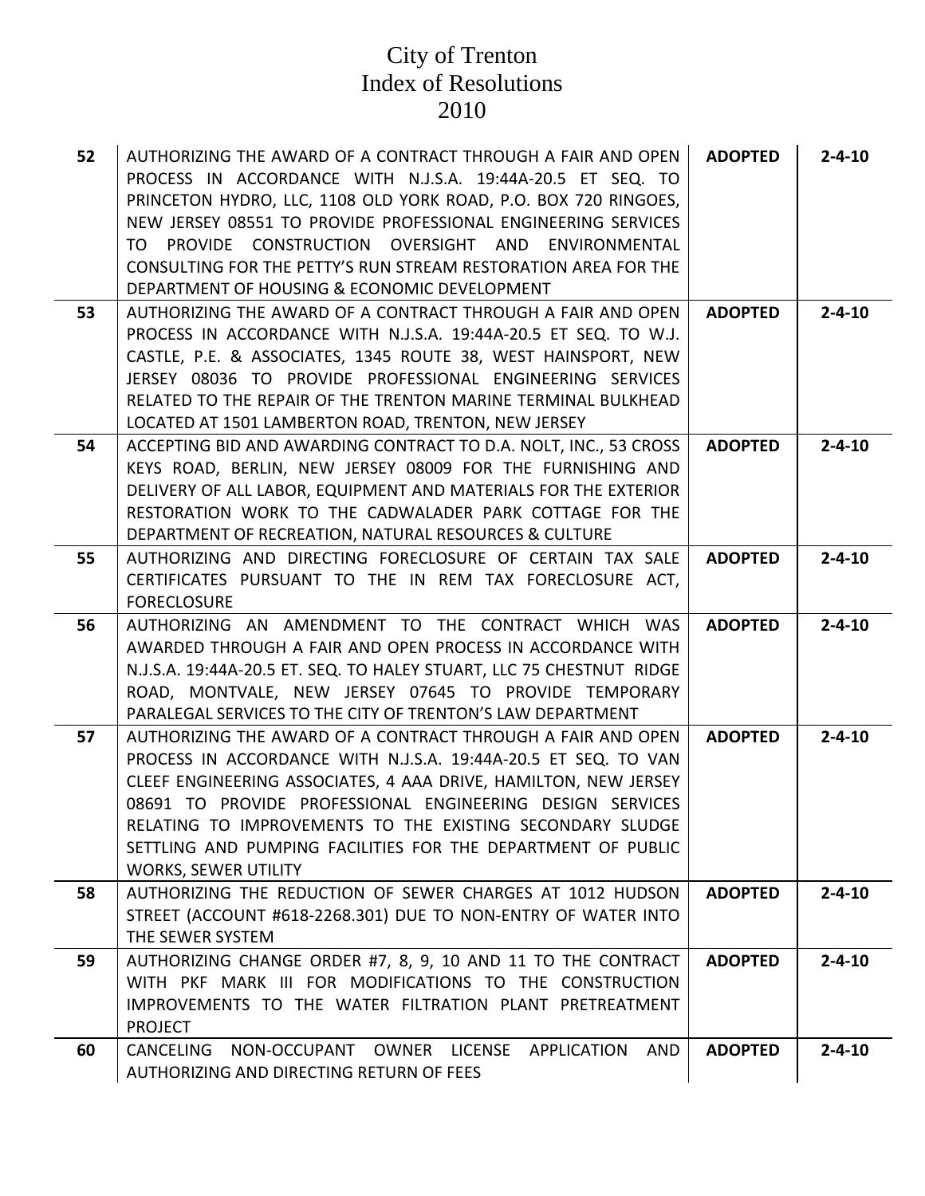# City of Trenton
# Index of Resolutions
# 2010

| | | | |
|---|---|---|---|
| **52** | AUTHORIZING THE AWARD OF A CONTRACT THROUGH A FAIR AND OPEN PROCESS IN ACCORDANCE WITH N.J.S.A. 19:44A-20.5 ET SEQ. TO PRINCETON HYDRO, LLC, 1108 OLD YORK ROAD, P.O. BOX 720 RINGOES, NEW JERSEY 08551 TO PROVIDE PROFESSIONAL ENGINEERING SERVICES TO PROVIDE CONSTRUCTION OVERSIGHT AND ENVIRONMENTAL CONSULTING FOR THE PETTY'S RUN STREAM RESTORATION AREA FOR THE DEPARTMENT OF HOUSING & ECONOMIC DEVELOPMENT | **ADOPTED** | **2-4-10** |
| **53** | AUTHORIZING THE AWARD OF A CONTRACT THROUGH A FAIR AND OPEN PROCESS IN ACCORDANCE WITH N.J.S.A. 19:44A-20.5 ET SEQ. TO W.J. CASTLE, P.E. & ASSOCIATES, 1345 ROUTE 38, WEST HAINSPORT, NEW JERSEY 08036 TO PROVIDE PROFESSIONAL ENGINEERING SERVICES RELATED TO THE REPAIR OF THE TRENTON MARINE TERMINAL BULKHEAD LOCATED AT 1501 LAMBERTON ROAD, TRENTON, NEW JERSEY | **ADOPTED** | **2-4-10** |
| **54** | ACCEPTING BID AND AWARDING CONTRACT TO D.A. NOLT, INC., 53 CROSS KEYS ROAD, BERLIN, NEW JERSEY 08009 FOR THE FURNISHING AND DELIVERY OF ALL LABOR, EQUIPMENT AND MATERIALS FOR THE EXTERIOR RESTORATION WORK TO THE CADWALADER PARK COTTAGE FOR THE DEPARTMENT OF RECREATION, NATURAL RESOURCES & CULTURE | **ADOPTED** | **2-4-10** |
| **55** | AUTHORIZING AND DIRECTING FORECLOSURE OF CERTAIN TAX SALE CERTIFICATES PURSUANT TO THE IN REM TAX FORECLOSURE ACT, FORECLOSURE | **ADOPTED** | **2-4-10** |
| **56** | AUTHORIZING AN AMENDMENT TO THE CONTRACT WHICH WAS AWARDED THROUGH A FAIR AND OPEN PROCESS IN ACCORDANCE WITH N.J.S.A. 19:44A-20.5 ET. SEQ. TO HALEY STUART, LLC 75 CHESTNUT RIDGE ROAD, MONTVALE, NEW JERSEY 07645 TO PROVIDE TEMPORARY PARALEGAL SERVICES TO THE CITY OF TRENTON'S LAW DEPARTMENT | **ADOPTED** | **2-4-10** |
| **57** | AUTHORIZING THE AWARD OF A CONTRACT THROUGH A FAIR AND OPEN PROCESS IN ACCORDANCE WITH N.J.S.A. 19:44A-20.5 ET SEQ. TO VAN CLEEF ENGINEERING ASSOCIATES, 4 AAA DRIVE, HAMILTON, NEW JERSEY 08691 TO PROVIDE PROFESSIONAL ENGINEERING DESIGN SERVICES RELATING TO IMPROVEMENTS TO THE EXISTING SECONDARY SLUDGE SETTLING AND PUMPING FACILITIES FOR THE DEPARTMENT OF PUBLIC WORKS, SEWER UTILITY | **ADOPTED** | **2-4-10** |
| **58** | AUTHORIZING THE REDUCTION OF SEWER CHARGES AT 1012 HUDSON STREET (ACCOUNT #618-2268.301) DUE TO NON-ENTRY OF WATER INTO THE SEWER SYSTEM | **ADOPTED** | **2-4-10** |
| **59** | AUTHORIZING CHANGE ORDER #7, 8, 9, 10 AND 11 TO THE CONTRACT WITH PKF MARK III FOR MODIFICATIONS TO THE CONSTRUCTION IMPROVEMENTS TO THE WATER FILTRATION PLANT PRETREATMENT PROJECT | **ADOPTED** | **2-4-10** |
| **60** | CANCELING NON-OCCUPANT OWNER LICENSE APPLICATION AND AUTHORIZING AND DIRECTING RETURN OF FEES | **ADOPTED** | **2-4-10** |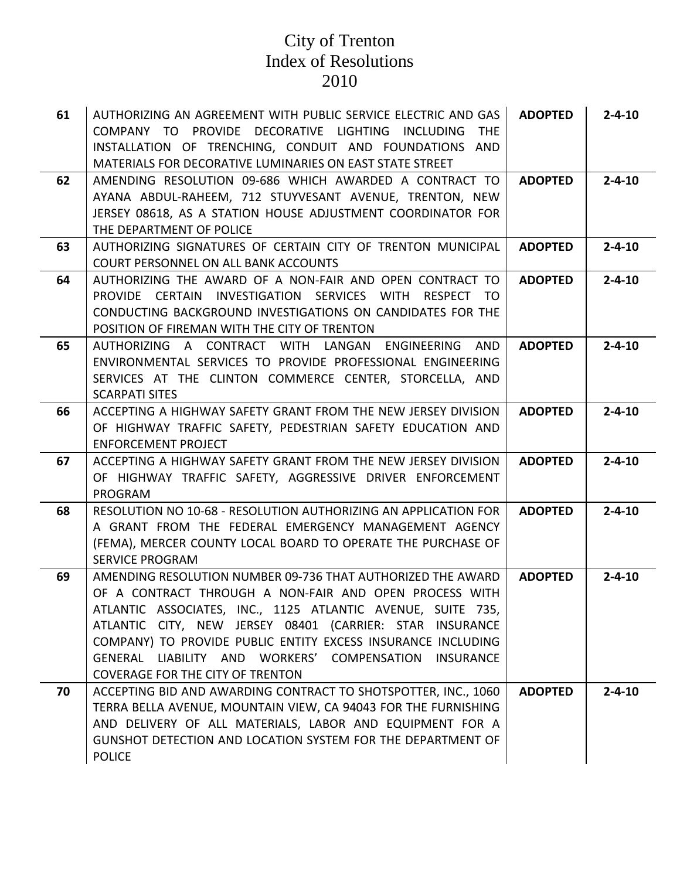# City of Trenton
# Index of Resolutions
# 2010

| | | | |
|---|---|---|---|
| **61** | AUTHORIZING AN AGREEMENT WITH PUBLIC SERVICE ELECTRIC AND GAS COMPANY TO PROVIDE DECORATIVE LIGHTING INCLUDING THE INSTALLATION OF TRENCHING, CONDUIT AND FOUNDATIONS AND MATERIALS FOR DECORATIVE LUMINARIES ON EAST STATE STREET | **ADOPTED** | **2-4-10** |
| **62** | AMENDING RESOLUTION 09-686 WHICH AWARDED A CONTRACT TO AYANA ABDUL-RAHEEM, 712 STUYVESANT AVENUE, TRENTON, NEW JERSEY 08618, AS A STATION HOUSE ADJUSTMENT COORDINATOR FOR THE DEPARTMENT OF POLICE | **ADOPTED** | **2-4-10** |
| **63** | AUTHORIZING SIGNATURES OF CERTAIN CITY OF TRENTON MUNICIPAL COURT PERSONNEL ON ALL BANK ACCOUNTS | **ADOPTED** | **2-4-10** |
| **64** | AUTHORIZING THE AWARD OF A NON-FAIR AND OPEN CONTRACT TO PROVIDE CERTAIN INVESTIGATION SERVICES WITH RESPECT TO CONDUCTING BACKGROUND INVESTIGATIONS ON CANDIDATES FOR THE POSITION OF FIREMAN WITH THE CITY OF TRENTON | **ADOPTED** | **2-4-10** |
| **65** | AUTHORIZING A CONTRACT WITH LANGAN ENGINEERING AND ENVIRONMENTAL SERVICES TO PROVIDE PROFESSIONAL ENGINEERING SERVICES AT THE CLINTON COMMERCE CENTER, STORCELLA, AND SCARPATI SITES | **ADOPTED** | **2-4-10** |
| **66** | ACCEPTING A HIGHWAY SAFETY GRANT FROM THE NEW JERSEY DIVISION OF HIGHWAY TRAFFIC SAFETY, PEDESTRIAN SAFETY EDUCATION AND ENFORCEMENT PROJECT | **ADOPTED** | **2-4-10** |
| **67** | ACCEPTING A HIGHWAY SAFETY GRANT FROM THE NEW JERSEY DIVISION OF HIGHWAY TRAFFIC SAFETY, AGGRESSIVE DRIVER ENFORCEMENT PROGRAM | **ADOPTED** | **2-4-10** |
| **68** | RESOLUTION NO 10-68 - RESOLUTION AUTHORIZING AN APPLICATION FOR A GRANT FROM THE FEDERAL EMERGENCY MANAGEMENT AGENCY (FEMA), MERCER COUNTY LOCAL BOARD TO OPERATE THE PURCHASE OF SERVICE PROGRAM | **ADOPTED** | **2-4-10** |
| **69** | AMENDING RESOLUTION NUMBER 09-736 THAT AUTHORIZED THE AWARD OF A CONTRACT THROUGH A NON-FAIR AND OPEN PROCESS WITH ATLANTIC ASSOCIATES, INC., 1125 ATLANTIC AVENUE, SUITE 735, ATLANTIC CITY, NEW JERSEY 08401 (CARRIER: STAR INSURANCE COMPANY) TO PROVIDE PUBLIC ENTITY EXCESS INSURANCE INCLUDING GENERAL LIABILITY AND WORKERS' COMPENSATION INSURANCE COVERAGE FOR THE CITY OF TRENTON | **ADOPTED** | **2-4-10** |
| **70** | ACCEPTING BID AND AWARDING CONTRACT TO SHOTSPOTTER, INC., 1060 TERRA BELLA AVENUE, MOUNTAIN VIEW, CA 94043 FOR THE FURNISHING AND DELIVERY OF ALL MATERIALS, LABOR AND EQUIPMENT FOR A GUNSHOT DETECTION AND LOCATION SYSTEM FOR THE DEPARTMENT OF POLICE | **ADOPTED** | **2-4-10** |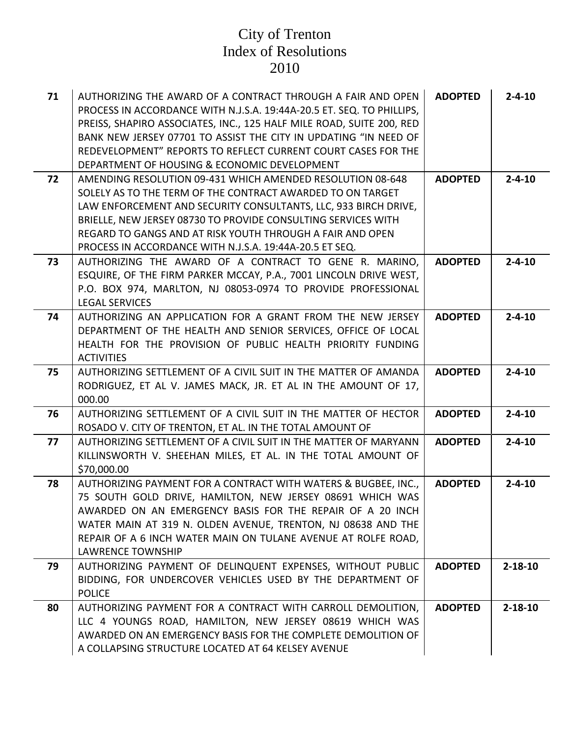# City of Trenton
# Index of Resolutions
# 2010

| | | | |
|---|---|---|---|
| **71** | AUTHORIZING THE AWARD OF A CONTRACT THROUGH A FAIR AND OPEN PROCESS IN ACCORDANCE WITH N.J.S.A. 19:44A-20.5 ET. SEQ. TO PHILLIPS, PREISS, SHAPIRO ASSOCIATES, INC., 125 HALF MILE ROAD, SUITE 200, RED BANK NEW JERSEY 07701 TO ASSIST THE CITY IN UPDATING "IN NEED OF REDEVELOPMENT" REPORTS TO REFLECT CURRENT COURT CASES FOR THE DEPARTMENT OF HOUSING & ECONOMIC DEVELOPMENT | **ADOPTED** | **2-4-10** |
| **72** | AMENDING RESOLUTION 09-431 WHICH AMENDED RESOLUTION 08-648 SOLELY AS TO THE TERM OF THE CONTRACT AWARDED TO ON TARGET LAW ENFORCEMENT AND SECURITY CONSULTANTS, LLC, 933 BIRCH DRIVE, BRIELLE, NEW JERSEY 08730 TO PROVIDE CONSULTING SERVICES WITH REGARD TO GANGS AND AT RISK YOUTH THROUGH A FAIR AND OPEN PROCESS IN ACCORDANCE WITH N.J.S.A. 19:44A-20.5 ET SEQ. | **ADOPTED** | **2-4-10** |
| **73** | AUTHORIZING THE AWARD OF A CONTRACT TO GENE R. MARINO, ESQUIRE, OF THE FIRM PARKER MCCAY, P.A., 7001 LINCOLN DRIVE WEST, P.O. BOX 974, MARLTON, NJ 08053-0974 TO PROVIDE PROFESSIONAL LEGAL SERVICES | **ADOPTED** | **2-4-10** |
| **74** | AUTHORIZING AN APPLICATION FOR A GRANT FROM THE NEW JERSEY DEPARTMENT OF THE HEALTH AND SENIOR SERVICES, OFFICE OF LOCAL HEALTH FOR THE PROVISION OF PUBLIC HEALTH PRIORITY FUNDING ACTIVITIES | **ADOPTED** | **2-4-10** |
| **75** | AUTHORIZING SETTLEMENT OF A CIVIL SUIT IN THE MATTER OF AMANDA RODRIGUEZ, ET AL V. JAMES MACK, JR. ET AL IN THE AMOUNT OF 17, 000.00 | **ADOPTED** | **2-4-10** |
| **76** | AUTHORIZING SETTLEMENT OF A CIVIL SUIT IN THE MATTER OF HECTOR ROSADO V. CITY OF TRENTON, ET AL. IN THE TOTAL AMOUNT OF | **ADOPTED** | **2-4-10** |
| **77** | AUTHORIZING SETTLEMENT OF A CIVIL SUIT IN THE MATTER OF MARYANN KILLINSWORTH V. SHEEHAN MILES, ET AL. IN THE TOTAL AMOUNT OF $70,000.00 | **ADOPTED** | **2-4-10** |
| **78** | AUTHORIZING PAYMENT FOR A CONTRACT WITH WATERS & BUGBEE, INC., 75 SOUTH GOLD DRIVE, HAMILTON, NEW JERSEY 08691 WHICH WAS AWARDED ON AN EMERGENCY BASIS FOR THE REPAIR OF A 20 INCH WATER MAIN AT 319 N. OLDEN AVENUE, TRENTON, NJ 08638 AND THE REPAIR OF A 6 INCH WATER MAIN ON TULANE AVENUE AT ROLFE ROAD, LAWRENCE TOWNSHIP | **ADOPTED** | **2-4-10** |
| **79** | AUTHORIZING PAYMENT OF DELINQUENT EXPENSES, WITHOUT PUBLIC BIDDING, FOR UNDERCOVER VEHICLES USED BY THE DEPARTMENT OF POLICE | **ADOPTED** | **2-18-10** |
| **80** | AUTHORIZING PAYMENT FOR A CONTRACT WITH CARROLL DEMOLITION, LLC 4 YOUNGS ROAD, HAMILTON, NEW JERSEY 08619 WHICH WAS AWARDED ON AN EMERGENCY BASIS FOR THE COMPLETE DEMOLITION OF A COLLAPSING STRUCTURE LOCATED AT 64 KELSEY AVENUE | **ADOPTED** | **2-18-10** |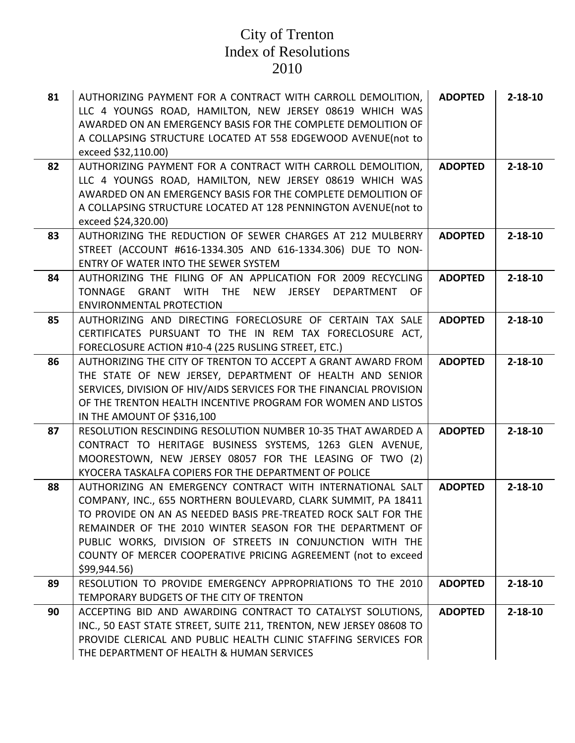# City of Trenton
# Index of Resolutions
# 2010

| | | | |
|---|---|---|---|
| **81** | AUTHORIZING PAYMENT FOR A CONTRACT WITH CARROLL DEMOLITION, LLC 4 YOUNGS ROAD, HAMILTON, NEW JERSEY 08619 WHICH WAS AWARDED ON AN EMERGENCY BASIS FOR THE COMPLETE DEMOLITION OF A COLLAPSING STRUCTURE LOCATED AT 558 EDGEWOOD AVENUE(not to exceed $32,110.00) | **ADOPTED** | **2-18-10** |
| **82** | AUTHORIZING PAYMENT FOR A CONTRACT WITH CARROLL DEMOLITION, LLC 4 YOUNGS ROAD, HAMILTON, NEW JERSEY 08619 WHICH WAS AWARDED ON AN EMERGENCY BASIS FOR THE COMPLETE DEMOLITION OF A COLLAPSING STRUCTURE LOCATED AT 128 PENNINGTON AVENUE(not to exceed $24,320.00) | **ADOPTED** | **2-18-10** |
| **83** | AUTHORIZING THE REDUCTION OF SEWER CHARGES AT 212 MULBERRY STREET (ACCOUNT #616-1334.305 AND 616-1334.306) DUE TO NON-ENTRY OF WATER INTO THE SEWER SYSTEM | **ADOPTED** | **2-18-10** |
| **84** | AUTHORIZING THE FILING OF AN APPLICATION FOR 2009 RECYCLING TONNAGE GRANT WITH THE NEW JERSEY DEPARTMENT OF ENVIRONMENTAL PROTECTION | **ADOPTED** | **2-18-10** |
| **85** | AUTHORIZING AND DIRECTING FORECLOSURE OF CERTAIN TAX SALE CERTIFICATES PURSUANT TO THE IN REM TAX FORECLOSURE ACT, FORECLOSURE ACTION #10-4 (225 RUSLING STREET, ETC.) | **ADOPTED** | **2-18-10** |
| **86** | AUTHORIZING THE CITY OF TRENTON TO ACCEPT A GRANT AWARD FROM THE STATE OF NEW JERSEY, DEPARTMENT OF HEALTH AND SENIOR SERVICES, DIVISION OF HIV/AIDS SERVICES FOR THE FINANCIAL PROVISION OF THE TRENTON HEALTH INCENTIVE PROGRAM FOR WOMEN AND LISTOS IN THE AMOUNT OF $316,100 | **ADOPTED** | **2-18-10** |
| **87** | RESOLUTION RESCINDING RESOLUTION NUMBER 10-35 THAT AWARDED A CONTRACT TO HERITAGE BUSINESS SYSTEMS, 1263 GLEN AVENUE, MOORESTOWN, NEW JERSEY 08057 FOR THE LEASING OF TWO (2) KYOCERA TASKALFA COPIERS FOR THE DEPARTMENT OF POLICE | **ADOPTED** | **2-18-10** |
| **88** | AUTHORIZING AN EMERGENCY CONTRACT WITH INTERNATIONAL SALT COMPANY, INC., 655 NORTHERN BOULEVARD, CLARK SUMMIT, PA 18411 TO PROVIDE ON AN AS NEEDED BASIS PRE-TREATED ROCK SALT FOR THE REMAINDER OF THE 2010 WINTER SEASON FOR THE DEPARTMENT OF PUBLIC WORKS, DIVISION OF STREETS IN CONJUNCTION WITH THE COUNTY OF MERCER COOPERATIVE PRICING AGREEMENT (not to exceed $99,944.56) | **ADOPTED** | **2-18-10** |
| **89** | RESOLUTION TO PROVIDE EMERGENCY APPROPRIATIONS TO THE 2010 TEMPORARY BUDGETS OF THE CITY OF TRENTON | **ADOPTED** | **2-18-10** |
| **90** | ACCEPTING BID AND AWARDING CONTRACT TO CATALYST SOLUTIONS, INC., 50 EAST STATE STREET, SUITE 211, TRENTON, NEW JERSEY 08608 TO PROVIDE CLERICAL AND PUBLIC HEALTH CLINIC STAFFING SERVICES FOR THE DEPARTMENT OF HEALTH & HUMAN SERVICES | **ADOPTED** | **2-18-10** |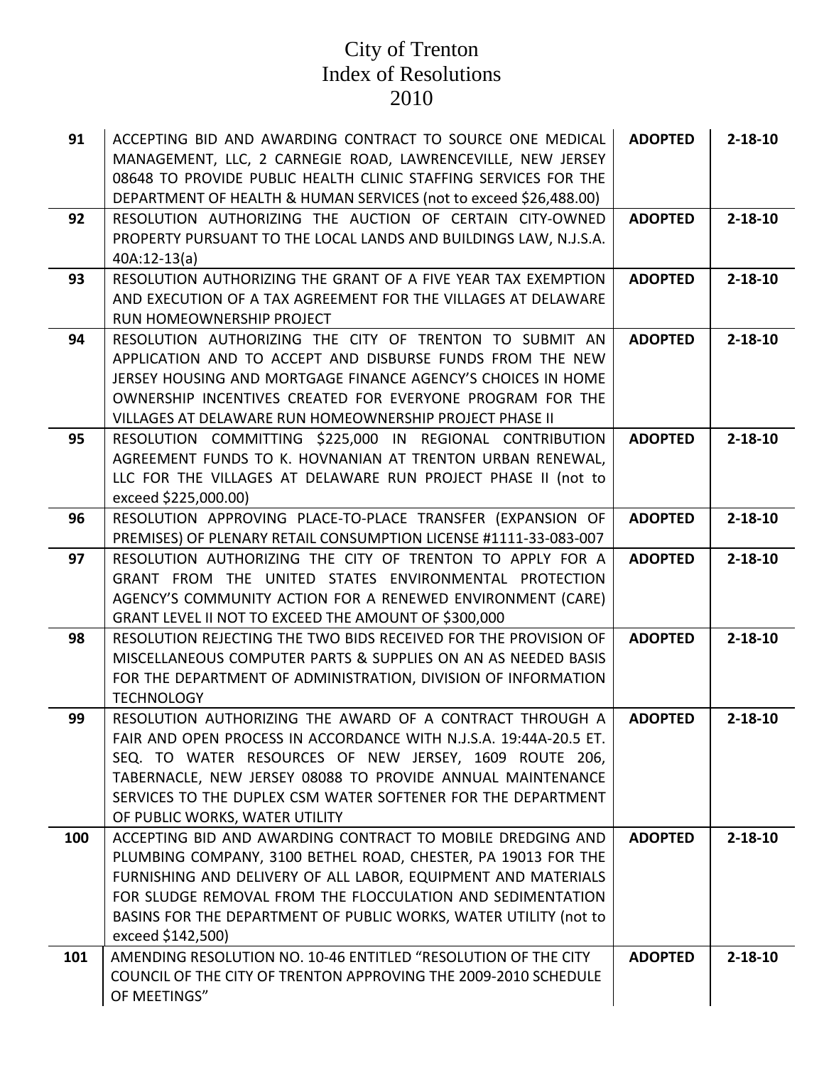# City of Trenton
# Index of Resolutions
# 2010

| | | | |
|---|---|---|---|
| **91** | ACCEPTING BID AND AWARDING CONTRACT TO SOURCE ONE MEDICAL MANAGEMENT, LLC, 2 CARNEGIE ROAD, LAWRENCEVILLE, NEW JERSEY 08648 TO PROVIDE PUBLIC HEALTH CLINIC STAFFING SERVICES FOR THE DEPARTMENT OF HEALTH & HUMAN SERVICES (not to exceed $26,488.00) | **ADOPTED** | **2-18-10** |
| **92** | RESOLUTION AUTHORIZING THE AUCTION OF CERTAIN CITY-OWNED PROPERTY PURSUANT TO THE LOCAL LANDS AND BUILDINGS LAW, N.J.S.A. 40A:12-13(a) | **ADOPTED** | **2-18-10** |
| **93** | RESOLUTION AUTHORIZING THE GRANT OF A FIVE YEAR TAX EXEMPTION AND EXECUTION OF A TAX AGREEMENT FOR THE VILLAGES AT DELAWARE RUN HOMEOWNERSHIP PROJECT | **ADOPTED** | **2-18-10** |
| **94** | RESOLUTION AUTHORIZING THE CITY OF TRENTON TO SUBMIT AN APPLICATION AND TO ACCEPT AND DISBURSE FUNDS FROM THE NEW JERSEY HOUSING AND MORTGAGE FINANCE AGENCY'S CHOICES IN HOME OWNERSHIP INCENTIVES CREATED FOR EVERYONE PROGRAM FOR THE VILLAGES AT DELAWARE RUN HOMEOWNERSHIP PROJECT PHASE II | **ADOPTED** | **2-18-10** |
| **95** | RESOLUTION COMMITTING $225,000 IN REGIONAL CONTRIBUTION AGREEMENT FUNDS TO K. HOVNANIAN AT TRENTON URBAN RENEWAL, LLC FOR THE VILLAGES AT DELAWARE RUN PROJECT PHASE II (not to exceed $225,000.00) | **ADOPTED** | **2-18-10** |
| **96** | RESOLUTION APPROVING PLACE-TO-PLACE TRANSFER (EXPANSION OF PREMISES) OF PLENARY RETAIL CONSUMPTION LICENSE #1111-33-083-007 | **ADOPTED** | **2-18-10** |
| **97** | RESOLUTION AUTHORIZING THE CITY OF TRENTON TO APPLY FOR A GRANT FROM THE UNITED STATES ENVIRONMENTAL PROTECTION AGENCY'S COMMUNITY ACTION FOR A RENEWED ENVIRONMENT (CARE) GRANT LEVEL II NOT TO EXCEED THE AMOUNT OF $300,000 | **ADOPTED** | **2-18-10** |
| **98** | RESOLUTION REJECTING THE TWO BIDS RECEIVED FOR THE PROVISION OF MISCELLANEOUS COMPUTER PARTS & SUPPLIES ON AN AS NEEDED BASIS FOR THE DEPARTMENT OF ADMINISTRATION, DIVISION OF INFORMATION TECHNOLOGY | **ADOPTED** | **2-18-10** |
| **99** | RESOLUTION AUTHORIZING THE AWARD OF A CONTRACT THROUGH A FAIR AND OPEN PROCESS IN ACCORDANCE WITH N.J.S.A. 19:44A-20.5 ET. SEQ. TO WATER RESOURCES OF NEW JERSEY, 1609 ROUTE 206, TABERNACLE, NEW JERSEY 08088 TO PROVIDE ANNUAL MAINTENANCE SERVICES TO THE DUPLEX CSM WATER SOFTENER FOR THE DEPARTMENT OF PUBLIC WORKS, WATER UTILITY | **ADOPTED** | **2-18-10** |
| **100** | ACCEPTING BID AND AWARDING CONTRACT TO MOBILE DREDGING AND PLUMBING COMPANY, 3100 BETHEL ROAD, CHESTER, PA 19013 FOR THE FURNISHING AND DELIVERY OF ALL LABOR, EQUIPMENT AND MATERIALS FOR SLUDGE REMOVAL FROM THE FLOCCULATION AND SEDIMENTATION BASINS FOR THE DEPARTMENT OF PUBLIC WORKS, WATER UTILITY (not to exceed $142,500) | **ADOPTED** | **2-18-10** |
| **101** | AMENDING RESOLUTION NO. 10-46 ENTITLED "RESOLUTION OF THE CITY COUNCIL OF THE CITY OF TRENTON APPROVING THE 2009-2010 SCHEDULE OF MEETINGS" | **ADOPTED** | **2-18-10** |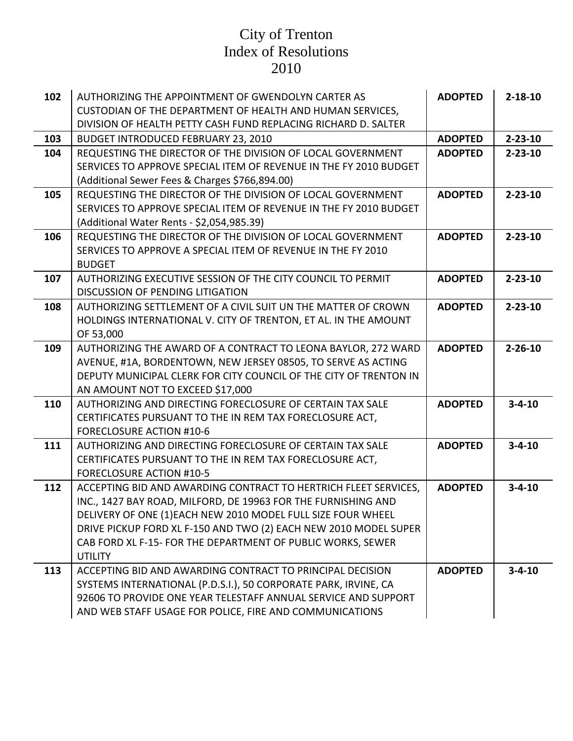# City of Trenton
# Index of Resolutions
# 2010

| | | | |
|---|---|---|---|
| **102** | AUTHORIZING THE APPOINTMENT OF GWENDOLYN CARTER AS CUSTODIAN OF THE DEPARTMENT OF HEALTH AND HUMAN SERVICES, DIVISION OF HEALTH PETTY CASH FUND REPLACING RICHARD D. SALTER | **ADOPTED** | **2-18-10** |
| **103** | BUDGET INTRODUCED FEBRUARY 23, 2010 | **ADOPTED** | **2-23-10** |
| **104** | REQUESTING THE DIRECTOR OF THE DIVISION OF LOCAL GOVERNMENT SERVICES TO APPROVE SPECIAL ITEM OF REVENUE IN THE FY 2010 BUDGET (Additional Sewer Fees & Charges $766,894.00) | **ADOPTED** | **2-23-10** |
| **105** | REQUESTING THE DIRECTOR OF THE DIVISION OF LOCAL GOVERNMENT SERVICES TO APPROVE SPECIAL ITEM OF REVENUE IN THE FY 2010 BUDGET (Additional Water Rents - $2,054,985.39) | **ADOPTED** | **2-23-10** |
| **106** | REQUESTING THE DIRECTOR OF THE DIVISION OF LOCAL GOVERNMENT SERVICES TO APPROVE A SPECIAL ITEM OF REVENUE IN THE FY 2010 BUDGET | **ADOPTED** | **2-23-10** |
| **107** | AUTHORIZING EXECUTIVE SESSION OF THE CITY COUNCIL TO PERMIT DISCUSSION OF PENDING LITIGATION | **ADOPTED** | **2-23-10** |
| **108** | AUTHORIZING SETTLEMENT OF A CIVIL SUIT UN THE MATTER OF CROWN HOLDINGS INTERNATIONAL V. CITY OF TRENTON, ET AL. IN THE AMOUNT OF 53,000 | **ADOPTED** | **2-23-10** |
| **109** | AUTHORIZING THE AWARD OF A CONTRACT TO LEONA BAYLOR, 272 WARD AVENUE, #1A, BORDENTOWN, NEW JERSEY 08505, TO SERVE AS ACTING DEPUTY MUNICIPAL CLERK FOR CITY COUNCIL OF THE CITY OF TRENTON IN AN AMOUNT NOT TO EXCEED $17,000 | **ADOPTED** | **2-26-10** |
| **110** | AUTHORIZING AND DIRECTING FORECLOSURE OF CERTAIN TAX SALE CERTIFICATES PURSUANT TO THE IN REM TAX FORECLOSURE ACT, FORECLOSURE ACTION #10-6 | **ADOPTED** | **3-4-10** |
| **111** | AUTHORIZING AND DIRECTING FORECLOSURE OF CERTAIN TAX SALE CERTIFICATES PURSUANT TO THE IN REM TAX FORECLOSURE ACT, FORECLOSURE ACTION #10-5 | **ADOPTED** | **3-4-10** |
| **112** | ACCEPTING BID AND AWARDING CONTRACT TO HERTRICH FLEET SERVICES, INC., 1427 BAY ROAD, MILFORD, DE 19963 FOR THE FURNISHING AND DELIVERY OF ONE (1)EACH NEW 2010 MODEL FULL SIZE FOUR WHEEL DRIVE PICKUP FORD XL F-150 AND TWO (2) EACH NEW 2010 MODEL SUPER CAB FORD XL F-15- FOR THE DEPARTMENT OF PUBLIC WORKS, SEWER UTILITY | **ADOPTED** | **3-4-10** |
| **113** | ACCEPTING BID AND AWARDING CONTRACT TO PRINCIPAL DECISION SYSTEMS INTERNATIONAL (P.D.S.I.), 50 CORPORATE PARK, IRVINE, CA 92606 TO PROVIDE ONE YEAR TELESTAFF ANNUAL SERVICE AND SUPPORT AND WEB STAFF USAGE FOR POLICE, FIRE AND COMMUNICATIONS | **ADOPTED** | **3-4-10** |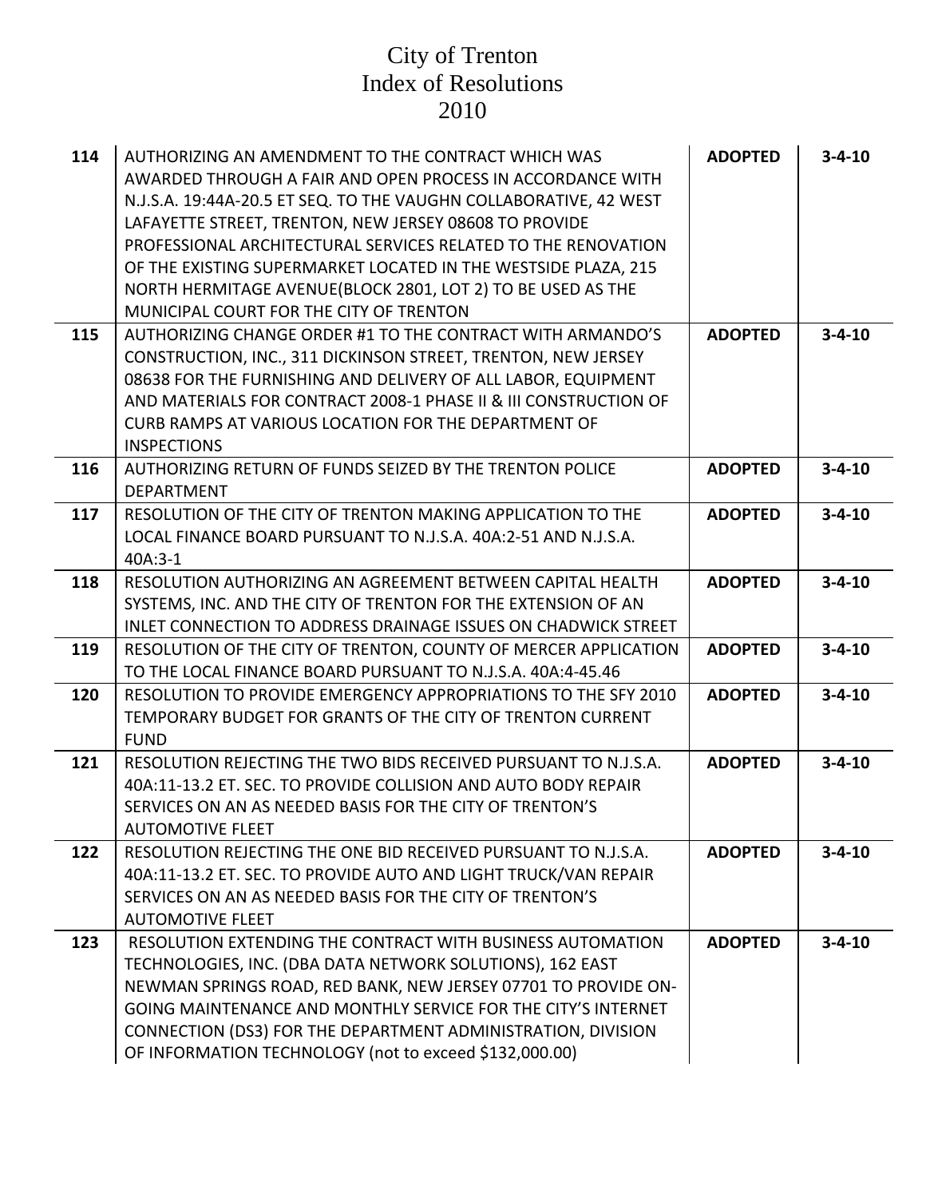# City of Trenton
# Index of Resolutions
# 2010

| | | | |
|---|---|---|---|
| **114** | AUTHORIZING AN AMENDMENT TO THE CONTRACT WHICH WAS AWARDED THROUGH A FAIR AND OPEN PROCESS IN ACCORDANCE WITH N.J.S.A. 19:44A-20.5 ET SEQ. TO THE VAUGHN COLLABORATIVE, 42 WEST LAFAYETTE STREET, TRENTON, NEW JERSEY 08608 TO PROVIDE PROFESSIONAL ARCHITECTURAL SERVICES RELATED TO THE RENOVATION OF THE EXISTING SUPERMARKET LOCATED IN THE WESTSIDE PLAZA, 215 NORTH HERMITAGE AVENUE(BLOCK 2801, LOT 2) TO BE USED AS THE MUNICIPAL COURT FOR THE CITY OF TRENTON | **ADOPTED** | **3-4-10** |
| **115** | AUTHORIZING CHANGE ORDER #1 TO THE CONTRACT WITH ARMANDO'S CONSTRUCTION, INC., 311 DICKINSON STREET, TRENTON, NEW JERSEY 08638 FOR THE FURNISHING AND DELIVERY OF ALL LABOR, EQUIPMENT AND MATERIALS FOR CONTRACT 2008-1 PHASE II & III CONSTRUCTION OF CURB RAMPS AT VARIOUS LOCATION FOR THE DEPARTMENT OF INSPECTIONS | **ADOPTED** | **3-4-10** |
| **116** | AUTHORIZING RETURN OF FUNDS SEIZED BY THE TRENTON POLICE DEPARTMENT | **ADOPTED** | **3-4-10** |
| **117** | RESOLUTION OF THE CITY OF TRENTON MAKING APPLICATION TO THE LOCAL FINANCE BOARD PURSUANT TO N.J.S.A. 40A:2-51 AND N.J.S.A. 40A:3-1 | **ADOPTED** | **3-4-10** |
| **118** | RESOLUTION AUTHORIZING AN AGREEMENT BETWEEN CAPITAL HEALTH SYSTEMS, INC. AND THE CITY OF TRENTON FOR THE EXTENSION OF AN INLET CONNECTION TO ADDRESS DRAINAGE ISSUES ON CHADWICK STREET | **ADOPTED** | **3-4-10** |
| **119** | RESOLUTION OF THE CITY OF TRENTON, COUNTY OF MERCER APPLICATION TO THE LOCAL FINANCE BOARD PURSUANT TO N.J.S.A. 40A:4-45.46 | **ADOPTED** | **3-4-10** |
| **120** | RESOLUTION TO PROVIDE EMERGENCY APPROPRIATIONS TO THE SFY 2010 TEMPORARY BUDGET FOR GRANTS OF THE CITY OF TRENTON CURRENT FUND | **ADOPTED** | **3-4-10** |
| **121** | RESOLUTION REJECTING THE TWO BIDS RECEIVED PURSUANT TO N.J.S.A. 40A:11-13.2 ET. SEC. TO PROVIDE COLLISION AND AUTO BODY REPAIR SERVICES ON AN AS NEEDED BASIS FOR THE CITY OF TRENTON'S AUTOMOTIVE FLEET | **ADOPTED** | **3-4-10** |
| **122** | RESOLUTION REJECTING THE ONE BID RECEIVED PURSUANT TO N.J.S.A. 40A:11-13.2 ET. SEC. TO PROVIDE AUTO AND LIGHT TRUCK/VAN REPAIR SERVICES ON AN AS NEEDED BASIS FOR THE CITY OF TRENTON'S AUTOMOTIVE FLEET | **ADOPTED** | **3-4-10** |
| **123** | RESOLUTION EXTENDING THE CONTRACT WITH BUSINESS AUTOMATION TECHNOLOGIES, INC. (DBA DATA NETWORK SOLUTIONS), 162 EAST NEWMAN SPRINGS ROAD, RED BANK, NEW JERSEY 07701 TO PROVIDE ON-GOING MAINTENANCE AND MONTHLY SERVICE FOR THE CITY'S INTERNET CONNECTION (DS3) FOR THE DEPARTMENT ADMINISTRATION, DIVISION OF INFORMATION TECHNOLOGY (not to exceed $132,000.00) | **ADOPTED** | **3-4-10** |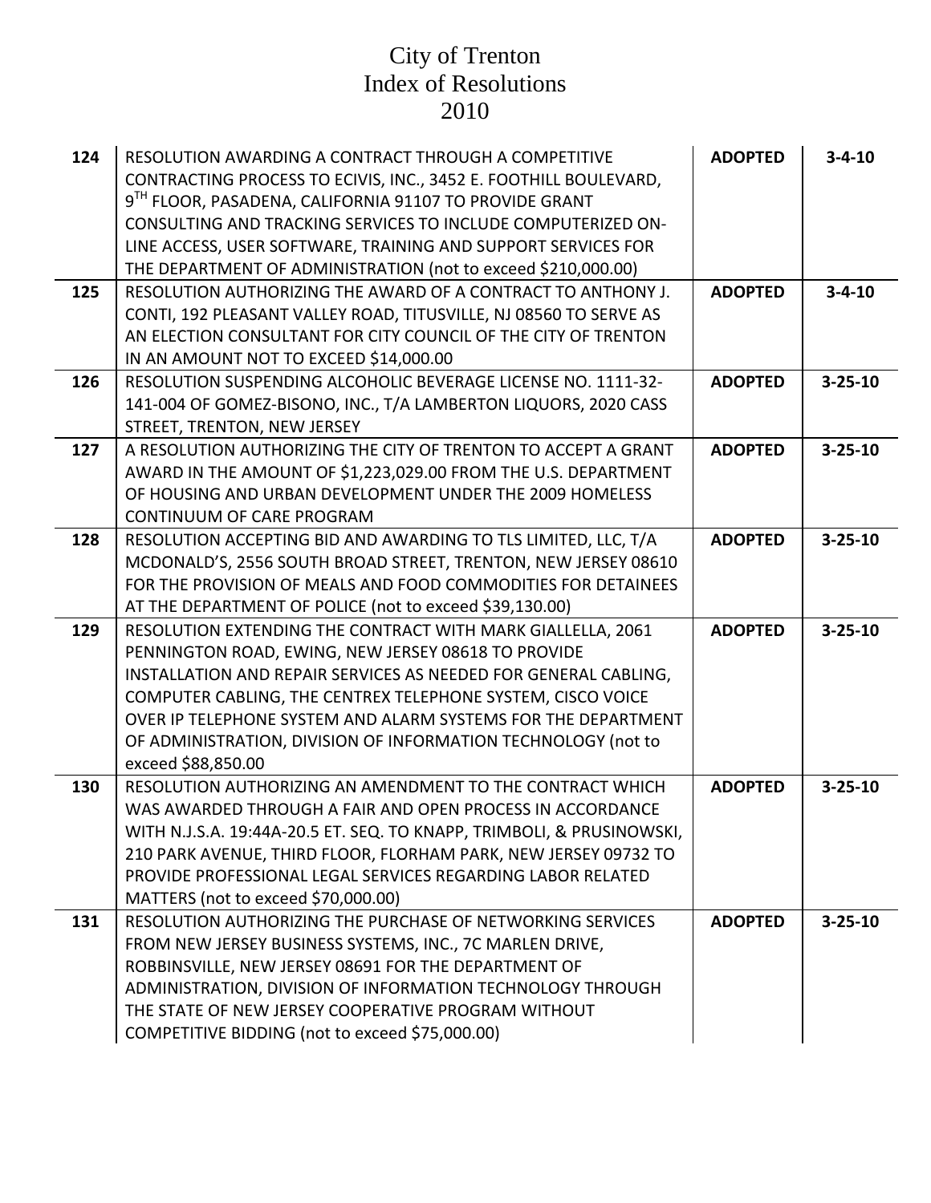# City of Trenton
# Index of Resolutions
# 2010

| | | | |
|---|---|---|---|
| **124** | RESOLUTION AWARDING A CONTRACT THROUGH A COMPETITIVE CONTRACTING PROCESS TO ECIVIS, INC., 3452 E. FOOTHILL BOULEVARD, 9TH FLOOR, PASADENA, CALIFORNIA 91107 TO PROVIDE GRANT CONSULTING AND TRACKING SERVICES TO INCLUDE COMPUTERIZED ON-LINE ACCESS, USER SOFTWARE, TRAINING AND SUPPORT SERVICES FOR THE DEPARTMENT OF ADMINISTRATION (not to exceed $210,000.00) | **ADOPTED** | **3-4-10** |
| **125** | RESOLUTION AUTHORIZING THE AWARD OF A CONTRACT TO ANTHONY J. CONTI, 192 PLEASANT VALLEY ROAD, TITUSVILLE, NJ 08560 TO SERVE AS AN ELECTION CONSULTANT FOR CITY COUNCIL OF THE CITY OF TRENTON IN AN AMOUNT NOT TO EXCEED $14,000.00 | **ADOPTED** | **3-4-10** |
| **126** | RESOLUTION SUSPENDING ALCOHOLIC BEVERAGE LICENSE NO. 1111-32-141-004 OF GOMEZ-BISONO, INC., T/A LAMBERTON LIQUORS, 2020 CASS STREET, TRENTON, NEW JERSEY | **ADOPTED** | **3-25-10** |
| **127** | A RESOLUTION AUTHORIZING THE CITY OF TRENTON TO ACCEPT A GRANT AWARD IN THE AMOUNT OF $1,223,029.00 FROM THE U.S. DEPARTMENT OF HOUSING AND URBAN DEVELOPMENT UNDER THE 2009 HOMELESS CONTINUUM OF CARE PROGRAM | **ADOPTED** | **3-25-10** |
| **128** | RESOLUTION ACCEPTING BID AND AWARDING TO TLS LIMITED, LLC, T/A MCDONALD'S, 2556 SOUTH BROAD STREET, TRENTON, NEW JERSEY 08610 FOR THE PROVISION OF MEALS AND FOOD COMMODITIES FOR DETAINEES AT THE DEPARTMENT OF POLICE (not to exceed $39,130.00) | **ADOPTED** | **3-25-10** |
| **129** | RESOLUTION EXTENDING THE CONTRACT WITH MARK GIALLELLA, 2061 PENNINGTON ROAD, EWING, NEW JERSEY 08618 TO PROVIDE INSTALLATION AND REPAIR SERVICES AS NEEDED FOR GENERAL CABLING, COMPUTER CABLING, THE CENTREX TELEPHONE SYSTEM, CISCO VOICE OVER IP TELEPHONE SYSTEM AND ALARM SYSTEMS FOR THE DEPARTMENT OF ADMINISTRATION, DIVISION OF INFORMATION TECHNOLOGY (not to exceed $88,850.00 | **ADOPTED** | **3-25-10** |
| **130** | RESOLUTION AUTHORIZING AN AMENDMENT TO THE CONTRACT WHICH WAS AWARDED THROUGH A FAIR AND OPEN PROCESS IN ACCORDANCE WITH N.J.S.A. 19:44A-20.5 ET. SEQ. TO KNAPP, TRIMBOLI, & PRUSINOWSKI, 210 PARK AVENUE, THIRD FLOOR, FLORHAM PARK, NEW JERSEY 09732 TO PROVIDE PROFESSIONAL LEGAL SERVICES REGARDING LABOR RELATED MATTERS (not to exceed $70,000.00) | **ADOPTED** | **3-25-10** |
| **131** | RESOLUTION AUTHORIZING THE PURCHASE OF NETWORKING SERVICES FROM NEW JERSEY BUSINESS SYSTEMS, INC., 7C MARLEN DRIVE, ROBBINSVILLE, NEW JERSEY 08691 FOR THE DEPARTMENT OF ADMINISTRATION, DIVISION OF INFORMATION TECHNOLOGY THROUGH THE STATE OF NEW JERSEY COOPERATIVE PROGRAM WITHOUT COMPETITIVE BIDDING (not to exceed $75,000.00) | **ADOPTED** | **3-25-10** |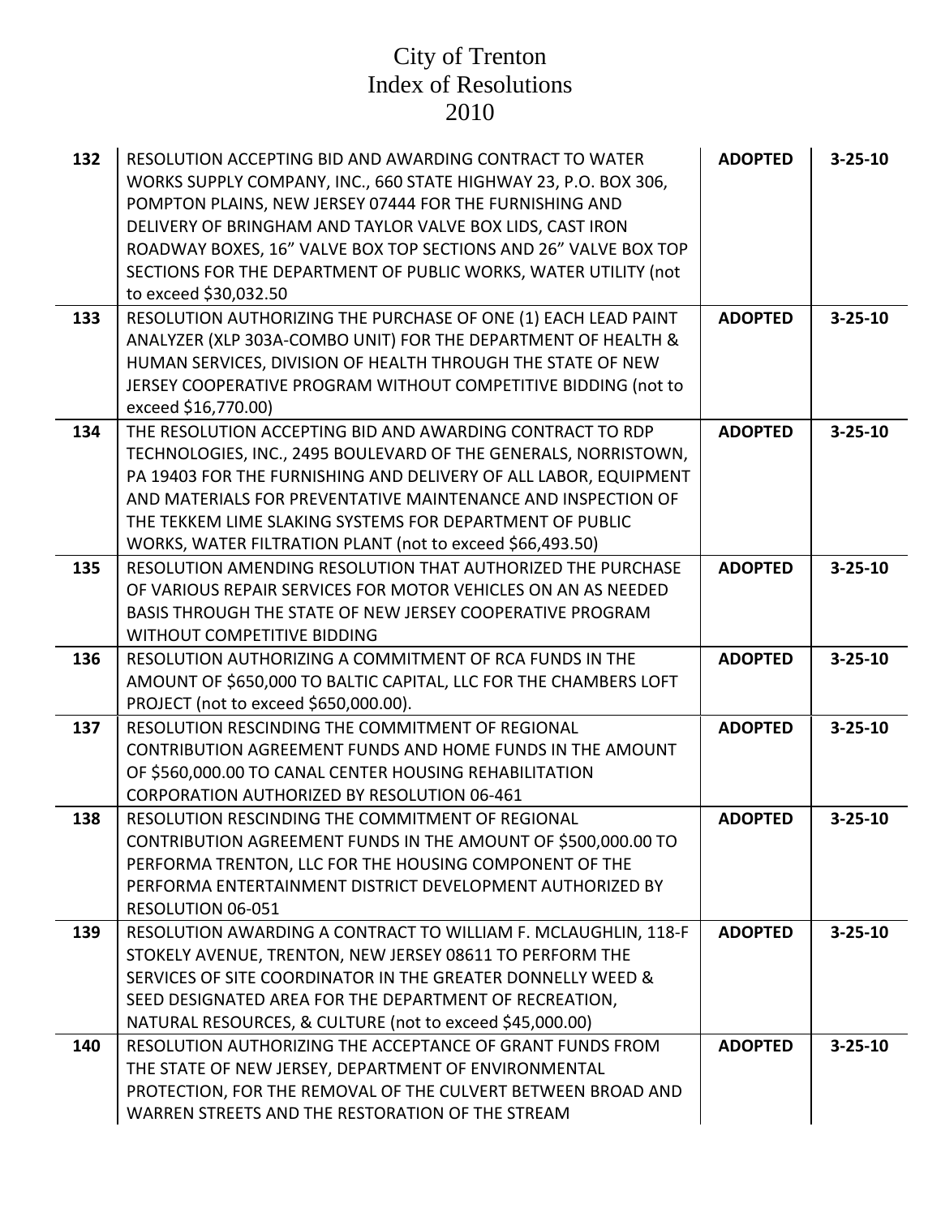# City of Trenton
# Index of Resolutions
# 2010

| | | | |
|---|---|---|---|
| **132** | RESOLUTION ACCEPTING BID AND AWARDING CONTRACT TO WATER WORKS SUPPLY COMPANY, INC., 660 STATE HIGHWAY 23, P.O. BOX 306, POMPTON PLAINS, NEW JERSEY 07444 FOR THE FURNISHING AND DELIVERY OF BRINGHAM AND TAYLOR VALVE BOX LIDS, CAST IRON ROADWAY BOXES, 16" VALVE BOX TOP SECTIONS AND 26" VALVE BOX TOP SECTIONS FOR THE DEPARTMENT OF PUBLIC WORKS, WATER UTILITY (not to exceed $30,032.50 | **ADOPTED** | **3-25-10** |
| **133** | RESOLUTION AUTHORIZING THE PURCHASE OF ONE (1) EACH LEAD PAINT ANALYZER (XLP 303A-COMBO UNIT) FOR THE DEPARTMENT OF HEALTH & HUMAN SERVICES, DIVISION OF HEALTH THROUGH THE STATE OF NEW JERSEY COOPERATIVE PROGRAM WITHOUT COMPETITIVE BIDDING (not to exceed $16,770.00) | **ADOPTED** | **3-25-10** |
| **134** | THE RESOLUTION ACCEPTING BID AND AWARDING CONTRACT TO RDP TECHNOLOGIES, INC., 2495 BOULEVARD OF THE GENERALS, NORRISTOWN, PA 19403 FOR THE FURNISHING AND DELIVERY OF ALL LABOR, EQUIPMENT AND MATERIALS FOR PREVENTATIVE MAINTENANCE AND INSPECTION OF THE TEKKEM LIME SLAKING SYSTEMS FOR DEPARTMENT OF PUBLIC WORKS, WATER FILTRATION PLANT (not to exceed $66,493.50) | **ADOPTED** | **3-25-10** |
| **135** | RESOLUTION AMENDING RESOLUTION THAT AUTHORIZED THE PURCHASE OF VARIOUS REPAIR SERVICES FOR MOTOR VEHICLES ON AN AS NEEDED BASIS THROUGH THE STATE OF NEW JERSEY COOPERATIVE PROGRAM WITHOUT COMPETITIVE BIDDING | **ADOPTED** | **3-25-10** |
| **136** | RESOLUTION AUTHORIZING A COMMITMENT OF RCA FUNDS IN THE AMOUNT OF $650,000 TO BALTIC CAPITAL, LLC FOR THE CHAMBERS LOFT PROJECT (not to exceed $650,000.00). | **ADOPTED** | **3-25-10** |
| **137** | RESOLUTION RESCINDING THE COMMITMENT OF REGIONAL CONTRIBUTION AGREEMENT FUNDS AND HOME FUNDS IN THE AMOUNT OF $560,000.00 TO CANAL CENTER HOUSING REHABILITATION CORPORATION AUTHORIZED BY RESOLUTION 06-461 | **ADOPTED** | **3-25-10** |
| **138** | RESOLUTION RESCINDING THE COMMITMENT OF REGIONAL CONTRIBUTION AGREEMENT FUNDS IN THE AMOUNT OF $500,000.00 TO PERFORMA TRENTON, LLC FOR THE HOUSING COMPONENT OF THE PERFORMA ENTERTAINMENT DISTRICT DEVELOPMENT AUTHORIZED BY RESOLUTION 06-051 | **ADOPTED** | **3-25-10** |
| **139** | RESOLUTION AWARDING A CONTRACT TO WILLIAM F. MCLAUGHLIN, 118-F STOKELY AVENUE, TRENTON, NEW JERSEY 08611 TO PERFORM THE SERVICES OF SITE COORDINATOR IN THE GREATER DONNELLY WEED & SEED DESIGNATED AREA FOR THE DEPARTMENT OF RECREATION, NATURAL RESOURCES, & CULTURE (not to exceed $45,000.00) | **ADOPTED** | **3-25-10** |
| **140** | RESOLUTION AUTHORIZING THE ACCEPTANCE OF GRANT FUNDS FROM THE STATE OF NEW JERSEY, DEPARTMENT OF ENVIRONMENTAL PROTECTION, FOR THE REMOVAL OF THE CULVERT BETWEEN BROAD AND WARREN STREETS AND THE RESTORATION OF THE STREAM | **ADOPTED** | **3-25-10** |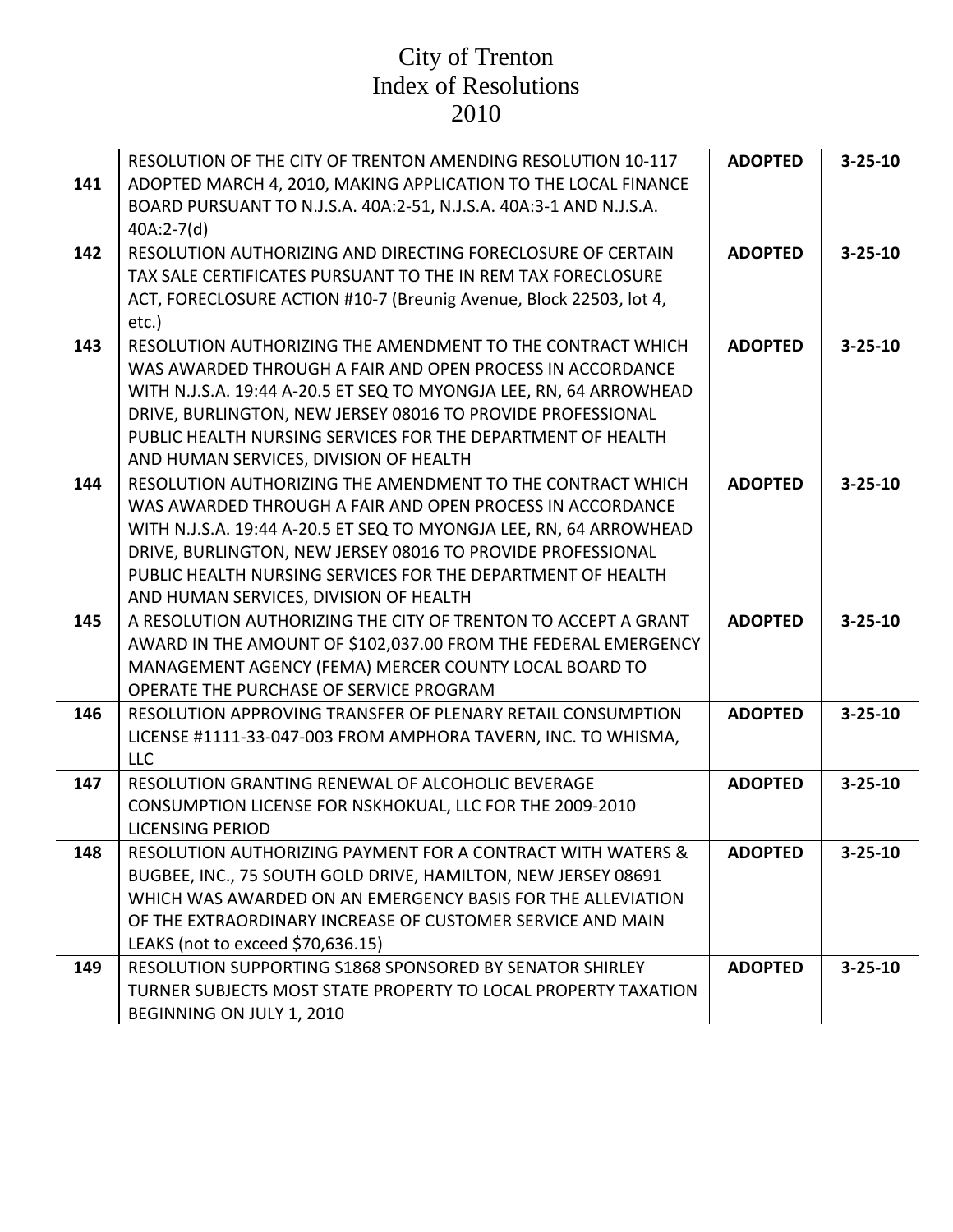# City of Trenton
## Index of Resolutions
## 2010

| | | | |
|---|---|---|---|
| 141 | RESOLUTION OF THE CITY OF TRENTON AMENDING RESOLUTION 10-117 ADOPTED MARCH 4, 2010, MAKING APPLICATION TO THE LOCAL FINANCE BOARD PURSUANT TO N.J.S.A. 40A:2-51, N.J.S.A. 40A:3-1 AND N.J.S.A. 40A:2-7(d) | **ADOPTED** | **3-25-10** |
| 142 | RESOLUTION AUTHORIZING AND DIRECTING FORECLOSURE OF CERTAIN TAX SALE CERTIFICATES PURSUANT TO THE IN REM TAX FORECLOSURE ACT, FORECLOSURE ACTION #10-7 (Breunig Avenue, Block 22503, lot 4, etc.) | **ADOPTED** | **3-25-10** |
| 143 | RESOLUTION AUTHORIZING THE AMENDMENT TO THE CONTRACT WHICH WAS AWARDED THROUGH A FAIR AND OPEN PROCESS IN ACCORDANCE WITH N.J.S.A. 19:44 A-20.5 ET SEQ TO MYONGJA LEE, RN, 64 ARROWHEAD DRIVE, BURLINGTON, NEW JERSEY 08016 TO PROVIDE PROFESSIONAL PUBLIC HEALTH NURSING SERVICES FOR THE DEPARTMENT OF HEALTH AND HUMAN SERVICES, DIVISION OF HEALTH | **ADOPTED** | **3-25-10** |
| 144 | RESOLUTION AUTHORIZING THE AMENDMENT TO THE CONTRACT WHICH WAS AWARDED THROUGH A FAIR AND OPEN PROCESS IN ACCORDANCE WITH N.J.S.A. 19:44 A-20.5 ET SEQ TO MYONGJA LEE, RN, 64 ARROWHEAD DRIVE, BURLINGTON, NEW JERSEY 08016 TO PROVIDE PROFESSIONAL PUBLIC HEALTH NURSING SERVICES FOR THE DEPARTMENT OF HEALTH AND HUMAN SERVICES, DIVISION OF HEALTH | **ADOPTED** | **3-25-10** |
| 145 | A RESOLUTION AUTHORIZING THE CITY OF TRENTON TO ACCEPT A GRANT AWARD IN THE AMOUNT OF $102,037.00 FROM THE FEDERAL EMERGENCY MANAGEMENT AGENCY (FEMA) MERCER COUNTY LOCAL BOARD TO OPERATE THE PURCHASE OF SERVICE PROGRAM | **ADOPTED** | **3-25-10** |
| 146 | RESOLUTION APPROVING TRANSFER OF PLENARY RETAIL CONSUMPTION LICENSE #1111-33-047-003 FROM AMPHORA TAVERN, INC. TO WHISMA, LLC | **ADOPTED** | **3-25-10** |
| 147 | RESOLUTION GRANTING RENEWAL OF ALCOHOLIC BEVERAGE CONSUMPTION LICENSE FOR NSKHOKUAL, LLC FOR THE 2009-2010 LICENSING PERIOD | **ADOPTED** | **3-25-10** |
| 148 | RESOLUTION AUTHORIZING PAYMENT FOR A CONTRACT WITH WATERS & BUGBEE, INC., 75 SOUTH GOLD DRIVE, HAMILTON, NEW JERSEY 08691 WHICH WAS AWARDED ON AN EMERGENCY BASIS FOR THE ALLEVIATION OF THE EXTRAORDINARY INCREASE OF CUSTOMER SERVICE AND MAIN LEAKS (not to exceed $70,636.15) | **ADOPTED** | **3-25-10** |
| 149 | RESOLUTION SUPPORTING S1868 SPONSORED BY SENATOR SHIRLEY TURNER SUBJECTS MOST STATE PROPERTY TO LOCAL PROPERTY TAXATION BEGINNING ON JULY 1, 2010 | **ADOPTED** | **3-25-10** |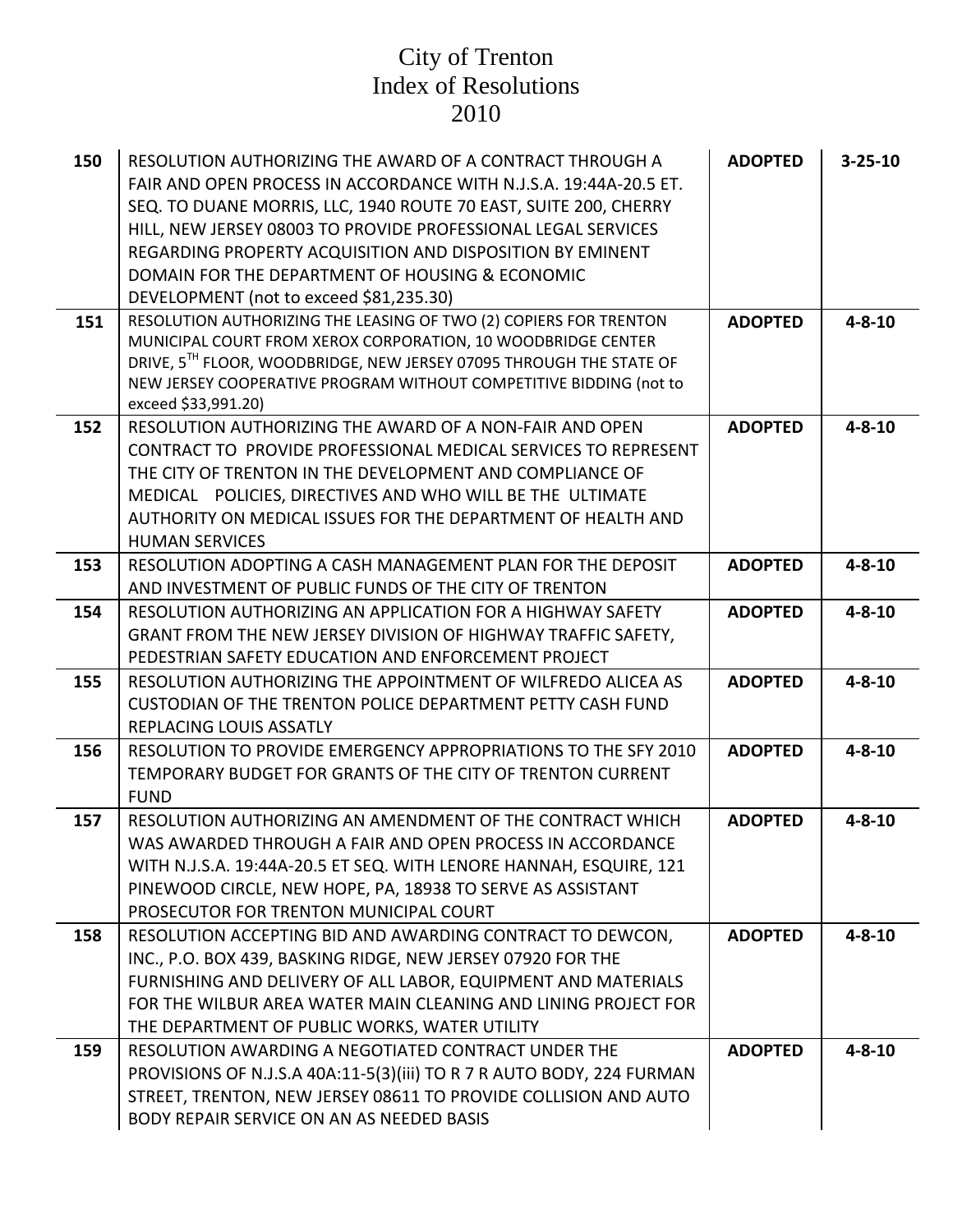# City of Trenton
# Index of Resolutions
# 2010

| | | | |
|---|---|---|---|
| **150** | RESOLUTION AUTHORIZING THE AWARD OF A CONTRACT THROUGH A FAIR AND OPEN PROCESS IN ACCORDANCE WITH N.J.S.A. 19:44A-20.5 ET. SEQ. TO DUANE MORRIS, LLC, 1940 ROUTE 70 EAST, SUITE 200, CHERRY HILL, NEW JERSEY 08003 TO PROVIDE PROFESSIONAL LEGAL SERVICES REGARDING PROPERTY ACQUISITION AND DISPOSITION BY EMINENT DOMAIN FOR THE DEPARTMENT OF HOUSING & ECONOMIC DEVELOPMENT (not to exceed $81,235.30) | **ADOPTED** | **3-25-10** |
| **151** | RESOLUTION AUTHORIZING THE LEASING OF TWO (2) COPIERS FOR TRENTON MUNICIPAL COURT FROM XEROX CORPORATION, 10 WOODBRIDGE CENTER DRIVE, 5TH FLOOR, WOODBRIDGE, NEW JERSEY 07095 THROUGH THE STATE OF NEW JERSEY COOPERATIVE PROGRAM WITHOUT COMPETITIVE BIDDING (not to exceed $33,991.20) | **ADOPTED** | **4-8-10** |
| **152** | RESOLUTION AUTHORIZING THE AWARD OF A NON-FAIR AND OPEN CONTRACT TO PROVIDE PROFESSIONAL MEDICAL SERVICES TO REPRESENT THE CITY OF TRENTON IN THE DEVELOPMENT AND COMPLIANCE OF MEDICAL POLICIES, DIRECTIVES AND WHO WILL BE THE ULTIMATE AUTHORITY ON MEDICAL ISSUES FOR THE DEPARTMENT OF HEALTH AND HUMAN SERVICES | **ADOPTED** | **4-8-10** |
| **153** | RESOLUTION ADOPTING A CASH MANAGEMENT PLAN FOR THE DEPOSIT AND INVESTMENT OF PUBLIC FUNDS OF THE CITY OF TRENTON | **ADOPTED** | **4-8-10** |
| **154** | RESOLUTION AUTHORIZING AN APPLICATION FOR A HIGHWAY SAFETY GRANT FROM THE NEW JERSEY DIVISION OF HIGHWAY TRAFFIC SAFETY, PEDESTRIAN SAFETY EDUCATION AND ENFORCEMENT PROJECT | **ADOPTED** | **4-8-10** |
| **155** | RESOLUTION AUTHORIZING THE APPOINTMENT OF WILFREDO ALICEA AS CUSTODIAN OF THE TRENTON POLICE DEPARTMENT PETTY CASH FUND REPLACING LOUIS ASSATLY | **ADOPTED** | **4-8-10** |
| **156** | RESOLUTION TO PROVIDE EMERGENCY APPROPRIATIONS TO THE SFY 2010 TEMPORARY BUDGET FOR GRANTS OF THE CITY OF TRENTON CURRENT FUND | **ADOPTED** | **4-8-10** |
| **157** | RESOLUTION AUTHORIZING AN AMENDMENT OF THE CONTRACT WHICH WAS AWARDED THROUGH A FAIR AND OPEN PROCESS IN ACCORDANCE WITH N.J.S.A. 19:44A-20.5 ET SEQ. WITH LENORE HANNAH, ESQUIRE, 121 PINEWOOD CIRCLE, NEW HOPE, PA, 18938 TO SERVE AS ASSISTANT PROSECUTOR FOR TRENTON MUNICIPAL COURT | **ADOPTED** | **4-8-10** |
| **158** | RESOLUTION ACCEPTING BID AND AWARDING CONTRACT TO DEWCON, INC., P.O. BOX 439, BASKING RIDGE, NEW JERSEY 07920 FOR THE FURNISHING AND DELIVERY OF ALL LABOR, EQUIPMENT AND MATERIALS FOR THE WILBUR AREA WATER MAIN CLEANING AND LINING PROJECT FOR THE DEPARTMENT OF PUBLIC WORKS, WATER UTILITY | **ADOPTED** | **4-8-10** |
| **159** | RESOLUTION AWARDING A NEGOTIATED CONTRACT UNDER THE PROVISIONS OF N.J.S.A 40A:11-5(3)(iii) TO R 7 R AUTO BODY, 224 FURMAN STREET, TRENTON, NEW JERSEY 08611 TO PROVIDE COLLISION AND AUTO BODY REPAIR SERVICE ON AN AS NEEDED BASIS | **ADOPTED** | **4-8-10** |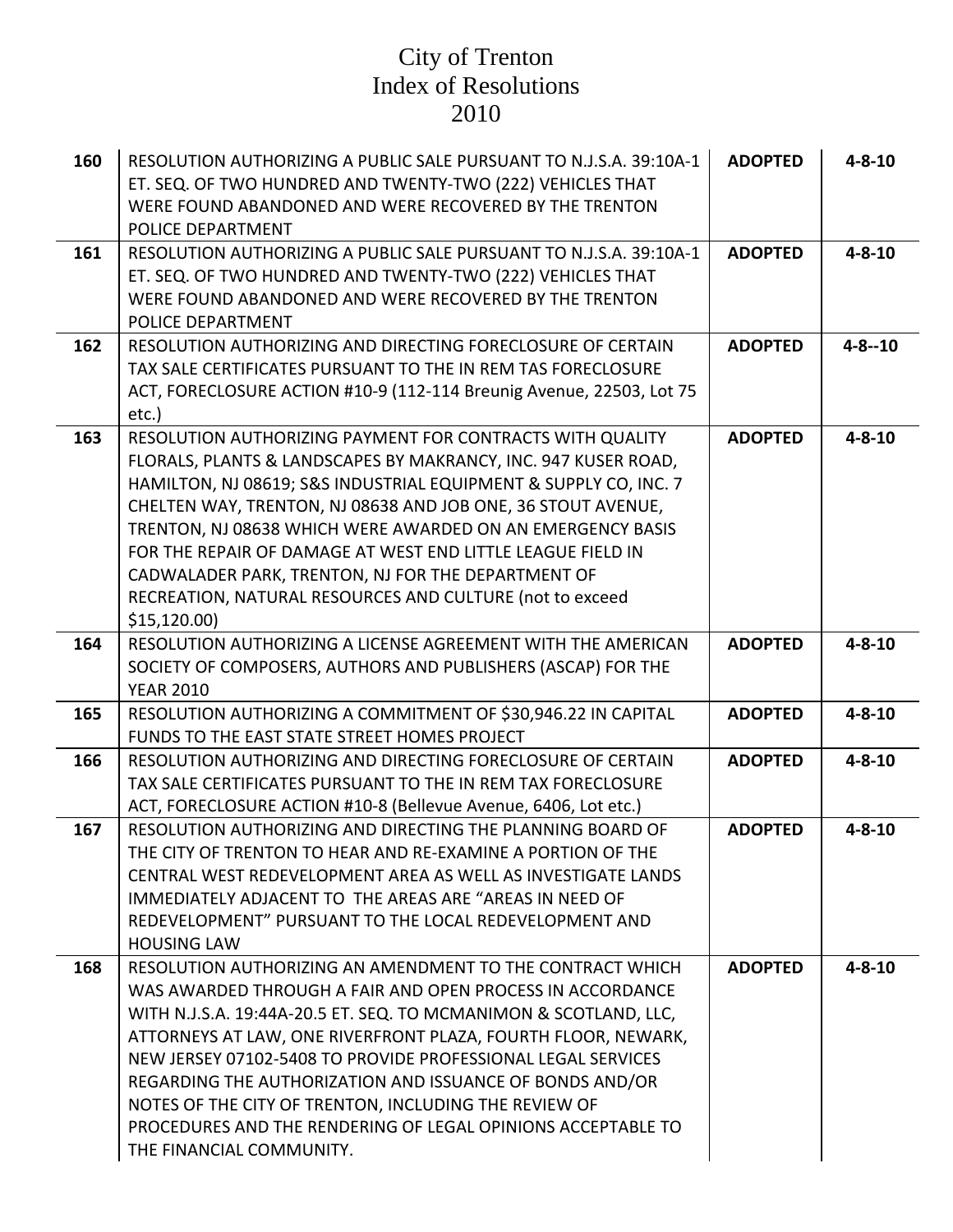# City of Trenton
# Index of Resolutions
# 2010

| | | | |
|---|---|---|---|
| **160** | RESOLUTION AUTHORIZING A PUBLIC SALE PURSUANT TO N.J.S.A. 39:10A-1 ET. SEQ. OF TWO HUNDRED AND TWENTY-TWO (222) VEHICLES THAT WERE FOUND ABANDONED AND WERE RECOVERED BY THE TRENTON POLICE DEPARTMENT | **ADOPTED** | **4-8-10** |
| **161** | RESOLUTION AUTHORIZING A PUBLIC SALE PURSUANT TO N.J.S.A. 39:10A-1 ET. SEQ. OF TWO HUNDRED AND TWENTY-TWO (222) VEHICLES THAT WERE FOUND ABANDONED AND WERE RECOVERED BY THE TRENTON POLICE DEPARTMENT | **ADOPTED** | **4-8-10** |
| **162** | RESOLUTION AUTHORIZING AND DIRECTING FORECLOSURE OF CERTAIN TAX SALE CERTIFICATES PURSUANT TO THE IN REM TAS FORECLOSURE ACT, FORECLOSURE ACTION #10-9 (112-114 Breunig Avenue, 22503, Lot 75 etc.) | **ADOPTED** | **4-8--10** |
| **163** | RESOLUTION AUTHORIZING PAYMENT FOR CONTRACTS WITH QUALITY FLORALS, PLANTS & LANDSCAPES BY MAKRANCY, INC. 947 KUSER ROAD, HAMILTON, NJ 08619; S&S INDUSTRIAL EQUIPMENT & SUPPLY CO, INC. 7 CHELTEN WAY, TRENTON, NJ 08638 AND JOB ONE, 36 STOUT AVENUE, TRENTON, NJ 08638 WHICH WERE AWARDED ON AN EMERGENCY BASIS FOR THE REPAIR OF DAMAGE AT WEST END LITTLE LEAGUE FIELD IN CADWALADER PARK, TRENTON, NJ FOR THE DEPARTMENT OF RECREATION, NATURAL RESOURCES AND CULTURE (not to exceed $15,120.00) | **ADOPTED** | **4-8-10** |
| **164** | RESOLUTION AUTHORIZING A LICENSE AGREEMENT WITH THE AMERICAN SOCIETY OF COMPOSERS, AUTHORS AND PUBLISHERS (ASCAP) FOR THE YEAR 2010 | **ADOPTED** | **4-8-10** |
| **165** | RESOLUTION AUTHORIZING A COMMITMENT OF $30,946.22 IN CAPITAL FUNDS TO THE EAST STATE STREET HOMES PROJECT | **ADOPTED** | **4-8-10** |
| **166** | RESOLUTION AUTHORIZING AND DIRECTING FORECLOSURE OF CERTAIN TAX SALE CERTIFICATES PURSUANT TO THE IN REM TAX FORECLOSURE ACT, FORECLOSURE ACTION #10-8 (Bellevue Avenue, 6406, Lot etc.) | **ADOPTED** | **4-8-10** |
| **167** | RESOLUTION AUTHORIZING AND DIRECTING THE PLANNING BOARD OF THE CITY OF TRENTON TO HEAR AND RE-EXAMINE A PORTION OF THE CENTRAL WEST REDEVELOPMENT AREA AS WELL AS INVESTIGATE LANDS IMMEDIATELY ADJACENT TO THE AREAS ARE "AREAS IN NEED OF REDEVELOPMENT" PURSUANT TO THE LOCAL REDEVELOPMENT AND HOUSING LAW | **ADOPTED** | **4-8-10** |
| **168** | RESOLUTION AUTHORIZING AN AMENDMENT TO THE CONTRACT WHICH WAS AWARDED THROUGH A FAIR AND OPEN PROCESS IN ACCORDANCE WITH N.J.S.A. 19:44A-20.5 ET. SEQ. TO MCMANIMON & SCOTLAND, LLC, ATTORNEYS AT LAW, ONE RIVERFRONT PLAZA, FOURTH FLOOR, NEWARK, NEW JERSEY 07102-5408 TO PROVIDE PROFESSIONAL LEGAL SERVICES REGARDING THE AUTHORIZATION AND ISSUANCE OF BONDS AND/OR NOTES OF THE CITY OF TRENTON, INCLUDING THE REVIEW OF PROCEDURES AND THE RENDERING OF LEGAL OPINIONS ACCEPTABLE TO THE FINANCIAL COMMUNITY. | **ADOPTED** | **4-8-10** |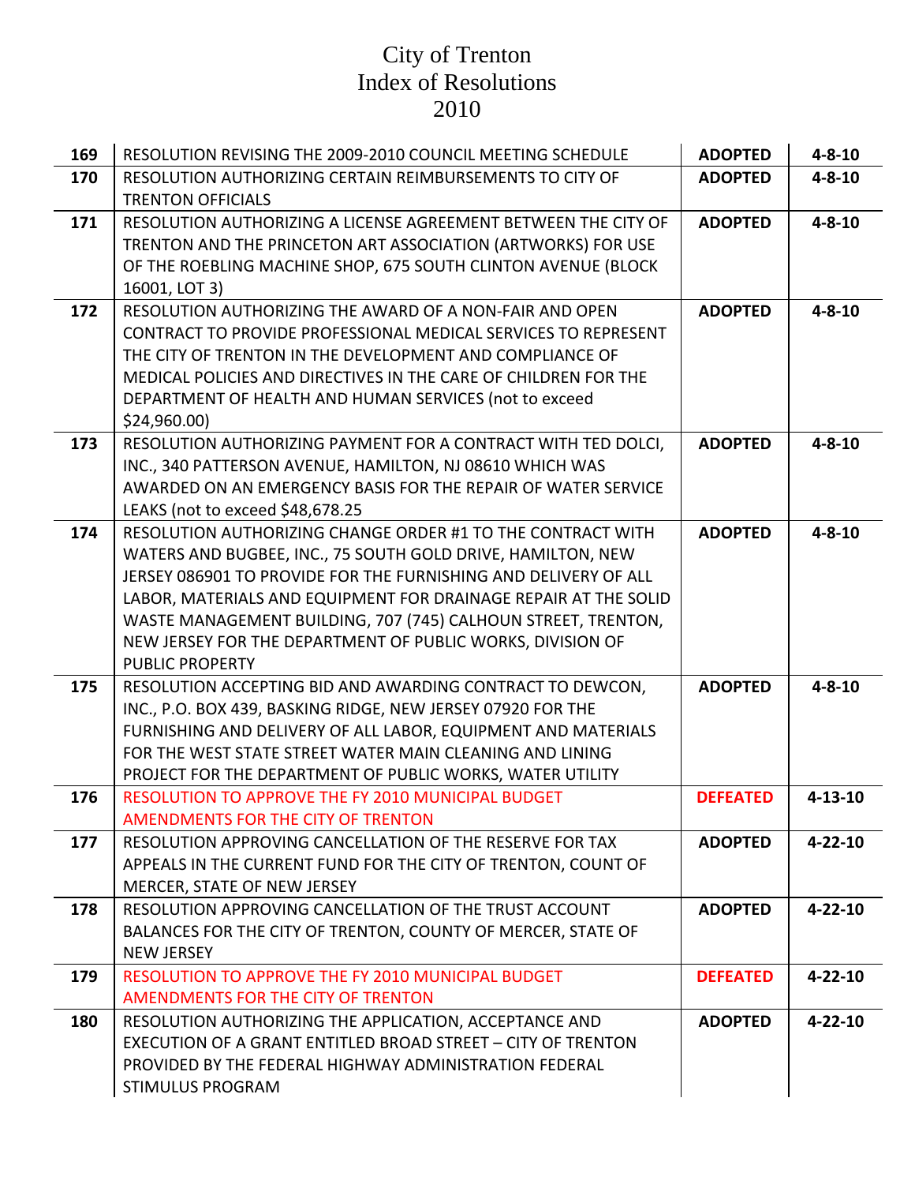# City of Trenton
# Index of Resolutions
# 2010

| No. | Resolution | Status | Date |
|---|---|---|---|
| **169** | RESOLUTION REVISING THE 2009-2010 COUNCIL MEETING SCHEDULE | **ADOPTED** | **4-8-10** |
| **170** | RESOLUTION AUTHORIZING CERTAIN REIMBURSEMENTS TO CITY OF TRENTON OFFICIALS | **ADOPTED** | **4-8-10** |
| **171** | RESOLUTION AUTHORIZING A LICENSE AGREEMENT BETWEEN THE CITY OF TRENTON AND THE PRINCETON ART ASSOCIATION (ARTWORKS) FOR USE OF THE ROEBLING MACHINE SHOP, 675 SOUTH CLINTON AVENUE (BLOCK 16001, LOT 3) | **ADOPTED** | **4-8-10** |
| **172** | RESOLUTION AUTHORIZING THE AWARD OF A NON-FAIR AND OPEN CONTRACT TO PROVIDE PROFESSIONAL MEDICAL SERVICES TO REPRESENT THE CITY OF TRENTON IN THE DEVELOPMENT AND COMPLIANCE OF MEDICAL POLICIES AND DIRECTIVES IN THE CARE OF CHILDREN FOR THE DEPARTMENT OF HEALTH AND HUMAN SERVICES (not to exceed $24,960.00) | **ADOPTED** | **4-8-10** |
| **173** | RESOLUTION AUTHORIZING PAYMENT FOR A CONTRACT WITH TED DOLCI, INC., 340 PATTERSON AVENUE, HAMILTON, NJ 08610 WHICH WAS AWARDED ON AN EMERGENCY BASIS FOR THE REPAIR OF WATER SERVICE LEAKS (not to exceed $48,678.25 | **ADOPTED** | **4-8-10** |
| **174** | RESOLUTION AUTHORIZING CHANGE ORDER #1 TO THE CONTRACT WITH WATERS AND BUGBEE, INC., 75 SOUTH GOLD DRIVE, HAMILTON, NEW JERSEY 086901 TO PROVIDE FOR THE FURNISHING AND DELIVERY OF ALL LABOR, MATERIALS AND EQUIPMENT FOR DRAINAGE REPAIR AT THE SOLID WASTE MANAGEMENT BUILDING, 707 (745) CALHOUN STREET, TRENTON, NEW JERSEY FOR THE DEPARTMENT OF PUBLIC WORKS, DIVISION OF PUBLIC PROPERTY | **ADOPTED** | **4-8-10** |
| **175** | RESOLUTION ACCEPTING BID AND AWARDING CONTRACT TO DEWCON, INC., P.O. BOX 439, BASKING RIDGE, NEW JERSEY 07920 FOR THE FURNISHING AND DELIVERY OF ALL LABOR, EQUIPMENT AND MATERIALS FOR THE WEST STATE STREET WATER MAIN CLEANING AND LINING PROJECT FOR THE DEPARTMENT OF PUBLIC WORKS, WATER UTILITY | **ADOPTED** | **4-8-10** |
| **176** | RESOLUTION TO APPROVE THE FY 2010 MUNICIPAL BUDGET AMENDMENTS FOR THE CITY OF TRENTON | **DEFEATED** | **4-13-10** |
| **177** | RESOLUTION APPROVING CANCELLATION OF THE RESERVE FOR TAX APPEALS IN THE CURRENT FUND FOR THE CITY OF TRENTON, COUNT OF MERCER, STATE OF NEW JERSEY | **ADOPTED** | **4-22-10** |
| **178** | RESOLUTION APPROVING CANCELLATION OF THE TRUST ACCOUNT BALANCES FOR THE CITY OF TRENTON, COUNTY OF MERCER, STATE OF NEW JERSEY | **ADOPTED** | **4-22-10** |
| **179** | RESOLUTION TO APPROVE THE FY 2010 MUNICIPAL BUDGET AMENDMENTS FOR THE CITY OF TRENTON | **DEFEATED** | **4-22-10** |
| **180** | RESOLUTION AUTHORIZING THE APPLICATION, ACCEPTANCE AND EXECUTION OF A GRANT ENTITLED BROAD STREET – CITY OF TRENTON PROVIDED BY THE FEDERAL HIGHWAY ADMINISTRATION FEDERAL STIMULUS PROGRAM | **ADOPTED** | **4-22-10** |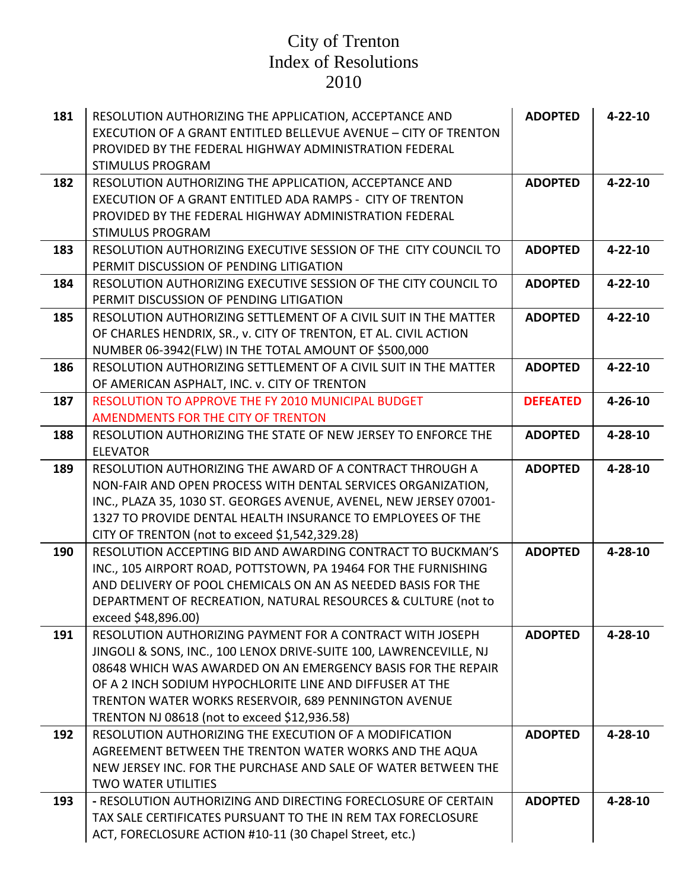# City of Trenton
# Index of Resolutions
# 2010

| | | | |
|---|---|---|---|
| **181** | RESOLUTION AUTHORIZING THE APPLICATION, ACCEPTANCE AND EXECUTION OF A GRANT ENTITLED BELLEVUE AVENUE – CITY OF TRENTON PROVIDED BY THE FEDERAL HIGHWAY ADMINISTRATION FEDERAL STIMULUS PROGRAM | **ADOPTED** | **4-22-10** |
| **182** | RESOLUTION AUTHORIZING THE APPLICATION, ACCEPTANCE AND EXECUTION OF A GRANT ENTITLED ADA RAMPS - CITY OF TRENTON PROVIDED BY THE FEDERAL HIGHWAY ADMINISTRATION FEDERAL STIMULUS PROGRAM | **ADOPTED** | **4-22-10** |
| **183** | RESOLUTION AUTHORIZING EXECUTIVE SESSION OF THE CITY COUNCIL TO PERMIT DISCUSSION OF PENDING LITIGATION | **ADOPTED** | **4-22-10** |
| **184** | RESOLUTION AUTHORIZING EXECUTIVE SESSION OF THE CITY COUNCIL TO PERMIT DISCUSSION OF PENDING LITIGATION | **ADOPTED** | **4-22-10** |
| **185** | RESOLUTION AUTHORIZING SETTLEMENT OF A CIVIL SUIT IN THE MATTER OF CHARLES HENDRIX, SR., v. CITY OF TRENTON, ET AL. CIVIL ACTION NUMBER 06-3942(FLW) IN THE TOTAL AMOUNT OF $500,000 | **ADOPTED** | **4-22-10** |
| **186** | RESOLUTION AUTHORIZING SETTLEMENT OF A CIVIL SUIT IN THE MATTER OF AMERICAN ASPHALT, INC. v. CITY OF TRENTON | **ADOPTED** | **4-22-10** |
| **187** | RESOLUTION TO APPROVE THE FY 2010 MUNICIPAL BUDGET AMENDMENTS FOR THE CITY OF TRENTON | **DEFEATED** | **4-26-10** |
| **188** | RESOLUTION AUTHORIZING THE STATE OF NEW JERSEY TO ENFORCE THE ELEVATOR | **ADOPTED** | **4-28-10** |
| **189** | RESOLUTION AUTHORIZING THE AWARD OF A CONTRACT THROUGH A NON-FAIR AND OPEN PROCESS WITH DENTAL SERVICES ORGANIZATION, INC., PLAZA 35, 1030 ST. GEORGES AVENUE, AVENEL, NEW JERSEY 07001-1327 TO PROVIDE DENTAL HEALTH INSURANCE TO EMPLOYEES OF THE CITY OF TRENTON (not to exceed $1,542,329.28) | **ADOPTED** | **4-28-10** |
| **190** | RESOLUTION ACCEPTING BID AND AWARDING CONTRACT TO BUCKMAN'S INC., 105 AIRPORT ROAD, POTTSTOWN, PA 19464 FOR THE FURNISHING AND DELIVERY OF POOL CHEMICALS ON AN AS NEEDED BASIS FOR THE DEPARTMENT OF RECREATION, NATURAL RESOURCES & CULTURE (not to exceed $48,896.00) | **ADOPTED** | **4-28-10** |
| **191** | RESOLUTION AUTHORIZING PAYMENT FOR A CONTRACT WITH JOSEPH JINGOLI & SONS, INC., 100 LENOX DRIVE-SUITE 100, LAWRENCEVILLE, NJ 08648 WHICH WAS AWARDED ON AN EMERGENCY BASIS FOR THE REPAIR OF A 2 INCH SODIUM HYPOCHLORITE LINE AND DIFFUSER AT THE TRENTON WATER WORKS RESERVOIR, 689 PENNINGTON AVENUE TRENTON NJ 08618 (not to exceed $12,936.58) | **ADOPTED** | **4-28-10** |
| **192** | RESOLUTION AUTHORIZING THE EXECUTION OF A MODIFICATION AGREEMENT BETWEEN THE TRENTON WATER WORKS AND THE AQUA NEW JERSEY INC. FOR THE PURCHASE AND SALE OF WATER BETWEEN THE TWO WATER UTILITIES | **ADOPTED** | **4-28-10** |
| **193** | **-** RESOLUTION AUTHORIZING AND DIRECTING FORECLOSURE OF CERTAIN TAX SALE CERTIFICATES PURSUANT TO THE IN REM TAX FORECLOSURE ACT, FORECLOSURE ACTION #10-11 (30 Chapel Street, etc.) | **ADOPTED** | **4-28-10** |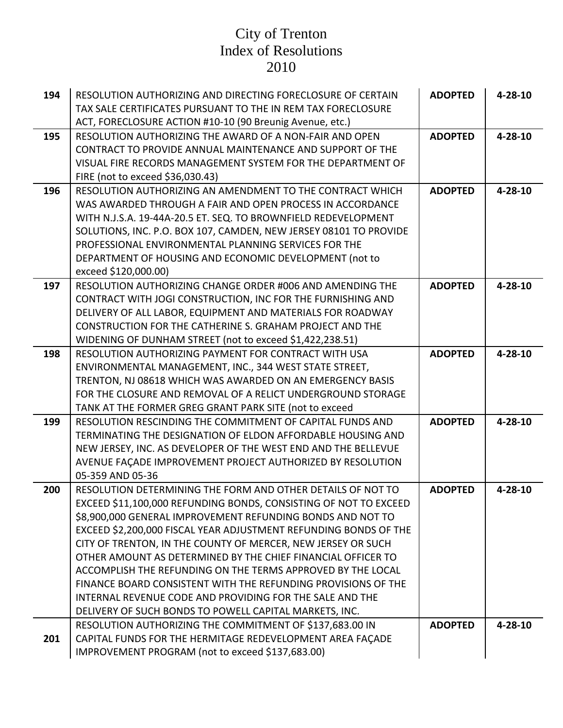# City of Trenton
# Index of Resolutions
# 2010

| | | | |
|---|---|---|---|
| **194** | RESOLUTION AUTHORIZING AND DIRECTING FORECLOSURE OF CERTAIN TAX SALE CERTIFICATES PURSUANT TO THE IN REM TAX FORECLOSURE ACT, FORECLOSURE ACTION #10-10 (90 Breunig Avenue, etc.) | **ADOPTED** | **4-28-10** |
| **195** | RESOLUTION AUTHORIZING THE AWARD OF A NON-FAIR AND OPEN CONTRACT TO PROVIDE ANNUAL MAINTENANCE AND SUPPORT OF THE VISUAL FIRE RECORDS MANAGEMENT SYSTEM FOR THE DEPARTMENT OF FIRE (not to exceed $36,030.43) | **ADOPTED** | **4-28-10** |
| **196** | RESOLUTION AUTHORIZING AN AMENDMENT TO THE CONTRACT WHICH WAS AWARDED THROUGH A FAIR AND OPEN PROCESS IN ACCORDANCE WITH N.J.S.A. 19-44A-20.5 ET. SEQ. TO BROWNFIELD REDEVELOPMENT SOLUTIONS, INC. P.O. BOX 107, CAMDEN, NEW JERSEY 08101 TO PROVIDE PROFESSIONAL ENVIRONMENTAL PLANNING SERVICES FOR THE DEPARTMENT OF HOUSING AND ECONOMIC DEVELOPMENT (not to exceed $120,000.00) | **ADOPTED** | **4-28-10** |
| **197** | RESOLUTION AUTHORIZING CHANGE ORDER #006 AND AMENDING THE CONTRACT WITH JOGI CONSTRUCTION, INC FOR THE FURNISHING AND DELIVERY OF ALL LABOR, EQUIPMENT AND MATERIALS FOR ROADWAY CONSTRUCTION FOR THE CATHERINE S. GRAHAM PROJECT AND THE WIDENING OF DUNHAM STREET (not to exceed $1,422,238.51) | **ADOPTED** | **4-28-10** |
| **198** | RESOLUTION AUTHORIZING PAYMENT FOR CONTRACT WITH USA ENVIRONMENTAL MANAGEMENT, INC., 344 WEST STATE STREET, TRENTON, NJ 08618 WHICH WAS AWARDED ON AN EMERGENCY BASIS FOR THE CLOSURE AND REMOVAL OF A RELICT UNDERGROUND STORAGE TANK AT THE FORMER GREG GRANT PARK SITE (not to exceed | **ADOPTED** | **4-28-10** |
| **199** | RESOLUTION RESCINDING THE COMMITMENT OF CAPITAL FUNDS AND TERMINATING THE DESIGNATION OF ELDON AFFORDABLE HOUSING AND NEW JERSEY, INC. AS DEVELOPER OF THE WEST END AND THE BELLEVUE AVENUE FAÇADE IMPROVEMENT PROJECT AUTHORIZED BY RESOLUTION 05-359 AND 05-36 | **ADOPTED** | **4-28-10** |
| **200** | RESOLUTION DETERMINING THE FORM AND OTHER DETAILS OF NOT TO EXCEED $11,100,000 REFUNDING BONDS, CONSISTING OF NOT TO EXCEED $8,900,000 GENERAL IMPROVEMENT REFUNDING BONDS AND NOT TO EXCEED $2,200,000 FISCAL YEAR ADJUSTMENT REFUNDING BONDS OF THE CITY OF TRENTON, IN THE COUNTY OF MERCER, NEW JERSEY OR SUCH OTHER AMOUNT AS DETERMINED BY THE CHIEF FINANCIAL OFFICER TO ACCOMPLISH THE REFUNDING ON THE TERMS APPROVED BY THE LOCAL FINANCE BOARD CONSISTENT WITH THE REFUNDING PROVISIONS OF THE INTERNAL REVENUE CODE AND PROVIDING FOR THE SALE AND THE DELIVERY OF SUCH BONDS TO POWELL CAPITAL MARKETS, INC. | **ADOPTED** | **4-28-10** |
| **201** | RESOLUTION AUTHORIZING THE COMMITMENT OF $137,683.00 IN CAPITAL FUNDS FOR THE HERMITAGE REDEVELOPMENT AREA FAÇADE IMPROVEMENT PROGRAM (not to exceed $137,683.00) | **ADOPTED** | **4-28-10** |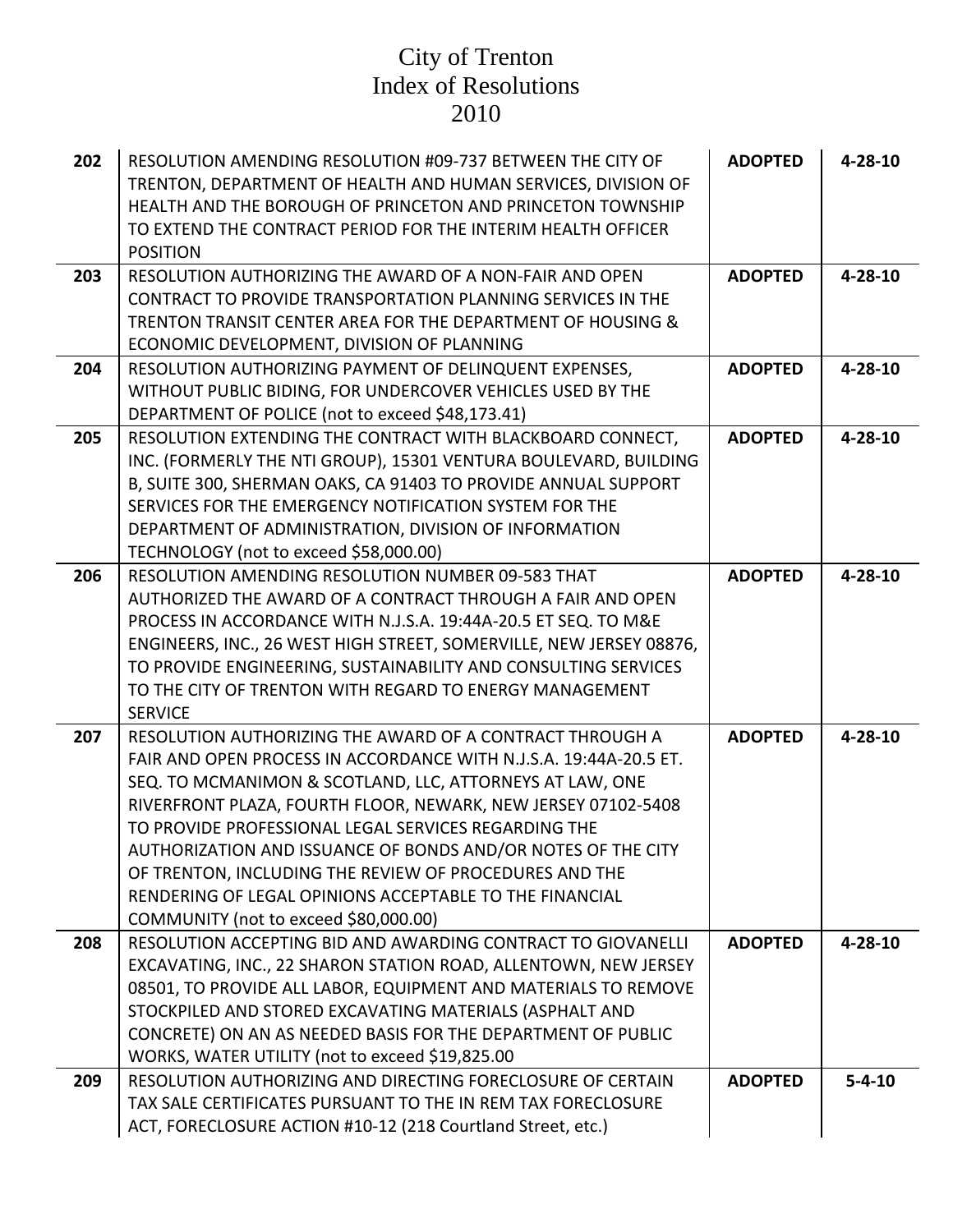# City of Trenton
# Index of Resolutions
# 2010

| | | | |
|---|---|---|---|
| **202** | RESOLUTION AMENDING RESOLUTION #09-737 BETWEEN THE CITY OF TRENTON, DEPARTMENT OF HEALTH AND HUMAN SERVICES, DIVISION OF HEALTH AND THE BOROUGH OF PRINCETON AND PRINCETON TOWNSHIP TO EXTEND THE CONTRACT PERIOD FOR THE INTERIM HEALTH OFFICER POSITION | **ADOPTED** | **4-28-10** |
| **203** | RESOLUTION AUTHORIZING THE AWARD OF A NON-FAIR AND OPEN CONTRACT TO PROVIDE TRANSPORTATION PLANNING SERVICES IN THE TRENTON TRANSIT CENTER AREA FOR THE DEPARTMENT OF HOUSING & ECONOMIC DEVELOPMENT, DIVISION OF PLANNING | **ADOPTED** | **4-28-10** |
| **204** | RESOLUTION AUTHORIZING PAYMENT OF DELINQUENT EXPENSES, WITHOUT PUBLIC BIDING, FOR UNDERCOVER VEHICLES USED BY THE DEPARTMENT OF POLICE (not to exceed $48,173.41) | **ADOPTED** | **4-28-10** |
| **205** | RESOLUTION EXTENDING THE CONTRACT WITH BLACKBOARD CONNECT, INC. (FORMERLY THE NTI GROUP), 15301 VENTURA BOULEVARD, BUILDING B, SUITE 300, SHERMAN OAKS, CA 91403 TO PROVIDE ANNUAL SUPPORT SERVICES FOR THE EMERGENCY NOTIFICATION SYSTEM FOR THE DEPARTMENT OF ADMINISTRATION, DIVISION OF INFORMATION TECHNOLOGY (not to exceed $58,000.00) | **ADOPTED** | **4-28-10** |
| **206** | RESOLUTION AMENDING RESOLUTION NUMBER 09-583 THAT AUTHORIZED THE AWARD OF A CONTRACT THROUGH A FAIR AND OPEN PROCESS IN ACCORDANCE WITH N.J.S.A. 19:44A-20.5 ET SEQ. TO M&E ENGINEERS, INC., 26 WEST HIGH STREET, SOMERVILLE, NEW JERSEY 08876, TO PROVIDE ENGINEERING, SUSTAINABILITY AND CONSULTING SERVICES TO THE CITY OF TRENTON WITH REGARD TO ENERGY MANAGEMENT SERVICE | **ADOPTED** | **4-28-10** |
| **207** | RESOLUTION AUTHORIZING THE AWARD OF A CONTRACT THROUGH A FAIR AND OPEN PROCESS IN ACCORDANCE WITH N.J.S.A. 19:44A-20.5 ET. SEQ. TO MCMANIMON & SCOTLAND, LLC, ATTORNEYS AT LAW, ONE RIVERFRONT PLAZA, FOURTH FLOOR, NEWARK, NEW JERSEY 07102-5408 TO PROVIDE PROFESSIONAL LEGAL SERVICES REGARDING THE AUTHORIZATION AND ISSUANCE OF BONDS AND/OR NOTES OF THE CITY OF TRENTON, INCLUDING THE REVIEW OF PROCEDURES AND THE RENDERING OF LEGAL OPINIONS ACCEPTABLE TO THE FINANCIAL COMMUNITY (not to exceed $80,000.00) | **ADOPTED** | **4-28-10** |
| **208** | RESOLUTION ACCEPTING BID AND AWARDING CONTRACT TO GIOVANELLI EXCAVATING, INC., 22 SHARON STATION ROAD, ALLENTOWN, NEW JERSEY 08501, TO PROVIDE ALL LABOR, EQUIPMENT AND MATERIALS TO REMOVE STOCKPILED AND STORED EXCAVATING MATERIALS (ASPHALT AND CONCRETE) ON AN AS NEEDED BASIS FOR THE DEPARTMENT OF PUBLIC WORKS, WATER UTILITY (not to exceed $19,825.00 | **ADOPTED** | **4-28-10** |
| **209** | RESOLUTION AUTHORIZING AND DIRECTING FORECLOSURE OF CERTAIN TAX SALE CERTIFICATES PURSUANT TO THE IN REM TAX FORECLOSURE ACT, FORECLOSURE ACTION #10-12 (218 Courtland Street, etc.) | **ADOPTED** | **5-4-10** |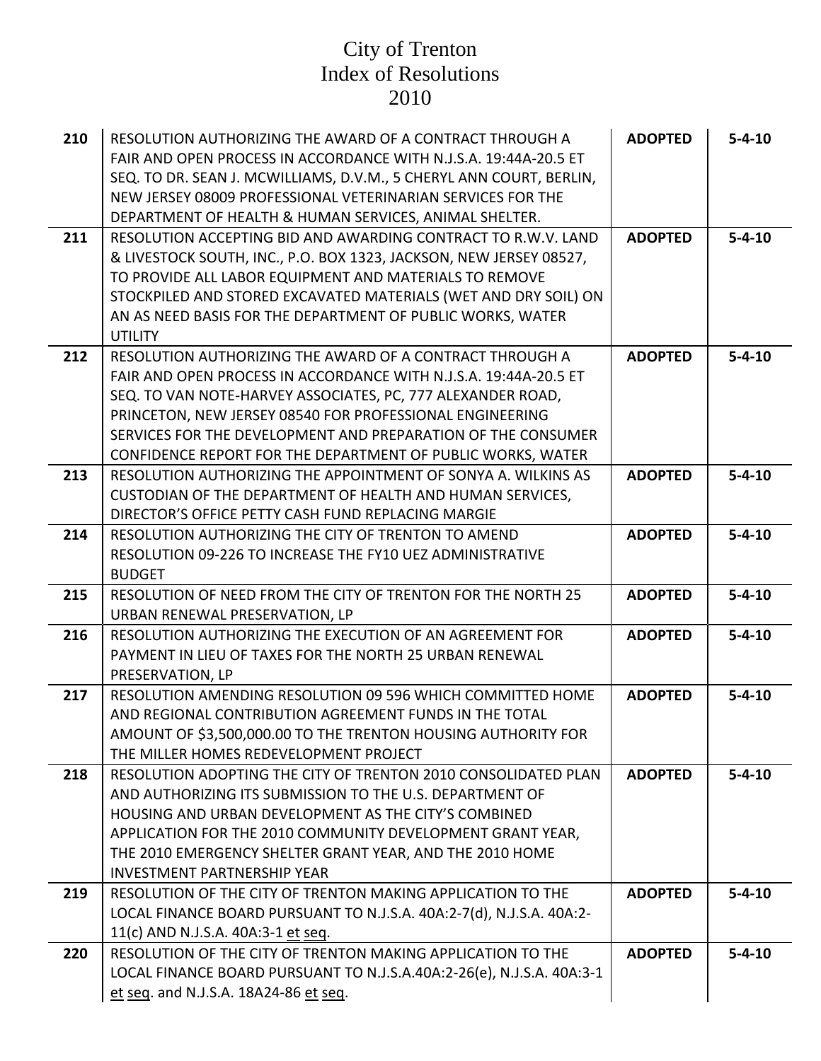# City of Trenton
# Index of Resolutions
# 2010

| | | | |
|---|---|---|---|
| **210** | RESOLUTION AUTHORIZING THE AWARD OF A CONTRACT THROUGH A FAIR AND OPEN PROCESS IN ACCORDANCE WITH N.J.S.A. 19:44A-20.5 ET SEQ. TO DR. SEAN J. MCWILLIAMS, D.V.M., 5 CHERYL ANN COURT, BERLIN, NEW JERSEY 08009 PROFESSIONAL VETERINARIAN SERVICES FOR THE DEPARTMENT OF HEALTH & HUMAN SERVICES, ANIMAL SHELTER. | **ADOPTED** | **5-4-10** |
| **211** | RESOLUTION ACCEPTING BID AND AWARDING CONTRACT TO R.W.V. LAND & LIVESTOCK SOUTH, INC., P.O. BOX 1323, JACKSON, NEW JERSEY 08527, TO PROVIDE ALL LABOR EQUIPMENT AND MATERIALS TO REMOVE STOCKPILED AND STORED EXCAVATED MATERIALS (WET AND DRY SOIL) ON AN AS NEED BASIS FOR THE DEPARTMENT OF PUBLIC WORKS, WATER UTILITY | **ADOPTED** | **5-4-10** |
| **212** | RESOLUTION AUTHORIZING THE AWARD OF A CONTRACT THROUGH A FAIR AND OPEN PROCESS IN ACCORDANCE WITH N.J.S.A. 19:44A-20.5 ET SEQ. TO VAN NOTE-HARVEY ASSOCIATES, PC, 777 ALEXANDER ROAD, PRINCETON, NEW JERSEY 08540 FOR PROFESSIONAL ENGINEERING SERVICES FOR THE DEVELOPMENT AND PREPARATION OF THE CONSUMER CONFIDENCE REPORT FOR THE DEPARTMENT OF PUBLIC WORKS, WATER | **ADOPTED** | **5-4-10** |
| **213** | RESOLUTION AUTHORIZING THE APPOINTMENT OF SONYA A. WILKINS AS CUSTODIAN OF THE DEPARTMENT OF HEALTH AND HUMAN SERVICES, DIRECTOR'S OFFICE PETTY CASH FUND REPLACING MARGIE | **ADOPTED** | **5-4-10** |
| **214** | RESOLUTION AUTHORIZING THE CITY OF TRENTON TO AMEND RESOLUTION 09-226 TO INCREASE THE FY10 UEZ ADMINISTRATIVE BUDGET | **ADOPTED** | **5-4-10** |
| **215** | RESOLUTION OF NEED FROM THE CITY OF TRENTON FOR THE NORTH 25 URBAN RENEWAL PRESERVATION, LP | **ADOPTED** | **5-4-10** |
| **216** | RESOLUTION AUTHORIZING THE EXECUTION OF AN AGREEMENT FOR PAYMENT IN LIEU OF TAXES FOR THE NORTH 25 URBAN RENEWAL PRESERVATION, LP | **ADOPTED** | **5-4-10** |
| **217** | RESOLUTION AMENDING RESOLUTION 09 596 WHICH COMMITTED HOME AND REGIONAL CONTRIBUTION AGREEMENT FUNDS IN THE TOTAL AMOUNT OF $3,500,000.00 TO THE TRENTON HOUSING AUTHORITY FOR THE MILLER HOMES REDEVELOPMENT PROJECT | **ADOPTED** | **5-4-10** |
| **218** | RESOLUTION ADOPTING THE CITY OF TRENTON 2010 CONSOLIDATED PLAN AND AUTHORIZING ITS SUBMISSION TO THE U.S. DEPARTMENT OF HOUSING AND URBAN DEVELOPMENT AS THE CITY'S COMBINED APPLICATION FOR THE 2010 COMMUNITY DEVELOPMENT GRANT YEAR, THE 2010 EMERGENCY SHELTER GRANT YEAR, AND THE 2010 HOME INVESTMENT PARTNERSHIP YEAR | **ADOPTED** | **5-4-10** |
| **219** | RESOLUTION OF THE CITY OF TRENTON MAKING APPLICATION TO THE LOCAL FINANCE BOARD PURSUANT TO N.J.S.A. 40A:2-7(d), N.J.S.A. 40A:2-11(c) AND N.J.S.A. 40A:3-1 et seq. | **ADOPTED** | **5-4-10** |
| **220** | RESOLUTION OF THE CITY OF TRENTON MAKING APPLICATION TO THE LOCAL FINANCE BOARD PURSUANT TO N.J.S.A.40A:2-26(e), N.J.S.A. 40A:3-1 et seq. and N.J.S.A. 18A24-86 et seq. | **ADOPTED** | **5-4-10** |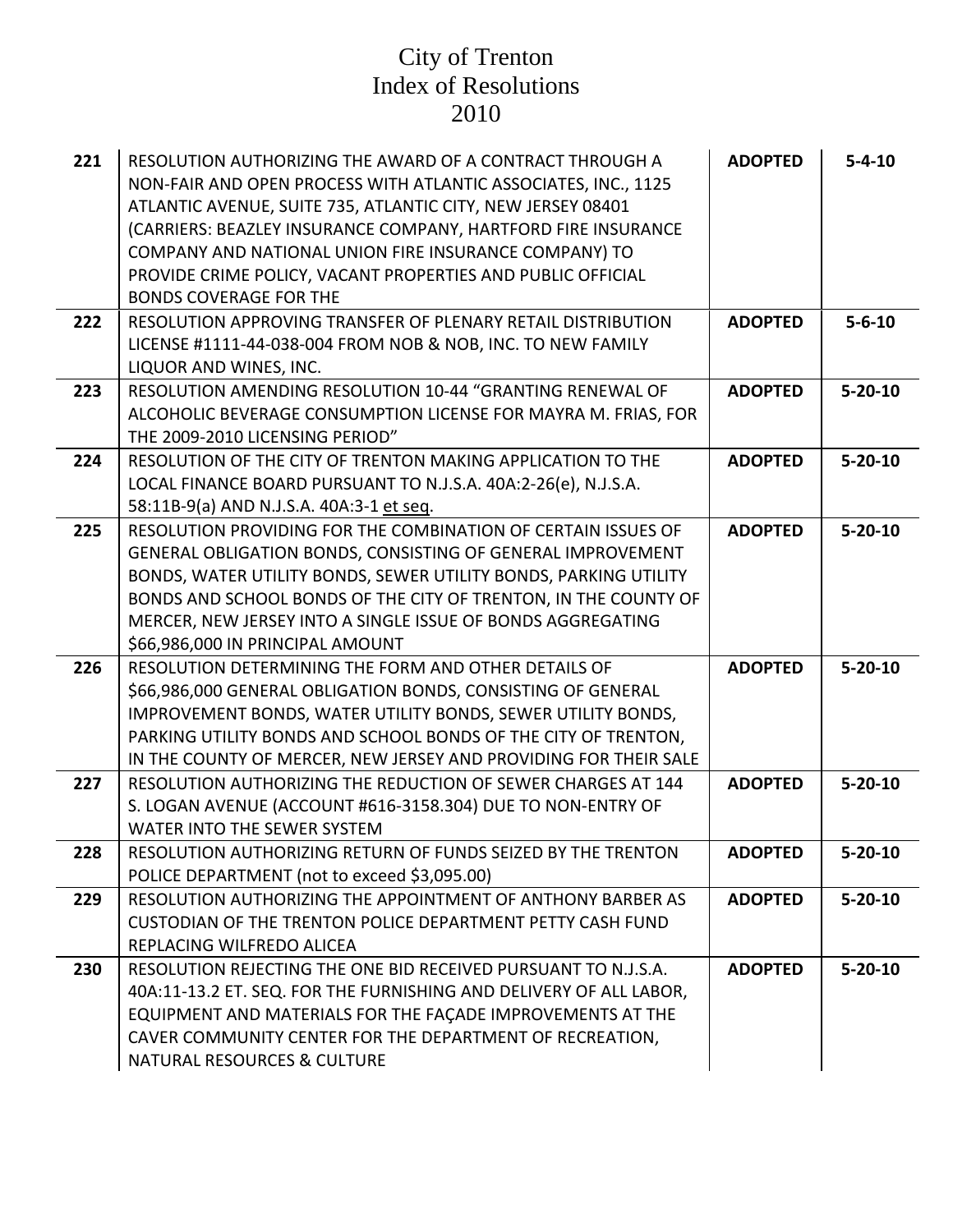# City of Trenton
# Index of Resolutions
# 2010

| | | | |
|---|---|---|---|
| **221** | RESOLUTION AUTHORIZING THE AWARD OF A CONTRACT THROUGH A NON-FAIR AND OPEN PROCESS WITH ATLANTIC ASSOCIATES, INC., 1125 ATLANTIC AVENUE, SUITE 735, ATLANTIC CITY, NEW JERSEY 08401 (CARRIERS: BEAZLEY INSURANCE COMPANY, HARTFORD FIRE INSURANCE COMPANY AND NATIONAL UNION FIRE INSURANCE COMPANY) TO PROVIDE CRIME POLICY, VACANT PROPERTIES AND PUBLIC OFFICIAL BONDS COVERAGE FOR THE | **ADOPTED** | **5-4-10** |
| **222** | RESOLUTION APPROVING TRANSFER OF PLENARY RETAIL DISTRIBUTION LICENSE #1111-44-038-004 FROM NOB & NOB, INC. TO NEW FAMILY LIQUOR AND WINES, INC. | **ADOPTED** | **5-6-10** |
| **223** | RESOLUTION AMENDING RESOLUTION 10-44 "GRANTING RENEWAL OF ALCOHOLIC BEVERAGE CONSUMPTION LICENSE FOR MAYRA M. FRIAS, FOR THE 2009-2010 LICENSING PERIOD" | **ADOPTED** | **5-20-10** |
| **224** | RESOLUTION OF THE CITY OF TRENTON MAKING APPLICATION TO THE LOCAL FINANCE BOARD PURSUANT TO N.J.S.A. 40A:2-26(e), N.J.S.A. 58:11B-9(a) AND N.J.S.A. 40A:3-1 et seq. | **ADOPTED** | **5-20-10** |
| **225** | RESOLUTION PROVIDING FOR THE COMBINATION OF CERTAIN ISSUES OF GENERAL OBLIGATION BONDS, CONSISTING OF GENERAL IMPROVEMENT BONDS, WATER UTILITY BONDS, SEWER UTILITY BONDS, PARKING UTILITY BONDS AND SCHOOL BONDS OF THE CITY OF TRENTON, IN THE COUNTY OF MERCER, NEW JERSEY INTO A SINGLE ISSUE OF BONDS AGGREGATING $66,986,000 IN PRINCIPAL AMOUNT | **ADOPTED** | **5-20-10** |
| **226** | RESOLUTION DETERMINING THE FORM AND OTHER DETAILS OF $66,986,000 GENERAL OBLIGATION BONDS, CONSISTING OF GENERAL IMPROVEMENT BONDS, WATER UTILITY BONDS, SEWER UTILITY BONDS, PARKING UTILITY BONDS AND SCHOOL BONDS OF THE CITY OF TRENTON, IN THE COUNTY OF MERCER, NEW JERSEY AND PROVIDING FOR THEIR SALE | **ADOPTED** | **5-20-10** |
| **227** | RESOLUTION AUTHORIZING THE REDUCTION OF SEWER CHARGES AT 144 S. LOGAN AVENUE (ACCOUNT #616-3158.304) DUE TO NON-ENTRY OF WATER INTO THE SEWER SYSTEM | **ADOPTED** | **5-20-10** |
| **228** | RESOLUTION AUTHORIZING RETURN OF FUNDS SEIZED BY THE TRENTON POLICE DEPARTMENT (not to exceed $3,095.00) | **ADOPTED** | **5-20-10** |
| **229** | RESOLUTION AUTHORIZING THE APPOINTMENT OF ANTHONY BARBER AS CUSTODIAN OF THE TRENTON POLICE DEPARTMENT PETTY CASH FUND REPLACING WILFREDO ALICEA | **ADOPTED** | **5-20-10** |
| **230** | RESOLUTION REJECTING THE ONE BID RECEIVED PURSUANT TO N.J.S.A. 40A:11-13.2 ET. SEQ. FOR THE FURNISHING AND DELIVERY OF ALL LABOR, EQUIPMENT AND MATERIALS FOR THE FAÇADE IMPROVEMENTS AT THE CAVER COMMUNITY CENTER FOR THE DEPARTMENT OF RECREATION, NATURAL RESOURCES & CULTURE | **ADOPTED** | **5-20-10** |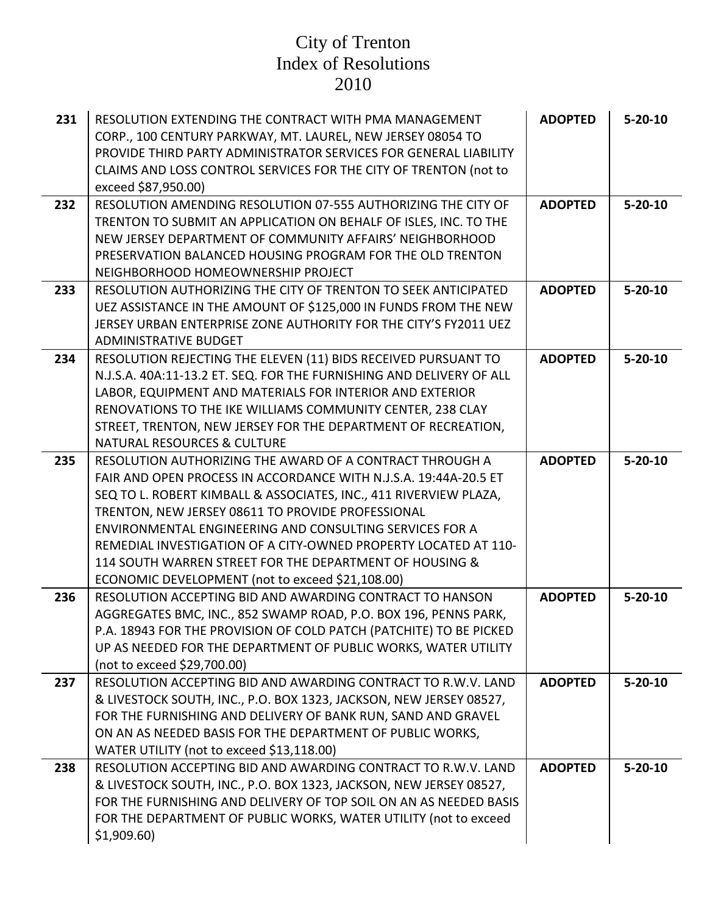# City of Trenton
# Index of Resolutions
# 2010

| | | | |
|---|---|---|---|
| **231** | RESOLUTION EXTENDING THE CONTRACT WITH PMA MANAGEMENT CORP., 100 CENTURY PARKWAY, MT. LAUREL, NEW JERSEY 08054 TO PROVIDE THIRD PARTY ADMINISTRATOR SERVICES FOR GENERAL LIABILITY CLAIMS AND LOSS CONTROL SERVICES FOR THE CITY OF TRENTON (not to exceed $87,950.00) | **ADOPTED** | **5-20-10** |
| **232** | RESOLUTION AMENDING RESOLUTION 07-555 AUTHORIZING THE CITY OF TRENTON TO SUBMIT AN APPLICATION ON BEHALF OF ISLES, INC. TO THE NEW JERSEY DEPARTMENT OF COMMUNITY AFFAIRS' NEIGHBORHOOD PRESERVATION BALANCED HOUSING PROGRAM FOR THE OLD TRENTON NEIGHBORHOOD HOMEOWNERSHIP PROJECT | **ADOPTED** | **5-20-10** |
| **233** | RESOLUTION AUTHORIZING THE CITY OF TRENTON TO SEEK ANTICIPATED UEZ ASSISTANCE IN THE AMOUNT OF $125,000 IN FUNDS FROM THE NEW JERSEY URBAN ENTERPRISE ZONE AUTHORITY FOR THE CITY'S FY2011 UEZ ADMINISTRATIVE BUDGET | **ADOPTED** | **5-20-10** |
| **234** | RESOLUTION REJECTING THE ELEVEN (11) BIDS RECEIVED PURSUANT TO N.J.S.A. 40A:11-13.2 ET. SEQ. FOR THE FURNISHING AND DELIVERY OF ALL LABOR, EQUIPMENT AND MATERIALS FOR INTERIOR AND EXTERIOR RENOVATIONS TO THE IKE WILLIAMS COMMUNITY CENTER, 238 CLAY STREET, TRENTON, NEW JERSEY FOR THE DEPARTMENT OF RECREATION, NATURAL RESOURCES & CULTURE | **ADOPTED** | **5-20-10** |
| **235** | RESOLUTION AUTHORIZING THE AWARD OF A CONTRACT THROUGH A FAIR AND OPEN PROCESS IN ACCORDANCE WITH N.J.S.A. 19:44A-20.5 ET SEQ TO L. ROBERT KIMBALL & ASSOCIATES, INC., 411 RIVERVIEW PLAZA, TRENTON, NEW JERSEY 08611 TO PROVIDE PROFESSIONAL ENVIRONMENTAL ENGINEERING AND CONSULTING SERVICES FOR A REMEDIAL INVESTIGATION OF A CITY-OWNED PROPERTY LOCATED AT 110-114 SOUTH WARREN STREET FOR THE DEPARTMENT OF HOUSING & ECONOMIC DEVELOPMENT (not to exceed $21,108.00) | **ADOPTED** | **5-20-10** |
| **236** | RESOLUTION ACCEPTING BID AND AWARDING CONTRACT TO HANSON AGGREGATES BMC, INC., 852 SWAMP ROAD, P.O. BOX 196, PENNS PARK, P.A. 18943 FOR THE PROVISION OF COLD PATCH (PATCHITE) TO BE PICKED UP AS NEEDED FOR THE DEPARTMENT OF PUBLIC WORKS, WATER UTILITY (not to exceed $29,700.00) | **ADOPTED** | **5-20-10** |
| **237** | RESOLUTION ACCEPTING BID AND AWARDING CONTRACT TO R.W.V. LAND & LIVESTOCK SOUTH, INC., P.O. BOX 1323, JACKSON, NEW JERSEY 08527, FOR THE FURNISHING AND DELIVERY OF BANK RUN, SAND AND GRAVEL ON AN AS NEEDED BASIS FOR THE DEPARTMENT OF PUBLIC WORKS, WATER UTILITY (not to exceed $13,118.00) | **ADOPTED** | **5-20-10** |
| **238** | RESOLUTION ACCEPTING BID AND AWARDING CONTRACT TO R.W.V. LAND & LIVESTOCK SOUTH, INC., P.O. BOX 1323, JACKSON, NEW JERSEY 08527, FOR THE FURNISHING AND DELIVERY OF TOP SOIL ON AN AS NEEDED BASIS FOR THE DEPARTMENT OF PUBLIC WORKS, WATER UTILITY (not to exceed $1,909.60) | | |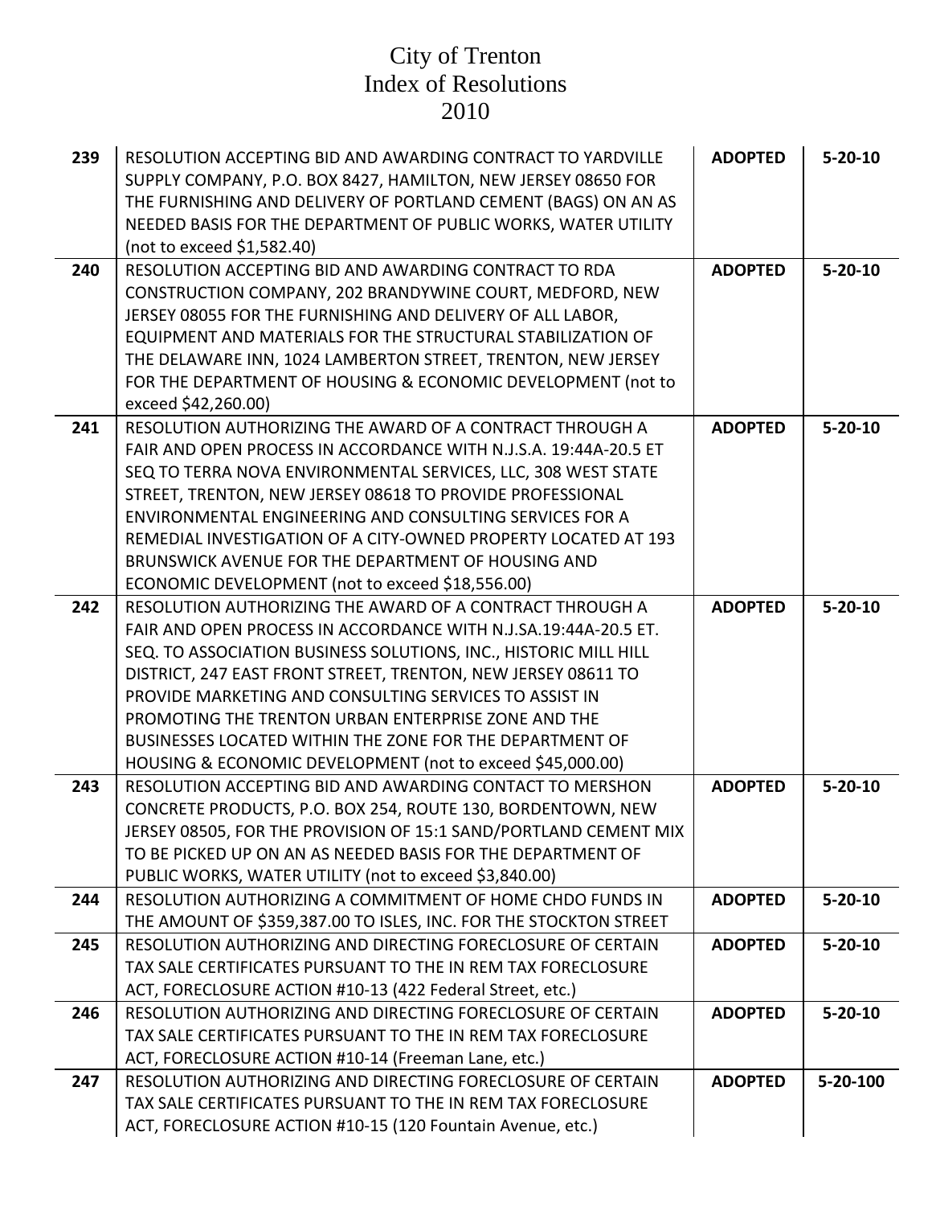# City of Trenton
# Index of Resolutions
# 2010

| | | | |
|---|---|---|---|
| **239** | RESOLUTION ACCEPTING BID AND AWARDING CONTRACT TO YARDVILLE SUPPLY COMPANY, P.O. BOX 8427, HAMILTON, NEW JERSEY 08650 FOR THE FURNISHING AND DELIVERY OF PORTLAND CEMENT (BAGS) ON AN AS NEEDED BASIS FOR THE DEPARTMENT OF PUBLIC WORKS, WATER UTILITY (not to exceed $1,582.40) | **ADOPTED** | **5-20-10** |
| **240** | RESOLUTION ACCEPTING BID AND AWARDING CONTRACT TO RDA CONSTRUCTION COMPANY, 202 BRANDYWINE COURT, MEDFORD, NEW JERSEY 08055 FOR THE FURNISHING AND DELIVERY OF ALL LABOR, EQUIPMENT AND MATERIALS FOR THE STRUCTURAL STABILIZATION OF THE DELAWARE INN, 1024 LAMBERTON STREET, TRENTON, NEW JERSEY FOR THE DEPARTMENT OF HOUSING & ECONOMIC DEVELOPMENT (not to exceed $42,260.00) | **ADOPTED** | **5-20-10** |
| **241** | RESOLUTION AUTHORIZING THE AWARD OF A CONTRACT THROUGH A FAIR AND OPEN PROCESS IN ACCORDANCE WITH N.J.S.A. 19:44A-20.5 ET SEQ TO TERRA NOVA ENVIRONMENTAL SERVICES, LLC, 308 WEST STATE STREET, TRENTON, NEW JERSEY 08618 TO PROVIDE PROFESSIONAL ENVIRONMENTAL ENGINEERING AND CONSULTING SERVICES FOR A REMEDIAL INVESTIGATION OF A CITY-OWNED PROPERTY LOCATED AT 193 BRUNSWICK AVENUE FOR THE DEPARTMENT OF HOUSING AND ECONOMIC DEVELOPMENT (not to exceed $18,556.00) | **ADOPTED** | **5-20-10** |
| **242** | RESOLUTION AUTHORIZING THE AWARD OF A CONTRACT THROUGH A FAIR AND OPEN PROCESS IN ACCORDANCE WITH N.J.SA.19:44A-20.5 ET. SEQ. TO ASSOCIATION BUSINESS SOLUTIONS, INC., HISTORIC MILL HILL DISTRICT, 247 EAST FRONT STREET, TRENTON, NEW JERSEY 08611 TO PROVIDE MARKETING AND CONSULTING SERVICES TO ASSIST IN PROMOTING THE TRENTON URBAN ENTERPRISE ZONE AND THE BUSINESSES LOCATED WITHIN THE ZONE FOR THE DEPARTMENT OF HOUSING & ECONOMIC DEVELOPMENT (not to exceed $45,000.00) | **ADOPTED** | **5-20-10** |
| **243** | RESOLUTION ACCEPTING BID AND AWARDING CONTACT TO MERSHON CONCRETE PRODUCTS, P.O. BOX 254, ROUTE 130, BORDENTOWN, NEW JERSEY 08505, FOR THE PROVISION OF 15:1 SAND/PORTLAND CEMENT MIX TO BE PICKED UP ON AN AS NEEDED BASIS FOR THE DEPARTMENT OF PUBLIC WORKS, WATER UTILITY (not to exceed $3,840.00) | **ADOPTED** | **5-20-10** |
| **244** | RESOLUTION AUTHORIZING A COMMITMENT OF HOME CHDO FUNDS IN THE AMOUNT OF $359,387.00 TO ISLES, INC. FOR THE STOCKTON STREET | **ADOPTED** | **5-20-10** |
| **245** | RESOLUTION AUTHORIZING AND DIRECTING FORECLOSURE OF CERTAIN TAX SALE CERTIFICATES PURSUANT TO THE IN REM TAX FORECLOSURE ACT, FORECLOSURE ACTION #10-13 (422 Federal Street, etc.) | **ADOPTED** | **5-20-10** |
| **246** | RESOLUTION AUTHORIZING AND DIRECTING FORECLOSURE OF CERTAIN TAX SALE CERTIFICATES PURSUANT TO THE IN REM TAX FORECLOSURE ACT, FORECLOSURE ACTION #10-14 (Freeman Lane, etc.) | **ADOPTED** | **5-20-10** |
| **247** | RESOLUTION AUTHORIZING AND DIRECTING FORECLOSURE OF CERTAIN TAX SALE CERTIFICATES PURSUANT TO THE IN REM TAX FORECLOSURE ACT, FORECLOSURE ACTION #10-15 (120 Fountain Avenue, etc.) | **ADOPTED** | **5-20-100** |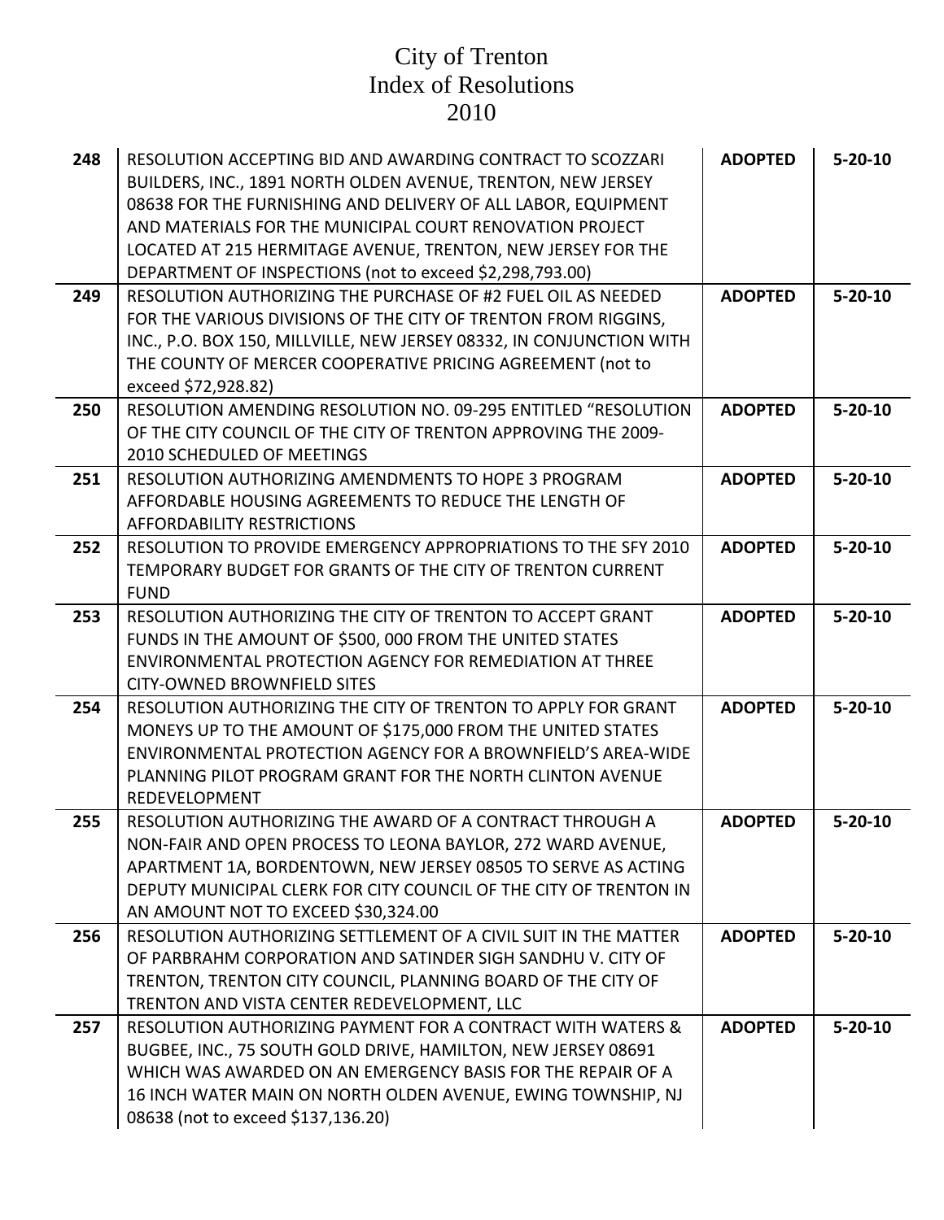# City of Trenton
# Index of Resolutions
# 2010

| | | | |
|---|---|---|---|
| **248** | RESOLUTION ACCEPTING BID AND AWARDING CONTRACT TO SCOZZARI BUILDERS, INC., 1891 NORTH OLDEN AVENUE, TRENTON, NEW JERSEY 08638 FOR THE FURNISHING AND DELIVERY OF ALL LABOR, EQUIPMENT AND MATERIALS FOR THE MUNICIPAL COURT RENOVATION PROJECT LOCATED AT 215 HERMITAGE AVENUE, TRENTON, NEW JERSEY FOR THE DEPARTMENT OF INSPECTIONS (not to exceed $2,298,793.00) | **ADOPTED** | **5-20-10** |
| **249** | RESOLUTION AUTHORIZING THE PURCHASE OF #2 FUEL OIL AS NEEDED FOR THE VARIOUS DIVISIONS OF THE CITY OF TRENTON FROM RIGGINS, INC., P.O. BOX 150, MILLVILLE, NEW JERSEY 08332, IN CONJUNCTION WITH THE COUNTY OF MERCER COOPERATIVE PRICING AGREEMENT (not to exceed $72,928.82) | **ADOPTED** | **5-20-10** |
| **250** | RESOLUTION AMENDING RESOLUTION NO. 09-295 ENTITLED "RESOLUTION OF THE CITY COUNCIL OF THE CITY OF TRENTON APPROVING THE 2009-2010 SCHEDULED OF MEETINGS | **ADOPTED** | **5-20-10** |
| **251** | RESOLUTION AUTHORIZING AMENDMENTS TO HOPE 3 PROGRAM AFFORDABLE HOUSING AGREEMENTS TO REDUCE THE LENGTH OF AFFORDABILITY RESTRICTIONS | **ADOPTED** | **5-20-10** |
| **252** | RESOLUTION TO PROVIDE EMERGENCY APPROPRIATIONS TO THE SFY 2010 TEMPORARY BUDGET FOR GRANTS OF THE CITY OF TRENTON CURRENT FUND | **ADOPTED** | **5-20-10** |
| **253** | RESOLUTION AUTHORIZING THE CITY OF TRENTON TO ACCEPT GRANT FUNDS IN THE AMOUNT OF $500, 000 FROM THE UNITED STATES ENVIRONMENTAL PROTECTION AGENCY FOR REMEDIATION AT THREE CITY-OWNED BROWNFIELD SITES | **ADOPTED** | **5-20-10** |
| **254** | RESOLUTION AUTHORIZING THE CITY OF TRENTON TO APPLY FOR GRANT MONEYS UP TO THE AMOUNT OF $175,000 FROM THE UNITED STATES ENVIRONMENTAL PROTECTION AGENCY FOR A BROWNFIELD'S AREA-WIDE PLANNING PILOT PROGRAM GRANT FOR THE NORTH CLINTON AVENUE REDEVELOPMENT | **ADOPTED** | **5-20-10** |
| **255** | RESOLUTION AUTHORIZING THE AWARD OF A CONTRACT THROUGH A NON-FAIR AND OPEN PROCESS TO LEONA BAYLOR, 272 WARD AVENUE, APARTMENT 1A, BORDENTOWN, NEW JERSEY 08505 TO SERVE AS ACTING DEPUTY MUNICIPAL CLERK FOR CITY COUNCIL OF THE CITY OF TRENTON IN AN AMOUNT NOT TO EXCEED $30,324.00 | **ADOPTED** | **5-20-10** |
| **256** | RESOLUTION AUTHORIZING SETTLEMENT OF A CIVIL SUIT IN THE MATTER OF PARBRAHM CORPORATION AND SATINDER SIGH SANDHU V. CITY OF TRENTON, TRENTON CITY COUNCIL, PLANNING BOARD OF THE CITY OF TRENTON AND VISTA CENTER REDEVELOPMENT, LLC | **ADOPTED** | **5-20-10** |
| **257** | RESOLUTION AUTHORIZING PAYMENT FOR A CONTRACT WITH WATERS & BUGBEE, INC., 75 SOUTH GOLD DRIVE, HAMILTON, NEW JERSEY 08691 WHICH WAS AWARDED ON AN EMERGENCY BASIS FOR THE REPAIR OF A 16 INCH WATER MAIN ON NORTH OLDEN AVENUE, EWING TOWNSHIP, NJ 08638 (not to exceed $137,136.20) | **ADOPTED** | **5-20-10** |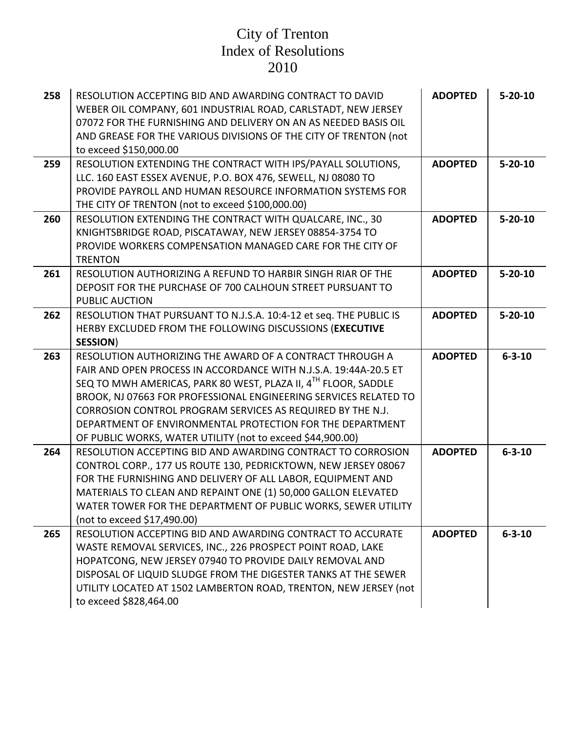# City of Trenton
# Index of Resolutions
# 2010

| | | | |
|---|---|---|---|
| **258** | RESOLUTION ACCEPTING BID AND AWARDING CONTRACT TO DAVID WEBER OIL COMPANY, 601 INDUSTRIAL ROAD, CARLSTADT, NEW JERSEY 07072 FOR THE FURNISHING AND DELIVERY ON AN AS NEEDED BASIS OIL AND GREASE FOR THE VARIOUS DIVISIONS OF THE CITY OF TRENTON (not to exceed $150,000.00 | **ADOPTED** | **5-20-10** |
| **259** | RESOLUTION EXTENDING THE CONTRACT WITH IPS/PAYALL SOLUTIONS, LLC. 160 EAST ESSEX AVENUE, P.O. BOX 476, SEWELL, NJ 08080 TO PROVIDE PAYROLL AND HUMAN RESOURCE INFORMATION SYSTEMS FOR THE CITY OF TRENTON (not to exceed $100,000.00) | **ADOPTED** | **5-20-10** |
| **260** | RESOLUTION EXTENDING THE CONTRACT WITH QUALCARE, INC., 30 KNIGHTSBRIDGE ROAD, PISCATAWAY, NEW JERSEY 08854-3754 TO PROVIDE WORKERS COMPENSATION MANAGED CARE FOR THE CITY OF TRENTON | **ADOPTED** | **5-20-10** |
| **261** | RESOLUTION AUTHORIZING A REFUND TO HARBIR SINGH RIAR OF THE DEPOSIT FOR THE PURCHASE OF 700 CALHOUN STREET PURSUANT TO PUBLIC AUCTION | **ADOPTED** | **5-20-10** |
| **262** | RESOLUTION THAT PURSUANT TO N.J.S.A. 10:4-12 et seq. THE PUBLIC IS HERBY EXCLUDED FROM THE FOLLOWING DISCUSSIONS (**EXECUTIVE SESSION**) | **ADOPTED** | **5-20-10** |
| **263** | RESOLUTION AUTHORIZING THE AWARD OF A CONTRACT THROUGH A FAIR AND OPEN PROCESS IN ACCORDANCE WITH N.J.S.A. 19:44A-20.5 ET SEQ TO MWH AMERICAS, PARK 80 WEST, PLAZA II, 4TH FLOOR, SADDLE BROOK, NJ 07663 FOR PROFESSIONAL ENGINEERING SERVICES RELATED TO CORROSION CONTROL PROGRAM SERVICES AS REQUIRED BY THE N.J. DEPARTMENT OF ENVIRONMENTAL PROTECTION FOR THE DEPARTMENT OF PUBLIC WORKS, WATER UTILITY (not to exceed $44,900.00) | **ADOPTED** | **6-3-10** |
| **264** | RESOLUTION ACCEPTING BID AND AWARDING CONTRACT TO CORROSION CONTROL CORP., 177 US ROUTE 130, PEDRICKTOWN, NEW JERSEY 08067 FOR THE FURNISHING AND DELIVERY OF ALL LABOR, EQUIPMENT AND MATERIALS TO CLEAN AND REPAINT ONE (1) 50,000 GALLON ELEVATED WATER TOWER FOR THE DEPARTMENT OF PUBLIC WORKS, SEWER UTILITY (not to exceed $17,490.00) | **ADOPTED** | **6-3-10** |
| **265** | RESOLUTION ACCEPTING BID AND AWARDING CONTRACT TO ACCURATE WASTE REMOVAL SERVICES, INC., 226 PROSPECT POINT ROAD, LAKE HOPATCONG, NEW JERSEY 07940 TO PROVIDE DAILY REMOVAL AND DISPOSAL OF LIQUID SLUDGE FROM THE DIGESTER TANKS AT THE SEWER UTILITY LOCATED AT 1502 LAMBERTON ROAD, TRENTON, NEW JERSEY (not to exceed $828,464.00 | **ADOPTED** | **6-3-10** |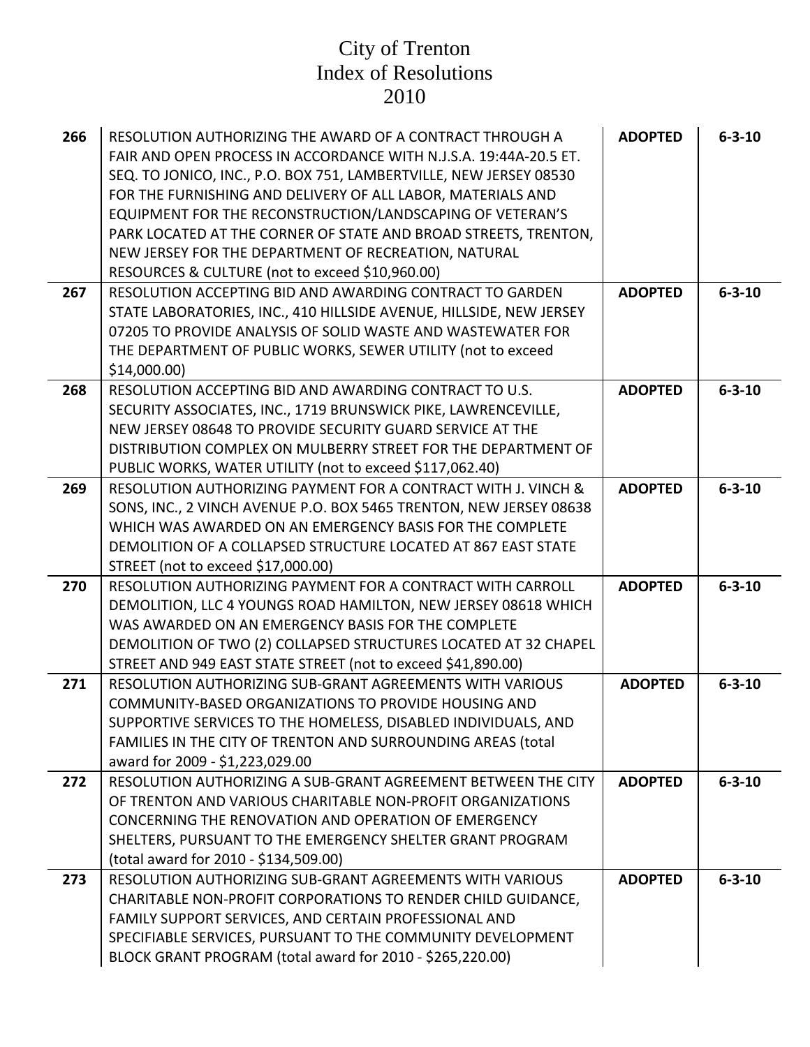# City of Trenton
# Index of Resolutions
# 2010

| | | | |
|---|---|---|---|
| **266** | RESOLUTION AUTHORIZING THE AWARD OF A CONTRACT THROUGH A FAIR AND OPEN PROCESS IN ACCORDANCE WITH N.J.S.A. 19:44A-20.5 ET. SEQ. TO JONICO, INC., P.O. BOX 751, LAMBERTVILLE, NEW JERSEY 08530 FOR THE FURNISHING AND DELIVERY OF ALL LABOR, MATERIALS AND EQUIPMENT FOR THE RECONSTRUCTION/LANDSCAPING OF VETERAN'S PARK LOCATED AT THE CORNER OF STATE AND BROAD STREETS, TRENTON, NEW JERSEY FOR THE DEPARTMENT OF RECREATION, NATURAL RESOURCES & CULTURE (not to exceed $10,960.00) | **ADOPTED** | **6-3-10** |
| **267** | RESOLUTION ACCEPTING BID AND AWARDING CONTRACT TO GARDEN STATE LABORATORIES, INC., 410 HILLSIDE AVENUE, HILLSIDE, NEW JERSEY 07205 TO PROVIDE ANALYSIS OF SOLID WASTE AND WASTEWATER FOR THE DEPARTMENT OF PUBLIC WORKS, SEWER UTILITY (not to exceed $14,000.00) | **ADOPTED** | **6-3-10** |
| **268** | RESOLUTION ACCEPTING BID AND AWARDING CONTRACT TO U.S. SECURITY ASSOCIATES, INC., 1719 BRUNSWICK PIKE, LAWRENCEVILLE, NEW JERSEY 08648 TO PROVIDE SECURITY GUARD SERVICE AT THE DISTRIBUTION COMPLEX ON MULBERRY STREET FOR THE DEPARTMENT OF PUBLIC WORKS, WATER UTILITY (not to exceed $117,062.40) | **ADOPTED** | **6-3-10** |
| **269** | RESOLUTION AUTHORIZING PAYMENT FOR A CONTRACT WITH J. VINCH & SONS, INC., 2 VINCH AVENUE P.O. BOX 5465 TRENTON, NEW JERSEY 08638 WHICH WAS AWARDED ON AN EMERGENCY BASIS FOR THE COMPLETE DEMOLITION OF A COLLAPSED STRUCTURE LOCATED AT 867 EAST STATE STREET (not to exceed $17,000.00) | **ADOPTED** | **6-3-10** |
| **270** | RESOLUTION AUTHORIZING PAYMENT FOR A CONTRACT WITH CARROLL DEMOLITION, LLC 4 YOUNGS ROAD HAMILTON, NEW JERSEY 08618 WHICH WAS AWARDED ON AN EMERGENCY BASIS FOR THE COMPLETE DEMOLITION OF TWO (2) COLLAPSED STRUCTURES LOCATED AT 32 CHAPEL STREET AND 949 EAST STATE STREET (not to exceed $41,890.00) | **ADOPTED** | **6-3-10** |
| **271** | RESOLUTION AUTHORIZING SUB-GRANT AGREEMENTS WITH VARIOUS COMMUNITY-BASED ORGANIZATIONS TO PROVIDE HOUSING AND SUPPORTIVE SERVICES TO THE HOMELESS, DISABLED INDIVIDUALS, AND FAMILIES IN THE CITY OF TRENTON AND SURROUNDING AREAS (total award for 2009 - $1,223,029.00 | **ADOPTED** | **6-3-10** |
| **272** | RESOLUTION AUTHORIZING A SUB-GRANT AGREEMENT BETWEEN THE CITY OF TRENTON AND VARIOUS CHARITABLE NON-PROFIT ORGANIZATIONS CONCERNING THE RENOVATION AND OPERATION OF EMERGENCY SHELTERS, PURSUANT TO THE EMERGENCY SHELTER GRANT PROGRAM (total award for 2010 - $134,509.00) | **ADOPTED** | **6-3-10** |
| **273** | RESOLUTION AUTHORIZING SUB-GRANT AGREEMENTS WITH VARIOUS CHARITABLE NON-PROFIT CORPORATIONS TO RENDER CHILD GUIDANCE, FAMILY SUPPORT SERVICES, AND CERTAIN PROFESSIONAL AND SPECIFIABLE SERVICES, PURSUANT TO THE COMMUNITY DEVELOPMENT BLOCK GRANT PROGRAM (total award for 2010 - $265,220.00) | **ADOPTED** | **6-3-10** |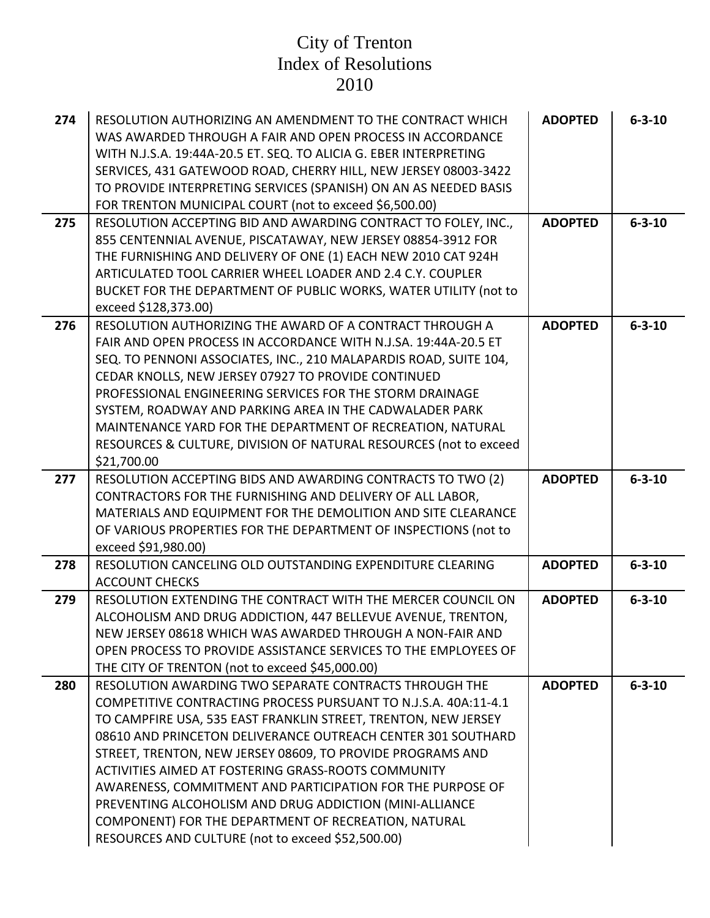# City of Trenton
# Index of Resolutions
# 2010

| | | | |
|---|---|---|---|
| **274** | RESOLUTION AUTHORIZING AN AMENDMENT TO THE CONTRACT WHICH WAS AWARDED THROUGH A FAIR AND OPEN PROCESS IN ACCORDANCE WITH N.J.S.A. 19:44A-20.5 ET. SEQ. TO ALICIA G. EBER INTERPRETING SERVICES, 431 GATEWOOD ROAD, CHERRY HILL, NEW JERSEY 08003-3422 TO PROVIDE INTERPRETING SERVICES (SPANISH) ON AN AS NEEDED BASIS FOR TRENTON MUNICIPAL COURT (not to exceed $6,500.00) | **ADOPTED** | **6-3-10** |
| **275** | RESOLUTION ACCEPTING BID AND AWARDING CONTRACT TO FOLEY, INC., 855 CENTENNIAL AVENUE, PISCATAWAY, NEW JERSEY 08854-3912 FOR THE FURNISHING AND DELIVERY OF ONE (1) EACH NEW 2010 CAT 924H ARTICULATED TOOL CARRIER WHEEL LOADER AND 2.4 C.Y. COUPLER BUCKET FOR THE DEPARTMENT OF PUBLIC WORKS, WATER UTILITY (not to exceed $128,373.00) | **ADOPTED** | **6-3-10** |
| **276** | RESOLUTION AUTHORIZING THE AWARD OF A CONTRACT THROUGH A FAIR AND OPEN PROCESS IN ACCORDANCE WITH N.J.SA. 19:44A-20.5 ET SEQ. TO PENNONI ASSOCIATES, INC., 210 MALAPARDIS ROAD, SUITE 104, CEDAR KNOLLS, NEW JERSEY 07927 TO PROVIDE CONTINUED PROFESSIONAL ENGINEERING SERVICES FOR THE STORM DRAINAGE SYSTEM, ROADWAY AND PARKING AREA IN THE CADWALADER PARK MAINTENANCE YARD FOR THE DEPARTMENT OF RECREATION, NATURAL RESOURCES & CULTURE, DIVISION OF NATURAL RESOURCES (not to exceed $21,700.00 | **ADOPTED** | **6-3-10** |
| **277** | RESOLUTION ACCEPTING BIDS AND AWARDING CONTRACTS TO TWO (2) CONTRACTORS FOR THE FURNISHING AND DELIVERY OF ALL LABOR, MATERIALS AND EQUIPMENT FOR THE DEMOLITION AND SITE CLEARANCE OF VARIOUS PROPERTIES FOR THE DEPARTMENT OF INSPECTIONS (not to exceed $91,980.00) | **ADOPTED** | **6-3-10** |
| **278** | RESOLUTION CANCELING OLD OUTSTANDING EXPENDITURE CLEARING ACCOUNT CHECKS | **ADOPTED** | **6-3-10** |
| **279** | RESOLUTION EXTENDING THE CONTRACT WITH THE MERCER COUNCIL ON ALCOHOLISM AND DRUG ADDICTION, 447 BELLEVUE AVENUE, TRENTON, NEW JERSEY 08618 WHICH WAS AWARDED THROUGH A NON-FAIR AND OPEN PROCESS TO PROVIDE ASSISTANCE SERVICES TO THE EMPLOYEES OF THE CITY OF TRENTON (not to exceed $45,000.00) | **ADOPTED** | **6-3-10** |
| **280** | RESOLUTION AWARDING TWO SEPARATE CONTRACTS THROUGH THE COMPETITIVE CONTRACTING PROCESS PURSUANT TO N.J.S.A. 40A:11-4.1 TO CAMPFIRE USA, 535 EAST FRANKLIN STREET, TRENTON, NEW JERSEY 08610 AND PRINCETON DELIVERANCE OUTREACH CENTER 301 SOUTHARD STREET, TRENTON, NEW JERSEY 08609, TO PROVIDE PROGRAMS AND ACTIVITIES AIMED AT FOSTERING GRASS-ROOTS COMMUNITY AWARENESS, COMMITMENT AND PARTICIPATION FOR THE PURPOSE OF PREVENTING ALCOHOLISM AND DRUG ADDICTION (MINI-ALLIANCE COMPONENT) FOR THE DEPARTMENT OF RECREATION, NATURAL RESOURCES AND CULTURE (not to exceed $52,500.00) | **ADOPTED** | **6-3-10** |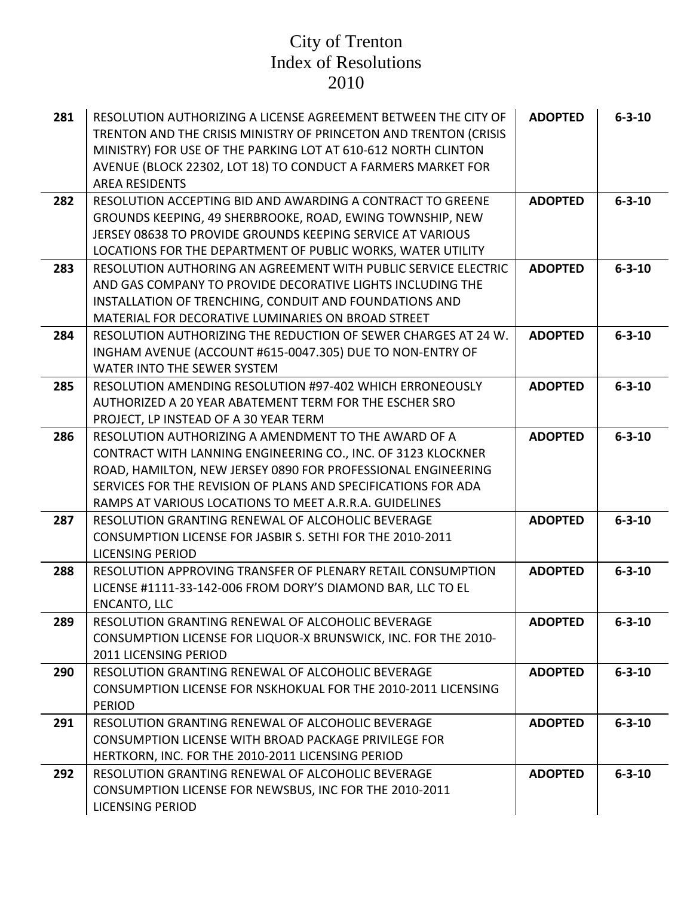# City of Trenton
# Index of Resolutions
# 2010

| | | | |
|---|---|---|---|
| **281** | RESOLUTION AUTHORIZING A LICENSE AGREEMENT BETWEEN THE CITY OF TRENTON AND THE CRISIS MINISTRY OF PRINCETON AND TRENTON (CRISIS MINISTRY) FOR USE OF THE PARKING LOT AT 610-612 NORTH CLINTON AVENUE (BLOCK 22302, LOT 18) TO CONDUCT A FARMERS MARKET FOR AREA RESIDENTS | **ADOPTED** | **6-3-10** |
| **282** | RESOLUTION ACCEPTING BID AND AWARDING A CONTRACT TO GREENE GROUNDS KEEPING, 49 SHERBROOKE, ROAD, EWING TOWNSHIP, NEW JERSEY 08638 TO PROVIDE GROUNDS KEEPING SERVICE AT VARIOUS LOCATIONS FOR THE DEPARTMENT OF PUBLIC WORKS, WATER UTILITY | **ADOPTED** | **6-3-10** |
| **283** | RESOLUTION AUTHORING AN AGREEMENT WITH PUBLIC SERVICE ELECTRIC AND GAS COMPANY TO PROVIDE DECORATIVE LIGHTS INCLUDING THE INSTALLATION OF TRENCHING, CONDUIT AND FOUNDATIONS AND MATERIAL FOR DECORATIVE LUMINARIES ON BROAD STREET | **ADOPTED** | **6-3-10** |
| **284** | RESOLUTION AUTHORIZING THE REDUCTION OF SEWER CHARGES AT 24 W. INGHAM AVENUE (ACCOUNT #615-0047.305) DUE TO NON-ENTRY OF WATER INTO THE SEWER SYSTEM | **ADOPTED** | **6-3-10** |
| **285** | RESOLUTION AMENDING RESOLUTION #97-402 WHICH ERRONEOUSLY AUTHORIZED A 20 YEAR ABATEMENT TERM FOR THE ESCHER SRO PROJECT, LP INSTEAD OF A 30 YEAR TERM | **ADOPTED** | **6-3-10** |
| **286** | RESOLUTION AUTHORIZING A AMENDMENT TO THE AWARD OF A CONTRACT WITH LANNING ENGINEERING CO., INC. OF 3123 KLOCKNER ROAD, HAMILTON, NEW JERSEY 0890 FOR PROFESSIONAL ENGINEERING SERVICES FOR THE REVISION OF PLANS AND SPECIFICATIONS FOR ADA RAMPS AT VARIOUS LOCATIONS TO MEET A.R.R.A. GUIDELINES | **ADOPTED** | **6-3-10** |
| **287** | RESOLUTION GRANTING RENEWAL OF ALCOHOLIC BEVERAGE CONSUMPTION LICENSE FOR JASBIR S. SETHI FOR THE 2010-2011 LICENSING PERIOD | **ADOPTED** | **6-3-10** |
| **288** | RESOLUTION APPROVING TRANSFER OF PLENARY RETAIL CONSUMPTION LICENSE #1111-33-142-006 FROM DORY'S DIAMOND BAR, LLC TO EL ENCANTO, LLC | **ADOPTED** | **6-3-10** |
| **289** | RESOLUTION GRANTING RENEWAL OF ALCOHOLIC BEVERAGE CONSUMPTION LICENSE FOR LIQUOR-X BRUNSWICK, INC. FOR THE 2010-2011 LICENSING PERIOD | **ADOPTED** | **6-3-10** |
| **290** | RESOLUTION GRANTING RENEWAL OF ALCOHOLIC BEVERAGE CONSUMPTION LICENSE FOR NSKHOKUAL FOR THE 2010-2011 LICENSING PERIOD | **ADOPTED** | **6-3-10** |
| **291** | RESOLUTION GRANTING RENEWAL OF ALCOHOLIC BEVERAGE CONSUMPTION LICENSE WITH BROAD PACKAGE PRIVILEGE FOR HERTKORN, INC. FOR THE 2010-2011 LICENSING PERIOD | **ADOPTED** | **6-3-10** |
| **292** | RESOLUTION GRANTING RENEWAL OF ALCOHOLIC BEVERAGE CONSUMPTION LICENSE FOR NEWSBUS, INC FOR THE 2010-2011 LICENSING PERIOD | **ADOPTED** | **6-3-10** |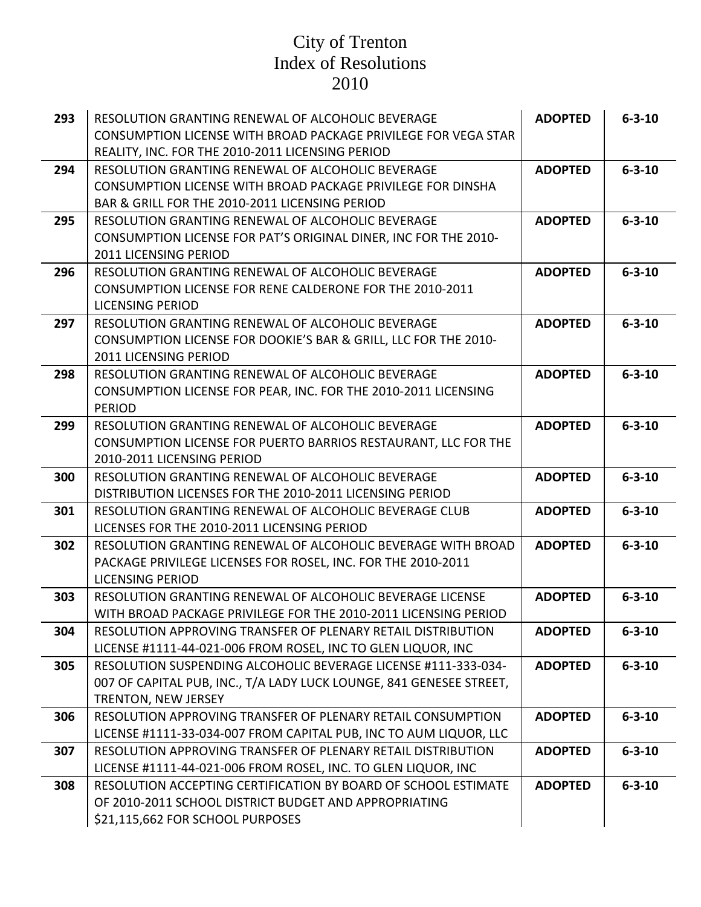# City of Trenton
# Index of Resolutions
# 2010

| | | | |
|---|---|---|---|
| **293** | RESOLUTION GRANTING RENEWAL OF ALCOHOLIC BEVERAGE CONSUMPTION LICENSE WITH BROAD PACKAGE PRIVILEGE FOR VEGA STAR REALITY, INC. FOR THE 2010-2011 LICENSING PERIOD | **ADOPTED** | **6-3-10** |
| **294** | RESOLUTION GRANTING RENEWAL OF ALCOHOLIC BEVERAGE CONSUMPTION LICENSE WITH BROAD PACKAGE PRIVILEGE FOR DINSHA BAR & GRILL FOR THE 2010-2011 LICENSING PERIOD | **ADOPTED** | **6-3-10** |
| **295** | RESOLUTION GRANTING RENEWAL OF ALCOHOLIC BEVERAGE CONSUMPTION LICENSE FOR PAT'S ORIGINAL DINER, INC FOR THE 2010-2011 LICENSING PERIOD | **ADOPTED** | **6-3-10** |
| **296** | RESOLUTION GRANTING RENEWAL OF ALCOHOLIC BEVERAGE CONSUMPTION LICENSE FOR RENE CALDERONE FOR THE 2010-2011 LICENSING PERIOD | **ADOPTED** | **6-3-10** |
| **297** | RESOLUTION GRANTING RENEWAL OF ALCOHOLIC BEVERAGE CONSUMPTION LICENSE FOR DOOKIE'S BAR & GRILL, LLC FOR THE 2010-2011 LICENSING PERIOD | **ADOPTED** | **6-3-10** |
| **298** | RESOLUTION GRANTING RENEWAL OF ALCOHOLIC BEVERAGE CONSUMPTION LICENSE FOR PEAR, INC. FOR THE 2010-2011 LICENSING PERIOD | **ADOPTED** | **6-3-10** |
| **299** | RESOLUTION GRANTING RENEWAL OF ALCOHOLIC BEVERAGE CONSUMPTION LICENSE FOR PUERTO BARRIOS RESTAURANT, LLC FOR THE 2010-2011 LICENSING PERIOD | **ADOPTED** | **6-3-10** |
| **300** | RESOLUTION GRANTING RENEWAL OF ALCOHOLIC BEVERAGE DISTRIBUTION LICENSES FOR THE 2010-2011 LICENSING PERIOD | **ADOPTED** | **6-3-10** |
| **301** | RESOLUTION GRANTING RENEWAL OF ALCOHOLIC BEVERAGE CLUB LICENSES FOR THE 2010-2011 LICENSING PERIOD | **ADOPTED** | **6-3-10** |
| **302** | RESOLUTION GRANTING RENEWAL OF ALCOHOLIC BEVERAGE WITH BROAD PACKAGE PRIVILEGE LICENSES FOR ROSEL, INC. FOR THE 2010-2011 LICENSING PERIOD | **ADOPTED** | **6-3-10** |
| **303** | RESOLUTION GRANTING RENEWAL OF ALCOHOLIC BEVERAGE LICENSE WITH BROAD PACKAGE PRIVILEGE FOR THE 2010-2011 LICENSING PERIOD | **ADOPTED** | **6-3-10** |
| **304** | RESOLUTION APPROVING TRANSFER OF PLENARY RETAIL DISTRIBUTION LICENSE #1111-44-021-006 FROM ROSEL, INC TO GLEN LIQUOR, INC | **ADOPTED** | **6-3-10** |
| **305** | RESOLUTION SUSPENDING ALCOHOLIC BEVERAGE LICENSE #111-333-034-007 OF CAPITAL PUB, INC., T/A LADY LUCK LOUNGE, 841 GENESEE STREET, TRENTON, NEW JERSEY | **ADOPTED** | **6-3-10** |
| **306** | RESOLUTION APPROVING TRANSFER OF PLENARY RETAIL CONSUMPTION LICENSE #1111-33-034-007 FROM CAPITAL PUB, INC TO AUM LIQUOR, LLC | **ADOPTED** | **6-3-10** |
| **307** | RESOLUTION APPROVING TRANSFER OF PLENARY RETAIL DISTRIBUTION LICENSE #1111-44-021-006 FROM ROSEL, INC. TO GLEN LIQUOR, INC | **ADOPTED** | **6-3-10** |
| **308** | RESOLUTION ACCEPTING CERTIFICATION BY BOARD OF SCHOOL ESTIMATE OF 2010-2011 SCHOOL DISTRICT BUDGET AND APPROPRIATING $21,115,662 FOR SCHOOL PURPOSES | **ADOPTED** | **6-3-10** |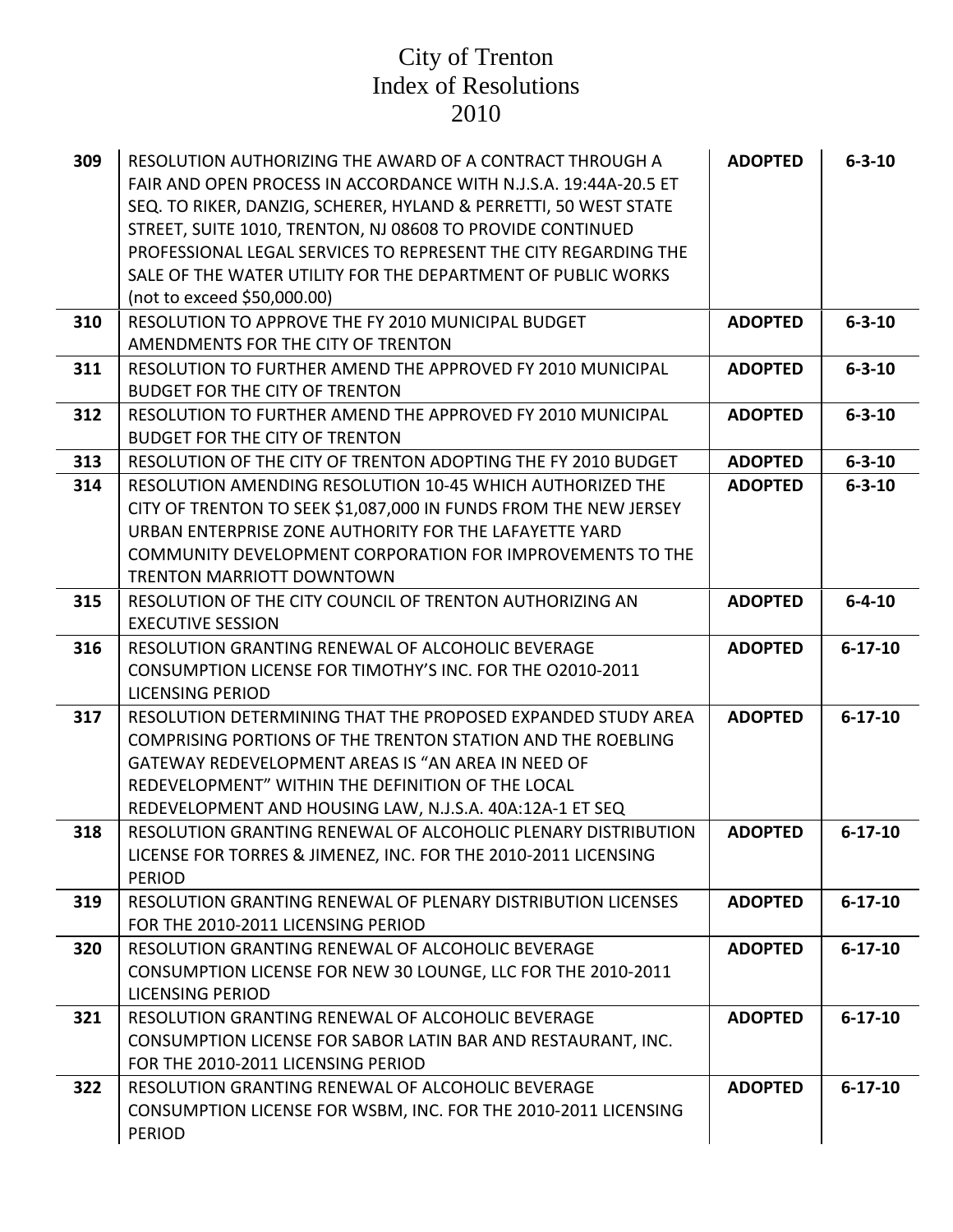# City of Trenton
# Index of Resolutions
# 2010

| | | | |
|---|---|---|---|
| **309** | RESOLUTION AUTHORIZING THE AWARD OF A CONTRACT THROUGH A FAIR AND OPEN PROCESS IN ACCORDANCE WITH N.J.S.A. 19:44A-20.5 ET SEQ. TO RIKER, DANZIG, SCHERER, HYLAND & PERRETTI, 50 WEST STATE STREET, SUITE 1010, TRENTON, NJ 08608 TO PROVIDE CONTINUED PROFESSIONAL LEGAL SERVICES TO REPRESENT THE CITY REGARDING THE SALE OF THE WATER UTILITY FOR THE DEPARTMENT OF PUBLIC WORKS (not to exceed $50,000.00) | **ADOPTED** | **6-3-10** |
| **310** | RESOLUTION TO APPROVE THE FY 2010 MUNICIPAL BUDGET AMENDMENTS FOR THE CITY OF TRENTON | **ADOPTED** | **6-3-10** |
| **311** | RESOLUTION TO FURTHER AMEND THE APPROVED FY 2010 MUNICIPAL BUDGET FOR THE CITY OF TRENTON | **ADOPTED** | **6-3-10** |
| **312** | RESOLUTION TO FURTHER AMEND THE APPROVED FY 2010 MUNICIPAL BUDGET FOR THE CITY OF TRENTON | **ADOPTED** | **6-3-10** |
| **313** | RESOLUTION OF THE CITY OF TRENTON ADOPTING THE FY 2010 BUDGET | **ADOPTED** | **6-3-10** |
| **314** | RESOLUTION AMENDING RESOLUTION 10-45 WHICH AUTHORIZED THE CITY OF TRENTON TO SEEK $1,087,000 IN FUNDS FROM THE NEW JERSEY URBAN ENTERPRISE ZONE AUTHORITY FOR THE LAFAYETTE YARD COMMUNITY DEVELOPMENT CORPORATION FOR IMPROVEMENTS TO THE TRENTON MARRIOTT DOWNTOWN | **ADOPTED** | **6-3-10** |
| **315** | RESOLUTION OF THE CITY COUNCIL OF TRENTON AUTHORIZING AN EXECUTIVE SESSION | **ADOPTED** | **6-4-10** |
| **316** | RESOLUTION GRANTING RENEWAL OF ALCOHOLIC BEVERAGE CONSUMPTION LICENSE FOR TIMOTHY'S INC. FOR THE O2010-2011 LICENSING PERIOD | **ADOPTED** | **6-17-10** |
| **317** | RESOLUTION DETERMINING THAT THE PROPOSED EXPANDED STUDY AREA COMPRISING PORTIONS OF THE TRENTON STATION AND THE ROEBLING GATEWAY REDEVELOPMENT AREAS IS "AN AREA IN NEED OF REDEVELOPMENT" WITHIN THE DEFINITION OF THE LOCAL REDEVELOPMENT AND HOUSING LAW, N.J.S.A. 40A:12A-1 ET SEQ | **ADOPTED** | **6-17-10** |
| **318** | RESOLUTION GRANTING RENEWAL OF ALCOHOLIC PLENARY DISTRIBUTION LICENSE FOR TORRES & JIMENEZ, INC. FOR THE 2010-2011 LICENSING PERIOD | **ADOPTED** | **6-17-10** |
| **319** | RESOLUTION GRANTING RENEWAL OF PLENARY DISTRIBUTION LICENSES FOR THE 2010-2011 LICENSING PERIOD | **ADOPTED** | **6-17-10** |
| **320** | RESOLUTION GRANTING RENEWAL OF ALCOHOLIC BEVERAGE CONSUMPTION LICENSE FOR NEW 30 LOUNGE, LLC FOR THE 2010-2011 LICENSING PERIOD | **ADOPTED** | **6-17-10** |
| **321** | RESOLUTION GRANTING RENEWAL OF ALCOHOLIC BEVERAGE CONSUMPTION LICENSE FOR SABOR LATIN BAR AND RESTAURANT, INC. FOR THE 2010-2011 LICENSING PERIOD | **ADOPTED** | **6-17-10** |
| **322** | RESOLUTION GRANTING RENEWAL OF ALCOHOLIC BEVERAGE CONSUMPTION LICENSE FOR WSBM, INC. FOR THE 2010-2011 LICENSING PERIOD | **ADOPTED** | **6-17-10** |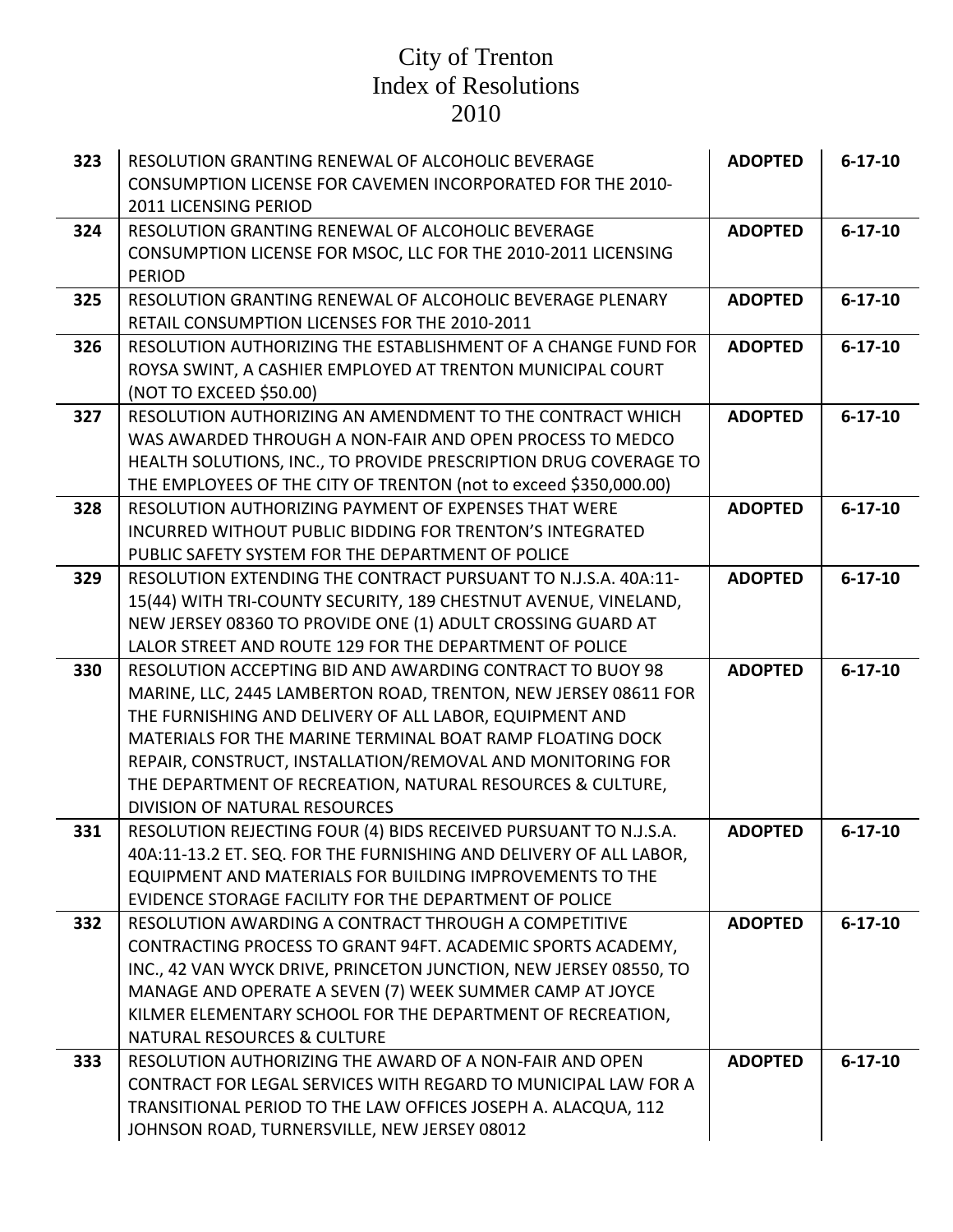# City of Trenton
# Index of Resolutions
# 2010

| | | | |
|---|---|---|---|
| **323** | RESOLUTION GRANTING RENEWAL OF ALCOHOLIC BEVERAGE CONSUMPTION LICENSE FOR CAVEMEN INCORPORATED FOR THE 2010-2011 LICENSING PERIOD | **ADOPTED** | **6-17-10** |
| **324** | RESOLUTION GRANTING RENEWAL OF ALCOHOLIC BEVERAGE CONSUMPTION LICENSE FOR MSOC, LLC FOR THE 2010-2011 LICENSING PERIOD | **ADOPTED** | **6-17-10** |
| **325** | RESOLUTION GRANTING RENEWAL OF ALCOHOLIC BEVERAGE PLENARY RETAIL CONSUMPTION LICENSES FOR THE 2010-2011 | **ADOPTED** | **6-17-10** |
| **326** | RESOLUTION AUTHORIZING THE ESTABLISHMENT OF A CHANGE FUND FOR ROYSA SWINT, A CASHIER EMPLOYED AT TRENTON MUNICIPAL COURT (NOT TO EXCEED $50.00) | **ADOPTED** | **6-17-10** |
| **327** | RESOLUTION AUTHORIZING AN AMENDMENT TO THE CONTRACT WHICH WAS AWARDED THROUGH A NON-FAIR AND OPEN PROCESS TO MEDCO HEALTH SOLUTIONS, INC., TO PROVIDE PRESCRIPTION DRUG COVERAGE TO THE EMPLOYEES OF THE CITY OF TRENTON (not to exceed $350,000.00) | **ADOPTED** | **6-17-10** |
| **328** | RESOLUTION AUTHORIZING PAYMENT OF EXPENSES THAT WERE INCURRED WITHOUT PUBLIC BIDDING FOR TRENTON'S INTEGRATED PUBLIC SAFETY SYSTEM FOR THE DEPARTMENT OF POLICE | **ADOPTED** | **6-17-10** |
| **329** | RESOLUTION EXTENDING THE CONTRACT PURSUANT TO N.J.S.A. 40A:11-15(44) WITH TRI-COUNTY SECURITY, 189 CHESTNUT AVENUE, VINELAND, NEW JERSEY 08360 TO PROVIDE ONE (1) ADULT CROSSING GUARD AT LALOR STREET AND ROUTE 129 FOR THE DEPARTMENT OF POLICE | **ADOPTED** | **6-17-10** |
| **330** | RESOLUTION ACCEPTING BID AND AWARDING CONTRACT TO BUOY 98 MARINE, LLC, 2445 LAMBERTON ROAD, TRENTON, NEW JERSEY 08611 FOR THE FURNISHING AND DELIVERY OF ALL LABOR, EQUIPMENT AND MATERIALS FOR THE MARINE TERMINAL BOAT RAMP FLOATING DOCK REPAIR, CONSTRUCT, INSTALLATION/REMOVAL AND MONITORING FOR THE DEPARTMENT OF RECREATION, NATURAL RESOURCES & CULTURE, DIVISION OF NATURAL RESOURCES | **ADOPTED** | **6-17-10** |
| **331** | RESOLUTION REJECTING FOUR (4) BIDS RECEIVED PURSUANT TO N.J.S.A. 40A:11-13.2 ET. SEQ. FOR THE FURNISHING AND DELIVERY OF ALL LABOR, EQUIPMENT AND MATERIALS FOR BUILDING IMPROVEMENTS TO THE EVIDENCE STORAGE FACILITY FOR THE DEPARTMENT OF POLICE | **ADOPTED** | **6-17-10** |
| **332** | RESOLUTION AWARDING A CONTRACT THROUGH A COMPETITIVE CONTRACTING PROCESS TO GRANT 94FT. ACADEMIC SPORTS ACADEMY, INC., 42 VAN WYCK DRIVE, PRINCETON JUNCTION, NEW JERSEY 08550, TO MANAGE AND OPERATE A SEVEN (7) WEEK SUMMER CAMP AT JOYCE KILMER ELEMENTARY SCHOOL FOR THE DEPARTMENT OF RECREATION, NATURAL RESOURCES & CULTURE | **ADOPTED** | **6-17-10** |
| **333** | RESOLUTION AUTHORIZING THE AWARD OF A NON-FAIR AND OPEN CONTRACT FOR LEGAL SERVICES WITH REGARD TO MUNICIPAL LAW FOR A TRANSITIONAL PERIOD TO THE LAW OFFICES JOSEPH A. ALACQUA, 112 JOHNSON ROAD, TURNERSVILLE, NEW JERSEY 08012 | **ADOPTED** | **6-17-10** |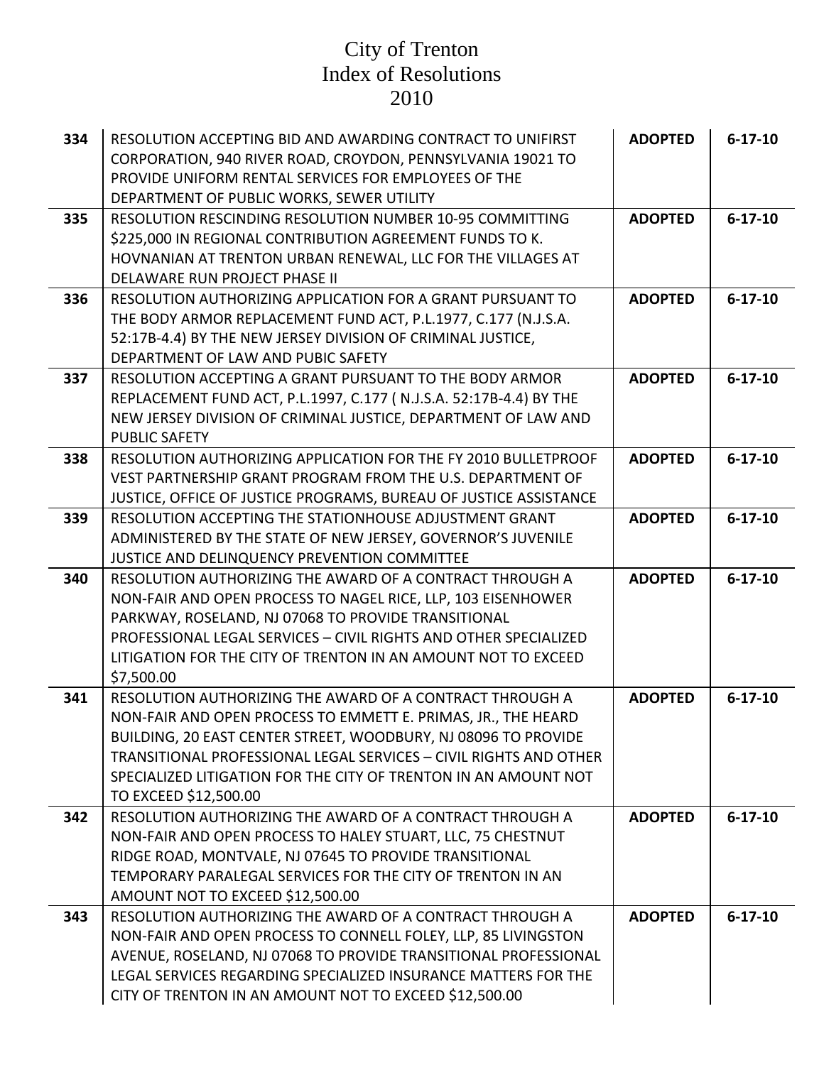# City of Trenton
# Index of Resolutions
# 2010

| | | | |
|---|---|---|---|
| **334** | RESOLUTION ACCEPTING BID AND AWARDING CONTRACT TO UNIFIRST CORPORATION, 940 RIVER ROAD, CROYDON, PENNSYLVANIA 19021 TO PROVIDE UNIFORM RENTAL SERVICES FOR EMPLOYEES OF THE DEPARTMENT OF PUBLIC WORKS, SEWER UTILITY | **ADOPTED** | **6-17-10** |
| **335** | RESOLUTION RESCINDING RESOLUTION NUMBER 10-95 COMMITTING $225,000 IN REGIONAL CONTRIBUTION AGREEMENT FUNDS TO K. HOVNANIAN AT TRENTON URBAN RENEWAL, LLC FOR THE VILLAGES AT DELAWARE RUN PROJECT PHASE II | **ADOPTED** | **6-17-10** |
| **336** | RESOLUTION AUTHORIZING APPLICATION FOR A GRANT PURSUANT TO THE BODY ARMOR REPLACEMENT FUND ACT, P.L.1977, C.177 (N.J.S.A. 52:17B-4.4) BY THE NEW JERSEY DIVISION OF CRIMINAL JUSTICE, DEPARTMENT OF LAW AND PUBIC SAFETY | **ADOPTED** | **6-17-10** |
| **337** | RESOLUTION ACCEPTING A GRANT PURSUANT TO THE BODY ARMOR REPLACEMENT FUND ACT, P.L.1997, C.177 ( N.J.S.A. 52:17B-4.4) BY THE NEW JERSEY DIVISION OF CRIMINAL JUSTICE, DEPARTMENT OF LAW AND PUBLIC SAFETY | **ADOPTED** | **6-17-10** |
| **338** | RESOLUTION AUTHORIZING APPLICATION FOR THE FY 2010 BULLETPROOF VEST PARTNERSHIP GRANT PROGRAM FROM THE U.S. DEPARTMENT OF JUSTICE, OFFICE OF JUSTICE PROGRAMS, BUREAU OF JUSTICE ASSISTANCE | **ADOPTED** | **6-17-10** |
| **339** | RESOLUTION ACCEPTING THE STATIONHOUSE ADJUSTMENT GRANT ADMINISTERED BY THE STATE OF NEW JERSEY, GOVERNOR'S JUVENILE JUSTICE AND DELINQUENCY PREVENTION COMMITTEE | **ADOPTED** | **6-17-10** |
| **340** | RESOLUTION AUTHORIZING THE AWARD OF A CONTRACT THROUGH A NON-FAIR AND OPEN PROCESS TO NAGEL RICE, LLP, 103 EISENHOWER PARKWAY, ROSELAND, NJ 07068 TO PROVIDE TRANSITIONAL PROFESSIONAL LEGAL SERVICES – CIVIL RIGHTS AND OTHER SPECIALIZED LITIGATION FOR THE CITY OF TRENTON IN AN AMOUNT NOT TO EXCEED $7,500.00 | **ADOPTED** | **6-17-10** |
| **341** | RESOLUTION AUTHORIZING THE AWARD OF A CONTRACT THROUGH A NON-FAIR AND OPEN PROCESS TO EMMETT E. PRIMAS, JR., THE HEARD BUILDING, 20 EAST CENTER STREET, WOODBURY, NJ 08096 TO PROVIDE TRANSITIONAL PROFESSIONAL LEGAL SERVICES – CIVIL RIGHTS AND OTHER SPECIALIZED LITIGATION FOR THE CITY OF TRENTON IN AN AMOUNT NOT TO EXCEED $12,500.00 | **ADOPTED** | **6-17-10** |
| **342** | RESOLUTION AUTHORIZING THE AWARD OF A CONTRACT THROUGH A NON-FAIR AND OPEN PROCESS TO HALEY STUART, LLC, 75 CHESTNUT RIDGE ROAD, MONTVALE, NJ 07645 TO PROVIDE TRANSITIONAL TEMPORARY PARALEGAL SERVICES FOR THE CITY OF TRENTON IN AN AMOUNT NOT TO EXCEED $12,500.00 | **ADOPTED** | **6-17-10** |
| **343** | RESOLUTION AUTHORIZING THE AWARD OF A CONTRACT THROUGH A NON-FAIR AND OPEN PROCESS TO CONNELL FOLEY, LLP, 85 LIVINGSTON AVENUE, ROSELAND, NJ 07068 TO PROVIDE TRANSITIONAL PROFESSIONAL LEGAL SERVICES REGARDING SPECIALIZED INSURANCE MATTERS FOR THE CITY OF TRENTON IN AN AMOUNT NOT TO EXCEED $12,500.00 | | |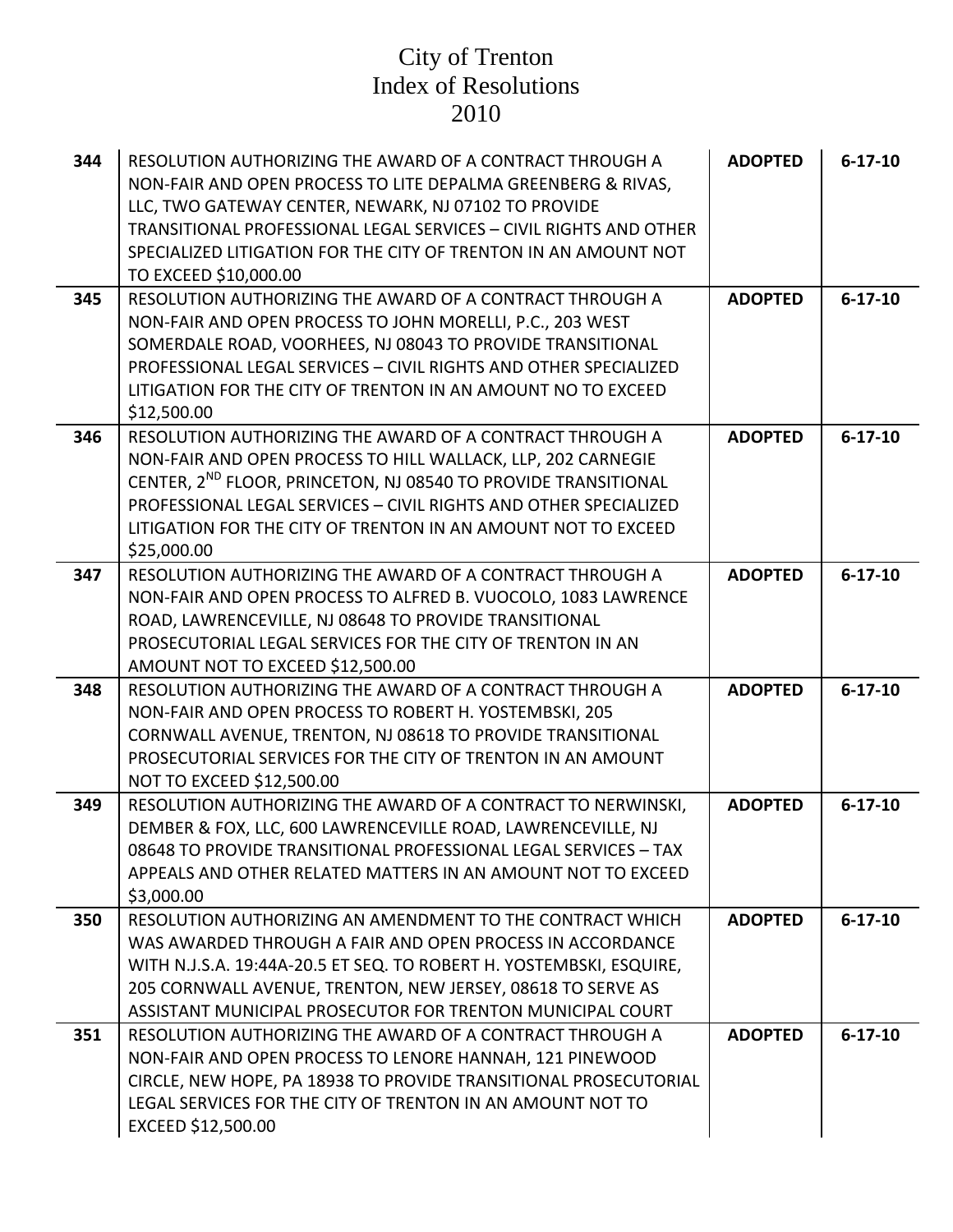# City of Trenton
# Index of Resolutions
# 2010

| | | | |
|---|---|---|---|
| **344** | RESOLUTION AUTHORIZING THE AWARD OF A CONTRACT THROUGH A NON-FAIR AND OPEN PROCESS TO LITE DEPALMA GREENBERG & RIVAS, LLC, TWO GATEWAY CENTER, NEWARK, NJ 07102 TO PROVIDE TRANSITIONAL PROFESSIONAL LEGAL SERVICES – CIVIL RIGHTS AND OTHER SPECIALIZED LITIGATION FOR THE CITY OF TRENTON IN AN AMOUNT NOT TO EXCEED $10,000.00 | **ADOPTED** | **6-17-10** |
| **345** | RESOLUTION AUTHORIZING THE AWARD OF A CONTRACT THROUGH A NON-FAIR AND OPEN PROCESS TO JOHN MORELLI, P.C., 203 WEST SOMERDALE ROAD, VOORHEES, NJ 08043 TO PROVIDE TRANSITIONAL PROFESSIONAL LEGAL SERVICES – CIVIL RIGHTS AND OTHER SPECIALIZED LITIGATION FOR THE CITY OF TRENTON IN AN AMOUNT NO TO EXCEED $12,500.00 | **ADOPTED** | **6-17-10** |
| **346** | RESOLUTION AUTHORIZING THE AWARD OF A CONTRACT THROUGH A NON-FAIR AND OPEN PROCESS TO HILL WALLACK, LLP, 202 CARNEGIE CENTER, 2ND FLOOR, PRINCETON, NJ 08540 TO PROVIDE TRANSITIONAL PROFESSIONAL LEGAL SERVICES – CIVIL RIGHTS AND OTHER SPECIALIZED LITIGATION FOR THE CITY OF TRENTON IN AN AMOUNT NOT TO EXCEED $25,000.00 | **ADOPTED** | **6-17-10** |
| **347** | RESOLUTION AUTHORIZING THE AWARD OF A CONTRACT THROUGH A NON-FAIR AND OPEN PROCESS TO ALFRED B. VUOCOLO, 1083 LAWRENCE ROAD, LAWRENCEVILLE, NJ 08648 TO PROVIDE TRANSITIONAL PROSECUTORIAL LEGAL SERVICES FOR THE CITY OF TRENTON IN AN AMOUNT NOT TO EXCEED $12,500.00 | **ADOPTED** | **6-17-10** |
| **348** | RESOLUTION AUTHORIZING THE AWARD OF A CONTRACT THROUGH A NON-FAIR AND OPEN PROCESS TO ROBERT H. YOSTEMBSKI, 205 CORNWALL AVENUE, TRENTON, NJ 08618 TO PROVIDE TRANSITIONAL PROSECUTORIAL SERVICES FOR THE CITY OF TRENTON IN AN AMOUNT NOT TO EXCEED $12,500.00 | **ADOPTED** | **6-17-10** |
| **349** | RESOLUTION AUTHORIZING THE AWARD OF A CONTRACT TO NERWINSKI, DEMBER & FOX, LLC, 600 LAWRENCEVILLE ROAD, LAWRENCEVILLE, NJ 08648 TO PROVIDE TRANSITIONAL PROFESSIONAL LEGAL SERVICES – TAX APPEALS AND OTHER RELATED MATTERS IN AN AMOUNT NOT TO EXCEED $3,000.00 | **ADOPTED** | **6-17-10** |
| **350** | RESOLUTION AUTHORIZING AN AMENDMENT TO THE CONTRACT WHICH WAS AWARDED THROUGH A FAIR AND OPEN PROCESS IN ACCORDANCE WITH N.J.S.A. 19:44A-20.5 ET SEQ. TO ROBERT H. YOSTEMBSKI, ESQUIRE, 205 CORNWALL AVENUE, TRENTON, NEW JERSEY, 08618 TO SERVE AS ASSISTANT MUNICIPAL PROSECUTOR FOR TRENTON MUNICIPAL COURT | **ADOPTED** | **6-17-10** |
| **351** | RESOLUTION AUTHORIZING THE AWARD OF A CONTRACT THROUGH A NON-FAIR AND OPEN PROCESS TO LENORE HANNAH, 121 PINEWOOD CIRCLE, NEW HOPE, PA 18938 TO PROVIDE TRANSITIONAL PROSECUTORIAL LEGAL SERVICES FOR THE CITY OF TRENTON IN AN AMOUNT NOT TO EXCEED $12,500.00 | **ADOPTED** | **6-17-10** |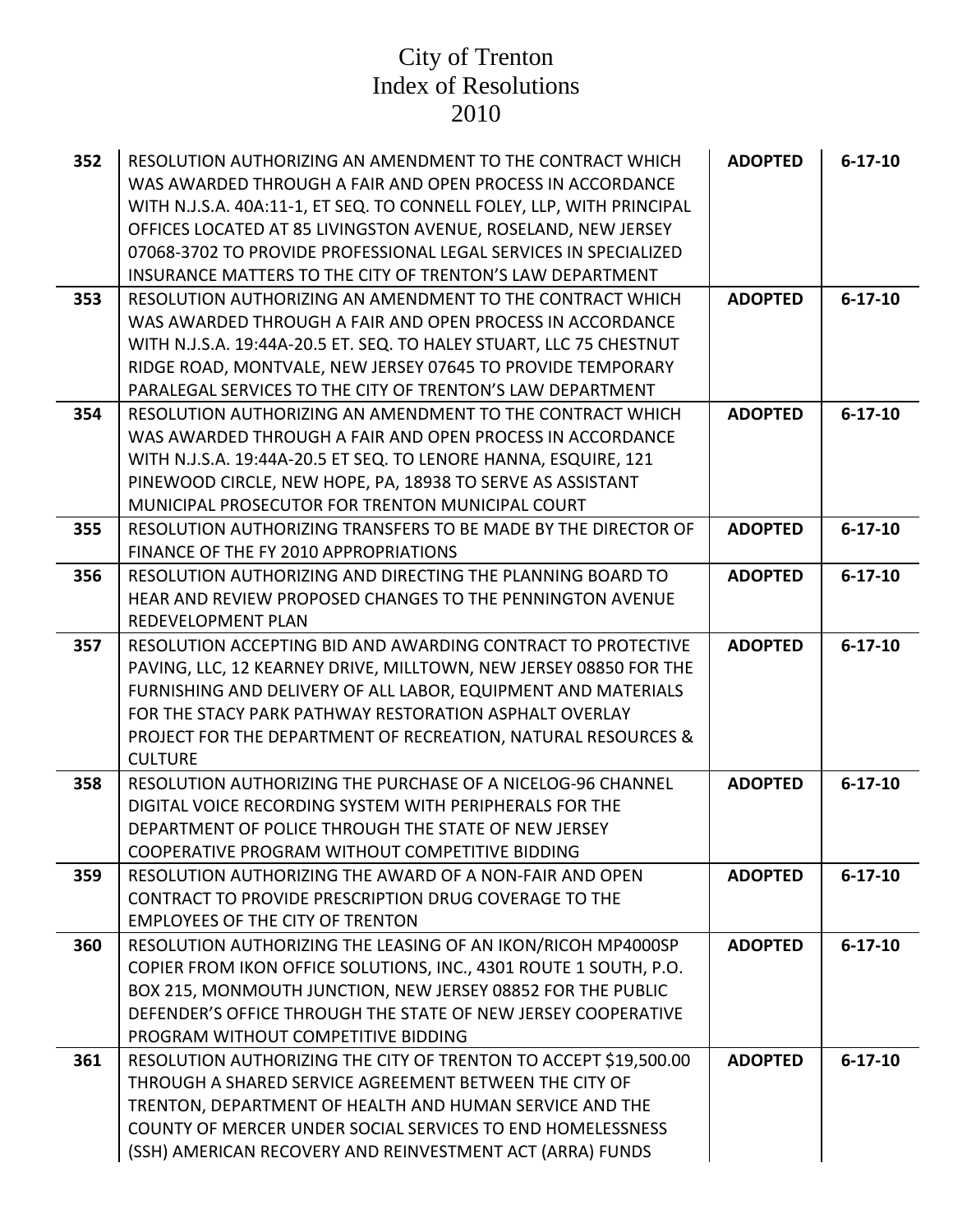# City of Trenton
# Index of Resolutions
# 2010

| | | | |
|---|---|---|---|
| **352** | RESOLUTION AUTHORIZING AN AMENDMENT TO THE CONTRACT WHICH WAS AWARDED THROUGH A FAIR AND OPEN PROCESS IN ACCORDANCE WITH N.J.S.A. 40A:11-1, ET SEQ. TO CONNELL FOLEY, LLP, WITH PRINCIPAL OFFICES LOCATED AT 85 LIVINGSTON AVENUE, ROSELAND, NEW JERSEY 07068-3702 TO PROVIDE PROFESSIONAL LEGAL SERVICES IN SPECIALIZED INSURANCE MATTERS TO THE CITY OF TRENTON'S LAW DEPARTMENT | **ADOPTED** | **6-17-10** |
| **353** | RESOLUTION AUTHORIZING AN AMENDMENT TO THE CONTRACT WHICH WAS AWARDED THROUGH A FAIR AND OPEN PROCESS IN ACCORDANCE WITH N.J.S.A. 19:44A-20.5 ET. SEQ. TO HALEY STUART, LLC 75 CHESTNUT RIDGE ROAD, MONTVALE, NEW JERSEY 07645 TO PROVIDE TEMPORARY PARALEGAL SERVICES TO THE CITY OF TRENTON'S LAW DEPARTMENT | **ADOPTED** | **6-17-10** |
| **354** | RESOLUTION AUTHORIZING AN AMENDMENT TO THE CONTRACT WHICH WAS AWARDED THROUGH A FAIR AND OPEN PROCESS IN ACCORDANCE WITH N.J.S.A. 19:44A-20.5 ET SEQ. TO LENORE HANNA, ESQUIRE, 121 PINEWOOD CIRCLE, NEW HOPE, PA, 18938 TO SERVE AS ASSISTANT MUNICIPAL PROSECUTOR FOR TRENTON MUNICIPAL COURT | **ADOPTED** | **6-17-10** |
| **355** | RESOLUTION AUTHORIZING TRANSFERS TO BE MADE BY THE DIRECTOR OF FINANCE OF THE FY 2010 APPROPRIATIONS | **ADOPTED** | **6-17-10** |
| **356** | RESOLUTION AUTHORIZING AND DIRECTING THE PLANNING BOARD TO HEAR AND REVIEW PROPOSED CHANGES TO THE PENNINGTON AVENUE REDEVELOPMENT PLAN | **ADOPTED** | **6-17-10** |
| **357** | RESOLUTION ACCEPTING BID AND AWARDING CONTRACT TO PROTECTIVE PAVING, LLC, 12 KEARNEY DRIVE, MILLTOWN, NEW JERSEY 08850 FOR THE FURNISHING AND DELIVERY OF ALL LABOR, EQUIPMENT AND MATERIALS FOR THE STACY PARK PATHWAY RESTORATION ASPHALT OVERLAY PROJECT FOR THE DEPARTMENT OF RECREATION, NATURAL RESOURCES & CULTURE | **ADOPTED** | **6-17-10** |
| **358** | RESOLUTION AUTHORIZING THE PURCHASE OF A NICELOG-96 CHANNEL DIGITAL VOICE RECORDING SYSTEM WITH PERIPHERALS FOR THE DEPARTMENT OF POLICE THROUGH THE STATE OF NEW JERSEY COOPERATIVE PROGRAM WITHOUT COMPETITIVE BIDDING | **ADOPTED** | **6-17-10** |
| **359** | RESOLUTION AUTHORIZING THE AWARD OF A NON-FAIR AND OPEN CONTRACT TO PROVIDE PRESCRIPTION DRUG COVERAGE TO THE EMPLOYEES OF THE CITY OF TRENTON | **ADOPTED** | **6-17-10** |
| **360** | RESOLUTION AUTHORIZING THE LEASING OF AN IKON/RICOH MP4000SP COPIER FROM IKON OFFICE SOLUTIONS, INC., 4301 ROUTE 1 SOUTH, P.O. BOX 215, MONMOUTH JUNCTION, NEW JERSEY 08852 FOR THE PUBLIC DEFENDER'S OFFICE THROUGH THE STATE OF NEW JERSEY COOPERATIVE PROGRAM WITHOUT COMPETITIVE BIDDING | **ADOPTED** | **6-17-10** |
| **361** | RESOLUTION AUTHORIZING THE CITY OF TRENTON TO ACCEPT $19,500.00 THROUGH A SHARED SERVICE AGREEMENT BETWEEN THE CITY OF TRENTON, DEPARTMENT OF HEALTH AND HUMAN SERVICE AND THE COUNTY OF MERCER UNDER SOCIAL SERVICES TO END HOMELESSNESS (SSH) AMERICAN RECOVERY AND REINVESTMENT ACT (ARRA) FUNDS | **ADOPTED** | **6-17-10** |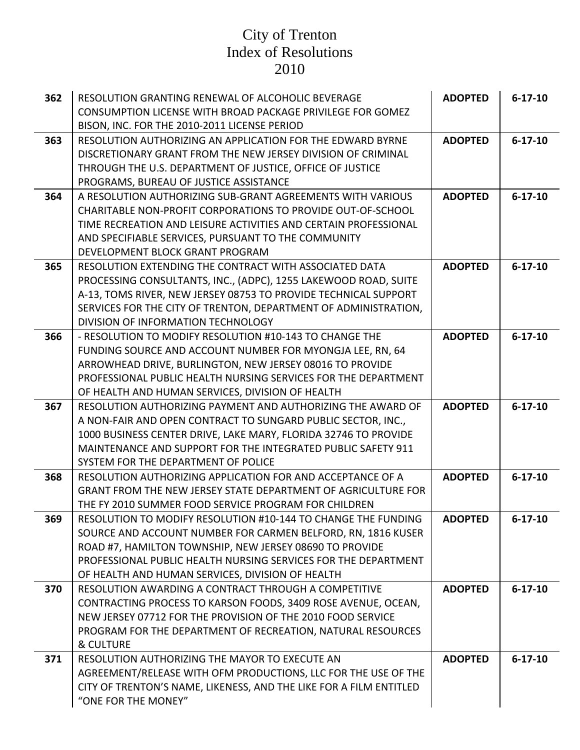# City of Trenton
# Index of Resolutions
# 2010

| | | | |
|---|---|---|---|
| **362** | RESOLUTION GRANTING RENEWAL OF ALCOHOLIC BEVERAGE CONSUMPTION LICENSE WITH BROAD PACKAGE PRIVILEGE FOR GOMEZ BISON, INC. FOR THE 2010-2011 LICENSE PERIOD | **ADOPTED** | **6-17-10** |
| **363** | RESOLUTION AUTHORIZING AN APPLICATION FOR THE EDWARD BYRNE DISCRETIONARY GRANT FROM THE NEW JERSEY DIVISION OF CRIMINAL THROUGH THE U.S. DEPARTMENT OF JUSTICE, OFFICE OF JUSTICE PROGRAMS, BUREAU OF JUSTICE ASSISTANCE | **ADOPTED** | **6-17-10** |
| **364** | A RESOLUTION AUTHORIZING SUB-GRANT AGREEMENTS WITH VARIOUS CHARITABLE NON-PROFIT CORPORATIONS TO PROVIDE OUT-OF-SCHOOL TIME RECREATION AND LEISURE ACTIVITIES AND CERTAIN PROFESSIONAL AND SPECIFIABLE SERVICES, PURSUANT TO THE COMMUNITY DEVELOPMENT BLOCK GRANT PROGRAM | **ADOPTED** | **6-17-10** |
| **365** | RESOLUTION EXTENDING THE CONTRACT WITH ASSOCIATED DATA PROCESSING CONSULTANTS, INC., (ADPC), 1255 LAKEWOOD ROAD, SUITE A-13, TOMS RIVER, NEW JERSEY 08753 TO PROVIDE TECHNICAL SUPPORT SERVICES FOR THE CITY OF TRENTON, DEPARTMENT OF ADMINISTRATION, DIVISION OF INFORMATION TECHNOLOGY | **ADOPTED** | **6-17-10** |
| **366** | - RESOLUTION TO MODIFY RESOLUTION #10-143 TO CHANGE THE FUNDING SOURCE AND ACCOUNT NUMBER FOR MYONGJA LEE, RN, 64 ARROWHEAD DRIVE, BURLINGTON, NEW JERSEY 08016 TO PROVIDE PROFESSIONAL PUBLIC HEALTH NURSING SERVICES FOR THE DEPARTMENT OF HEALTH AND HUMAN SERVICES, DIVISION OF HEALTH | **ADOPTED** | **6-17-10** |
| **367** | RESOLUTION AUTHORIZING PAYMENT AND AUTHORIZING THE AWARD OF A NON-FAIR AND OPEN CONTRACT TO SUNGARD PUBLIC SECTOR, INC., 1000 BUSINESS CENTER DRIVE, LAKE MARY, FLORIDA 32746 TO PROVIDE MAINTENANCE AND SUPPORT FOR THE INTEGRATED PUBLIC SAFETY 911 SYSTEM FOR THE DEPARTMENT OF POLICE | **ADOPTED** | **6-17-10** |
| **368** | RESOLUTION AUTHORIZING APPLICATION FOR AND ACCEPTANCE OF A GRANT FROM THE NEW JERSEY STATE DEPARTMENT OF AGRICULTURE FOR THE FY 2010 SUMMER FOOD SERVICE PROGRAM FOR CHILDREN | **ADOPTED** | **6-17-10** |
| **369** | RESOLUTION TO MODIFY RESOLUTION #10-144 TO CHANGE THE FUNDING SOURCE AND ACCOUNT NUMBER FOR CARMEN BELFORD, RN, 1816 KUSER ROAD #7, HAMILTON TOWNSHIP, NEW JERSEY 08690 TO PROVIDE PROFESSIONAL PUBLIC HEALTH NURSING SERVICES FOR THE DEPARTMENT OF HEALTH AND HUMAN SERVICES, DIVISION OF HEALTH | **ADOPTED** | **6-17-10** |
| **370** | RESOLUTION AWARDING A CONTRACT THROUGH A COMPETITIVE CONTRACTING PROCESS TO KARSON FOODS, 3409 ROSE AVENUE, OCEAN, NEW JERSEY 07712 FOR THE PROVISION OF THE 2010 FOOD SERVICE PROGRAM FOR THE DEPARTMENT OF RECREATION, NATURAL RESOURCES & CULTURE | **ADOPTED** | **6-17-10** |
| **371** | RESOLUTION AUTHORIZING THE MAYOR TO EXECUTE AN AGREEMENT/RELEASE WITH OFM PRODUCTIONS, LLC FOR THE USE OF THE CITY OF TRENTON'S NAME, LIKENESS, AND THE LIKE FOR A FILM ENTITLED "ONE FOR THE MONEY" | **ADOPTED** | **6-17-10** |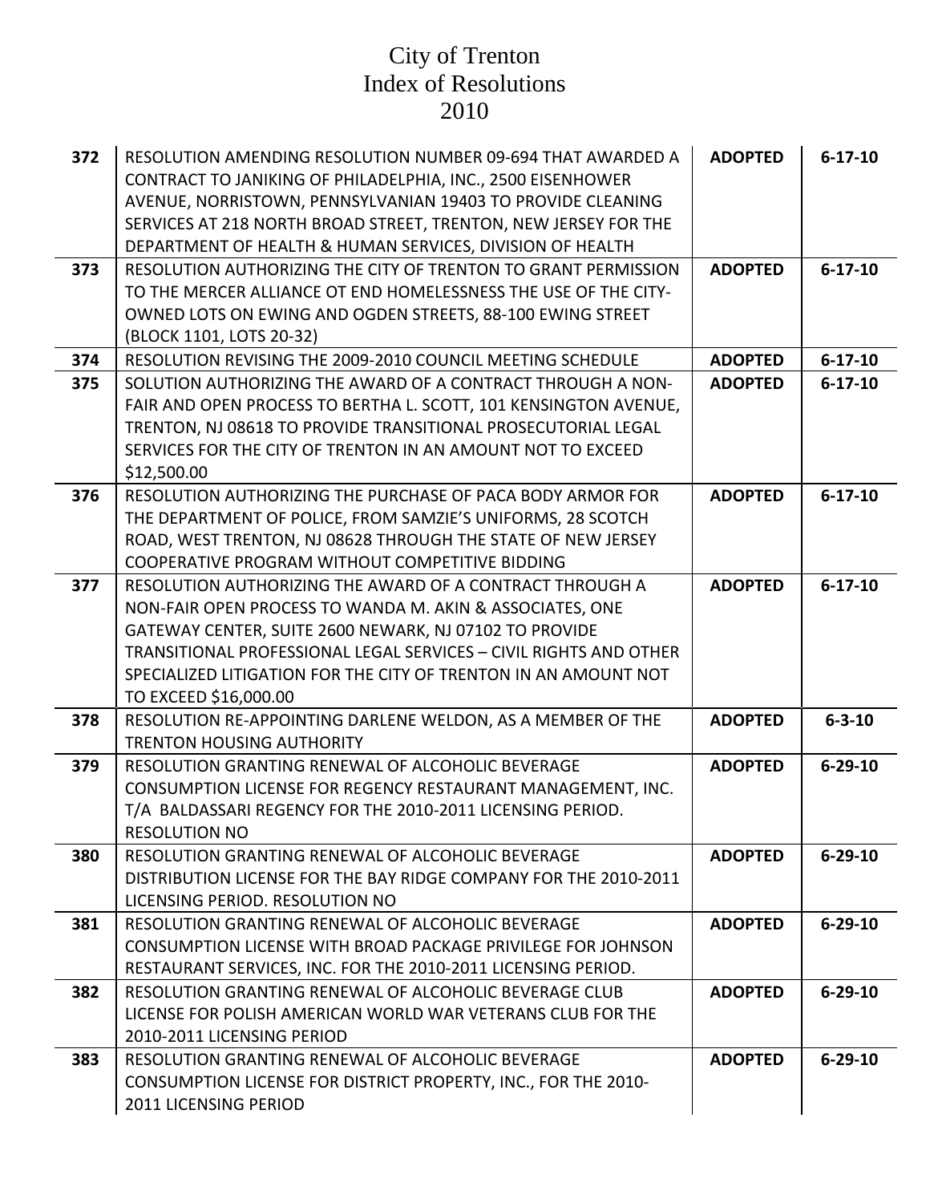# City of Trenton
# Index of Resolutions
# 2010

| | | | |
|---|---|---|---|
| **372** | RESOLUTION AMENDING RESOLUTION NUMBER 09-694 THAT AWARDED A CONTRACT TO JANIKING OF PHILADELPHIA, INC., 2500 EISENHOWER AVENUE, NORRISTOWN, PENNSYLVANIAN 19403 TO PROVIDE CLEANING SERVICES AT 218 NORTH BROAD STREET, TRENTON, NEW JERSEY FOR THE DEPARTMENT OF HEALTH & HUMAN SERVICES, DIVISION OF HEALTH | **ADOPTED** | **6-17-10** |
| **373** | RESOLUTION AUTHORIZING THE CITY OF TRENTON TO GRANT PERMISSION TO THE MERCER ALLIANCE OT END HOMELESSNESS THE USE OF THE CITY-OWNED LOTS ON EWING AND OGDEN STREETS, 88-100 EWING STREET (BLOCK 1101, LOTS 20-32) | **ADOPTED** | **6-17-10** |
| **374** | RESOLUTION REVISING THE 2009-2010 COUNCIL MEETING SCHEDULE | **ADOPTED** | **6-17-10** |
| **375** | SOLUTION AUTHORIZING THE AWARD OF A CONTRACT THROUGH A NON-FAIR AND OPEN PROCESS TO BERTHA L. SCOTT, 101 KENSINGTON AVENUE, TRENTON, NJ 08618 TO PROVIDE TRANSITIONAL PROSECUTORIAL LEGAL SERVICES FOR THE CITY OF TRENTON IN AN AMOUNT NOT TO EXCEED $12,500.00 | **ADOPTED** | **6-17-10** |
| **376** | RESOLUTION AUTHORIZING THE PURCHASE OF PACA BODY ARMOR FOR THE DEPARTMENT OF POLICE, FROM SAMZIE'S UNIFORMS, 28 SCOTCH ROAD, WEST TRENTON, NJ 08628 THROUGH THE STATE OF NEW JERSEY COOPERATIVE PROGRAM WITHOUT COMPETITIVE BIDDING | **ADOPTED** | **6-17-10** |
| **377** | RESOLUTION AUTHORIZING THE AWARD OF A CONTRACT THROUGH A NON-FAIR OPEN PROCESS TO WANDA M. AKIN & ASSOCIATES, ONE GATEWAY CENTER, SUITE 2600 NEWARK, NJ 07102 TO PROVIDE TRANSITIONAL PROFESSIONAL LEGAL SERVICES – CIVIL RIGHTS AND OTHER SPECIALIZED LITIGATION FOR THE CITY OF TRENTON IN AN AMOUNT NOT TO EXCEED $16,000.00 | **ADOPTED** | **6-17-10** |
| **378** | RESOLUTION RE-APPOINTING DARLENE WELDON, AS A MEMBER OF THE TRENTON HOUSING AUTHORITY | **ADOPTED** | **6-3-10** |
| **379** | RESOLUTION GRANTING RENEWAL OF ALCOHOLIC BEVERAGE CONSUMPTION LICENSE FOR REGENCY RESTAURANT MANAGEMENT, INC. T/A BALDASSARI REGENCY FOR THE 2010-2011 LICENSING PERIOD. RESOLUTION NO | **ADOPTED** | **6-29-10** |
| **380** | RESOLUTION GRANTING RENEWAL OF ALCOHOLIC BEVERAGE DISTRIBUTION LICENSE FOR THE BAY RIDGE COMPANY FOR THE 2010-2011 LICENSING PERIOD. RESOLUTION NO | **ADOPTED** | **6-29-10** |
| **381** | RESOLUTION GRANTING RENEWAL OF ALCOHOLIC BEVERAGE CONSUMPTION LICENSE WITH BROAD PACKAGE PRIVILEGE FOR JOHNSON RESTAURANT SERVICES, INC. FOR THE 2010-2011 LICENSING PERIOD. | **ADOPTED** | **6-29-10** |
| **382** | RESOLUTION GRANTING RENEWAL OF ALCOHOLIC BEVERAGE CLUB LICENSE FOR POLISH AMERICAN WORLD WAR VETERANS CLUB FOR THE 2010-2011 LICENSING PERIOD | **ADOPTED** | **6-29-10** |
| **383** | RESOLUTION GRANTING RENEWAL OF ALCOHOLIC BEVERAGE CONSUMPTION LICENSE FOR DISTRICT PROPERTY, INC., FOR THE 2010-2011 LICENSING PERIOD | **ADOPTED** | **6-29-10** |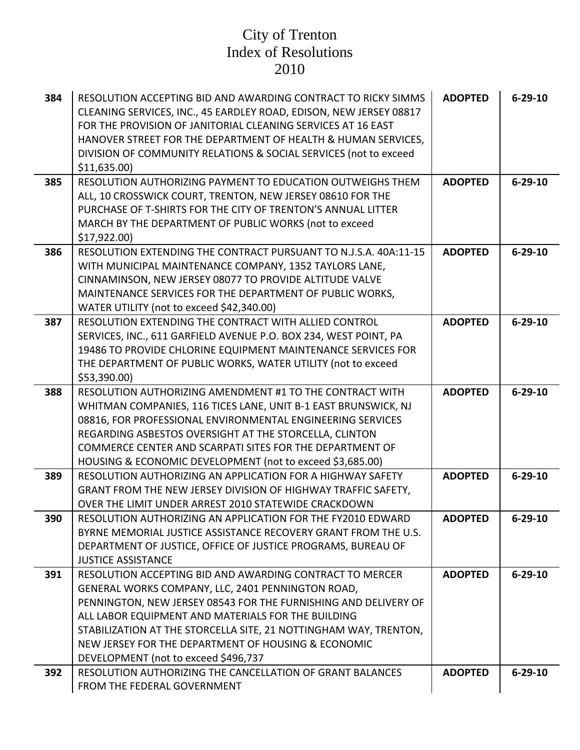# City of Trenton
# Index of Resolutions
# 2010

| | | | |
|---|---|---|---|
| **384** | RESOLUTION ACCEPTING BID AND AWARDING CONTRACT TO RICKY SIMMS CLEANING SERVICES, INC., 45 EARDLEY ROAD, EDISON, NEW JERSEY 08817 FOR THE PROVISION OF JANITORIAL CLEANING SERVICES AT 16 EAST HANOVER STREET FOR THE DEPARTMENT OF HEALTH & HUMAN SERVICES, DIVISION OF COMMUNITY RELATIONS & SOCIAL SERVICES (not to exceed $11,635.00) | **ADOPTED** | **6-29-10** |
| **385** | RESOLUTION AUTHORIZING PAYMENT TO EDUCATION OUTWEIGHS THEM ALL, 10 CROSSWICK COURT, TRENTON, NEW JERSEY 08610 FOR THE PURCHASE OF T-SHIRTS FOR THE CITY OF TRENTON'S ANNUAL LITTER MARCH BY THE DEPARTMENT OF PUBLIC WORKS (not to exceed $17,922.00) | **ADOPTED** | **6-29-10** |
| **386** | RESOLUTION EXTENDING THE CONTRACT PURSUANT TO N.J.S.A. 40A:11-15 WITH MUNICIPAL MAINTENANCE COMPANY, 1352 TAYLORS LANE, CINNAMINSON, NEW JERSEY 08077 TO PROVIDE ALTITUDE VALVE MAINTENANCE SERVICES FOR THE DEPARTMENT OF PUBLIC WORKS, WATER UTILITY (not to exceed $42,340.00) | **ADOPTED** | **6-29-10** |
| **387** | RESOLUTION EXTENDING THE CONTRACT WITH ALLIED CONTROL SERVICES, INC., 611 GARFIELD AVENUE P.O. BOX 234, WEST POINT, PA 19486 TO PROVIDE CHLORINE EQUIPMENT MAINTENANCE SERVICES FOR THE DEPARTMENT OF PUBLIC WORKS, WATER UTILITY (not to exceed $53,390.00) | **ADOPTED** | **6-29-10** |
| **388** | RESOLUTION AUTHORIZING AMENDMENT #1 TO THE CONTRACT WITH WHITMAN COMPANIES, 116 TICES LANE, UNIT B-1 EAST BRUNSWICK, NJ 08816, FOR PROFESSIONAL ENVIRONMENTAL ENGINEERING SERVICES REGARDING ASBESTOS OVERSIGHT AT THE STORCELLA, CLINTON COMMERCE CENTER AND SCARPATI SITES FOR THE DEPARTMENT OF HOUSING & ECONOMIC DEVELOPMENT (not to exceed $3,685.00) | **ADOPTED** | **6-29-10** |
| **389** | RESOLUTION AUTHORIZING AN APPLICATION FOR A HIGHWAY SAFETY GRANT FROM THE NEW JERSEY DIVISION OF HIGHWAY TRAFFIC SAFETY, OVER THE LIMIT UNDER ARREST 2010 STATEWIDE CRACKDOWN | **ADOPTED** | **6-29-10** |
| **390** | RESOLUTION AUTHORIZING AN APPLICATION FOR THE FY2010 EDWARD BYRNE MEMORIAL JUSTICE ASSISTANCE RECOVERY GRANT FROM THE U.S. DEPARTMENT OF JUSTICE, OFFICE OF JUSTICE PROGRAMS, BUREAU OF JUSTICE ASSISTANCE | **ADOPTED** | **6-29-10** |
| **391** | RESOLUTION ACCEPTING BID AND AWARDING CONTRACT TO MERCER GENERAL WORKS COMPANY, LLC, 2401 PENNINGTON ROAD, PENNINGTON, NEW JERSEY 08543 FOR THE FURNISHING AND DELIVERY OF ALL LABOR EQUIPMENT AND MATERIALS FOR THE BUILDING STABILIZATION AT THE STORCELLA SITE, 21 NOTTINGHAM WAY, TRENTON, NEW JERSEY FOR THE DEPARTMENT OF HOUSING & ECONOMIC DEVELOPMENT (not to exceed $496,737 | **ADOPTED** | **6-29-10** |
| **392** | RESOLUTION AUTHORIZING THE CANCELLATION OF GRANT BALANCES FROM THE FEDERAL GOVERNMENT | **ADOPTED** | **6-29-10** |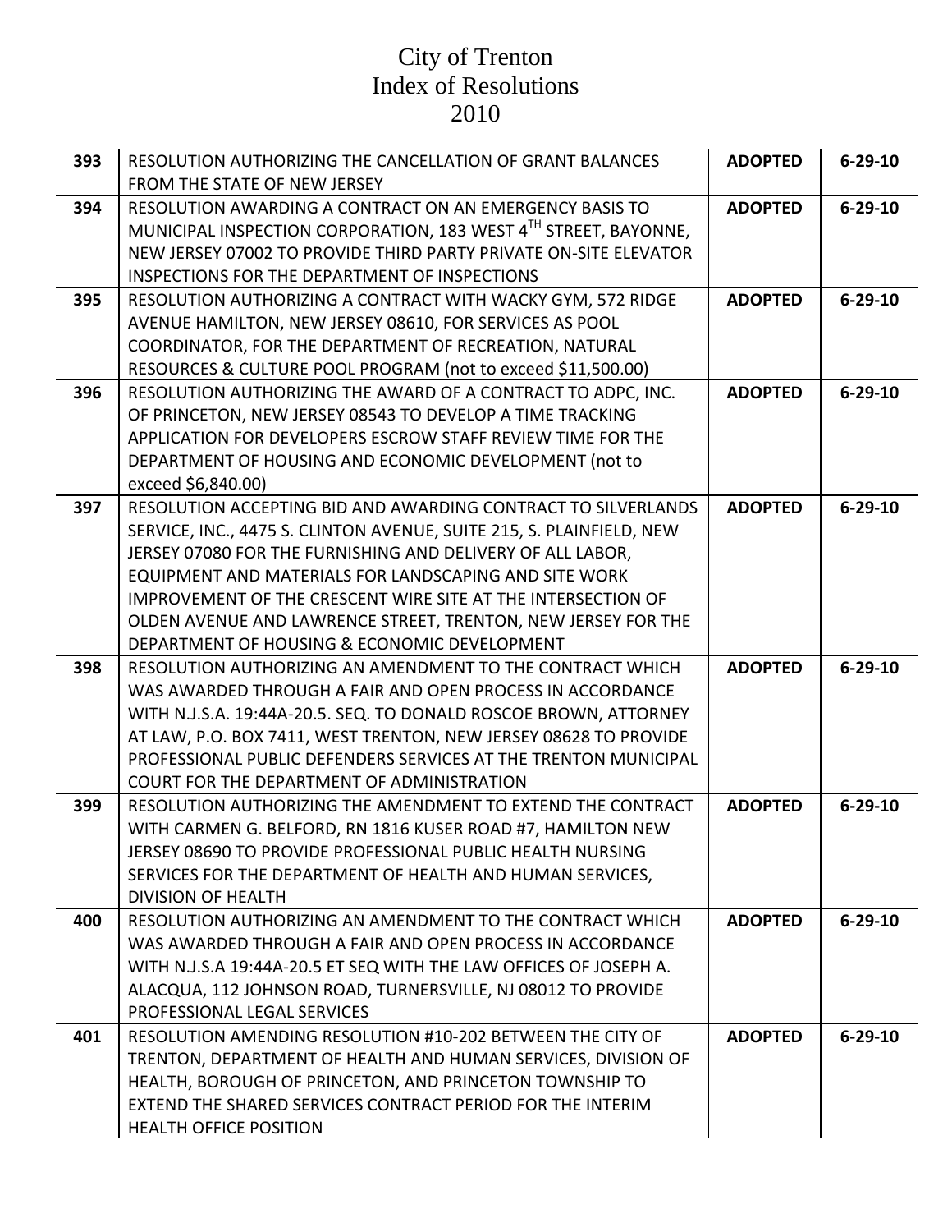# City of Trenton
# Index of Resolutions
# 2010

| | | | |
|---|---|---|---|
| **393** | RESOLUTION AUTHORIZING THE CANCELLATION OF GRANT BALANCES FROM THE STATE OF NEW JERSEY | **ADOPTED** | **6-29-10** |
| **394** | RESOLUTION AWARDING A CONTRACT ON AN EMERGENCY BASIS TO MUNICIPAL INSPECTION CORPORATION, 183 WEST 4TH STREET, BAYONNE, NEW JERSEY 07002 TO PROVIDE THIRD PARTY PRIVATE ON-SITE ELEVATOR INSPECTIONS FOR THE DEPARTMENT OF INSPECTIONS | **ADOPTED** | **6-29-10** |
| **395** | RESOLUTION AUTHORIZING A CONTRACT WITH WACKY GYM, 572 RIDGE AVENUE HAMILTON, NEW JERSEY 08610, FOR SERVICES AS POOL COORDINATOR, FOR THE DEPARTMENT OF RECREATION, NATURAL RESOURCES & CULTURE POOL PROGRAM (not to exceed $11,500.00) | **ADOPTED** | **6-29-10** |
| **396** | RESOLUTION AUTHORIZING THE AWARD OF A CONTRACT TO ADPC, INC. OF PRINCETON, NEW JERSEY 08543 TO DEVELOP A TIME TRACKING APPLICATION FOR DEVELOPERS ESCROW STAFF REVIEW TIME FOR THE DEPARTMENT OF HOUSING AND ECONOMIC DEVELOPMENT (not to exceed $6,840.00) | **ADOPTED** | **6-29-10** |
| **397** | RESOLUTION ACCEPTING BID AND AWARDING CONTRACT TO SILVERLANDS SERVICE, INC., 4475 S. CLINTON AVENUE, SUITE 215, S. PLAINFIELD, NEW JERSEY 07080 FOR THE FURNISHING AND DELIVERY OF ALL LABOR, EQUIPMENT AND MATERIALS FOR LANDSCAPING AND SITE WORK IMPROVEMENT OF THE CRESCENT WIRE SITE AT THE INTERSECTION OF OLDEN AVENUE AND LAWRENCE STREET, TRENTON, NEW JERSEY FOR THE DEPARTMENT OF HOUSING & ECONOMIC DEVELOPMENT | **ADOPTED** | **6-29-10** |
| **398** | RESOLUTION AUTHORIZING AN AMENDMENT TO THE CONTRACT WHICH WAS AWARDED THROUGH A FAIR AND OPEN PROCESS IN ACCORDANCE WITH N.J.S.A. 19:44A-20.5. SEQ. TO DONALD ROSCOE BROWN, ATTORNEY AT LAW, P.O. BOX 7411, WEST TRENTON, NEW JERSEY 08628 TO PROVIDE PROFESSIONAL PUBLIC DEFENDERS SERVICES AT THE TRENTON MUNICIPAL COURT FOR THE DEPARTMENT OF ADMINISTRATION | **ADOPTED** | **6-29-10** |
| **399** | RESOLUTION AUTHORIZING THE AMENDMENT TO EXTEND THE CONTRACT WITH CARMEN G. BELFORD, RN 1816 KUSER ROAD #7, HAMILTON NEW JERSEY 08690 TO PROVIDE PROFESSIONAL PUBLIC HEALTH NURSING SERVICES FOR THE DEPARTMENT OF HEALTH AND HUMAN SERVICES, DIVISION OF HEALTH | **ADOPTED** | **6-29-10** |
| **400** | RESOLUTION AUTHORIZING AN AMENDMENT TO THE CONTRACT WHICH WAS AWARDED THROUGH A FAIR AND OPEN PROCESS IN ACCORDANCE WITH N.J.S.A 19:44A-20.5 ET SEQ WITH THE LAW OFFICES OF JOSEPH A. ALACQUA, 112 JOHNSON ROAD, TURNERSVILLE, NJ 08012 TO PROVIDE PROFESSIONAL LEGAL SERVICES | **ADOPTED** | **6-29-10** |
| **401** | RESOLUTION AMENDING RESOLUTION #10-202 BETWEEN THE CITY OF TRENTON, DEPARTMENT OF HEALTH AND HUMAN SERVICES, DIVISION OF HEALTH, BOROUGH OF PRINCETON, AND PRINCETON TOWNSHIP TO EXTEND THE SHARED SERVICES CONTRACT PERIOD FOR THE INTERIM HEALTH OFFICE POSITION | **ADOPTED** | **6-29-10** |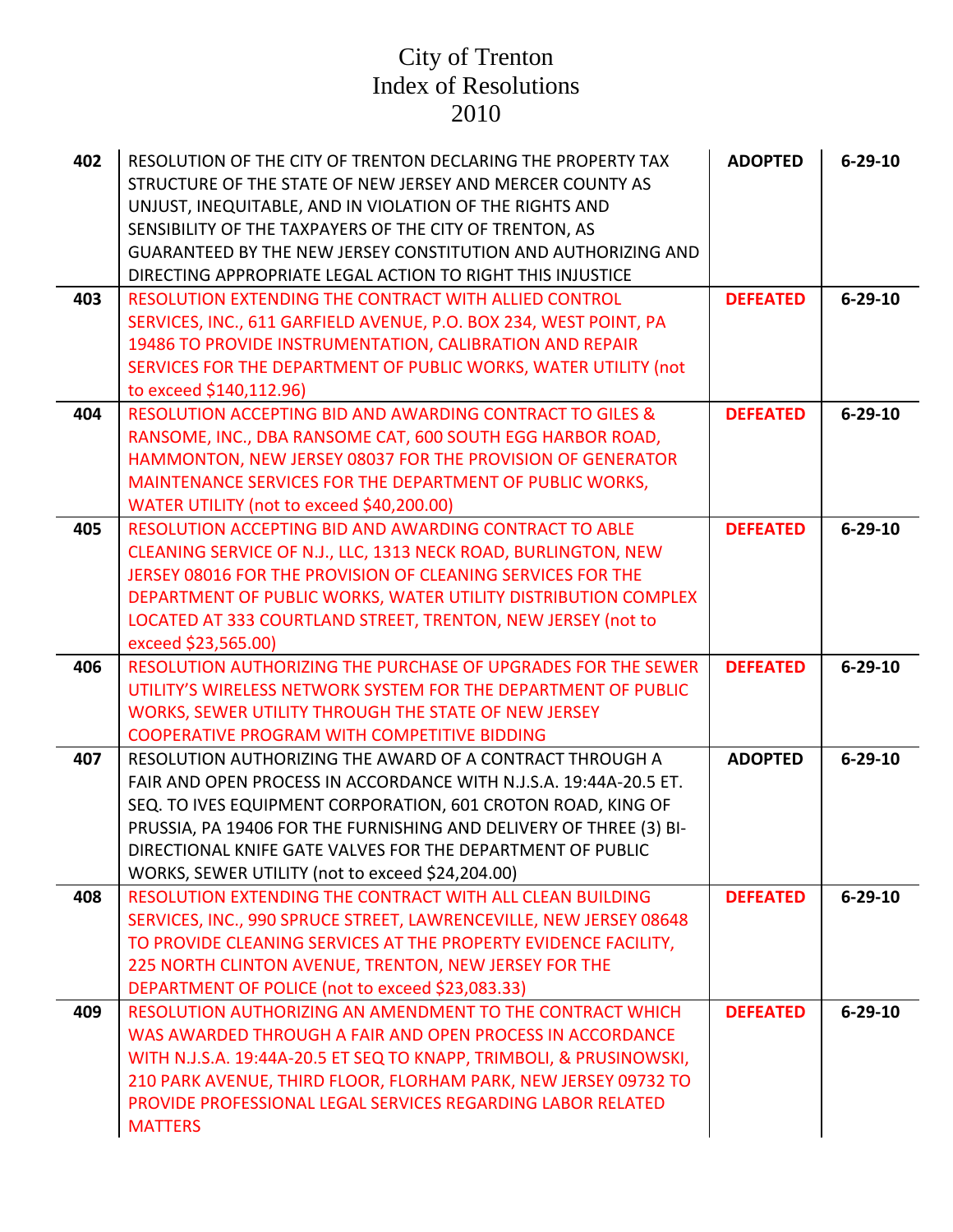# City of Trenton
# Index of Resolutions
# 2010

| | | | |
|---|---|---|---|
| **402** | RESOLUTION OF THE CITY OF TRENTON DECLARING THE PROPERTY TAX STRUCTURE OF THE STATE OF NEW JERSEY AND MERCER COUNTY AS UNJUST, INEQUITABLE, AND IN VIOLATION OF THE RIGHTS AND SENSIBILITY OF THE TAXPAYERS OF THE CITY OF TRENTON, AS GUARANTEED BY THE NEW JERSEY CONSTITUTION AND AUTHORIZING AND DIRECTING APPROPRIATE LEGAL ACTION TO RIGHT THIS INJUSTICE | **ADOPTED** | **6-29-10** |
| **403** | RESOLUTION EXTENDING THE CONTRACT WITH ALLIED CONTROL SERVICES, INC., 611 GARFIELD AVENUE, P.O. BOX 234, WEST POINT, PA 19486 TO PROVIDE INSTRUMENTATION, CALIBRATION AND REPAIR SERVICES FOR THE DEPARTMENT OF PUBLIC WORKS, WATER UTILITY (not to exceed $140,112.96) | **DEFEATED** | **6-29-10** |
| **404** | RESOLUTION ACCEPTING BID AND AWARDING CONTRACT TO GILES & RANSOME, INC., DBA RANSOME CAT, 600 SOUTH EGG HARBOR ROAD, HAMMONTON, NEW JERSEY 08037 FOR THE PROVISION OF GENERATOR MAINTENANCE SERVICES FOR THE DEPARTMENT OF PUBLIC WORKS, WATER UTILITY (not to exceed $40,200.00) | **DEFEATED** | **6-29-10** |
| **405** | RESOLUTION ACCEPTING BID AND AWARDING CONTRACT TO ABLE CLEANING SERVICE OF N.J., LLC, 1313 NECK ROAD, BURLINGTON, NEW JERSEY 08016 FOR THE PROVISION OF CLEANING SERVICES FOR THE DEPARTMENT OF PUBLIC WORKS, WATER UTILITY DISTRIBUTION COMPLEX LOCATED AT 333 COURTLAND STREET, TRENTON, NEW JERSEY (not to exceed $23,565.00) | **DEFEATED** | **6-29-10** |
| **406** | RESOLUTION AUTHORIZING THE PURCHASE OF UPGRADES FOR THE SEWER UTILITY'S WIRELESS NETWORK SYSTEM FOR THE DEPARTMENT OF PUBLIC WORKS, SEWER UTILITY THROUGH THE STATE OF NEW JERSEY COOPERATIVE PROGRAM WITH COMPETITIVE BIDDING | **DEFEATED** | **6-29-10** |
| **407** | RESOLUTION AUTHORIZING THE AWARD OF A CONTRACT THROUGH A FAIR AND OPEN PROCESS IN ACCORDANCE WITH N.J.S.A. 19:44A-20.5 ET. SEQ. TO IVES EQUIPMENT CORPORATION, 601 CROTON ROAD, KING OF PRUSSIA, PA 19406 FOR THE FURNISHING AND DELIVERY OF THREE (3) BI-DIRECTIONAL KNIFE GATE VALVES FOR THE DEPARTMENT OF PUBLIC WORKS, SEWER UTILITY (not to exceed $24,204.00) | **ADOPTED** | **6-29-10** |
| **408** | RESOLUTION EXTENDING THE CONTRACT WITH ALL CLEAN BUILDING SERVICES, INC., 990 SPRUCE STREET, LAWRENCEVILLE, NEW JERSEY 08648 TO PROVIDE CLEANING SERVICES AT THE PROPERTY EVIDENCE FACILITY, 225 NORTH CLINTON AVENUE, TRENTON, NEW JERSEY FOR THE DEPARTMENT OF POLICE (not to exceed $23,083.33) | **DEFEATED** | **6-29-10** |
| **409** | RESOLUTION AUTHORIZING AN AMENDMENT TO THE CONTRACT WHICH WAS AWARDED THROUGH A FAIR AND OPEN PROCESS IN ACCORDANCE WITH N.J.S.A. 19:44A-20.5 ET SEQ TO KNAPP, TRIMBOLI, & PRUSINOWSKI, 210 PARK AVENUE, THIRD FLOOR, FLORHAM PARK, NEW JERSEY 09732 TO PROVIDE PROFESSIONAL LEGAL SERVICES REGARDING LABOR RELATED MATTERS | **DEFEATED** | **6-29-10** |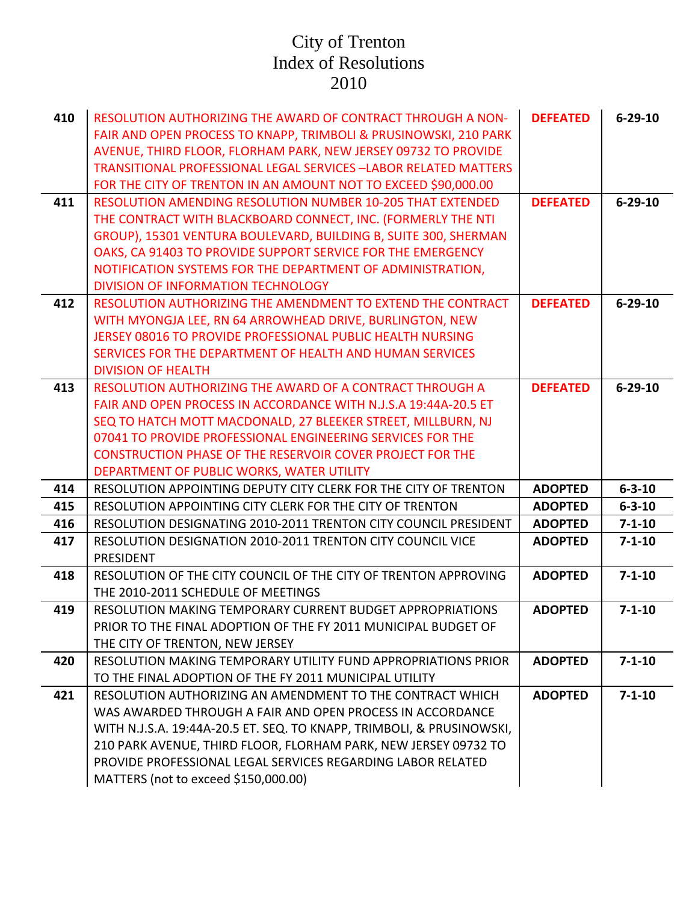# City of Trenton
# Index of Resolutions
# 2010

| | | | |
|---|---|---|---|
| **410** | RESOLUTION AUTHORIZING THE AWARD OF CONTRACT THROUGH A NON-FAIR AND OPEN PROCESS TO KNAPP, TRIMBOLI & PRUSINOWSKI, 210 PARK AVENUE, THIRD FLOOR, FLORHAM PARK, NEW JERSEY 09732 TO PROVIDE TRANSITIONAL PROFESSIONAL LEGAL SERVICES –LABOR RELATED MATTERS FOR THE CITY OF TRENTON IN AN AMOUNT NOT TO EXCEED $90,000.00 | **DEFEATED** | **6-29-10** |
| **411** | RESOLUTION AMENDING RESOLUTION NUMBER 10-205 THAT EXTENDED THE CONTRACT WITH BLACKBOARD CONNECT, INC. (FORMERLY THE NTI GROUP), 15301 VENTURA BOULEVARD, BUILDING B, SUITE 300, SHERMAN OAKS, CA 91403 TO PROVIDE SUPPORT SERVICE FOR THE EMERGENCY NOTIFICATION SYSTEMS FOR THE DEPARTMENT OF ADMINISTRATION, DIVISION OF INFORMATION TECHNOLOGY | **DEFEATED** | **6-29-10** |
| **412** | RESOLUTION AUTHORIZING THE AMENDMENT TO EXTEND THE CONTRACT WITH MYONGJA LEE, RN 64 ARROWHEAD DRIVE, BURLINGTON, NEW JERSEY 08016 TO PROVIDE PROFESSIONAL PUBLIC HEALTH NURSING SERVICES FOR THE DEPARTMENT OF HEALTH AND HUMAN SERVICES DIVISION OF HEALTH | **DEFEATED** | **6-29-10** |
| **413** | RESOLUTION AUTHORIZING THE AWARD OF A CONTRACT THROUGH A FAIR AND OPEN PROCESS IN ACCORDANCE WITH N.J.S.A 19:44A-20.5 ET SEQ TO HATCH MOTT MACDONALD, 27 BLEEKER STREET, MILLBURN, NJ 07041 TO PROVIDE PROFESSIONAL ENGINEERING SERVICES FOR THE CONSTRUCTION PHASE OF THE RESERVOIR COVER PROJECT FOR THE DEPARTMENT OF PUBLIC WORKS, WATER UTILITY | **DEFEATED** | **6-29-10** |
| **414** | RESOLUTION APPOINTING DEPUTY CITY CLERK FOR THE CITY OF TRENTON | **ADOPTED** | **6-3-10** |
| **415** | RESOLUTION APPOINTING CITY CLERK FOR THE CITY OF TRENTON | **ADOPTED** | **6-3-10** |
| **416** | RESOLUTION DESIGNATING 2010-2011 TRENTON CITY COUNCIL PRESIDENT | **ADOPTED** | **7-1-10** |
| **417** | RESOLUTION DESIGNATION 2010-2011 TRENTON CITY COUNCIL VICE PRESIDENT | **ADOPTED** | **7-1-10** |
| **418** | RESOLUTION OF THE CITY COUNCIL OF THE CITY OF TRENTON APPROVING THE 2010-2011 SCHEDULE OF MEETINGS | **ADOPTED** | **7-1-10** |
| **419** | RESOLUTION MAKING TEMPORARY CURRENT BUDGET APPROPRIATIONS PRIOR TO THE FINAL ADOPTION OF THE FY 2011 MUNICIPAL BUDGET OF THE CITY OF TRENTON, NEW JERSEY | **ADOPTED** | **7-1-10** |
| **420** | RESOLUTION MAKING TEMPORARY UTILITY FUND APPROPRIATIONS PRIOR TO THE FINAL ADOPTION OF THE FY 2011 MUNICIPAL UTILITY | **ADOPTED** | **7-1-10** |
| **421** | RESOLUTION AUTHORIZING AN AMENDMENT TO THE CONTRACT WHICH WAS AWARDED THROUGH A FAIR AND OPEN PROCESS IN ACCORDANCE WITH N.J.S.A. 19:44A-20.5 ET. SEQ. TO KNAPP, TRIMBOLI, & PRUSINOWSKI, 210 PARK AVENUE, THIRD FLOOR, FLORHAM PARK, NEW JERSEY 09732 TO PROVIDE PROFESSIONAL LEGAL SERVICES REGARDING LABOR RELATED MATTERS (not to exceed $150,000.00) | **ADOPTED** | **7-1-10** |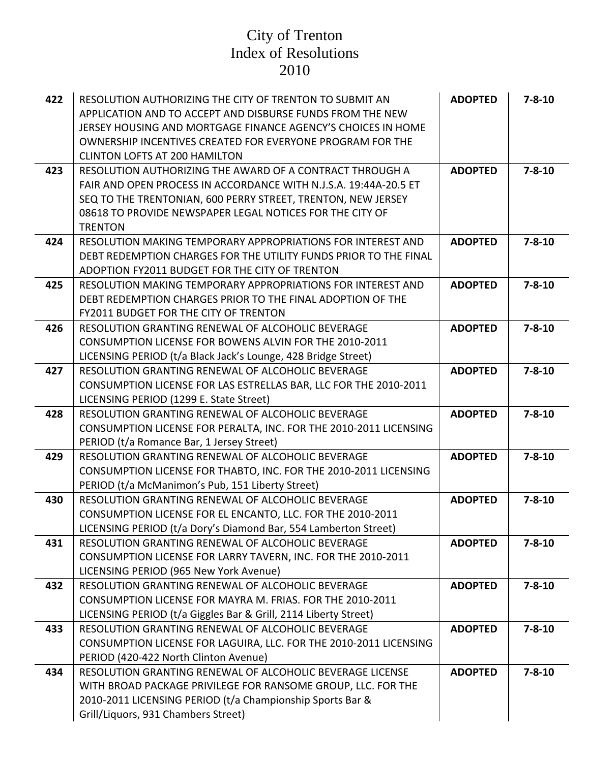# City of Trenton
# Index of Resolutions
# 2010

| | | | |
|---|---|---|---|
| **422** | RESOLUTION AUTHORIZING THE CITY OF TRENTON TO SUBMIT AN APPLICATION AND TO ACCEPT AND DISBURSE FUNDS FROM THE NEW JERSEY HOUSING AND MORTGAGE FINANCE AGENCY'S CHOICES IN HOME OWNERSHIP INCENTIVES CREATED FOR EVERYONE PROGRAM FOR THE CLINTON LOFTS AT 200 HAMILTON | **ADOPTED** | **7-8-10** |
| **423** | RESOLUTION AUTHORIZING THE AWARD OF A CONTRACT THROUGH A FAIR AND OPEN PROCESS IN ACCORDANCE WITH N.J.S.A. 19:44A-20.5 ET SEQ TO THE TRENTONIAN, 600 PERRY STREET, TRENTON, NEW JERSEY 08618 TO PROVIDE NEWSPAPER LEGAL NOTICES FOR THE CITY OF TRENTON | **ADOPTED** | **7-8-10** |
| **424** | RESOLUTION MAKING TEMPORARY APPROPRIATIONS FOR INTEREST AND DEBT REDEMPTION CHARGES FOR THE UTILITY FUNDS PRIOR TO THE FINAL ADOPTION FY2011 BUDGET FOR THE CITY OF TRENTON | **ADOPTED** | **7-8-10** |
| **425** | RESOLUTION MAKING TEMPORARY APPROPRIATIONS FOR INTEREST AND DEBT REDEMPTION CHARGES PRIOR TO THE FINAL ADOPTION OF THE FY2011 BUDGET FOR THE CITY OF TRENTON | **ADOPTED** | **7-8-10** |
| **426** | RESOLUTION GRANTING RENEWAL OF ALCOHOLIC BEVERAGE CONSUMPTION LICENSE FOR BOWENS ALVIN FOR THE 2010-2011 LICENSING PERIOD (t/a Black Jack's Lounge, 428 Bridge Street) | **ADOPTED** | **7-8-10** |
| **427** | RESOLUTION GRANTING RENEWAL OF ALCOHOLIC BEVERAGE CONSUMPTION LICENSE FOR LAS ESTRELLAS BAR, LLC FOR THE 2010-2011 LICENSING PERIOD (1299 E. State Street) | **ADOPTED** | **7-8-10** |
| **428** | RESOLUTION GRANTING RENEWAL OF ALCOHOLIC BEVERAGE CONSUMPTION LICENSE FOR PERALTA, INC. FOR THE 2010-2011 LICENSING PERIOD (t/a Romance Bar, 1 Jersey Street) | **ADOPTED** | **7-8-10** |
| **429** | RESOLUTION GRANTING RENEWAL OF ALCOHOLIC BEVERAGE CONSUMPTION LICENSE FOR THABTO, INC. FOR THE 2010-2011 LICENSING PERIOD (t/a McManimon's Pub, 151 Liberty Street) | **ADOPTED** | **7-8-10** |
| **430** | RESOLUTION GRANTING RENEWAL OF ALCOHOLIC BEVERAGE CONSUMPTION LICENSE FOR EL ENCANTO, LLC. FOR THE 2010-2011 LICENSING PERIOD (t/a Dory's Diamond Bar, 554 Lamberton Street) | **ADOPTED** | **7-8-10** |
| **431** | RESOLUTION GRANTING RENEWAL OF ALCOHOLIC BEVERAGE CONSUMPTION LICENSE FOR LARRY TAVERN, INC. FOR THE 2010-2011 LICENSING PERIOD (965 New York Avenue) | **ADOPTED** | **7-8-10** |
| **432** | RESOLUTION GRANTING RENEWAL OF ALCOHOLIC BEVERAGE CONSUMPTION LICENSE FOR MAYRA M. FRIAS. FOR THE 2010-2011 LICENSING PERIOD (t/a Giggles Bar & Grill, 2114 Liberty Street) | **ADOPTED** | **7-8-10** |
| **433** | RESOLUTION GRANTING RENEWAL OF ALCOHOLIC BEVERAGE CONSUMPTION LICENSE FOR LAGUIRA, LLC. FOR THE 2010-2011 LICENSING PERIOD (420-422 North Clinton Avenue) | **ADOPTED** | **7-8-10** |
| **434** | RESOLUTION GRANTING RENEWAL OF ALCOHOLIC BEVERAGE LICENSE WITH BROAD PACKAGE PRIVILEGE FOR RANSOME GROUP, LLC. FOR THE 2010-2011 LICENSING PERIOD (t/a Championship Sports Bar & Grill/Liquors, 931 Chambers Street) | **ADOPTED** | **7-8-10** |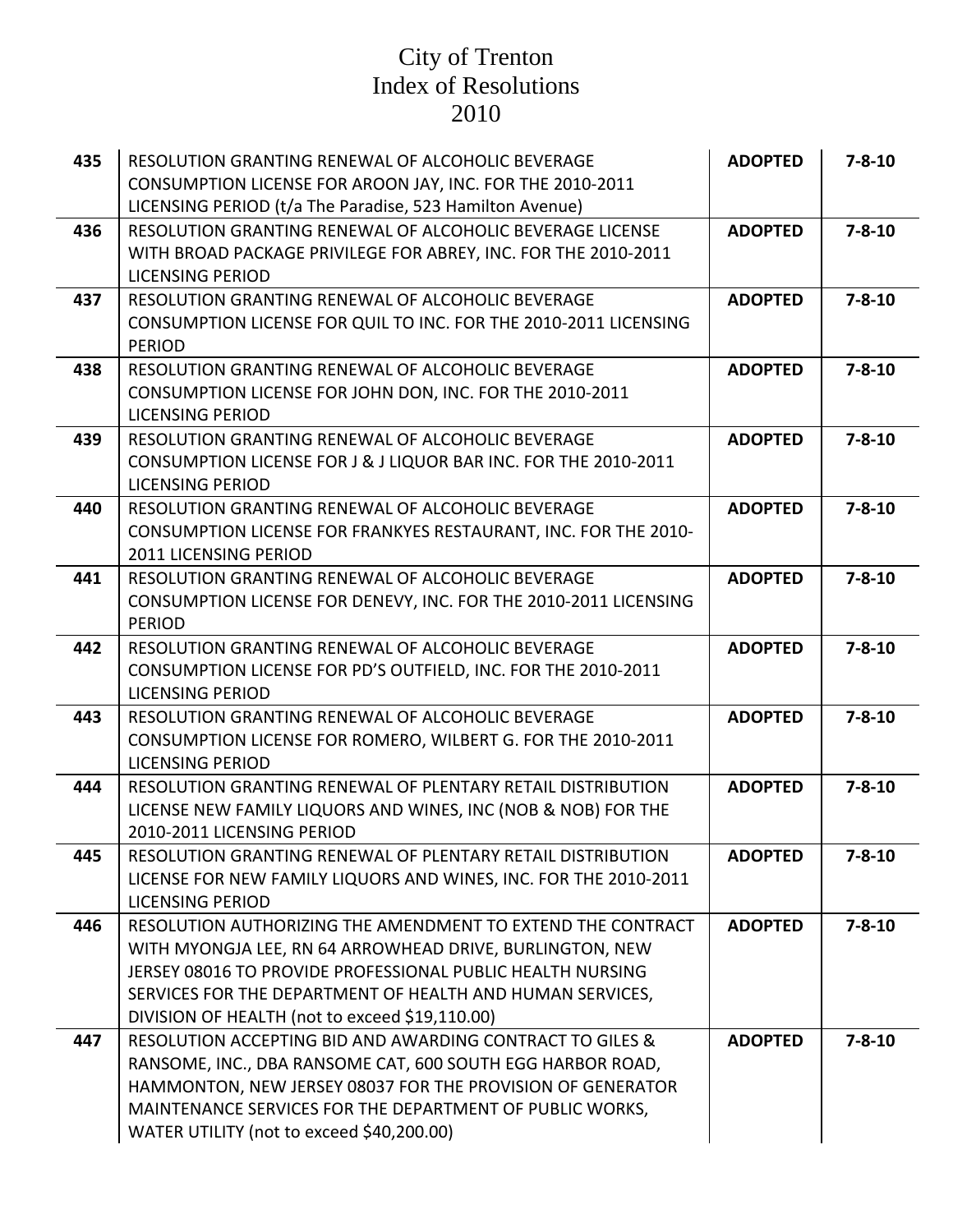# City of Trenton
# Index of Resolutions
# 2010

| | | | |
|---|---|---|---|
| **435** | RESOLUTION GRANTING RENEWAL OF ALCOHOLIC BEVERAGE CONSUMPTION LICENSE FOR AROON JAY, INC. FOR THE 2010-2011 LICENSING PERIOD (t/a The Paradise, 523 Hamilton Avenue) | **ADOPTED** | **7-8-10** |
| **436** | RESOLUTION GRANTING RENEWAL OF ALCOHOLIC BEVERAGE LICENSE WITH BROAD PACKAGE PRIVILEGE FOR ABREY, INC. FOR THE 2010-2011 LICENSING PERIOD | **ADOPTED** | **7-8-10** |
| **437** | RESOLUTION GRANTING RENEWAL OF ALCOHOLIC BEVERAGE CONSUMPTION LICENSE FOR QUIL TO INC. FOR THE 2010-2011 LICENSING PERIOD | **ADOPTED** | **7-8-10** |
| **438** | RESOLUTION GRANTING RENEWAL OF ALCOHOLIC BEVERAGE CONSUMPTION LICENSE FOR JOHN DON, INC. FOR THE 2010-2011 LICENSING PERIOD | **ADOPTED** | **7-8-10** |
| **439** | RESOLUTION GRANTING RENEWAL OF ALCOHOLIC BEVERAGE CONSUMPTION LICENSE FOR J & J LIQUOR BAR INC. FOR THE 2010-2011 LICENSING PERIOD | **ADOPTED** | **7-8-10** |
| **440** | RESOLUTION GRANTING RENEWAL OF ALCOHOLIC BEVERAGE CONSUMPTION LICENSE FOR FRANKYES RESTAURANT, INC. FOR THE 2010-2011 LICENSING PERIOD | **ADOPTED** | **7-8-10** |
| **441** | RESOLUTION GRANTING RENEWAL OF ALCOHOLIC BEVERAGE CONSUMPTION LICENSE FOR DENEVY, INC. FOR THE 2010-2011 LICENSING PERIOD | **ADOPTED** | **7-8-10** |
| **442** | RESOLUTION GRANTING RENEWAL OF ALCOHOLIC BEVERAGE CONSUMPTION LICENSE FOR PD'S OUTFIELD, INC. FOR THE 2010-2011 LICENSING PERIOD | **ADOPTED** | **7-8-10** |
| **443** | RESOLUTION GRANTING RENEWAL OF ALCOHOLIC BEVERAGE CONSUMPTION LICENSE FOR ROMERO, WILBERT G. FOR THE 2010-2011 LICENSING PERIOD | **ADOPTED** | **7-8-10** |
| **444** | RESOLUTION GRANTING RENEWAL OF PLENTARY RETAIL DISTRIBUTION LICENSE NEW FAMILY LIQUORS AND WINES, INC (NOB & NOB) FOR THE 2010-2011 LICENSING PERIOD | **ADOPTED** | **7-8-10** |
| **445** | RESOLUTION GRANTING RENEWAL OF PLENTARY RETAIL DISTRIBUTION LICENSE FOR NEW FAMILY LIQUORS AND WINES, INC. FOR THE 2010-2011 LICENSING PERIOD | **ADOPTED** | **7-8-10** |
| **446** | RESOLUTION AUTHORIZING THE AMENDMENT TO EXTEND THE CONTRACT WITH MYONGJA LEE, RN 64 ARROWHEAD DRIVE, BURLINGTON, NEW JERSEY 08016 TO PROVIDE PROFESSIONAL PUBLIC HEALTH NURSING SERVICES FOR THE DEPARTMENT OF HEALTH AND HUMAN SERVICES, DIVISION OF HEALTH (not to exceed $19,110.00) | **ADOPTED** | **7-8-10** |
| **447** | RESOLUTION ACCEPTING BID AND AWARDING CONTRACT TO GILES & RANSOME, INC., DBA RANSOME CAT, 600 SOUTH EGG HARBOR ROAD, HAMMONTON, NEW JERSEY 08037 FOR THE PROVISION OF GENERATOR MAINTENANCE SERVICES FOR THE DEPARTMENT OF PUBLIC WORKS, WATER UTILITY (not to exceed $40,200.00) | **ADOPTED** | **7-8-10** |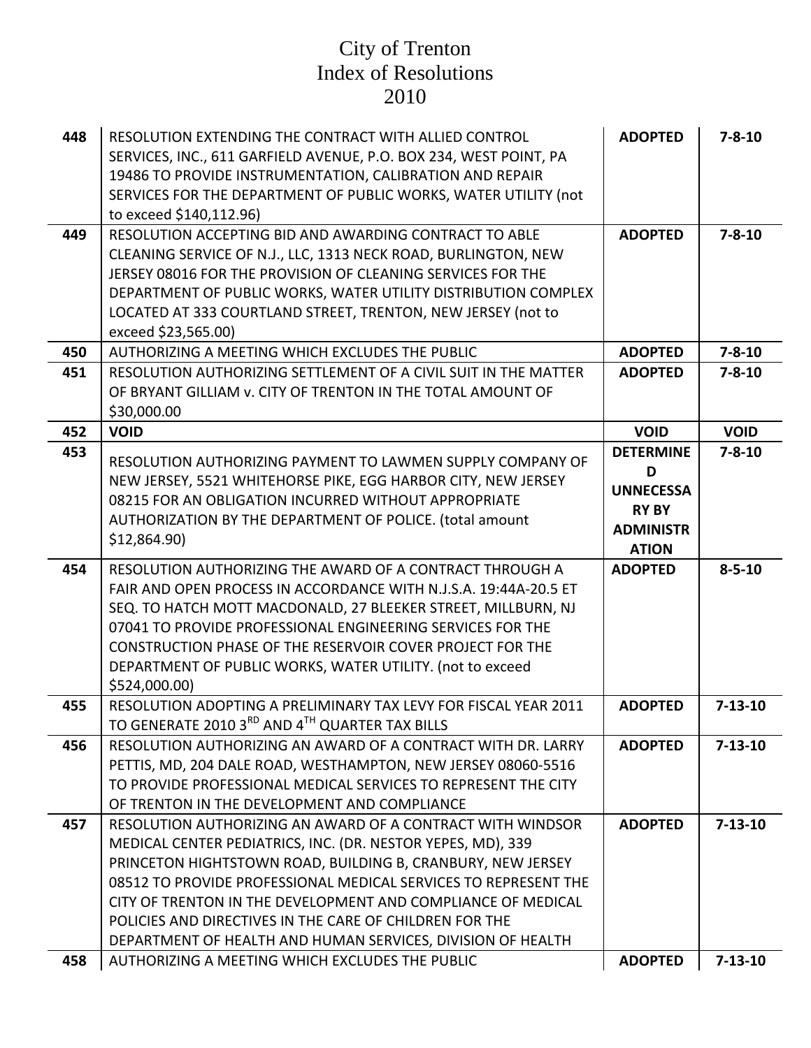# City of Trenton
# Index of Resolutions
# 2010

| | | | |
|---|---|---|---|
| **448** | RESOLUTION EXTENDING THE CONTRACT WITH ALLIED CONTROL SERVICES, INC., 611 GARFIELD AVENUE, P.O. BOX 234, WEST POINT, PA 19486 TO PROVIDE INSTRUMENTATION, CALIBRATION AND REPAIR SERVICES FOR THE DEPARTMENT OF PUBLIC WORKS, WATER UTILITY (not to exceed $140,112.96) | **ADOPTED** | **7-8-10** |
| **449** | RESOLUTION ACCEPTING BID AND AWARDING CONTRACT TO ABLE CLEANING SERVICE OF N.J., LLC, 1313 NECK ROAD, BURLINGTON, NEW JERSEY 08016 FOR THE PROVISION OF CLEANING SERVICES FOR THE DEPARTMENT OF PUBLIC WORKS, WATER UTILITY DISTRIBUTION COMPLEX LOCATED AT 333 COURTLAND STREET, TRENTON, NEW JERSEY (not to exceed $23,565.00) | **ADOPTED** | **7-8-10** |
| **450** | AUTHORIZING A MEETING WHICH EXCLUDES THE PUBLIC | **ADOPTED** | **7-8-10** |
| **451** | RESOLUTION AUTHORIZING SETTLEMENT OF A CIVIL SUIT IN THE MATTER OF BRYANT GILLIAM v. CITY OF TRENTON IN THE TOTAL AMOUNT OF $30,000.00 | **ADOPTED** | **7-8-10** |
| **452** | **VOID** | **VOID** | **VOID** |
| **453** | RESOLUTION AUTHORIZING PAYMENT TO LAWMEN SUPPLY COMPANY OF NEW JERSEY, 5521 WHITEHORSE PIKE, EGG HARBOR CITY, NEW JERSEY 08215 FOR AN OBLIGATION INCURRED WITHOUT APPROPRIATE AUTHORIZATION BY THE DEPARTMENT OF POLICE. (total amount $12,864.90) | **DETERMINED UNNECESSARY BY ADMINISTRATION** | **7-8-10** |
| **454** | RESOLUTION AUTHORIZING THE AWARD OF A CONTRACT THROUGH A FAIR AND OPEN PROCESS IN ACCORDANCE WITH N.J.S.A. 19:44A-20.5 ET SEQ. TO HATCH MOTT MACDONALD, 27 BLEEKER STREET, MILLBURN, NJ 07041 TO PROVIDE PROFESSIONAL ENGINEERING SERVICES FOR THE CONSTRUCTION PHASE OF THE RESERVOIR COVER PROJECT FOR THE DEPARTMENT OF PUBLIC WORKS, WATER UTILITY. (not to exceed $524,000.00) | **ADOPTED** | **8-5-10** |
| **455** | RESOLUTION ADOPTING A PRELIMINARY TAX LEVY FOR FISCAL YEAR 2011 TO GENERATE 2010 3RD AND 4TH QUARTER TAX BILLS | **ADOPTED** | **7-13-10** |
| **456** | RESOLUTION AUTHORIZING AN AWARD OF A CONTRACT WITH DR. LARRY PETTIS, MD, 204 DALE ROAD, WESTHAMPTON, NEW JERSEY 08060-5516 TO PROVIDE PROFESSIONAL MEDICAL SERVICES TO REPRESENT THE CITY OF TRENTON IN THE DEVELOPMENT AND COMPLIANCE | **ADOPTED** | **7-13-10** |
| **457** | RESOLUTION AUTHORIZING AN AWARD OF A CONTRACT WITH WINDSOR MEDICAL CENTER PEDIATRICS, INC. (DR. NESTOR YEPES, MD), 339 PRINCETON HIGHTSTOWN ROAD, BUILDING B, CRANBURY, NEW JERSEY 08512 TO PROVIDE PROFESSIONAL MEDICAL SERVICES TO REPRESENT THE CITY OF TRENTON IN THE DEVELOPMENT AND COMPLIANCE OF MEDICAL POLICIES AND DIRECTIVES IN THE CARE OF CHILDREN FOR THE DEPARTMENT OF HEALTH AND HUMAN SERVICES, DIVISION OF HEALTH | **ADOPTED** | **7-13-10** |
| **458** | AUTHORIZING A MEETING WHICH EXCLUDES THE PUBLIC | **ADOPTED** | **7-13-10** |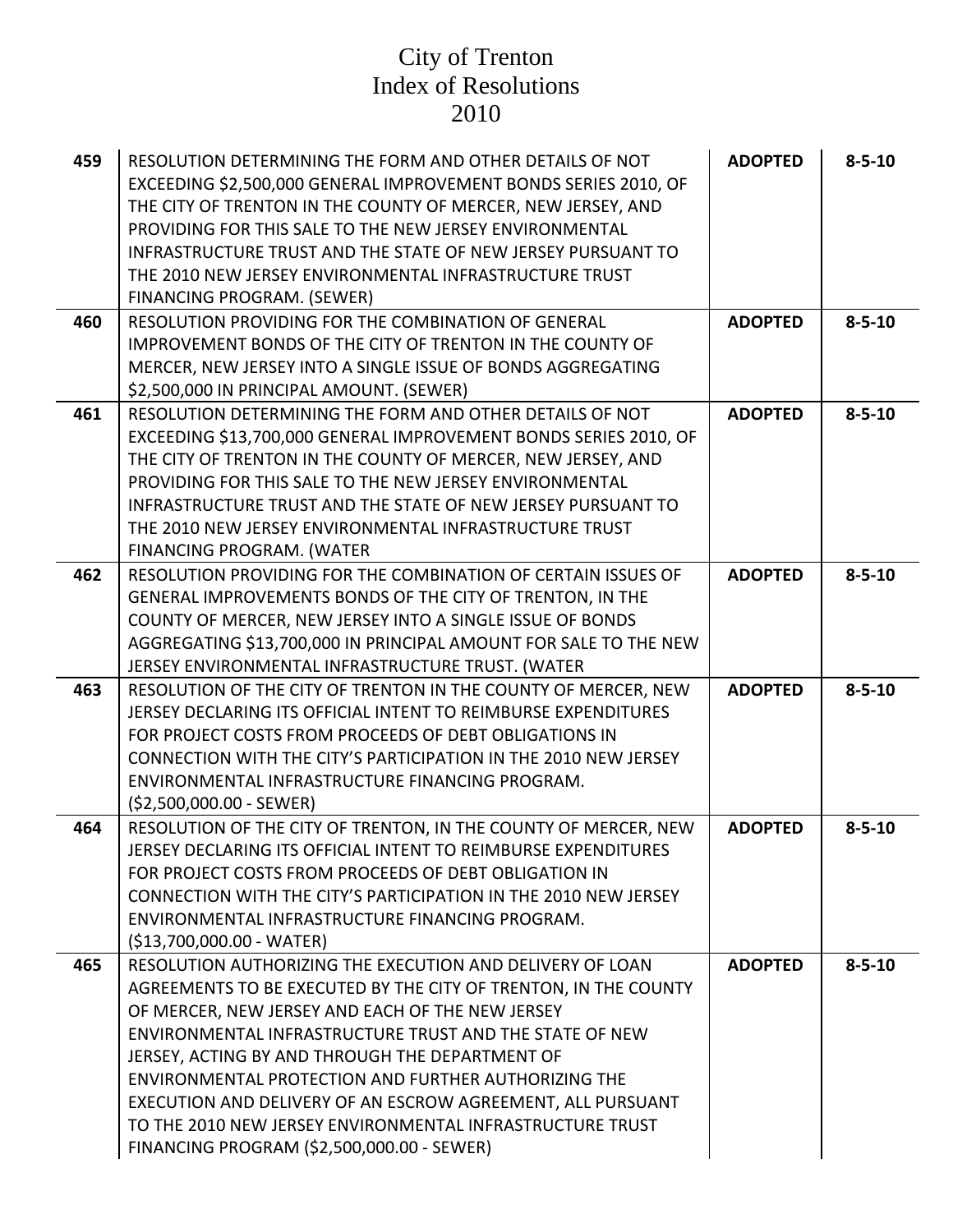# City of Trenton
# Index of Resolutions
# 2010

| | | | |
|---|---|---|---|
| **459** | RESOLUTION DETERMINING THE FORM AND OTHER DETAILS OF NOT EXCEEDING $2,500,000 GENERAL IMPROVEMENT BONDS SERIES 2010, OF THE CITY OF TRENTON IN THE COUNTY OF MERCER, NEW JERSEY, AND PROVIDING FOR THIS SALE TO THE NEW JERSEY ENVIRONMENTAL INFRASTRUCTURE TRUST AND THE STATE OF NEW JERSEY PURSUANT TO THE 2010 NEW JERSEY ENVIRONMENTAL INFRASTRUCTURE TRUST FINANCING PROGRAM. (SEWER) | **ADOPTED** | **8-5-10** |
| **460** | RESOLUTION PROVIDING FOR THE COMBINATION OF GENERAL IMPROVEMENT BONDS OF THE CITY OF TRENTON IN THE COUNTY OF MERCER, NEW JERSEY INTO A SINGLE ISSUE OF BONDS AGGREGATING $2,500,000 IN PRINCIPAL AMOUNT. (SEWER) | **ADOPTED** | **8-5-10** |
| **461** | RESOLUTION DETERMINING THE FORM AND OTHER DETAILS OF NOT EXCEEDING $13,700,000 GENERAL IMPROVEMENT BONDS SERIES 2010, OF THE CITY OF TRENTON IN THE COUNTY OF MERCER, NEW JERSEY, AND PROVIDING FOR THIS SALE TO THE NEW JERSEY ENVIRONMENTAL INFRASTRUCTURE TRUST AND THE STATE OF NEW JERSEY PURSUANT TO THE 2010 NEW JERSEY ENVIRONMENTAL INFRASTRUCTURE TRUST FINANCING PROGRAM. (WATER | **ADOPTED** | **8-5-10** |
| **462** | RESOLUTION PROVIDING FOR THE COMBINATION OF CERTAIN ISSUES OF GENERAL IMPROVEMENTS BONDS OF THE CITY OF TRENTON, IN THE COUNTY OF MERCER, NEW JERSEY INTO A SINGLE ISSUE OF BONDS AGGREGATING $13,700,000 IN PRINCIPAL AMOUNT FOR SALE TO THE NEW JERSEY ENVIRONMENTAL INFRASTRUCTURE TRUST. (WATER | **ADOPTED** | **8-5-10** |
| **463** | RESOLUTION OF THE CITY OF TRENTON IN THE COUNTY OF MERCER, NEW JERSEY DECLARING ITS OFFICIAL INTENT TO REIMBURSE EXPENDITURES FOR PROJECT COSTS FROM PROCEEDS OF DEBT OBLIGATIONS IN CONNECTION WITH THE CITY'S PARTICIPATION IN THE 2010 NEW JERSEY ENVIRONMENTAL INFRASTRUCTURE FINANCING PROGRAM. ($2,500,000.00 - SEWER) | **ADOPTED** | **8-5-10** |
| **464** | RESOLUTION OF THE CITY OF TRENTON, IN THE COUNTY OF MERCER, NEW JERSEY DECLARING ITS OFFICIAL INTENT TO REIMBURSE EXPENDITURES FOR PROJECT COSTS FROM PROCEEDS OF DEBT OBLIGATION IN CONNECTION WITH THE CITY'S PARTICIPATION IN THE 2010 NEW JERSEY ENVIRONMENTAL INFRASTRUCTURE FINANCING PROGRAM. ($13,700,000.00 - WATER) | **ADOPTED** | **8-5-10** |
| **465** | RESOLUTION AUTHORIZING THE EXECUTION AND DELIVERY OF LOAN AGREEMENTS TO BE EXECUTED BY THE CITY OF TRENTON, IN THE COUNTY OF MERCER, NEW JERSEY AND EACH OF THE NEW JERSEY ENVIRONMENTAL INFRASTRUCTURE TRUST AND THE STATE OF NEW JERSEY, ACTING BY AND THROUGH THE DEPARTMENT OF ENVIRONMENTAL PROTECTION AND FURTHER AUTHORIZING THE EXECUTION AND DELIVERY OF AN ESCROW AGREEMENT, ALL PURSUANT TO THE 2010 NEW JERSEY ENVIRONMENTAL INFRASTRUCTURE TRUST FINANCING PROGRAM ($2,500,000.00 - SEWER) | **ADOPTED** | **8-5-10** |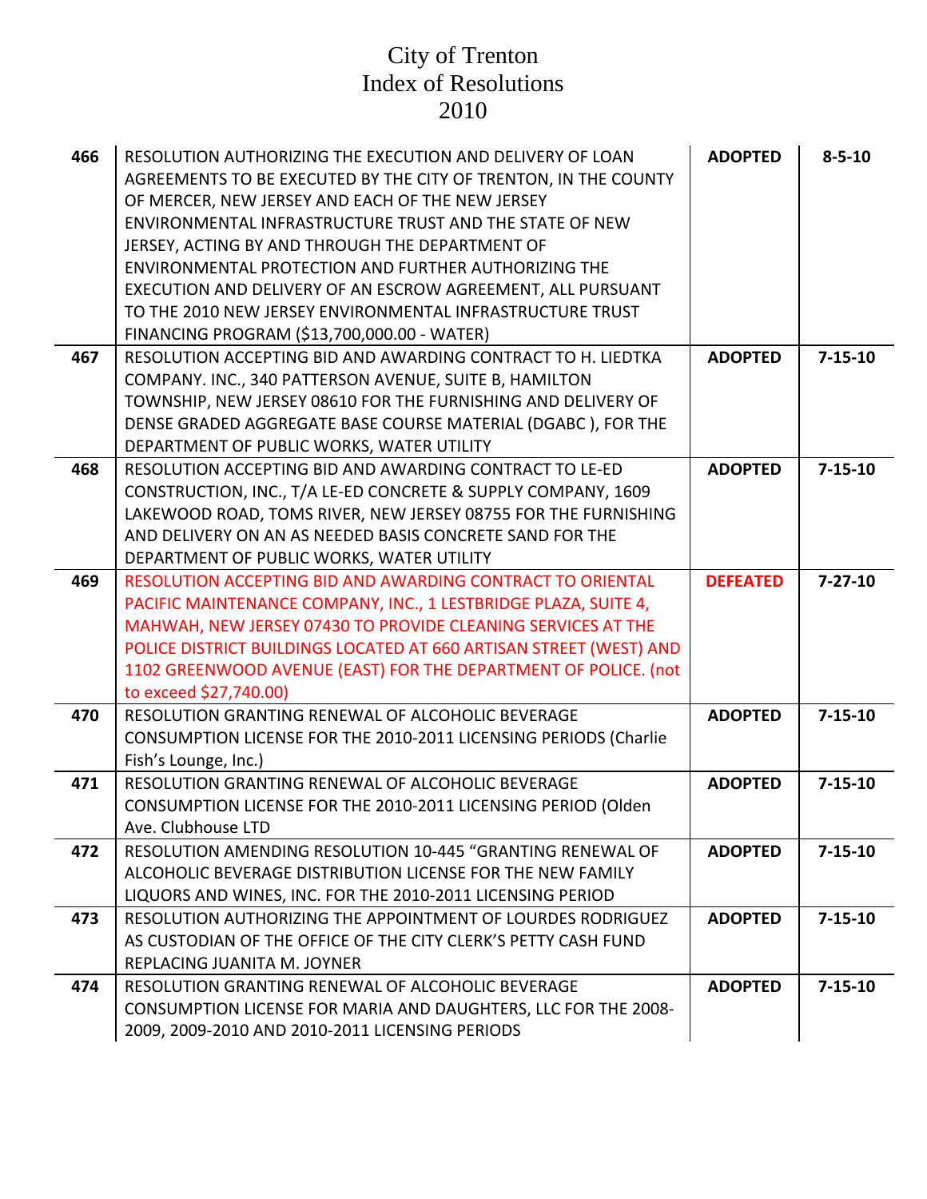# City of Trenton
## Index of Resolutions
## 2010

| | | | |
|---|---|---|---|
| 466 | RESOLUTION AUTHORIZING THE EXECUTION AND DELIVERY OF LOAN AGREEMENTS TO BE EXECUTED BY THE CITY OF TRENTON, IN THE COUNTY OF MERCER, NEW JERSEY AND EACH OF THE NEW JERSEY ENVIRONMENTAL INFRASTRUCTURE TRUST AND THE STATE OF NEW JERSEY, ACTING BY AND THROUGH THE DEPARTMENT OF ENVIRONMENTAL PROTECTION AND FURTHER AUTHORIZING THE EXECUTION AND DELIVERY OF AN ESCROW AGREEMENT, ALL PURSUANT TO THE 2010 NEW JERSEY ENVIRONMENTAL INFRASTRUCTURE TRUST FINANCING PROGRAM ($13,700,000.00 - WATER) | **ADOPTED** | **8-5-10** |
| 467 | RESOLUTION ACCEPTING BID AND AWARDING CONTRACT TO H. LIEDTKA COMPANY. INC., 340 PATTERSON AVENUE, SUITE B, HAMILTON TOWNSHIP, NEW JERSEY 08610 FOR THE FURNISHING AND DELIVERY OF DENSE GRADED AGGREGATE BASE COURSE MATERIAL (DGABC ), FOR THE DEPARTMENT OF PUBLIC WORKS, WATER UTILITY | **ADOPTED** | **7-15-10** |
| 468 | RESOLUTION ACCEPTING BID AND AWARDING CONTRACT TO LE-ED CONSTRUCTION, INC., T/A LE-ED CONCRETE & SUPPLY COMPANY, 1609 LAKEWOOD ROAD, TOMS RIVER, NEW JERSEY 08755 FOR THE FURNISHING AND DELIVERY ON AN AS NEEDED BASIS CONCRETE SAND FOR THE DEPARTMENT OF PUBLIC WORKS, WATER UTILITY | **ADOPTED** | **7-15-10** |
| 469 | RESOLUTION ACCEPTING BID AND AWARDING CONTRACT TO ORIENTAL PACIFIC MAINTENANCE COMPANY, INC., 1 LESTBRIDGE PLAZA, SUITE 4, MAHWAH, NEW JERSEY 07430 TO PROVIDE CLEANING SERVICES AT THE POLICE DISTRICT BUILDINGS LOCATED AT 660 ARTISAN STREET (WEST) AND 1102 GREENWOOD AVENUE (EAST) FOR THE DEPARTMENT OF POLICE. (not to exceed $27,740.00) | **DEFEATED** | **7-27-10** |
| 470 | RESOLUTION GRANTING RENEWAL OF ALCOHOLIC BEVERAGE CONSUMPTION LICENSE FOR THE 2010-2011 LICENSING PERIODS (Charlie Fish's Lounge, Inc.) | **ADOPTED** | **7-15-10** |
| 471 | RESOLUTION GRANTING RENEWAL OF ALCOHOLIC BEVERAGE CONSUMPTION LICENSE FOR THE 2010-2011 LICENSING PERIOD (Olden Ave. Clubhouse LTD | **ADOPTED** | **7-15-10** |
| 472 | RESOLUTION AMENDING RESOLUTION 10-445 "GRANTING RENEWAL OF ALCOHOLIC BEVERAGE DISTRIBUTION LICENSE FOR THE NEW FAMILY LIQUORS AND WINES, INC. FOR THE 2010-2011 LICENSING PERIOD | **ADOPTED** | **7-15-10** |
| 473 | RESOLUTION AUTHORIZING THE APPOINTMENT OF LOURDES RODRIGUEZ AS CUSTODIAN OF THE OFFICE OF THE CITY CLERK'S PETTY CASH FUND REPLACING JUANITA M. JOYNER | **ADOPTED** | **7-15-10** |
| 474 | RESOLUTION GRANTING RENEWAL OF ALCOHOLIC BEVERAGE CONSUMPTION LICENSE FOR MARIA AND DAUGHTERS, LLC FOR THE 2008-2009, 2009-2010 AND 2010-2011 LICENSING PERIODS | **ADOPTED** | **7-15-10** |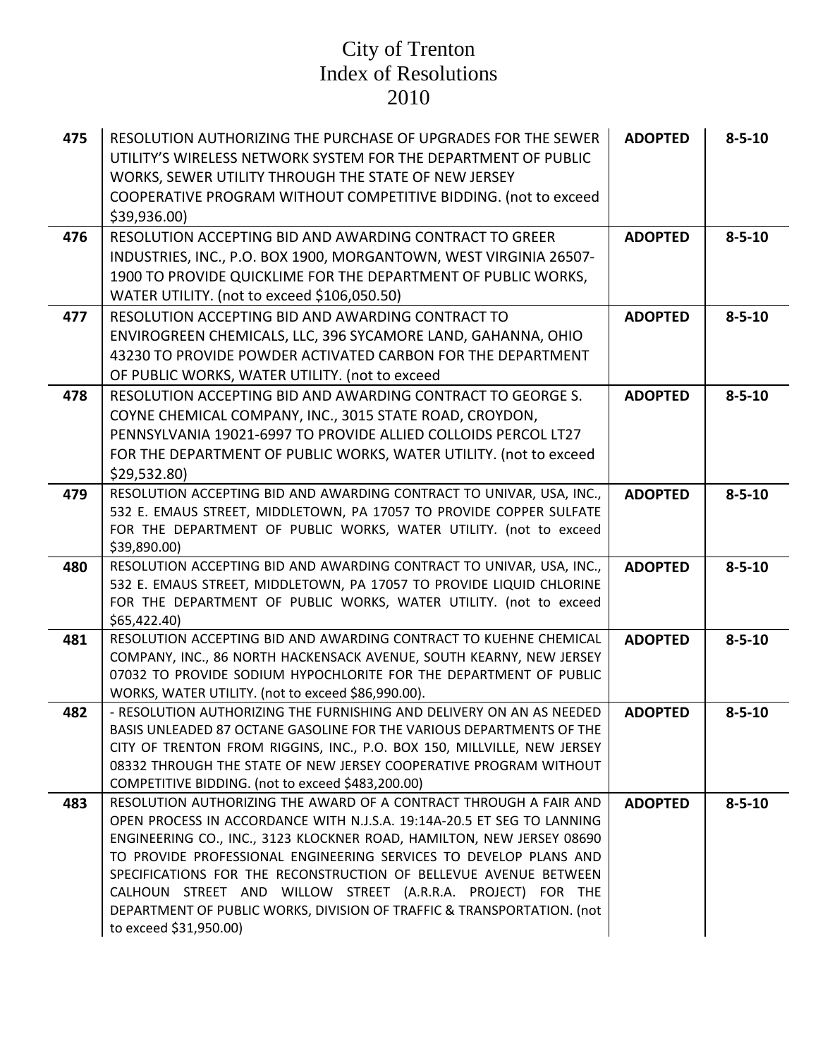# City of Trenton
# Index of Resolutions
# 2010

| | | | |
|---|---|---|---|
| **475** | RESOLUTION AUTHORIZING THE PURCHASE OF UPGRADES FOR THE SEWER UTILITY'S WIRELESS NETWORK SYSTEM FOR THE DEPARTMENT OF PUBLIC WORKS, SEWER UTILITY THROUGH THE STATE OF NEW JERSEY COOPERATIVE PROGRAM WITHOUT COMPETITIVE BIDDING. (not to exceed $39,936.00) | **ADOPTED** | **8-5-10** |
| **476** | RESOLUTION ACCEPTING BID AND AWARDING CONTRACT TO GREER INDUSTRIES, INC., P.O. BOX 1900, MORGANTOWN, WEST VIRGINIA 26507-1900 TO PROVIDE QUICKLIME FOR THE DEPARTMENT OF PUBLIC WORKS, WATER UTILITY. (not to exceed $106,050.50) | **ADOPTED** | **8-5-10** |
| **477** | RESOLUTION ACCEPTING BID AND AWARDING CONTRACT TO ENVIROGREEN CHEMICALS, LLC, 396 SYCAMORE LAND, GAHANNA, OHIO 43230 TO PROVIDE POWDER ACTIVATED CARBON FOR THE DEPARTMENT OF PUBLIC WORKS, WATER UTILITY. (not to exceed | **ADOPTED** | **8-5-10** |
| **478** | RESOLUTION ACCEPTING BID AND AWARDING CONTRACT TO GEORGE S. COYNE CHEMICAL COMPANY, INC., 3015 STATE ROAD, CROYDON, PENNSYLVANIA 19021-6997 TO PROVIDE ALLIED COLLOIDS PERCOL LT27 FOR THE DEPARTMENT OF PUBLIC WORKS, WATER UTILITY. (not to exceed $29,532.80) | **ADOPTED** | **8-5-10** |
| **479** | RESOLUTION ACCEPTING BID AND AWARDING CONTRACT TO UNIVAR, USA, INC., 532 E. EMAUS STREET, MIDDLETOWN, PA 17057 TO PROVIDE COPPER SULFATE FOR THE DEPARTMENT OF PUBLIC WORKS, WATER UTILITY. (not to exceed $39,890.00) | **ADOPTED** | **8-5-10** |
| **480** | RESOLUTION ACCEPTING BID AND AWARDING CONTRACT TO UNIVAR, USA, INC., 532 E. EMAUS STREET, MIDDLETOWN, PA 17057 TO PROVIDE LIQUID CHLORINE FOR THE DEPARTMENT OF PUBLIC WORKS, WATER UTILITY. (not to exceed $65,422.40) | **ADOPTED** | **8-5-10** |
| **481** | RESOLUTION ACCEPTING BID AND AWARDING CONTRACT TO KUEHNE CHEMICAL COMPANY, INC., 86 NORTH HACKENSACK AVENUE, SOUTH KEARNY, NEW JERSEY 07032 TO PROVIDE SODIUM HYPOCHLORITE FOR THE DEPARTMENT OF PUBLIC WORKS, WATER UTILITY. (not to exceed $86,990.00). | **ADOPTED** | **8-5-10** |
| **482** | - RESOLUTION AUTHORIZING THE FURNISHING AND DELIVERY ON AN AS NEEDED BASIS UNLEADED 87 OCTANE GASOLINE FOR THE VARIOUS DEPARTMENTS OF THE CITY OF TRENTON FROM RIGGINS, INC., P.O. BOX 150, MILLVILLE, NEW JERSEY 08332 THROUGH THE STATE OF NEW JERSEY COOPERATIVE PROGRAM WITHOUT COMPETITIVE BIDDING. (not to exceed $483,200.00) | **ADOPTED** | **8-5-10** |
| **483** | RESOLUTION AUTHORIZING THE AWARD OF A CONTRACT THROUGH A FAIR AND OPEN PROCESS IN ACCORDANCE WITH N.J.S.A. 19:14A-20.5 ET SEG TO LANNING ENGINEERING CO., INC., 3123 KLOCKNER ROAD, HAMILTON, NEW JERSEY 08690 TO PROVIDE PROFESSIONAL ENGINEERING SERVICES TO DEVELOP PLANS AND SPECIFICATIONS FOR THE RECONSTRUCTION OF BELLEVUE AVENUE BETWEEN CALHOUN STREET AND WILLOW STREET (A.R.R.A. PROJECT) FOR THE DEPARTMENT OF PUBLIC WORKS, DIVISION OF TRAFFIC & TRANSPORTATION. (not to exceed $31,950.00) | **ADOPTED** | **8-5-10** |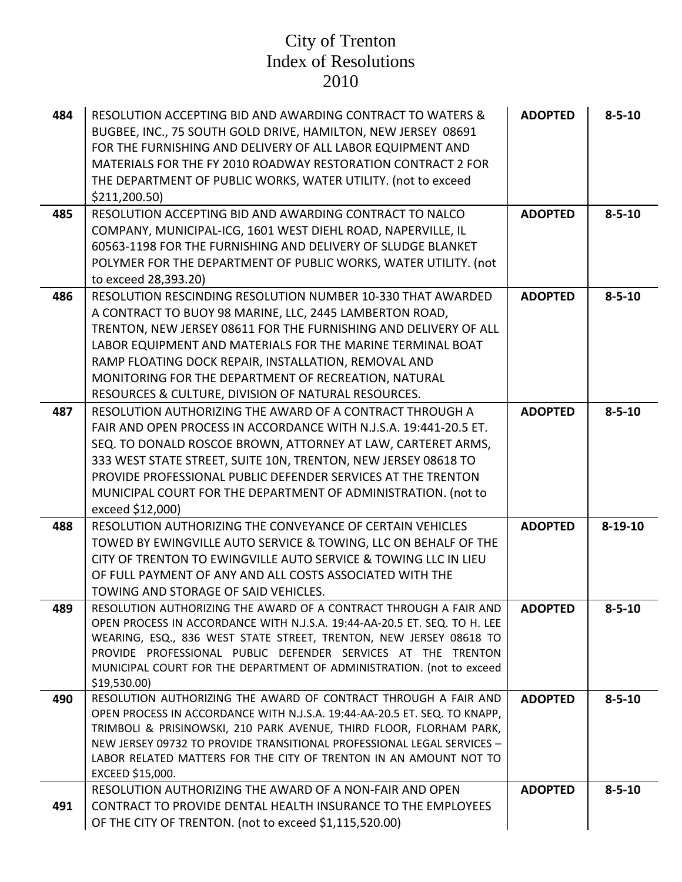# City of Trenton
# Index of Resolutions
# 2010

| | | | |
|---|---|---|---|
| **484** | RESOLUTION ACCEPTING BID AND AWARDING CONTRACT TO WATERS & BUGBEE, INC., 75 SOUTH GOLD DRIVE, HAMILTON, NEW JERSEY 08691 FOR THE FURNISHING AND DELIVERY OF ALL LABOR EQUIPMENT AND MATERIALS FOR THE FY 2010 ROADWAY RESTORATION CONTRACT 2 FOR THE DEPARTMENT OF PUBLIC WORKS, WATER UTILITY. (not to exceed $211,200.50) | **ADOPTED** | **8-5-10** |
| **485** | RESOLUTION ACCEPTING BID AND AWARDING CONTRACT TO NALCO COMPANY, MUNICIPAL-ICG, 1601 WEST DIEHL ROAD, NAPERVILLE, IL 60563-1198 FOR THE FURNISHING AND DELIVERY OF SLUDGE BLANKET POLYMER FOR THE DEPARTMENT OF PUBLIC WORKS, WATER UTILITY. (not to exceed 28,393.20) | **ADOPTED** | **8-5-10** |
| **486** | RESOLUTION RESCINDING RESOLUTION NUMBER 10-330 THAT AWARDED A CONTRACT TO BUOY 98 MARINE, LLC, 2445 LAMBERTON ROAD, TRENTON, NEW JERSEY 08611 FOR THE FURNISHING AND DELIVERY OF ALL LABOR EQUIPMENT AND MATERIALS FOR THE MARINE TERMINAL BOAT RAMP FLOATING DOCK REPAIR, INSTALLATION, REMOVAL AND MONITORING FOR THE DEPARTMENT OF RECREATION, NATURAL RESOURCES & CULTURE, DIVISION OF NATURAL RESOURCES. | **ADOPTED** | **8-5-10** |
| **487** | RESOLUTION AUTHORIZING THE AWARD OF A CONTRACT THROUGH A FAIR AND OPEN PROCESS IN ACCORDANCE WITH N.J.S.A. 19:441-20.5 ET. SEQ. TO DONALD ROSCOE BROWN, ATTORNEY AT LAW, CARTERET ARMS, 333 WEST STATE STREET, SUITE 10N, TRENTON, NEW JERSEY 08618 TO PROVIDE PROFESSIONAL PUBLIC DEFENDER SERVICES AT THE TRENTON MUNICIPAL COURT FOR THE DEPARTMENT OF ADMINISTRATION. (not to exceed $12,000) | **ADOPTED** | **8-5-10** |
| **488** | RESOLUTION AUTHORIZING THE CONVEYANCE OF CERTAIN VEHICLES TOWED BY EWINGVILLE AUTO SERVICE & TOWING, LLC ON BEHALF OF THE CITY OF TRENTON TO EWINGVILLE AUTO SERVICE & TOWING LLC IN LIEU OF FULL PAYMENT OF ANY AND ALL COSTS ASSOCIATED WITH THE TOWING AND STORAGE OF SAID VEHICLES. | **ADOPTED** | **8-19-10** |
| **489** | RESOLUTION AUTHORIZING THE AWARD OF A CONTRACT THROUGH A FAIR AND OPEN PROCESS IN ACCORDANCE WITH N.J.S.A. 19:44-AA-20.5 ET. SEQ. TO H. LEE WEARING, ESQ., 836 WEST STATE STREET, TRENTON, NEW JERSEY 08618 TO PROVIDE PROFESSIONAL PUBLIC DEFENDER SERVICES AT THE TRENTON MUNICIPAL COURT FOR THE DEPARTMENT OF ADMINISTRATION. (not to exceed $19,530.00) | **ADOPTED** | **8-5-10** |
| **490** | RESOLUTION AUTHORIZING THE AWARD OF CONTRACT THROUGH A FAIR AND OPEN PROCESS IN ACCORDANCE WITH N.J.S.A. 19:44-AA-20.5 ET. SEQ. TO KNAPP, TRIMBOLI & PRISINOWSKI, 210 PARK AVENUE, THIRD FLOOR, FLORHAM PARK, NEW JERSEY 09732 TO PROVIDE TRANSITIONAL PROFESSIONAL LEGAL SERVICES – LABOR RELATED MATTERS FOR THE CITY OF TRENTON IN AN AMOUNT NOT TO EXCEED $15,000. | **ADOPTED** | **8-5-10** |
| **491** | RESOLUTION AUTHORIZING THE AWARD OF A NON-FAIR AND OPEN CONTRACT TO PROVIDE DENTAL HEALTH INSURANCE TO THE EMPLOYEES OF THE CITY OF TRENTON. (not to exceed $1,115,520.00) | **ADOPTED** | **8-5-10** |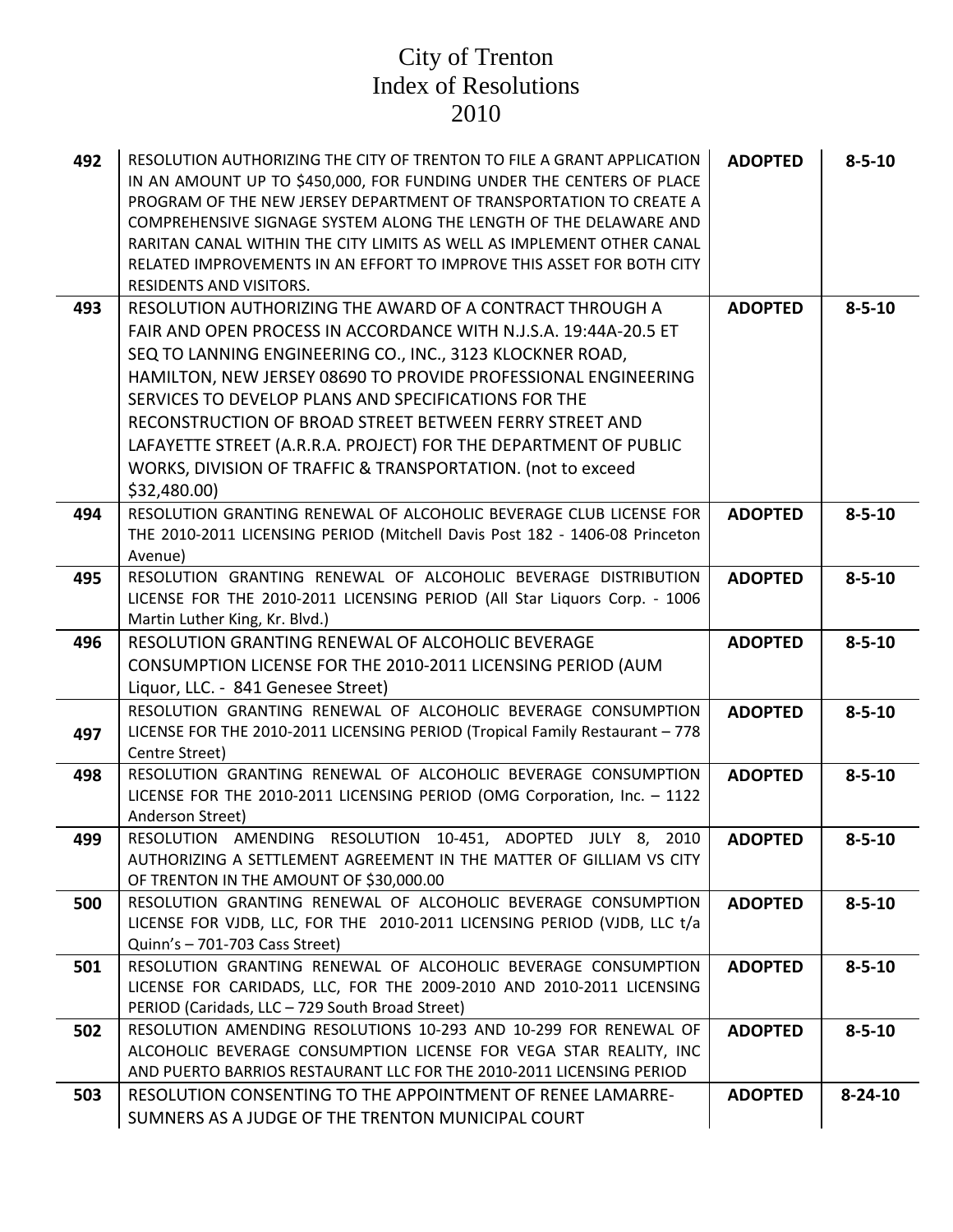# City of Trenton
# Index of Resolutions
# 2010

| | | | |
|---|---|---|---|
| **492** | RESOLUTION AUTHORIZING THE CITY OF TRENTON TO FILE A GRANT APPLICATION IN AN AMOUNT UP TO $450,000, FOR FUNDING UNDER THE CENTERS OF PLACE PROGRAM OF THE NEW JERSEY DEPARTMENT OF TRANSPORTATION TO CREATE A COMPREHENSIVE SIGNAGE SYSTEM ALONG THE LENGTH OF THE DELAWARE AND RARITAN CANAL WITHIN THE CITY LIMITS AS WELL AS IMPLEMENT OTHER CANAL RELATED IMPROVEMENTS IN AN EFFORT TO IMPROVE THIS ASSET FOR BOTH CITY RESIDENTS AND VISITORS. | **ADOPTED** | **8-5-10** |
| **493** | RESOLUTION AUTHORIZING THE AWARD OF A CONTRACT THROUGH A FAIR AND OPEN PROCESS IN ACCORDANCE WITH N.J.S.A. 19:44A-20.5 ET SEQ TO LANNING ENGINEERING CO., INC., 3123 KLOCKNER ROAD, HAMILTON, NEW JERSEY 08690 TO PROVIDE PROFESSIONAL ENGINEERING SERVICES TO DEVELOP PLANS AND SPECIFICATIONS FOR THE RECONSTRUCTION OF BROAD STREET BETWEEN FERRY STREET AND LAFAYETTE STREET (A.R.R.A. PROJECT) FOR THE DEPARTMENT OF PUBLIC WORKS, DIVISION OF TRAFFIC & TRANSPORTATION. (not to exceed $32,480.00) | **ADOPTED** | **8-5-10** |
| **494** | RESOLUTION GRANTING RENEWAL OF ALCOHOLIC BEVERAGE CLUB LICENSE FOR THE 2010-2011 LICENSING PERIOD (Mitchell Davis Post 182 - 1406-08 Princeton Avenue) | **ADOPTED** | **8-5-10** |
| **495** | RESOLUTION GRANTING RENEWAL OF ALCOHOLIC BEVERAGE DISTRIBUTION LICENSE FOR THE 2010-2011 LICENSING PERIOD (All Star Liquors Corp. - 1006 Martin Luther King, Kr. Blvd.) | **ADOPTED** | **8-5-10** |
| **496** | RESOLUTION GRANTING RENEWAL OF ALCOHOLIC BEVERAGE CONSUMPTION LICENSE FOR THE 2010-2011 LICENSING PERIOD (AUM Liquor, LLC. - 841 Genesee Street) | **ADOPTED** | **8-5-10** |
| **497** | RESOLUTION GRANTING RENEWAL OF ALCOHOLIC BEVERAGE CONSUMPTION LICENSE FOR THE 2010-2011 LICENSING PERIOD (Tropical Family Restaurant – 778 Centre Street) | **ADOPTED** | **8-5-10** |
| **498** | RESOLUTION GRANTING RENEWAL OF ALCOHOLIC BEVERAGE CONSUMPTION LICENSE FOR THE 2010-2011 LICENSING PERIOD (OMG Corporation, Inc. – 1122 Anderson Street) | **ADOPTED** | **8-5-10** |
| **499** | RESOLUTION AMENDING RESOLUTION 10-451, ADOPTED JULY 8, 2010 AUTHORIZING A SETTLEMENT AGREEMENT IN THE MATTER OF GILLIAM VS CITY OF TRENTON IN THE AMOUNT OF $30,000.00 | **ADOPTED** | **8-5-10** |
| **500** | RESOLUTION GRANTING RENEWAL OF ALCOHOLIC BEVERAGE CONSUMPTION LICENSE FOR VJDB, LLC, FOR THE 2010-2011 LICENSING PERIOD (VJDB, LLC t/a Quinn's – 701-703 Cass Street) | **ADOPTED** | **8-5-10** |
| **501** | RESOLUTION GRANTING RENEWAL OF ALCOHOLIC BEVERAGE CONSUMPTION LICENSE FOR CARIDADS, LLC, FOR THE 2009-2010 AND 2010-2011 LICENSING PERIOD (Caridads, LLC – 729 South Broad Street) | **ADOPTED** | **8-5-10** |
| **502** | RESOLUTION AMENDING RESOLUTIONS 10-293 AND 10-299 FOR RENEWAL OF ALCOHOLIC BEVERAGE CONSUMPTION LICENSE FOR VEGA STAR REALITY, INC AND PUERTO BARRIOS RESTAURANT LLC FOR THE 2010-2011 LICENSING PERIOD | **ADOPTED** | **8-5-10** |
| **503** | RESOLUTION CONSENTING TO THE APPOINTMENT OF RENEE LAMARRE-SUMNERS AS A JUDGE OF THE TRENTON MUNICIPAL COURT | **ADOPTED** | **8-24-10** |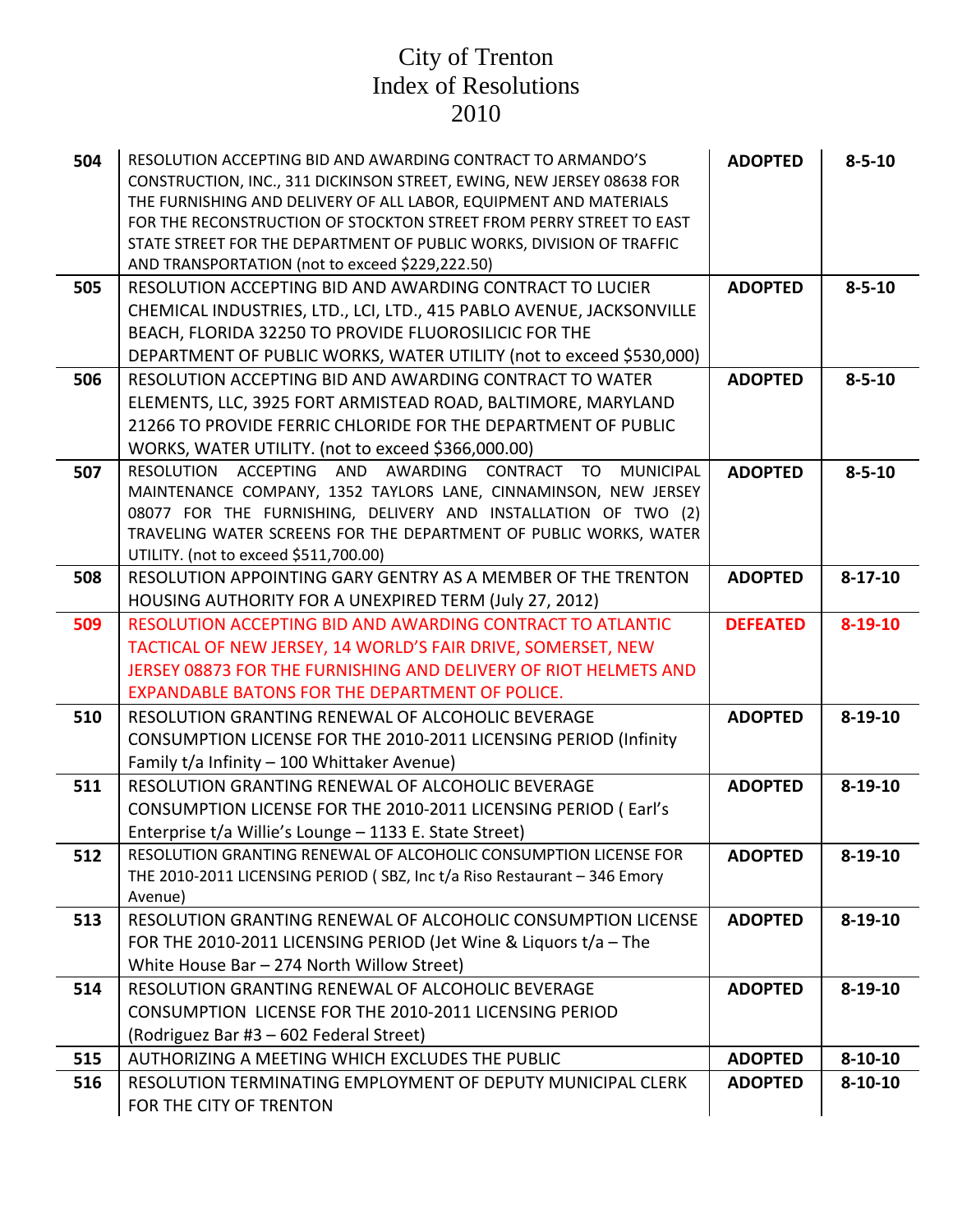# City of Trenton
# Index of Resolutions
# 2010

| No. | Resolution | Status | Date |
|---|---|---|---|
| 504 | RESOLUTION ACCEPTING BID AND AWARDING CONTRACT TO ARMANDO'S CONSTRUCTION, INC., 311 DICKINSON STREET, EWING, NEW JERSEY 08638 FOR THE FURNISHING AND DELIVERY OF ALL LABOR, EQUIPMENT AND MATERIALS FOR THE RECONSTRUCTION OF STOCKTON STREET FROM PERRY STREET TO EAST STATE STREET FOR THE DEPARTMENT OF PUBLIC WORKS, DIVISION OF TRAFFIC AND TRANSPORTATION (not to exceed $229,222.50) | **ADOPTED** | **8-5-10** |
| 505 | RESOLUTION ACCEPTING BID AND AWARDING CONTRACT TO LUCIER CHEMICAL INDUSTRIES, LTD., LCI, LTD., 415 PABLO AVENUE, JACKSONVILLE BEACH, FLORIDA 32250 TO PROVIDE FLUOROSILICIC FOR THE DEPARTMENT OF PUBLIC WORKS, WATER UTILITY (not to exceed $530,000) | **ADOPTED** | **8-5-10** |
| 506 | RESOLUTION ACCEPTING BID AND AWARDING CONTRACT TO WATER ELEMENTS, LLC, 3925 FORT ARMISTEAD ROAD, BALTIMORE, MARYLAND 21266 TO PROVIDE FERRIC CHLORIDE FOR THE DEPARTMENT OF PUBLIC WORKS, WATER UTILITY. (not to exceed $366,000.00) | **ADOPTED** | **8-5-10** |
| 507 | RESOLUTION ACCEPTING AND AWARDING CONTRACT TO MUNICIPAL MAINTENANCE COMPANY, 1352 TAYLORS LANE, CINNAMINSON, NEW JERSEY 08077 FOR THE FURNISHING, DELIVERY AND INSTALLATION OF TWO (2) TRAVELING WATER SCREENS FOR THE DEPARTMENT OF PUBLIC WORKS, WATER UTILITY. (not to exceed $511,700.00) | **ADOPTED** | **8-5-10** |
| 508 | RESOLUTION APPOINTING GARY GENTRY AS A MEMBER OF THE TRENTON HOUSING AUTHORITY FOR A UNEXPIRED TERM (July 27, 2012) | **ADOPTED** | **8-17-10** |
| 509 | RESOLUTION ACCEPTING BID AND AWARDING CONTRACT TO ATLANTIC TACTICAL OF NEW JERSEY, 14 WORLD'S FAIR DRIVE, SOMERSET, NEW JERSEY 08873 FOR THE FURNISHING AND DELIVERY OF RIOT HELMETS AND EXPANDABLE BATONS FOR THE DEPARTMENT OF POLICE. | **DEFEATED** | **8-19-10** |
| 510 | RESOLUTION GRANTING RENEWAL OF ALCOHOLIC BEVERAGE CONSUMPTION LICENSE FOR THE 2010-2011 LICENSING PERIOD (Infinity Family t/a Infinity – 100 Whittaker Avenue) | **ADOPTED** | **8-19-10** |
| 511 | RESOLUTION GRANTING RENEWAL OF ALCOHOLIC BEVERAGE CONSUMPTION LICENSE FOR THE 2010-2011 LICENSING PERIOD ( Earl's Enterprise t/a Willie's Lounge – 1133 E. State Street) | **ADOPTED** | **8-19-10** |
| 512 | RESOLUTION GRANTING RENEWAL OF ALCOHOLIC CONSUMPTION LICENSE FOR THE 2010-2011 LICENSING PERIOD ( SBZ, Inc t/a Riso Restaurant – 346 Emory Avenue) | **ADOPTED** | **8-19-10** |
| 513 | RESOLUTION GRANTING RENEWAL OF ALCOHOLIC CONSUMPTION LICENSE FOR THE 2010-2011 LICENSING PERIOD (Jet Wine & Liquors t/a – The White House Bar – 274 North Willow Street) | **ADOPTED** | **8-19-10** |
| 514 | RESOLUTION GRANTING RENEWAL OF ALCOHOLIC BEVERAGE CONSUMPTION LICENSE FOR THE 2010-2011 LICENSING PERIOD (Rodriguez Bar #3 – 602 Federal Street) | **ADOPTED** | **8-19-10** |
| 515 | AUTHORIZING A MEETING WHICH EXCLUDES THE PUBLIC | **ADOPTED** | **8-10-10** |
| 516 | RESOLUTION TERMINATING EMPLOYMENT OF DEPUTY MUNICIPAL CLERK FOR THE CITY OF TRENTON | **ADOPTED** | **8-10-10** |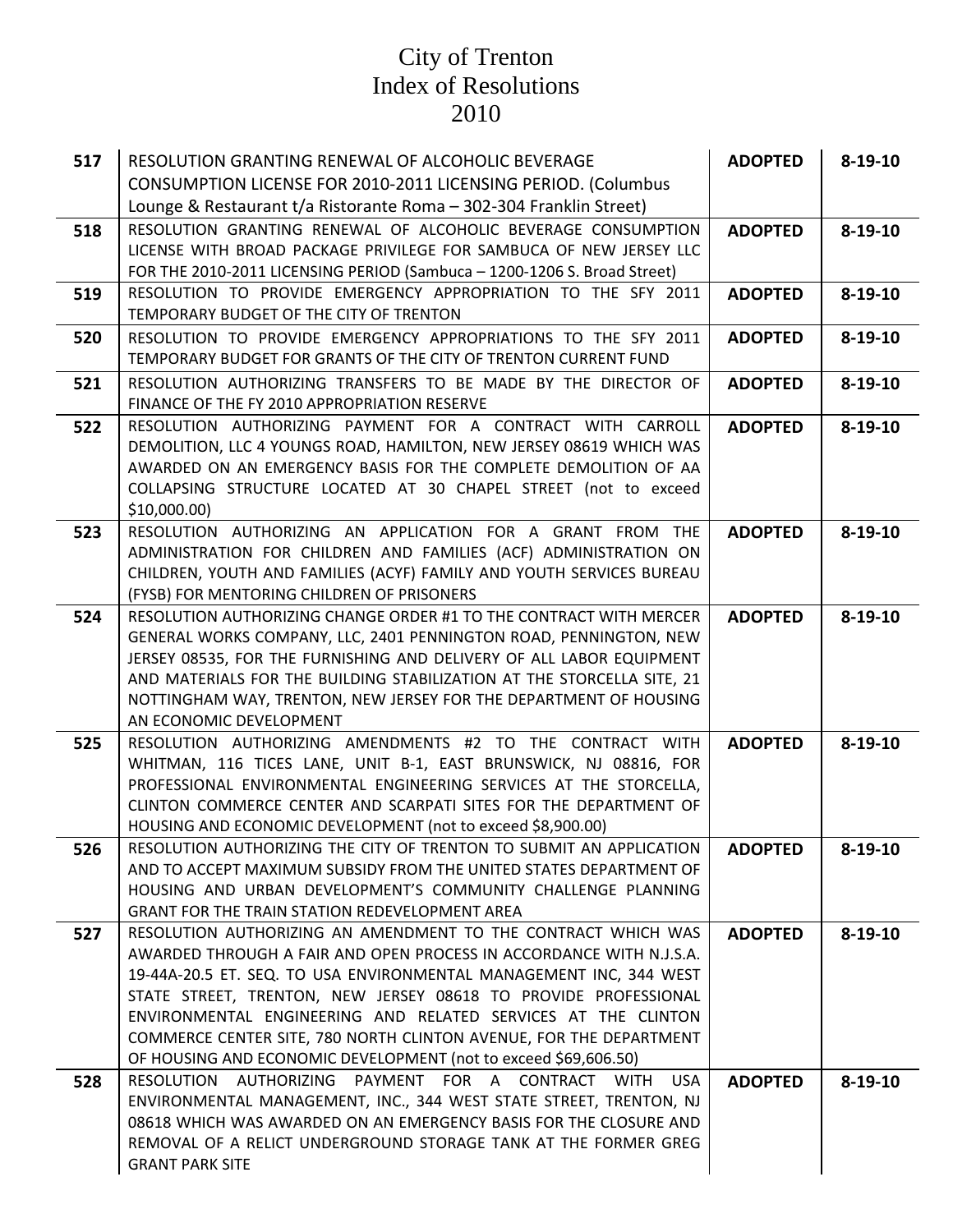# City of Trenton
# Index of Resolutions
# 2010

| | | | |
|---|---|---|---|
| **517** | RESOLUTION GRANTING RENEWAL OF ALCOHOLIC BEVERAGE CONSUMPTION LICENSE FOR 2010-2011 LICENSING PERIOD. (Columbus Lounge & Restaurant t/a Ristorante Roma – 302-304 Franklin Street) | **ADOPTED** | **8-19-10** |
| **518** | RESOLUTION GRANTING RENEWAL OF ALCOHOLIC BEVERAGE CONSUMPTION LICENSE WITH BROAD PACKAGE PRIVILEGE FOR SAMBUCA OF NEW JERSEY LLC FOR THE 2010-2011 LICENSING PERIOD (Sambuca – 1200-1206 S. Broad Street) | **ADOPTED** | **8-19-10** |
| **519** | RESOLUTION TO PROVIDE EMERGENCY APPROPRIATION TO THE SFY 2011 TEMPORARY BUDGET OF THE CITY OF TRENTON | **ADOPTED** | **8-19-10** |
| **520** | RESOLUTION TO PROVIDE EMERGENCY APPROPRIATIONS TO THE SFY 2011 TEMPORARY BUDGET FOR GRANTS OF THE CITY OF TRENTON CURRENT FUND | **ADOPTED** | **8-19-10** |
| **521** | RESOLUTION AUTHORIZING TRANSFERS TO BE MADE BY THE DIRECTOR OF FINANCE OF THE FY 2010 APPROPRIATION RESERVE | **ADOPTED** | **8-19-10** |
| **522** | RESOLUTION AUTHORIZING PAYMENT FOR A CONTRACT WITH CARROLL DEMOLITION, LLC 4 YOUNGS ROAD, HAMILTON, NEW JERSEY 08619 WHICH WAS AWARDED ON AN EMERGENCY BASIS FOR THE COMPLETE DEMOLITION OF AA COLLAPSING STRUCTURE LOCATED AT 30 CHAPEL STREET (not to exceed $10,000.00) | **ADOPTED** | **8-19-10** |
| **523** | RESOLUTION AUTHORIZING AN APPLICATION FOR A GRANT FROM THE ADMINISTRATION FOR CHILDREN AND FAMILIES (ACF) ADMINISTRATION ON CHILDREN, YOUTH AND FAMILIES (ACYF) FAMILY AND YOUTH SERVICES BUREAU (FYSB) FOR MENTORING CHILDREN OF PRISONERS | **ADOPTED** | **8-19-10** |
| **524** | RESOLUTION AUTHORIZING CHANGE ORDER #1 TO THE CONTRACT WITH MERCER GENERAL WORKS COMPANY, LLC, 2401 PENNINGTON ROAD, PENNINGTON, NEW JERSEY 08535, FOR THE FURNISHING AND DELIVERY OF ALL LABOR EQUIPMENT AND MATERIALS FOR THE BUILDING STABILIZATION AT THE STORCELLA SITE, 21 NOTTINGHAM WAY, TRENTON, NEW JERSEY FOR THE DEPARTMENT OF HOUSING AN ECONOMIC DEVELOPMENT | **ADOPTED** | **8-19-10** |
| **525** | RESOLUTION AUTHORIZING AMENDMENTS #2 TO THE CONTRACT WITH WHITMAN, 116 TICES LANE, UNIT B-1, EAST BRUNSWICK, NJ 08816, FOR PROFESSIONAL ENVIRONMENTAL ENGINEERING SERVICES AT THE STORCELLA, CLINTON COMMERCE CENTER AND SCARPATI SITES FOR THE DEPARTMENT OF HOUSING AND ECONOMIC DEVELOPMENT (not to exceed $8,900.00) | **ADOPTED** | **8-19-10** |
| **526** | RESOLUTION AUTHORIZING THE CITY OF TRENTON TO SUBMIT AN APPLICATION AND TO ACCEPT MAXIMUM SUBSIDY FROM THE UNITED STATES DEPARTMENT OF HOUSING AND URBAN DEVELOPMENT'S COMMUNITY CHALLENGE PLANNING GRANT FOR THE TRAIN STATION REDEVELOPMENT AREA | **ADOPTED** | **8-19-10** |
| **527** | RESOLUTION AUTHORIZING AN AMENDMENT TO THE CONTRACT WHICH WAS AWARDED THROUGH A FAIR AND OPEN PROCESS IN ACCORDANCE WITH N.J.S.A. 19-44A-20.5 ET. SEQ. TO USA ENVIRONMENTAL MANAGEMENT INC, 344 WEST STATE STREET, TRENTON, NEW JERSEY 08618 TO PROVIDE PROFESSIONAL ENVIRONMENTAL ENGINEERING AND RELATED SERVICES AT THE CLINTON COMMERCE CENTER SITE, 780 NORTH CLINTON AVENUE, FOR THE DEPARTMENT OF HOUSING AND ECONOMIC DEVELOPMENT (not to exceed $69,606.50) | **ADOPTED** | **8-19-10** |
| **528** | RESOLUTION AUTHORIZING PAYMENT FOR A CONTRACT WITH USA ENVIRONMENTAL MANAGEMENT, INC., 344 WEST STATE STREET, TRENTON, NJ 08618 WHICH WAS AWARDED ON AN EMERGENCY BASIS FOR THE CLOSURE AND REMOVAL OF A RELICT UNDERGROUND STORAGE TANK AT THE FORMER GREG GRANT PARK SITE | **ADOPTED** | **8-19-10** |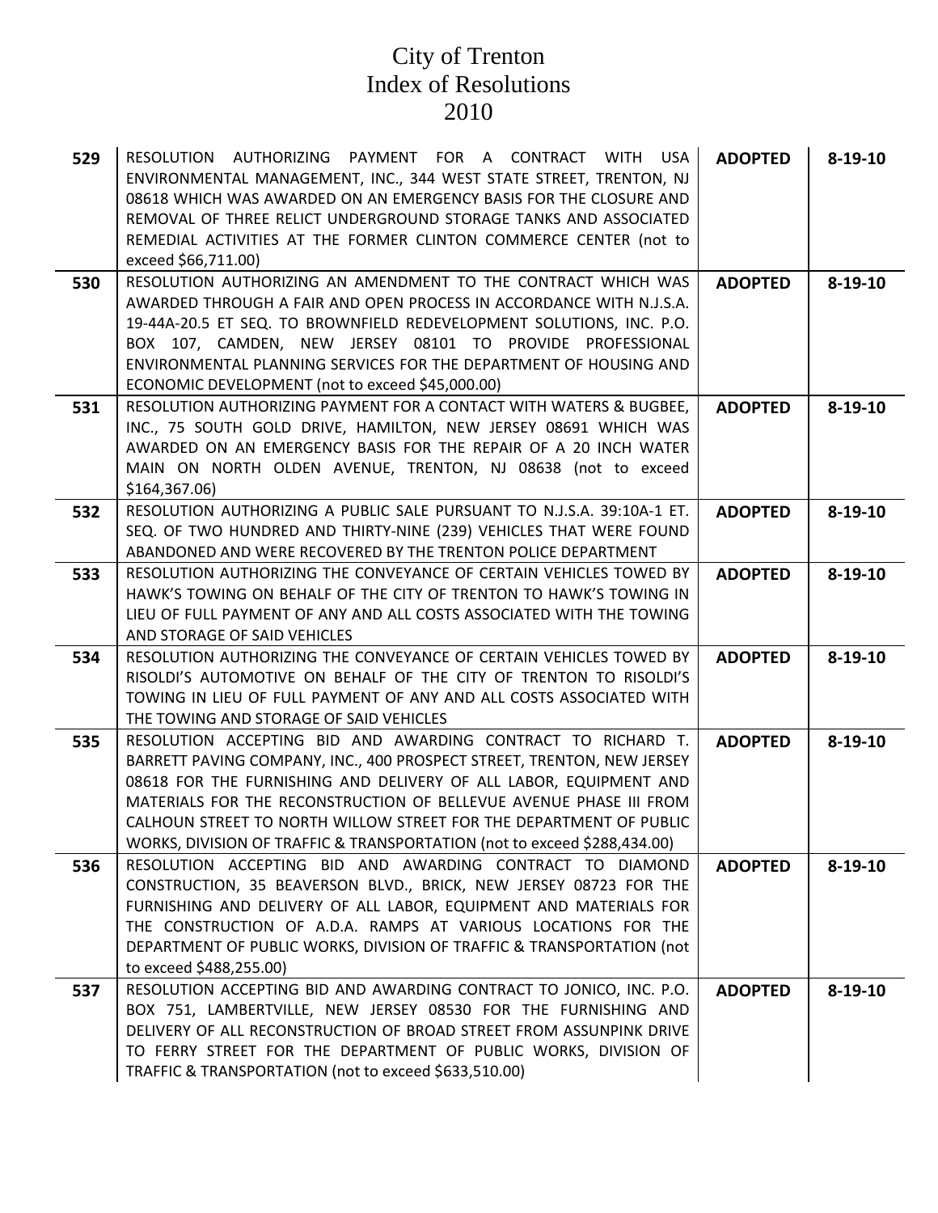# City of Trenton
# Index of Resolutions
# 2010

| | | | |
|---|---|---|---|
| **529** | RESOLUTION AUTHORIZING PAYMENT FOR A CONTRACT WITH USA ENVIRONMENTAL MANAGEMENT, INC., 344 WEST STATE STREET, TRENTON, NJ 08618 WHICH WAS AWARDED ON AN EMERGENCY BASIS FOR THE CLOSURE AND REMOVAL OF THREE RELICT UNDERGROUND STORAGE TANKS AND ASSOCIATED REMEDIAL ACTIVITIES AT THE FORMER CLINTON COMMERCE CENTER (not to exceed $66,711.00) | **ADOPTED** | **8-19-10** |
| **530** | RESOLUTION AUTHORIZING AN AMENDMENT TO THE CONTRACT WHICH WAS AWARDED THROUGH A FAIR AND OPEN PROCESS IN ACCORDANCE WITH N.J.S.A. 19-44A-20.5 ET SEQ. TO BROWNFIELD REDEVELOPMENT SOLUTIONS, INC. P.O. BOX 107, CAMDEN, NEW JERSEY 08101 TO PROVIDE PROFESSIONAL ENVIRONMENTAL PLANNING SERVICES FOR THE DEPARTMENT OF HOUSING AND ECONOMIC DEVELOPMENT (not to exceed $45,000.00) | **ADOPTED** | **8-19-10** |
| **531** | RESOLUTION AUTHORIZING PAYMENT FOR A CONTACT WITH WATERS & BUGBEE, INC., 75 SOUTH GOLD DRIVE, HAMILTON, NEW JERSEY 08691 WHICH WAS AWARDED ON AN EMERGENCY BASIS FOR THE REPAIR OF A 20 INCH WATER MAIN ON NORTH OLDEN AVENUE, TRENTON, NJ 08638 (not to exceed $164,367.06) | **ADOPTED** | **8-19-10** |
| **532** | RESOLUTION AUTHORIZING A PUBLIC SALE PURSUANT TO N.J.S.A. 39:10A-1 ET. SEQ. OF TWO HUNDRED AND THIRTY-NINE (239) VEHICLES THAT WERE FOUND ABANDONED AND WERE RECOVERED BY THE TRENTON POLICE DEPARTMENT | **ADOPTED** | **8-19-10** |
| **533** | RESOLUTION AUTHORIZING THE CONVEYANCE OF CERTAIN VEHICLES TOWED BY HAWK'S TOWING ON BEHALF OF THE CITY OF TRENTON TO HAWK'S TOWING IN LIEU OF FULL PAYMENT OF ANY AND ALL COSTS ASSOCIATED WITH THE TOWING AND STORAGE OF SAID VEHICLES | **ADOPTED** | **8-19-10** |
| **534** | RESOLUTION AUTHORIZING THE CONVEYANCE OF CERTAIN VEHICLES TOWED BY RISOLDI'S AUTOMOTIVE ON BEHALF OF THE CITY OF TRENTON TO RISOLDI'S TOWING IN LIEU OF FULL PAYMENT OF ANY AND ALL COSTS ASSOCIATED WITH THE TOWING AND STORAGE OF SAID VEHICLES | **ADOPTED** | **8-19-10** |
| **535** | RESOLUTION ACCEPTING BID AND AWARDING CONTRACT TO RICHARD T. BARRETT PAVING COMPANY, INC., 400 PROSPECT STREET, TRENTON, NEW JERSEY 08618 FOR THE FURNISHING AND DELIVERY OF ALL LABOR, EQUIPMENT AND MATERIALS FOR THE RECONSTRUCTION OF BELLEVUE AVENUE PHASE III FROM CALHOUN STREET TO NORTH WILLOW STREET FOR THE DEPARTMENT OF PUBLIC WORKS, DIVISION OF TRAFFIC & TRANSPORTATION (not to exceed $288,434.00) | **ADOPTED** | **8-19-10** |
| **536** | RESOLUTION ACCEPTING BID AND AWARDING CONTRACT TO DIAMOND CONSTRUCTION, 35 BEAVERSON BLVD., BRICK, NEW JERSEY 08723 FOR THE FURNISHING AND DELIVERY OF ALL LABOR, EQUIPMENT AND MATERIALS FOR THE CONSTRUCTION OF A.D.A. RAMPS AT VARIOUS LOCATIONS FOR THE DEPARTMENT OF PUBLIC WORKS, DIVISION OF TRAFFIC & TRANSPORTATION (not to exceed $488,255.00) | **ADOPTED** | **8-19-10** |
| **537** | RESOLUTION ACCEPTING BID AND AWARDING CONTRACT TO JONICO, INC. P.O. BOX 751, LAMBERTVILLE, NEW JERSEY 08530 FOR THE FURNISHING AND DELIVERY OF ALL RECONSTRUCTION OF BROAD STREET FROM ASSUNPINK DRIVE TO FERRY STREET FOR THE DEPARTMENT OF PUBLIC WORKS, DIVISION OF TRAFFIC & TRANSPORTATION (not to exceed $633,510.00) | **ADOPTED** | **8-19-10** |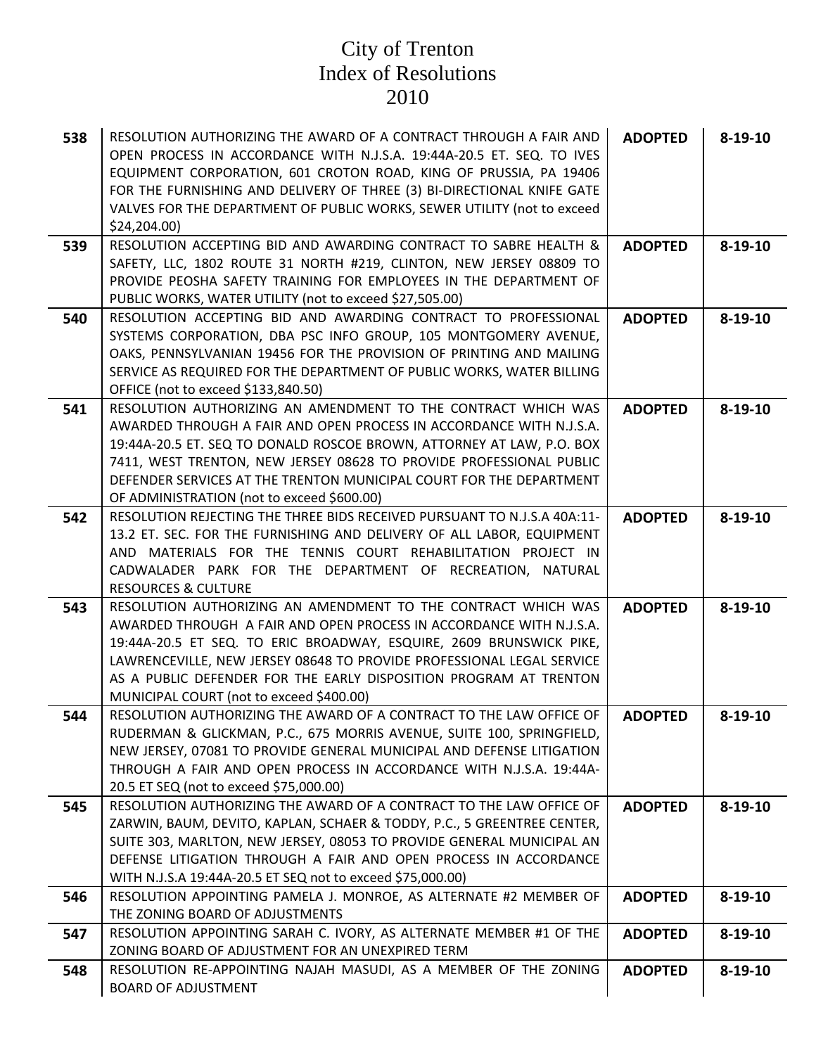# City of Trenton
# Index of Resolutions
# 2010

| | | | |
|---|---|---|---|
| **538** | RESOLUTION AUTHORIZING THE AWARD OF A CONTRACT THROUGH A FAIR AND OPEN PROCESS IN ACCORDANCE WITH N.J.S.A. 19:44A-20.5 ET. SEQ. TO IVES EQUIPMENT CORPORATION, 601 CROTON ROAD, KING OF PRUSSIA, PA 19406 FOR THE FURNISHING AND DELIVERY OF THREE (3) BI-DIRECTIONAL KNIFE GATE VALVES FOR THE DEPARTMENT OF PUBLIC WORKS, SEWER UTILITY (not to exceed $24,204.00) | **ADOPTED** | **8-19-10** |
| **539** | RESOLUTION ACCEPTING BID AND AWARDING CONTRACT TO SABRE HEALTH & SAFETY, LLC, 1802 ROUTE 31 NORTH #219, CLINTON, NEW JERSEY 08809 TO PROVIDE PEOSHA SAFETY TRAINING FOR EMPLOYEES IN THE DEPARTMENT OF PUBLIC WORKS, WATER UTILITY (not to exceed $27,505.00) | **ADOPTED** | **8-19-10** |
| **540** | RESOLUTION ACCEPTING BID AND AWARDING CONTRACT TO PROFESSIONAL SYSTEMS CORPORATION, DBA PSC INFO GROUP, 105 MONTGOMERY AVENUE, OAKS, PENNSYLVANIAN 19456 FOR THE PROVISION OF PRINTING AND MAILING SERVICE AS REQUIRED FOR THE DEPARTMENT OF PUBLIC WORKS, WATER BILLING OFFICE (not to exceed $133,840.50) | **ADOPTED** | **8-19-10** |
| **541** | RESOLUTION AUTHORIZING AN AMENDMENT TO THE CONTRACT WHICH WAS AWARDED THROUGH A FAIR AND OPEN PROCESS IN ACCORDANCE WITH N.J.S.A. 19:44A-20.5 ET. SEQ TO DONALD ROSCOE BROWN, ATTORNEY AT LAW, P.O. BOX 7411, WEST TRENTON, NEW JERSEY 08628 TO PROVIDE PROFESSIONAL PUBLIC DEFENDER SERVICES AT THE TRENTON MUNICIPAL COURT FOR THE DEPARTMENT OF ADMINISTRATION (not to exceed $600.00) | **ADOPTED** | **8-19-10** |
| **542** | RESOLUTION REJECTING THE THREE BIDS RECEIVED PURSUANT TO N.J.S.A 40A:11-13.2 ET. SEC. FOR THE FURNISHING AND DELIVERY OF ALL LABOR, EQUIPMENT AND MATERIALS FOR THE TENNIS COURT REHABILITATION PROJECT IN CADWALADER PARK FOR THE DEPARTMENT OF RECREATION, NATURAL RESOURCES & CULTURE | **ADOPTED** | **8-19-10** |
| **543** | RESOLUTION AUTHORIZING AN AMENDMENT TO THE CONTRACT WHICH WAS AWARDED THROUGH A FAIR AND OPEN PROCESS IN ACCORDANCE WITH N.J.S.A. 19:44A-20.5 ET SEQ. TO ERIC BROADWAY, ESQUIRE, 2609 BRUNSWICK PIKE, LAWRENCEVILLE, NEW JERSEY 08648 TO PROVIDE PROFESSIONAL LEGAL SERVICE AS A PUBLIC DEFENDER FOR THE EARLY DISPOSITION PROGRAM AT TRENTON MUNICIPAL COURT (not to exceed $400.00) | **ADOPTED** | **8-19-10** |
| **544** | RESOLUTION AUTHORIZING THE AWARD OF A CONTRACT TO THE LAW OFFICE OF RUDERMAN & GLICKMAN, P.C., 675 MORRIS AVENUE, SUITE 100, SPRINGFIELD, NEW JERSEY, 07081 TO PROVIDE GENERAL MUNICIPAL AND DEFENSE LITIGATION THROUGH A FAIR AND OPEN PROCESS IN ACCORDANCE WITH N.J.S.A. 19:44A-20.5 ET SEQ (not to exceed $75,000.00) | **ADOPTED** | **8-19-10** |
| **545** | RESOLUTION AUTHORIZING THE AWARD OF A CONTRACT TO THE LAW OFFICE OF ZARWIN, BAUM, DEVITO, KAPLAN, SCHAER & TODDY, P.C., 5 GREENTREE CENTER, SUITE 303, MARLTON, NEW JERSEY, 08053 TO PROVIDE GENERAL MUNICIPAL AN DEFENSE LITIGATION THROUGH A FAIR AND OPEN PROCESS IN ACCORDANCE WITH N.J.S.A 19:44A-20.5 ET SEQ not to exceed $75,000.00) | **ADOPTED** | **8-19-10** |
| **546** | RESOLUTION APPOINTING PAMELA J. MONROE, AS ALTERNATE #2 MEMBER OF THE ZONING BOARD OF ADJUSTMENTS | **ADOPTED** | **8-19-10** |
| **547** | RESOLUTION APPOINTING SARAH C. IVORY, AS ALTERNATE MEMBER #1 OF THE ZONING BOARD OF ADJUSTMENT FOR AN UNEXPIRED TERM | **ADOPTED** | **8-19-10** |
| **548** | RESOLUTION RE-APPOINTING NAJAH MASUDI, AS A MEMBER OF THE ZONING BOARD OF ADJUSTMENT | **ADOPTED** | **8-19-10** |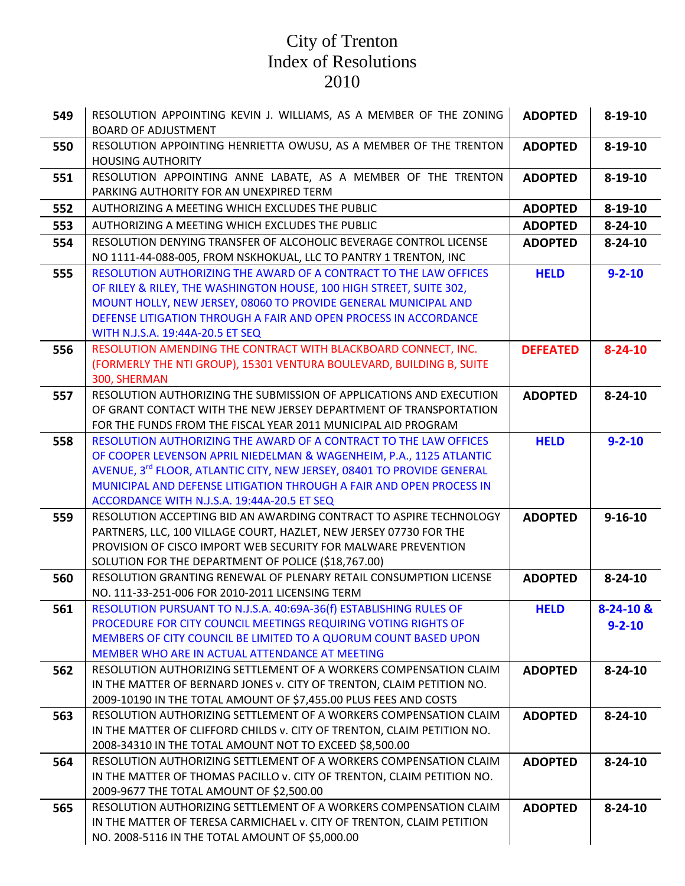# City of Trenton
# Index of Resolutions
# 2010

| | | | |
|---|---|---|---|
| **549** | RESOLUTION APPOINTING KEVIN J. WILLIAMS, AS A MEMBER OF THE ZONING BOARD OF ADJUSTMENT | **ADOPTED** | **8-19-10** |
| **550** | RESOLUTION APPOINTING HENRIETTA OWUSU, AS A MEMBER OF THE TRENTON HOUSING AUTHORITY | **ADOPTED** | **8-19-10** |
| **551** | RESOLUTION APPOINTING ANNE LABATE, AS A MEMBER OF THE TRENTON PARKING AUTHORITY FOR AN UNEXPIRED TERM | **ADOPTED** | **8-19-10** |
| **552** | AUTHORIZING A MEETING WHICH EXCLUDES THE PUBLIC | **ADOPTED** | **8-19-10** |
| **553** | AUTHORIZING A MEETING WHICH EXCLUDES THE PUBLIC | **ADOPTED** | **8-24-10** |
| **554** | RESOLUTION DENYING TRANSFER OF ALCOHOLIC BEVERAGE CONTROL LICENSE NO 1111-44-088-005, FROM NSKHOKUAL, LLC TO PANTRY 1 TRENTON, INC | **ADOPTED** | **8-24-10** |
| **555** | RESOLUTION AUTHORIZING THE AWARD OF A CONTRACT TO THE LAW OFFICES OF RILEY & RILEY, THE WASHINGTON HOUSE, 100 HIGH STREET, SUITE 302, MOUNT HOLLY, NEW JERSEY, 08060 TO PROVIDE GENERAL MUNICIPAL AND DEFENSE LITIGATION THROUGH A FAIR AND OPEN PROCESS IN ACCORDANCE WITH N.J.S.A. 19:44A-20.5 ET SEQ | **HELD** | **9-2-10** |
| **556** | RESOLUTION AMENDING THE CONTRACT WITH BLACKBOARD CONNECT, INC. (FORMERLY THE NTI GROUP), 15301 VENTURA BOULEVARD, BUILDING B, SUITE 300, SHERMAN | **DEFEATED** | **8-24-10** |
| **557** | RESOLUTION AUTHORIZING THE SUBMISSION OF APPLICATIONS AND EXECUTION OF GRANT CONTACT WITH THE NEW JERSEY DEPARTMENT OF TRANSPORTATION FOR THE FUNDS FROM THE FISCAL YEAR 2011 MUNICIPAL AID PROGRAM | **ADOPTED** | **8-24-10** |
| **558** | RESOLUTION AUTHORIZING THE AWARD OF A CONTRACT TO THE LAW OFFICES OF COOPER LEVENSON APRIL NIEDELMAN & WAGENHEIM, P.A., 1125 ATLANTIC AVENUE, 3rd FLOOR, ATLANTIC CITY, NEW JERSEY, 08401 TO PROVIDE GENERAL MUNICIPAL AND DEFENSE LITIGATION THROUGH A FAIR AND OPEN PROCESS IN ACCORDANCE WITH N.J.S.A. 19:44A-20.5 ET SEQ | **HELD** | **9-2-10** |
| **559** | RESOLUTION ACCEPTING BID AN AWARDING CONTRACT TO ASPIRE TECHNOLOGY PARTNERS, LLC, 100 VILLAGE COURT, HAZLET, NEW JERSEY 07730 FOR THE PROVISION OF CISCO IMPORT WEB SECURITY FOR MALWARE PREVENTION SOLUTION FOR THE DEPARTMENT OF POLICE ($18,767.00) | **ADOPTED** | **9-16-10** |
| **560** | RESOLUTION GRANTING RENEWAL OF PLENARY RETAIL CONSUMPTION LICENSE NO. 111-33-251-006 FOR 2010-2011 LICENSING TERM | **ADOPTED** | **8-24-10** |
| **561** | RESOLUTION PURSUANT TO N.J.S.A. 40:69A-36(f) ESTABLISHING RULES OF PROCEDURE FOR CITY COUNCIL MEETINGS REQUIRING VOTING RIGHTS OF MEMBERS OF CITY COUNCIL BE LIMITED TO A QUORUM COUNT BASED UPON MEMBER WHO ARE IN ACTUAL ATTENDANCE AT MEETING | **HELD** | **8-24-10 & 9-2-10** |
| **562** | RESOLUTION AUTHORIZING SETTLEMENT OF A WORKERS COMPENSATION CLAIM IN THE MATTER OF BERNARD JONES v. CITY OF TRENTON, CLAIM PETITION NO. 2009-10190 IN THE TOTAL AMOUNT OF $7,455.00 PLUS FEES AND COSTS | **ADOPTED** | **8-24-10** |
| **563** | RESOLUTION AUTHORIZING SETTLEMENT OF A WORKERS COMPENSATION CLAIM IN THE MATTER OF CLIFFORD CHILDS v. CITY OF TRENTON, CLAIM PETITION NO. 2008-34310 IN THE TOTAL AMOUNT NOT TO EXCEED $8,500.00 | **ADOPTED** | **8-24-10** |
| **564** | RESOLUTION AUTHORIZING SETTLEMENT OF A WORKERS COMPENSATION CLAIM IN THE MATTER OF THOMAS PACILLO v. CITY OF TRENTON, CLAIM PETITION NO. 2009-9677 THE TOTAL AMOUNT OF $2,500.00 | **ADOPTED** | **8-24-10** |
| **565** | RESOLUTION AUTHORIZING SETTLEMENT OF A WORKERS COMPENSATION CLAIM IN THE MATTER OF TERESA CARMICHAEL v. CITY OF TRENTON, CLAIM PETITION NO. 2008-5116 IN THE TOTAL AMOUNT OF $5,000.00 | **ADOPTED** | **8-24-10** |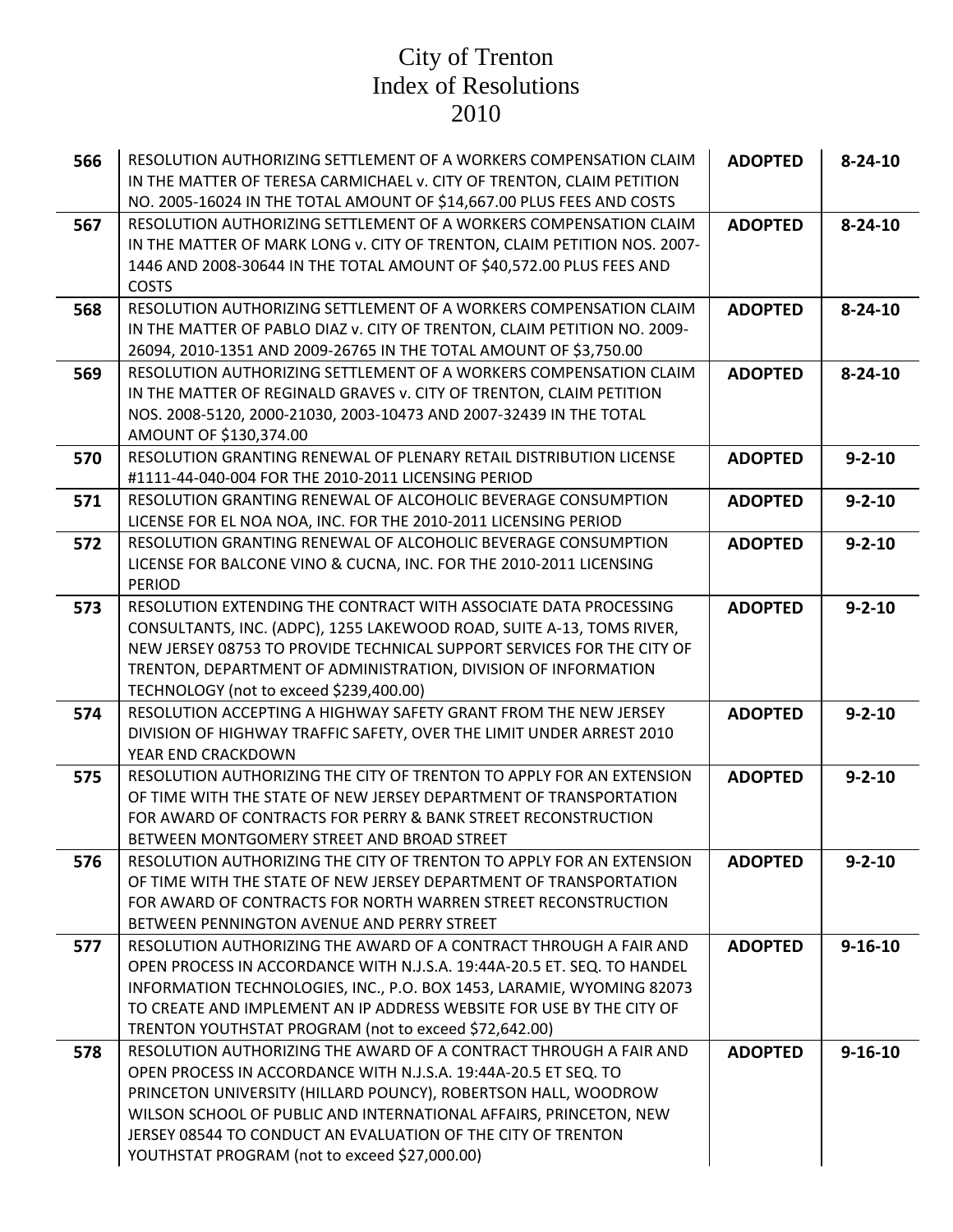# City of Trenton
# Index of Resolutions
# 2010

| | | | |
|---|---|---|---|
| **566** | RESOLUTION AUTHORIZING SETTLEMENT OF A WORKERS COMPENSATION CLAIM IN THE MATTER OF TERESA CARMICHAEL v. CITY OF TRENTON, CLAIM PETITION NO. 2005-16024 IN THE TOTAL AMOUNT OF $14,667.00 PLUS FEES AND COSTS | **ADOPTED** | **8-24-10** |
| **567** | RESOLUTION AUTHORIZING SETTLEMENT OF A WORKERS COMPENSATION CLAIM IN THE MATTER OF MARK LONG v. CITY OF TRENTON, CLAIM PETITION NOS. 2007-1446 AND 2008-30644 IN THE TOTAL AMOUNT OF $40,572.00 PLUS FEES AND COSTS | **ADOPTED** | **8-24-10** |
| **568** | RESOLUTION AUTHORIZING SETTLEMENT OF A WORKERS COMPENSATION CLAIM IN THE MATTER OF PABLO DIAZ v. CITY OF TRENTON, CLAIM PETITION NO. 2009-26094, 2010-1351 AND 2009-26765 IN THE TOTAL AMOUNT OF $3,750.00 | **ADOPTED** | **8-24-10** |
| **569** | RESOLUTION AUTHORIZING SETTLEMENT OF A WORKERS COMPENSATION CLAIM IN THE MATTER OF REGINALD GRAVES v. CITY OF TRENTON, CLAIM PETITION NOS. 2008-5120, 2000-21030, 2003-10473 AND 2007-32439 IN THE TOTAL AMOUNT OF $130,374.00 | **ADOPTED** | **8-24-10** |
| **570** | RESOLUTION GRANTING RENEWAL OF PLENARY RETAIL DISTRIBUTION LICENSE #1111-44-040-004 FOR THE 2010-2011 LICENSING PERIOD | **ADOPTED** | **9-2-10** |
| **571** | RESOLUTION GRANTING RENEWAL OF ALCOHOLIC BEVERAGE CONSUMPTION LICENSE FOR EL NOA NOA, INC. FOR THE 2010-2011 LICENSING PERIOD | **ADOPTED** | **9-2-10** |
| **572** | RESOLUTION GRANTING RENEWAL OF ALCOHOLIC BEVERAGE CONSUMPTION LICENSE FOR BALCONE VINO & CUCNA, INC. FOR THE 2010-2011 LICENSING PERIOD | **ADOPTED** | **9-2-10** |
| **573** | RESOLUTION EXTENDING THE CONTRACT WITH ASSOCIATE DATA PROCESSING CONSULTANTS, INC. (ADPC), 1255 LAKEWOOD ROAD, SUITE A-13, TOMS RIVER, NEW JERSEY 08753 TO PROVIDE TECHNICAL SUPPORT SERVICES FOR THE CITY OF TRENTON, DEPARTMENT OF ADMINISTRATION, DIVISION OF INFORMATION TECHNOLOGY (not to exceed $239,400.00) | **ADOPTED** | **9-2-10** |
| **574** | RESOLUTION ACCEPTING A HIGHWAY SAFETY GRANT FROM THE NEW JERSEY DIVISION OF HIGHWAY TRAFFIC SAFETY, OVER THE LIMIT UNDER ARREST 2010 YEAR END CRACKDOWN | **ADOPTED** | **9-2-10** |
| **575** | RESOLUTION AUTHORIZING THE CITY OF TRENTON TO APPLY FOR AN EXTENSION OF TIME WITH THE STATE OF NEW JERSEY DEPARTMENT OF TRANSPORTATION FOR AWARD OF CONTRACTS FOR PERRY & BANK STREET RECONSTRUCTION BETWEEN MONTGOMERY STREET AND BROAD STREET | **ADOPTED** | **9-2-10** |
| **576** | RESOLUTION AUTHORIZING THE CITY OF TRENTON TO APPLY FOR AN EXTENSION OF TIME WITH THE STATE OF NEW JERSEY DEPARTMENT OF TRANSPORTATION FOR AWARD OF CONTRACTS FOR NORTH WARREN STREET RECONSTRUCTION BETWEEN PENNINGTON AVENUE AND PERRY STREET | **ADOPTED** | **9-2-10** |
| **577** | RESOLUTION AUTHORIZING THE AWARD OF A CONTRACT THROUGH A FAIR AND OPEN PROCESS IN ACCORDANCE WITH N.J.S.A. 19:44A-20.5 ET. SEQ. TO HANDEL INFORMATION TECHNOLOGIES, INC., P.O. BOX 1453, LARAMIE, WYOMING 82073 TO CREATE AND IMPLEMENT AN IP ADDRESS WEBSITE FOR USE BY THE CITY OF TRENTON YOUTHSTAT PROGRAM (not to exceed $72,642.00) | **ADOPTED** | **9-16-10** |
| **578** | RESOLUTION AUTHORIZING THE AWARD OF A CONTRACT THROUGH A FAIR AND OPEN PROCESS IN ACCORDANCE WITH N.J.S.A. 19:44A-20.5 ET SEQ. TO PRINCETON UNIVERSITY (HILLARD POUNCY), ROBERTSON HALL, WOODROW WILSON SCHOOL OF PUBLIC AND INTERNATIONAL AFFAIRS, PRINCETON, NEW JERSEY 08544 TO CONDUCT AN EVALUATION OF THE CITY OF TRENTON YOUTHSTAT PROGRAM (not to exceed $27,000.00) | **ADOPTED** | **9-16-10** |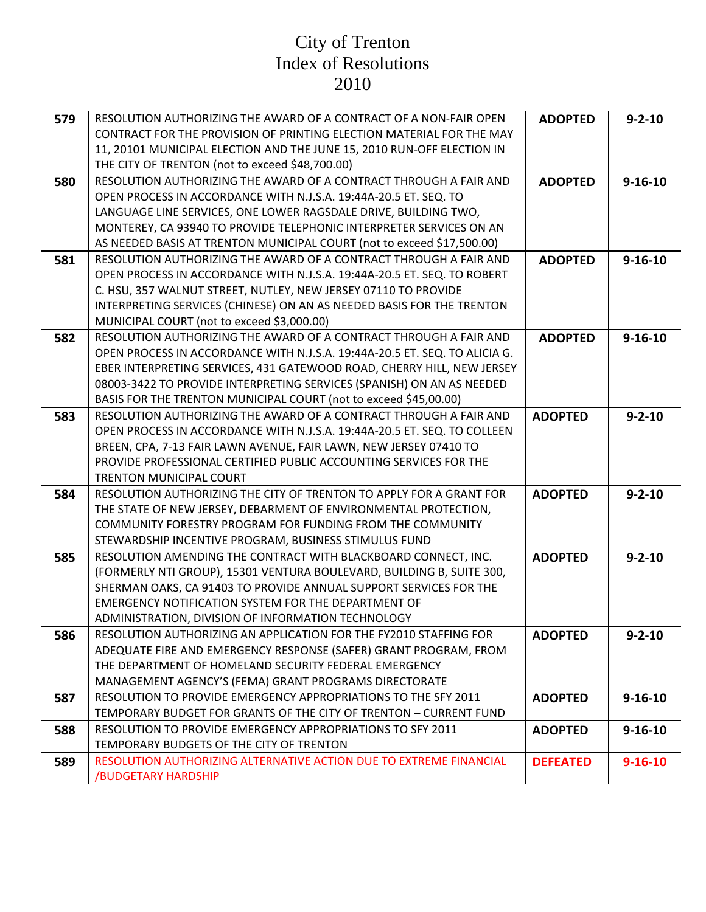# City of Trenton
# Index of Resolutions
# 2010

| | | | |
|---|---|---|---|
| **579** | RESOLUTION AUTHORIZING THE AWARD OF A CONTRACT OF A NON-FAIR OPEN CONTRACT FOR THE PROVISION OF PRINTING ELECTION MATERIAL FOR THE MAY 11, 20101 MUNICIPAL ELECTION AND THE JUNE 15, 2010 RUN-OFF ELECTION IN THE CITY OF TRENTON (not to exceed $48,700.00) | **ADOPTED** | **9-2-10** |
| **580** | RESOLUTION AUTHORIZING THE AWARD OF A CONTRACT THROUGH A FAIR AND OPEN PROCESS IN ACCORDANCE WITH N.J.S.A. 19:44A-20.5 ET. SEQ. TO LANGUAGE LINE SERVICES, ONE LOWER RAGSDALE DRIVE, BUILDING TWO, MONTEREY, CA 93940 TO PROVIDE TELEPHONIC INTERPRETER SERVICES ON AN AS NEEDED BASIS AT TRENTON MUNICIPAL COURT (not to exceed $17,500.00) | **ADOPTED** | **9-16-10** |
| **581** | RESOLUTION AUTHORIZING THE AWARD OF A CONTRACT THROUGH A FAIR AND OPEN PROCESS IN ACCORDANCE WITH N.J.S.A. 19:44A-20.5 ET. SEQ. TO ROBERT C. HSU, 357 WALNUT STREET, NUTLEY, NEW JERSEY 07110 TO PROVIDE INTERPRETING SERVICES (CHINESE) ON AN AS NEEDED BASIS FOR THE TRENTON MUNICIPAL COURT (not to exceed $3,000.00) | **ADOPTED** | **9-16-10** |
| **582** | RESOLUTION AUTHORIZING THE AWARD OF A CONTRACT THROUGH A FAIR AND OPEN PROCESS IN ACCORDANCE WITH N.J.S.A. 19:44A-20.5 ET. SEQ. TO ALICIA G. EBER INTERPRETING SERVICES, 431 GATEWOOD ROAD, CHERRY HILL, NEW JERSEY 08003-3422 TO PROVIDE INTERPRETING SERVICES (SPANISH) ON AN AS NEEDED BASIS FOR THE TRENTON MUNICIPAL COURT (not to exceed $45,00.00) | **ADOPTED** | **9-16-10** |
| **583** | RESOLUTION AUTHORIZING THE AWARD OF A CONTRACT THROUGH A FAIR AND OPEN PROCESS IN ACCORDANCE WITH N.J.S.A. 19:44A-20.5 ET. SEQ. TO COLLEEN BREEN, CPA, 7-13 FAIR LAWN AVENUE, FAIR LAWN, NEW JERSEY 07410 TO PROVIDE PROFESSIONAL CERTIFIED PUBLIC ACCOUNTING SERVICES FOR THE TRENTON MUNICIPAL COURT | **ADOPTED** | **9-2-10** |
| **584** | RESOLUTION AUTHORIZING THE CITY OF TRENTON TO APPLY FOR A GRANT FOR THE STATE OF NEW JERSEY, DEBARMENT OF ENVIRONMENTAL PROTECTION, COMMUNITY FORESTRY PROGRAM FOR FUNDING FROM THE COMMUNITY STEWARDSHIP INCENTIVE PROGRAM, BUSINESS STIMULUS FUND | **ADOPTED** | **9-2-10** |
| **585** | RESOLUTION AMENDING THE CONTRACT WITH BLACKBOARD CONNECT, INC. (FORMERLY NTI GROUP), 15301 VENTURA BOULEVARD, BUILDING B, SUITE 300, SHERMAN OAKS, CA 91403 TO PROVIDE ANNUAL SUPPORT SERVICES FOR THE EMERGENCY NOTIFICATION SYSTEM FOR THE DEPARTMENT OF ADMINISTRATION, DIVISION OF INFORMATION TECHNOLOGY | **ADOPTED** | **9-2-10** |
| **586** | RESOLUTION AUTHORIZING AN APPLICATION FOR THE FY2010 STAFFING FOR ADEQUATE FIRE AND EMERGENCY RESPONSE (SAFER) GRANT PROGRAM, FROM THE DEPARTMENT OF HOMELAND SECURITY FEDERAL EMERGENCY MANAGEMENT AGENCY'S (FEMA) GRANT PROGRAMS DIRECTORATE | **ADOPTED** | **9-2-10** |
| **587** | RESOLUTION TO PROVIDE EMERGENCY APPROPRIATIONS TO THE SFY 2011 TEMPORARY BUDGET FOR GRANTS OF THE CITY OF TRENTON – CURRENT FUND | **ADOPTED** | **9-16-10** |
| **588** | RESOLUTION TO PROVIDE EMERGENCY APPROPRIATIONS TO SFY 2011 TEMPORARY BUDGETS OF THE CITY OF TRENTON | **ADOPTED** | **9-16-10** |
| **589** | RESOLUTION AUTHORIZING ALTERNATIVE ACTION DUE TO EXTREME FINANCIAL /BUDGETARY HARDSHIP | **DEFEATED** | **9-16-10** |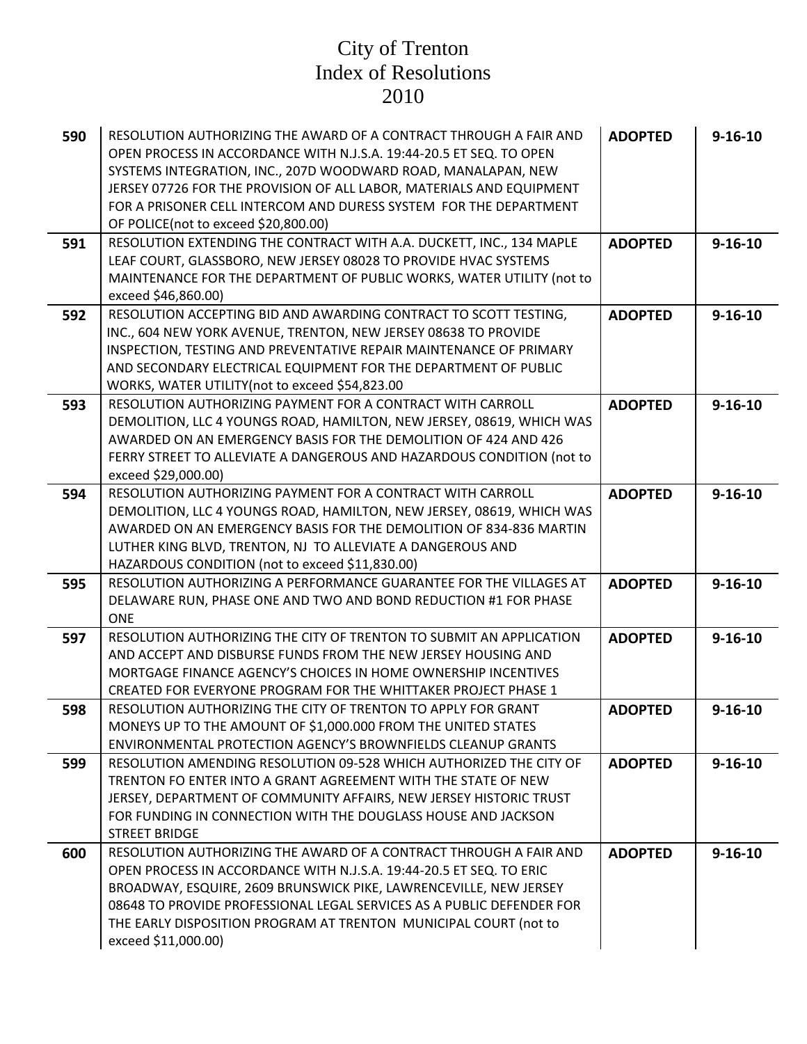# City of Trenton
# Index of Resolutions
# 2010

| | | | |
|---|---|---|---|
| **590** | RESOLUTION AUTHORIZING THE AWARD OF A CONTRACT THROUGH A FAIR AND OPEN PROCESS IN ACCORDANCE WITH N.J.S.A. 19:44-20.5 ET SEQ. TO OPEN SYSTEMS INTEGRATION, INC., 207D WOODWARD ROAD, MANALAPAN, NEW JERSEY 07726 FOR THE PROVISION OF ALL LABOR, MATERIALS AND EQUIPMENT FOR A PRISONER CELL INTERCOM AND DURESS SYSTEM FOR THE DEPARTMENT OF POLICE(not to exceed $20,800.00) | **ADOPTED** | **9-16-10** |
| **591** | RESOLUTION EXTENDING THE CONTRACT WITH A.A. DUCKETT, INC., 134 MAPLE LEAF COURT, GLASSBORO, NEW JERSEY 08028 TO PROVIDE HVAC SYSTEMS MAINTENANCE FOR THE DEPARTMENT OF PUBLIC WORKS, WATER UTILITY (not to exceed $46,860.00) | **ADOPTED** | **9-16-10** |
| **592** | RESOLUTION ACCEPTING BID AND AWARDING CONTRACT TO SCOTT TESTING, INC., 604 NEW YORK AVENUE, TRENTON, NEW JERSEY 08638 TO PROVIDE INSPECTION, TESTING AND PREVENTATIVE REPAIR MAINTENANCE OF PRIMARY AND SECONDARY ELECTRICAL EQUIPMENT FOR THE DEPARTMENT OF PUBLIC WORKS, WATER UTILITY(not to exceed $54,823.00 | **ADOPTED** | **9-16-10** |
| **593** | RESOLUTION AUTHORIZING PAYMENT FOR A CONTRACT WITH CARROLL DEMOLITION, LLC 4 YOUNGS ROAD, HAMILTON, NEW JERSEY, 08619, WHICH WAS AWARDED ON AN EMERGENCY BASIS FOR THE DEMOLITION OF 424 AND 426 FERRY STREET TO ALLEVIATE A DANGEROUS AND HAZARDOUS CONDITION (not to exceed $29,000.00) | **ADOPTED** | **9-16-10** |
| **594** | RESOLUTION AUTHORIZING PAYMENT FOR A CONTRACT WITH CARROLL DEMOLITION, LLC 4 YOUNGS ROAD, HAMILTON, NEW JERSEY, 08619, WHICH WAS AWARDED ON AN EMERGENCY BASIS FOR THE DEMOLITION OF 834-836 MARTIN LUTHER KING BLVD, TRENTON, NJ TO ALLEVIATE A DANGEROUS AND HAZARDOUS CONDITION (not to exceed $11,830.00) | **ADOPTED** | **9-16-10** |
| **595** | RESOLUTION AUTHORIZING A PERFORMANCE GUARANTEE FOR THE VILLAGES AT DELAWARE RUN, PHASE ONE AND TWO AND BOND REDUCTION #1 FOR PHASE ONE | **ADOPTED** | **9-16-10** |
| **597** | RESOLUTION AUTHORIZING THE CITY OF TRENTON TO SUBMIT AN APPLICATION AND ACCEPT AND DISBURSE FUNDS FROM THE NEW JERSEY HOUSING AND MORTGAGE FINANCE AGENCY'S CHOICES IN HOME OWNERSHIP INCENTIVES CREATED FOR EVERYONE PROGRAM FOR THE WHITTAKER PROJECT PHASE 1 | **ADOPTED** | **9-16-10** |
| **598** | RESOLUTION AUTHORIZING THE CITY OF TRENTON TO APPLY FOR GRANT MONEYS UP TO THE AMOUNT OF $1,000.000 FROM THE UNITED STATES ENVIRONMENTAL PROTECTION AGENCY'S BROWNFIELDS CLEANUP GRANTS | **ADOPTED** | **9-16-10** |
| **599** | RESOLUTION AMENDING RESOLUTION 09-528 WHICH AUTHORIZED THE CITY OF TRENTON FO ENTER INTO A GRANT AGREEMENT WITH THE STATE OF NEW JERSEY, DEPARTMENT OF COMMUNITY AFFAIRS, NEW JERSEY HISTORIC TRUST FOR FUNDING IN CONNECTION WITH THE DOUGLASS HOUSE AND JACKSON STREET BRIDGE | **ADOPTED** | **9-16-10** |
| **600** | RESOLUTION AUTHORIZING THE AWARD OF A CONTRACT THROUGH A FAIR AND OPEN PROCESS IN ACCORDANCE WITH N.J.S.A. 19:44-20.5 ET SEQ. TO ERIC BROADWAY, ESQUIRE, 2609 BRUNSWICK PIKE, LAWRENCEVILLE, NEW JERSEY 08648 TO PROVIDE PROFESSIONAL LEGAL SERVICES AS A PUBLIC DEFENDER FOR THE EARLY DISPOSITION PROGRAM AT TRENTON MUNICIPAL COURT (not to exceed $11,000.00) | **ADOPTED** | **9-16-10** |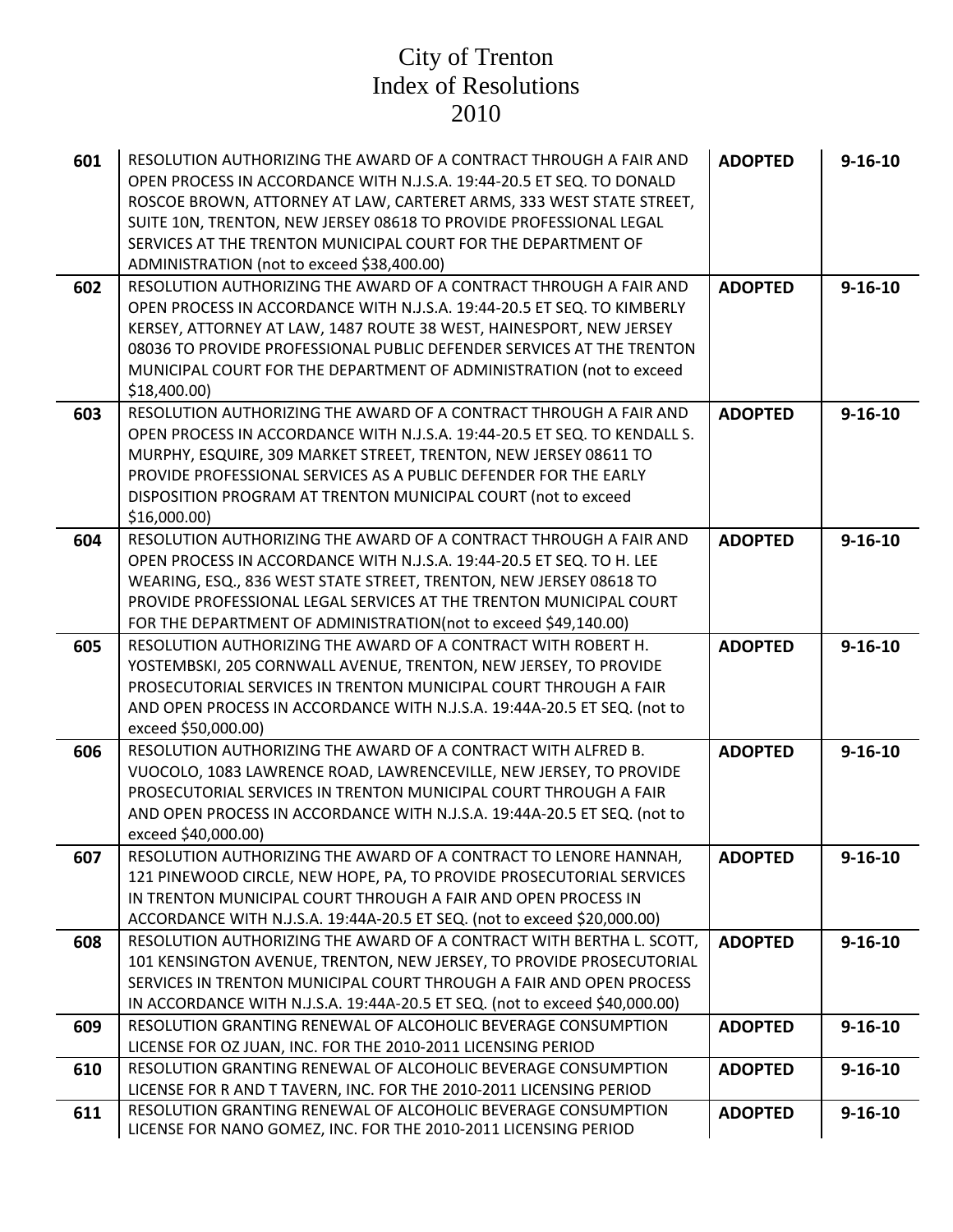# City of Trenton
# Index of Resolutions
# 2010

| | | | |
|---|---|---|---|
| **601** | RESOLUTION AUTHORIZING THE AWARD OF A CONTRACT THROUGH A FAIR AND OPEN PROCESS IN ACCORDANCE WITH N.J.S.A. 19:44-20.5 ET SEQ. TO DONALD ROSCOE BROWN, ATTORNEY AT LAW, CARTERET ARMS, 333 WEST STATE STREET, SUITE 10N, TRENTON, NEW JERSEY 08618 TO PROVIDE PROFESSIONAL LEGAL SERVICES AT THE TRENTON MUNICIPAL COURT FOR THE DEPARTMENT OF ADMINISTRATION (not to exceed $38,400.00) | **ADOPTED** | **9-16-10** |
| **602** | RESOLUTION AUTHORIZING THE AWARD OF A CONTRACT THROUGH A FAIR AND OPEN PROCESS IN ACCORDANCE WITH N.J.S.A. 19:44-20.5 ET SEQ. TO KIMBERLY KERSEY, ATTORNEY AT LAW, 1487 ROUTE 38 WEST, HAINESPORT, NEW JERSEY 08036 TO PROVIDE PROFESSIONAL PUBLIC DEFENDER SERVICES AT THE TRENTON MUNICIPAL COURT FOR THE DEPARTMENT OF ADMINISTRATION (not to exceed $18,400.00) | **ADOPTED** | **9-16-10** |
| **603** | RESOLUTION AUTHORIZING THE AWARD OF A CONTRACT THROUGH A FAIR AND OPEN PROCESS IN ACCORDANCE WITH N.J.S.A. 19:44-20.5 ET SEQ. TO KENDALL S. MURPHY, ESQUIRE, 309 MARKET STREET, TRENTON, NEW JERSEY 08611 TO PROVIDE PROFESSIONAL SERVICES AS A PUBLIC DEFENDER FOR THE EARLY DISPOSITION PROGRAM AT TRENTON MUNICIPAL COURT (not to exceed $16,000.00) | **ADOPTED** | **9-16-10** |
| **604** | RESOLUTION AUTHORIZING THE AWARD OF A CONTRACT THROUGH A FAIR AND OPEN PROCESS IN ACCORDANCE WITH N.J.S.A. 19:44-20.5 ET SEQ. TO H. LEE WEARING, ESQ., 836 WEST STATE STREET, TRENTON, NEW JERSEY 08618 TO PROVIDE PROFESSIONAL LEGAL SERVICES AT THE TRENTON MUNICIPAL COURT FOR THE DEPARTMENT OF ADMINISTRATION(not to exceed $49,140.00) | **ADOPTED** | **9-16-10** |
| **605** | RESOLUTION AUTHORIZING THE AWARD OF A CONTRACT WITH ROBERT H. YOSTEMBSKI, 205 CORNWALL AVENUE, TRENTON, NEW JERSEY, TO PROVIDE PROSECUTORIAL SERVICES IN TRENTON MUNICIPAL COURT THROUGH A FAIR AND OPEN PROCESS IN ACCORDANCE WITH N.J.S.A. 19:44A-20.5 ET SEQ. (not to exceed $50,000.00) | **ADOPTED** | **9-16-10** |
| **606** | RESOLUTION AUTHORIZING THE AWARD OF A CONTRACT WITH ALFRED B. VUOCOLO, 1083 LAWRENCE ROAD, LAWRENCEVILLE, NEW JERSEY, TO PROVIDE PROSECUTORIAL SERVICES IN TRENTON MUNICIPAL COURT THROUGH A FAIR AND OPEN PROCESS IN ACCORDANCE WITH N.J.S.A. 19:44A-20.5 ET SEQ. (not to exceed $40,000.00) | **ADOPTED** | **9-16-10** |
| **607** | RESOLUTION AUTHORIZING THE AWARD OF A CONTRACT TO LENORE HANNAH, 121 PINEWOOD CIRCLE, NEW HOPE, PA, TO PROVIDE PROSECUTORIAL SERVICES IN TRENTON MUNICIPAL COURT THROUGH A FAIR AND OPEN PROCESS IN ACCORDANCE WITH N.J.S.A. 19:44A-20.5 ET SEQ. (not to exceed $20,000.00) | **ADOPTED** | **9-16-10** |
| **608** | RESOLUTION AUTHORIZING THE AWARD OF A CONTRACT WITH BERTHA L. SCOTT, 101 KENSINGTON AVENUE, TRENTON, NEW JERSEY, TO PROVIDE PROSECUTORIAL SERVICES IN TRENTON MUNICIPAL COURT THROUGH A FAIR AND OPEN PROCESS IN ACCORDANCE WITH N.J.S.A. 19:44A-20.5 ET SEQ. (not to exceed $40,000.00) | **ADOPTED** | **9-16-10** |
| **609** | RESOLUTION GRANTING RENEWAL OF ALCOHOLIC BEVERAGE CONSUMPTION LICENSE FOR OZ JUAN, INC. FOR THE 2010-2011 LICENSING PERIOD | **ADOPTED** | **9-16-10** |
| **610** | RESOLUTION GRANTING RENEWAL OF ALCOHOLIC BEVERAGE CONSUMPTION LICENSE FOR R AND T TAVERN, INC. FOR THE 2010-2011 LICENSING PERIOD | **ADOPTED** | **9-16-10** |
| **611** | RESOLUTION GRANTING RENEWAL OF ALCOHOLIC BEVERAGE CONSUMPTION LICENSE FOR NANO GOMEZ, INC. FOR THE 2010-2011 LICENSING PERIOD | **ADOPTED** | **9-16-10** |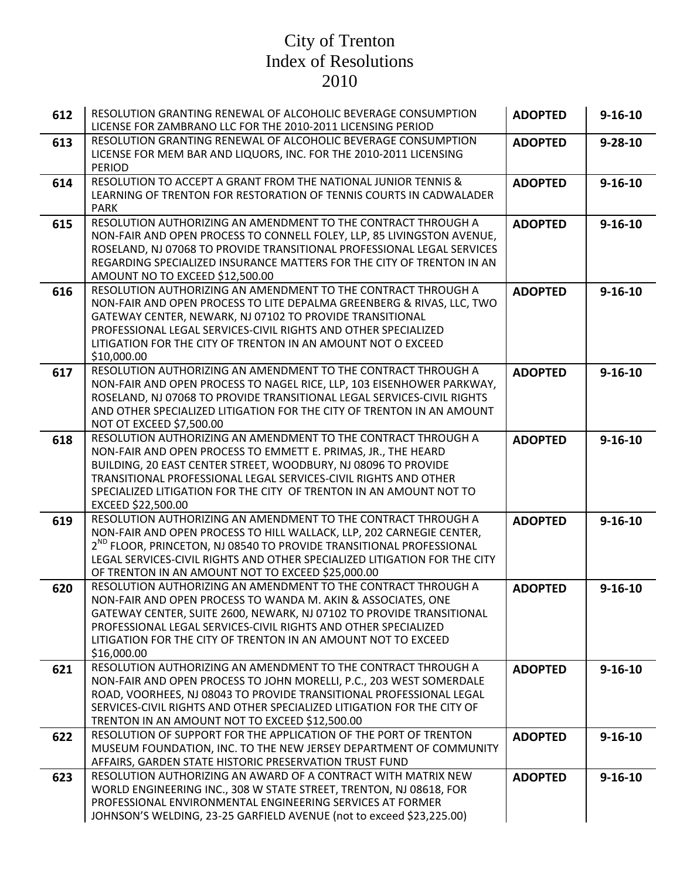# City of Trenton
# Index of Resolutions
# 2010

| | | | |
|---|---|---|---|
| **612** | RESOLUTION GRANTING RENEWAL OF ALCOHOLIC BEVERAGE CONSUMPTION LICENSE FOR ZAMBRANO LLC FOR THE 2010-2011 LICENSING PERIOD | **ADOPTED** | **9-16-10** |
| **613** | RESOLUTION GRANTING RENEWAL OF ALCOHOLIC BEVERAGE CONSUMPTION LICENSE FOR MEM BAR AND LIQUORS, INC. FOR THE 2010-2011 LICENSING PERIOD | **ADOPTED** | **9-28-10** |
| **614** | RESOLUTION TO ACCEPT A GRANT FROM THE NATIONAL JUNIOR TENNIS & LEARNING OF TRENTON FOR RESTORATION OF TENNIS COURTS IN CADWALADER PARK | **ADOPTED** | **9-16-10** |
| **615** | RESOLUTION AUTHORIZING AN AMENDMENT TO THE CONTRACT THROUGH A NON-FAIR AND OPEN PROCESS TO CONNELL FOLEY, LLP, 85 LIVINGSTON AVENUE, ROSELAND, NJ 07068 TO PROVIDE TRANSITIONAL PROFESSIONAL LEGAL SERVICES REGARDING SPECIALIZED INSURANCE MATTERS FOR THE CITY OF TRENTON IN AN AMOUNT NO TO EXCEED $12,500.00 | **ADOPTED** | **9-16-10** |
| **616** | RESOLUTION AUTHORIZING AN AMENDMENT TO THE CONTRACT THROUGH A NON-FAIR AND OPEN PROCESS TO LITE DEPALMA GREENBERG & RIVAS, LLC, TWO GATEWAY CENTER, NEWARK, NJ 07102 TO PROVIDE TRANSITIONAL PROFESSIONAL LEGAL SERVICES-CIVIL RIGHTS AND OTHER SPECIALIZED LITIGATION FOR THE CITY OF TRENTON IN AN AMOUNT NOT O EXCEED $10,000.00 | **ADOPTED** | **9-16-10** |
| **617** | RESOLUTION AUTHORIZING AN AMENDMENT TO THE CONTRACT THROUGH A NON-FAIR AND OPEN PROCESS TO NAGEL RICE, LLP, 103 EISENHOWER PARKWAY, ROSELAND, NJ 07068 TO PROVIDE TRANSITIONAL LEGAL SERVICES-CIVIL RIGHTS AND OTHER SPECIALIZED LITIGATION FOR THE CITY OF TRENTON IN AN AMOUNT NOT OT EXCEED $7,500.00 | **ADOPTED** | **9-16-10** |
| **618** | RESOLUTION AUTHORIZING AN AMENDMENT TO THE CONTRACT THROUGH A NON-FAIR AND OPEN PROCESS TO EMMETT E. PRIMAS, JR., THE HEARD BUILDING, 20 EAST CENTER STREET, WOODBURY, NJ 08096 TO PROVIDE TRANSITIONAL PROFESSIONAL LEGAL SERVICES-CIVIL RIGHTS AND OTHER SPECIALIZED LITIGATION FOR THE CITY OF TRENTON IN AN AMOUNT NOT TO EXCEED $22,500.00 | **ADOPTED** | **9-16-10** |
| **619** | RESOLUTION AUTHORIZING AN AMENDMENT TO THE CONTRACT THROUGH A NON-FAIR AND OPEN PROCESS TO HILL WALLACK, LLP, 202 CARNEGIE CENTER, 2ND FLOOR, PRINCETON, NJ 08540 TO PROVIDE TRANSITIONAL PROFESSIONAL LEGAL SERVICES-CIVIL RIGHTS AND OTHER SPECIALIZED LITIGATION FOR THE CITY OF TRENTON IN AN AMOUNT NOT TO EXCEED $25,000.00 | **ADOPTED** | **9-16-10** |
| **620** | RESOLUTION AUTHORIZING AN AMENDMENT TO THE CONTRACT THROUGH A NON-FAIR AND OPEN PROCESS TO WANDA M. AKIN & ASSOCIATES, ONE GATEWAY CENTER, SUITE 2600, NEWARK, NJ 07102 TO PROVIDE TRANSITIONAL PROFESSIONAL LEGAL SERVICES-CIVIL RIGHTS AND OTHER SPECIALIZED LITIGATION FOR THE CITY OF TRENTON IN AN AMOUNT NOT TO EXCEED $16,000.00 | **ADOPTED** | **9-16-10** |
| **621** | RESOLUTION AUTHORIZING AN AMENDMENT TO THE CONTRACT THROUGH A NON-FAIR AND OPEN PROCESS TO JOHN MORELLI, P.C., 203 WEST SOMERDALE ROAD, VOORHEES, NJ 08043 TO PROVIDE TRANSITIONAL PROFESSIONAL LEGAL SERVICES-CIVIL RIGHTS AND OTHER SPECIALIZED LITIGATION FOR THE CITY OF TRENTON IN AN AMOUNT NOT TO EXCEED $12,500.00 | **ADOPTED** | **9-16-10** |
| **622** | RESOLUTION OF SUPPORT FOR THE APPLICATION OF THE PORT OF TRENTON MUSEUM FOUNDATION, INC. TO THE NEW JERSEY DEPARTMENT OF COMMUNITY AFFAIRS, GARDEN STATE HISTORIC PRESERVATION TRUST FUND | **ADOPTED** | **9-16-10** |
| **623** | RESOLUTION AUTHORIZING AN AWARD OF A CONTRACT WITH MATRIX NEW WORLD ENGINEERING INC., 308 W STATE STREET, TRENTON, NJ 08618, FOR PROFESSIONAL ENVIRONMENTAL ENGINEERING SERVICES AT FORMER JOHNSON'S WELDING, 23-25 GARFIELD AVENUE (not to exceed $23,225.00) | **ADOPTED** | **9-16-10** |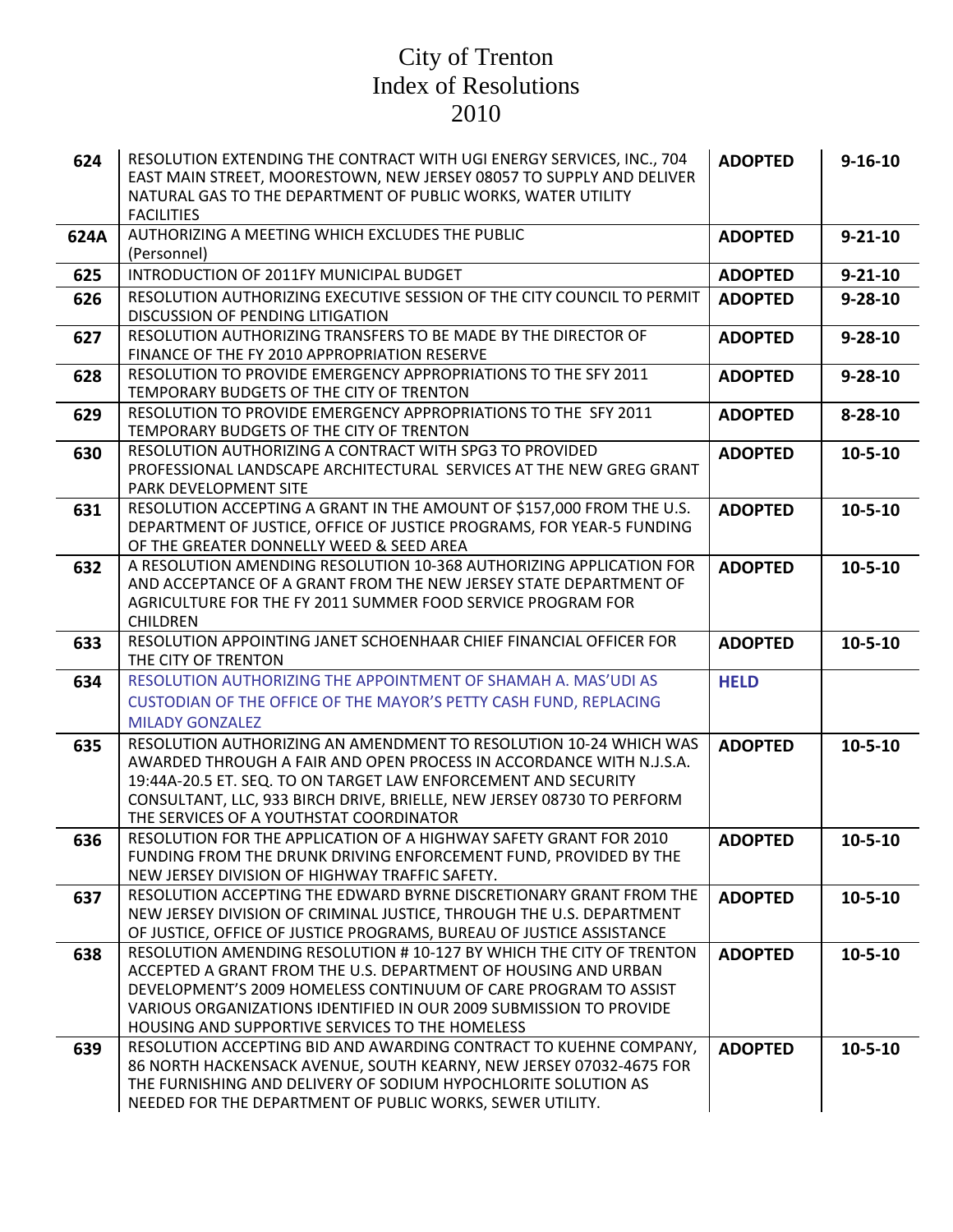# City of Trenton
# Index of Resolutions
# 2010

| | | | |
|---|---|---|---|
| **624** | RESOLUTION EXTENDING THE CONTRACT WITH UGI ENERGY SERVICES, INC., 704 EAST MAIN STREET, MOORESTOWN, NEW JERSEY 08057 TO SUPPLY AND DELIVER NATURAL GAS TO THE DEPARTMENT OF PUBLIC WORKS, WATER UTILITY FACILITIES | **ADOPTED** | **9-16-10** |
| **624A** | AUTHORIZING A MEETING WHICH EXCLUDES THE PUBLIC (Personnel) | **ADOPTED** | **9-21-10** |
| **625** | INTRODUCTION OF 2011FY MUNICIPAL BUDGET | **ADOPTED** | **9-21-10** |
| **626** | RESOLUTION AUTHORIZING EXECUTIVE SESSION OF THE CITY COUNCIL TO PERMIT DISCUSSION OF PENDING LITIGATION | **ADOPTED** | **9-28-10** |
| **627** | RESOLUTION AUTHORIZING TRANSFERS TO BE MADE BY THE DIRECTOR OF FINANCE OF THE FY 2010 APPROPRIATION RESERVE | **ADOPTED** | **9-28-10** |
| **628** | RESOLUTION TO PROVIDE EMERGENCY APPROPRIATIONS TO THE SFY 2011 TEMPORARY BUDGETS OF THE CITY OF TRENTON | **ADOPTED** | **9-28-10** |
| **629** | RESOLUTION TO PROVIDE EMERGENCY APPROPRIATIONS TO THE SFY 2011 TEMPORARY BUDGETS OF THE CITY OF TRENTON | **ADOPTED** | **8-28-10** |
| **630** | RESOLUTION AUTHORIZING A CONTRACT WITH SPG3 TO PROVIDED PROFESSIONAL LANDSCAPE ARCHITECTURAL SERVICES AT THE NEW GREG GRANT PARK DEVELOPMENT SITE | **ADOPTED** | **10-5-10** |
| **631** | RESOLUTION ACCEPTING A GRANT IN THE AMOUNT OF $157,000 FROM THE U.S. DEPARTMENT OF JUSTICE, OFFICE OF JUSTICE PROGRAMS, FOR YEAR-5 FUNDING OF THE GREATER DONNELLY WEED & SEED AREA | **ADOPTED** | **10-5-10** |
| **632** | A RESOLUTION AMENDING RESOLUTION 10-368 AUTHORIZING APPLICATION FOR AND ACCEPTANCE OF A GRANT FROM THE NEW JERSEY STATE DEPARTMENT OF AGRICULTURE FOR THE FY 2011 SUMMER FOOD SERVICE PROGRAM FOR CHILDREN | **ADOPTED** | **10-5-10** |
| **633** | RESOLUTION APPOINTING JANET SCHOENHAAR CHIEF FINANCIAL OFFICER FOR THE CITY OF TRENTON | **ADOPTED** | **10-5-10** |
| **634** | RESOLUTION AUTHORIZING THE APPOINTMENT OF SHAMAH A. MAS'UDI AS CUSTODIAN OF THE OFFICE OF THE MAYOR'S PETTY CASH FUND, REPLACING MILADY GONZALEZ | **HELD** | |
| **635** | RESOLUTION AUTHORIZING AN AMENDMENT TO RESOLUTION 10-24 WHICH WAS AWARDED THROUGH A FAIR AND OPEN PROCESS IN ACCORDANCE WITH N.J.S.A. 19:44A-20.5 ET. SEQ. TO ON TARGET LAW ENFORCEMENT AND SECURITY CONSULTANT, LLC, 933 BIRCH DRIVE, BRIELLE, NEW JERSEY 08730 TO PERFORM THE SERVICES OF A YOUTHSTAT COORDINATOR | **ADOPTED** | **10-5-10** |
| **636** | RESOLUTION FOR THE APPLICATION OF A HIGHWAY SAFETY GRANT FOR 2010 FUNDING FROM THE DRUNK DRIVING ENFORCEMENT FUND, PROVIDED BY THE NEW JERSEY DIVISION OF HIGHWAY TRAFFIC SAFETY. | **ADOPTED** | **10-5-10** |
| **637** | RESOLUTION ACCEPTING THE EDWARD BYRNE DISCRETIONARY GRANT FROM THE NEW JERSEY DIVISION OF CRIMINAL JUSTICE, THROUGH THE U.S. DEPARTMENT OF JUSTICE, OFFICE OF JUSTICE PROGRAMS, BUREAU OF JUSTICE ASSISTANCE | **ADOPTED** | **10-5-10** |
| **638** | RESOLUTION AMENDING RESOLUTION # 10-127 BY WHICH THE CITY OF TRENTON ACCEPTED A GRANT FROM THE U.S. DEPARTMENT OF HOUSING AND URBAN DEVELOPMENT'S 2009 HOMELESS CONTINUUM OF CARE PROGRAM TO ASSIST VARIOUS ORGANIZATIONS IDENTIFIED IN OUR 2009 SUBMISSION TO PROVIDE HOUSING AND SUPPORTIVE SERVICES TO THE HOMELESS | **ADOPTED** | **10-5-10** |
| **639** | RESOLUTION ACCEPTING BID AND AWARDING CONTRACT TO KUEHNE COMPANY, 86 NORTH HACKENSACK AVENUE, SOUTH KEARNY, NEW JERSEY 07032-4675 FOR THE FURNISHING AND DELIVERY OF SODIUM HYPOCHLORITE SOLUTION AS NEEDED FOR THE DEPARTMENT OF PUBLIC WORKS, SEWER UTILITY. | **ADOPTED** | **10-5-10** |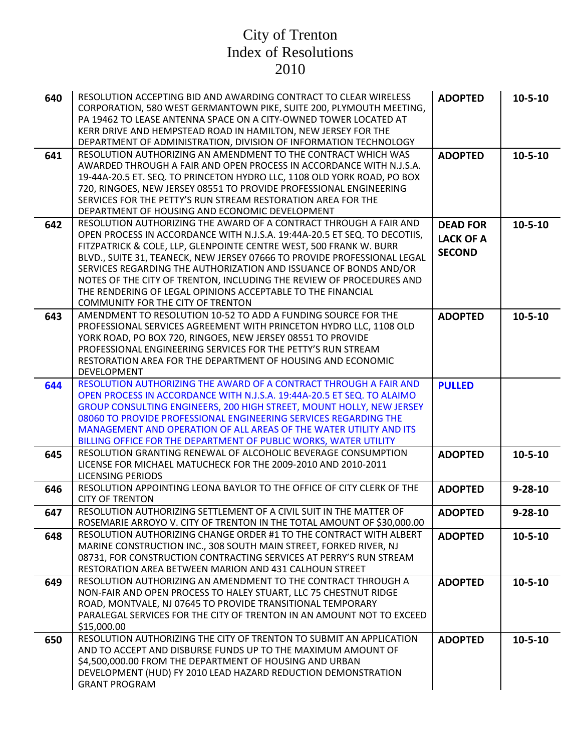# City of Trenton
# Index of Resolutions
# 2010

| | | | |
|---|---|---|---|
| **640** | RESOLUTION ACCEPTING BID AND AWARDING CONTRACT TO CLEAR WIRELESS CORPORATION, 580 WEST GERMANTOWN PIKE, SUITE 200, PLYMOUTH MEETING, PA 19462 TO LEASE ANTENNA SPACE ON A CITY-OWNED TOWER LOCATED AT KERR DRIVE AND HEMPSTEAD ROAD IN HAMILTON, NEW JERSEY FOR THE DEPARTMENT OF ADMINISTRATION, DIVISION OF INFORMATION TECHNOLOGY | **ADOPTED** | **10-5-10** |
| **641** | RESOLUTION AUTHORIZING AN AMENDMENT TO THE CONTRACT WHICH WAS AWARDED THROUGH A FAIR AND OPEN PROCESS IN ACCORDANCE WITH N.J.S.A. 19-44A-20.5 ET. SEQ. TO PRINCETON HYDRO LLC, 1108 OLD YORK ROAD, PO BOX 720, RINGOES, NEW JERSEY 08551 TO PROVIDE PROFESSIONAL ENGINEERING SERVICES FOR THE PETTY'S RUN STREAM RESTORATION AREA FOR THE DEPARTMENT OF HOUSING AND ECONOMIC DEVELOPMENT | **ADOPTED** | **10-5-10** |
| **642** | RESOLUTION AUTHORIZING THE AWARD OF A CONTRACT THROUGH A FAIR AND OPEN PROCESS IN ACCORDANCE WITH N.J.S.A. 19:44A-20.5 ET SEQ. TO DECOTIIS, FITZPATRICK & COLE, LLP, GLENPOINTE CENTRE WEST, 500 FRANK W. BURR BLVD., SUITE 31, TEANECK, NEW JERSEY 07666 TO PROVIDE PROFESSIONAL LEGAL SERVICES REGARDING THE AUTHORIZATION AND ISSUANCE OF BONDS AND/OR NOTES OF THE CITY OF TRENTON, INCLUDING THE REVIEW OF PROCEDURES AND THE RENDERING OF LEGAL OPINIONS ACCEPTABLE TO THE FINANCIAL COMMUNITY FOR THE CITY OF TRENTON | **DEAD FOR LACK OF A SECOND** | **10-5-10** |
| **643** | AMENDMENT TO RESOLUTION 10-52 TO ADD A FUNDING SOURCE FOR THE PROFESSIONAL SERVICES AGREEMENT WITH PRINCETON HYDRO LLC, 1108 OLD YORK ROAD, PO BOX 720, RINGOES, NEW JERSEY 08551 TO PROVIDE PROFESSIONAL ENGINEERING SERVICES FOR THE PETTY'S RUN STREAM RESTORATION AREA FOR THE DEPARTMENT OF HOUSING AND ECONOMIC DEVELOPMENT | **ADOPTED** | **10-5-10** |
| **644** | RESOLUTION AUTHORIZING THE AWARD OF A CONTRACT THROUGH A FAIR AND OPEN PROCESS IN ACCORDANCE WITH N.J.S.A. 19:44A-20.5 ET SEQ. TO ALAIMO GROUP CONSULTING ENGINEERS, 200 HIGH STREET, MOUNT HOLLY, NEW JERSEY 08060 TO PROVIDE PROFESSIONAL ENGINEERING SERVICES REGARDING THE MANAGEMENT AND OPERATION OF ALL AREAS OF THE WATER UTILITY AND ITS BILLING OFFICE FOR THE DEPARTMENT OF PUBLIC WORKS, WATER UTILITY | **PULLED** | |
| **645** | RESOLUTION GRANTING RENEWAL OF ALCOHOLIC BEVERAGE CONSUMPTION LICENSE FOR MICHAEL MATUCHECK FOR THE 2009-2010 AND 2010-2011 LICENSING PERIODS | **ADOPTED** | **10-5-10** |
| **646** | RESOLUTION APPOINTING LEONA BAYLOR TO THE OFFICE OF CITY CLERK OF THE CITY OF TRENTON | **ADOPTED** | **9-28-10** |
| **647** | RESOLUTION AUTHORIZING SETTLEMENT OF A CIVIL SUIT IN THE MATTER OF ROSEMARIE ARROYO V. CITY OF TRENTON IN THE TOTAL AMOUNT OF $30,000.00 | **ADOPTED** | **9-28-10** |
| **648** | RESOLUTION AUTHORIZING CHANGE ORDER #1 TO THE CONTRACT WITH ALBERT MARINE CONSTRUCTION INC., 308 SOUTH MAIN STREET, FORKED RIVER, NJ 08731, FOR CONSTRUCTION CONTRACTING SERVICES AT PERRY'S RUN STREAM RESTORATION AREA BETWEEN MARION AND 431 CALHOUN STREET | **ADOPTED** | **10-5-10** |
| **649** | RESOLUTION AUTHORIZING AN AMENDMENT TO THE CONTRACT THROUGH A NON-FAIR AND OPEN PROCESS TO HALEY STUART, LLC 75 CHESTNUT RIDGE ROAD, MONTVALE, NJ 07645 TO PROVIDE TRANSITIONAL TEMPORARY PARALEGAL SERVICES FOR THE CITY OF TRENTON IN AN AMOUNT NOT TO EXCEED $15,000.00 | **ADOPTED** | **10-5-10** |
| **650** | RESOLUTION AUTHORIZING THE CITY OF TRENTON TO SUBMIT AN APPLICATION AND TO ACCEPT AND DISBURSE FUNDS UP TO THE MAXIMUM AMOUNT OF $4,500,000.00 FROM THE DEPARTMENT OF HOUSING AND URBAN DEVELOPMENT (HUD) FY 2010 LEAD HAZARD REDUCTION DEMONSTRATION GRANT PROGRAM | **ADOPTED** | **10-5-10** |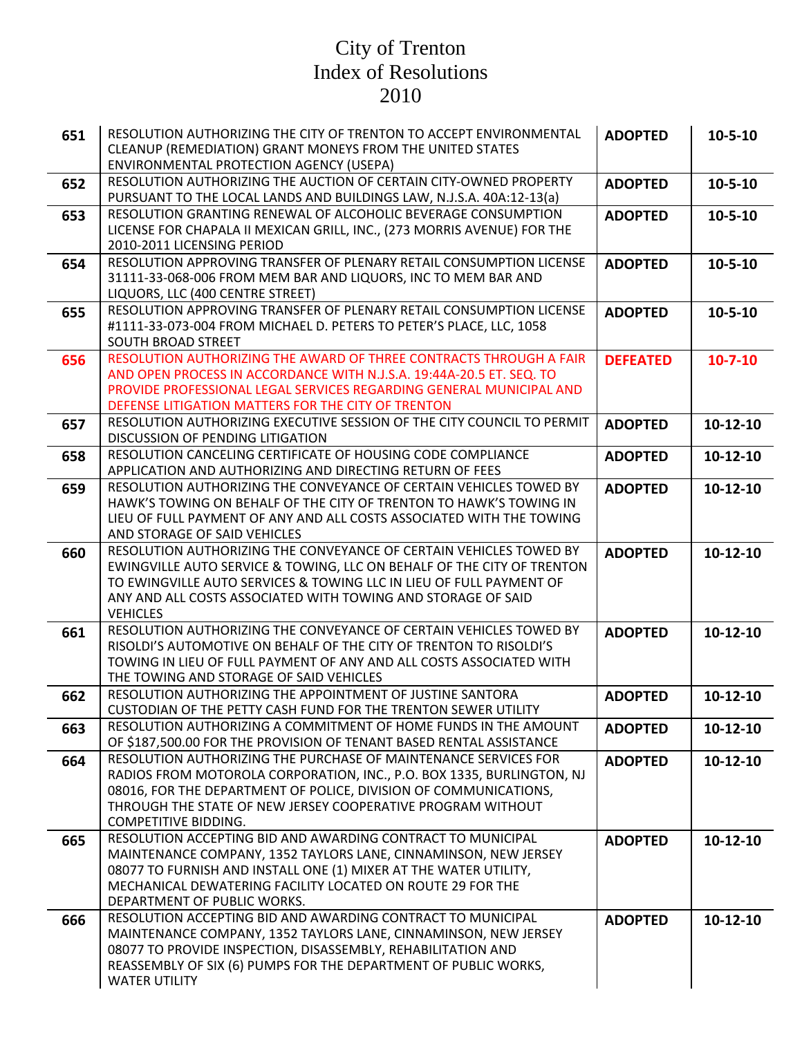# City of Trenton
# Index of Resolutions
# 2010

| | | | |
|---|---|---|---|
| **651** | RESOLUTION AUTHORIZING THE CITY OF TRENTON TO ACCEPT ENVIRONMENTAL CLEANUP (REMEDIATION) GRANT MONEYS FROM THE UNITED STATES ENVIRONMENTAL PROTECTION AGENCY (USEPA) | **ADOPTED** | **10-5-10** |
| **652** | RESOLUTION AUTHORIZING THE AUCTION OF CERTAIN CITY-OWNED PROPERTY PURSUANT TO THE LOCAL LANDS AND BUILDINGS LAW, N.J.S.A. 40A:12-13(a) | **ADOPTED** | **10-5-10** |
| **653** | RESOLUTION GRANTING RENEWAL OF ALCOHOLIC BEVERAGE CONSUMPTION LICENSE FOR CHAPALA II MEXICAN GRILL, INC., (273 MORRIS AVENUE) FOR THE 2010-2011 LICENSING PERIOD | **ADOPTED** | **10-5-10** |
| **654** | RESOLUTION APPROVING TRANSFER OF PLENARY RETAIL CONSUMPTION LICENSE 31111-33-068-006 FROM MEM BAR AND LIQUORS, INC TO MEM BAR AND LIQUORS, LLC (400 CENTRE STREET) | **ADOPTED** | **10-5-10** |
| **655** | RESOLUTION APPROVING TRANSFER OF PLENARY RETAIL CONSUMPTION LICENSE #1111-33-073-004 FROM MICHAEL D. PETERS TO PETER'S PLACE, LLC, 1058 SOUTH BROAD STREET | **ADOPTED** | **10-5-10** |
| **656** | RESOLUTION AUTHORIZING THE AWARD OF THREE CONTRACTS THROUGH A FAIR AND OPEN PROCESS IN ACCORDANCE WITH N.J.S.A. 19:44A-20.5 ET. SEQ. TO PROVIDE PROFESSIONAL LEGAL SERVICES REGARDING GENERAL MUNICIPAL AND DEFENSE LITIGATION MATTERS FOR THE CITY OF TRENTON | **DEFEATED** | **10-7-10** |
| **657** | RESOLUTION AUTHORIZING EXECUTIVE SESSION OF THE CITY COUNCIL TO PERMIT DISCUSSION OF PENDING LITIGATION | **ADOPTED** | **10-12-10** |
| **658** | RESOLUTION CANCELING CERTIFICATE OF HOUSING CODE COMPLIANCE APPLICATION AND AUTHORIZING AND DIRECTING RETURN OF FEES | **ADOPTED** | **10-12-10** |
| **659** | RESOLUTION AUTHORIZING THE CONVEYANCE OF CERTAIN VEHICLES TOWED BY HAWK'S TOWING ON BEHALF OF THE CITY OF TRENTON TO HAWK'S TOWING IN LIEU OF FULL PAYMENT OF ANY AND ALL COSTS ASSOCIATED WITH THE TOWING AND STORAGE OF SAID VEHICLES | **ADOPTED** | **10-12-10** |
| **660** | RESOLUTION AUTHORIZING THE CONVEYANCE OF CERTAIN VEHICLES TOWED BY EWINGVILLE AUTO SERVICE & TOWING, LLC ON BEHALF OF THE CITY OF TRENTON TO EWINGVILLE AUTO SERVICES & TOWING LLC IN LIEU OF FULL PAYMENT OF ANY AND ALL COSTS ASSOCIATED WITH TOWING AND STORAGE OF SAID VEHICLES | **ADOPTED** | **10-12-10** |
| **661** | RESOLUTION AUTHORIZING THE CONVEYANCE OF CERTAIN VEHICLES TOWED BY RISOLDI'S AUTOMOTIVE ON BEHALF OF THE CITY OF TRENTON TO RISOLDI'S TOWING IN LIEU OF FULL PAYMENT OF ANY AND ALL COSTS ASSOCIATED WITH THE TOWING AND STORAGE OF SAID VEHICLES | **ADOPTED** | **10-12-10** |
| **662** | RESOLUTION AUTHORIZING THE APPOINTMENT OF JUSTINE SANTORA CUSTODIAN OF THE PETTY CASH FUND FOR THE TRENTON SEWER UTILITY | **ADOPTED** | **10-12-10** |
| **663** | RESOLUTION AUTHORIZING A COMMITMENT OF HOME FUNDS IN THE AMOUNT OF $187,500.00 FOR THE PROVISION OF TENANT BASED RENTAL ASSISTANCE | **ADOPTED** | **10-12-10** |
| **664** | RESOLUTION AUTHORIZING THE PURCHASE OF MAINTENANCE SERVICES FOR RADIOS FROM MOTOROLA CORPORATION, INC., P.O. BOX 1335, BURLINGTON, NJ 08016, FOR THE DEPARTMENT OF POLICE, DIVISION OF COMMUNICATIONS, THROUGH THE STATE OF NEW JERSEY COOPERATIVE PROGRAM WITHOUT COMPETITIVE BIDDING. | **ADOPTED** | **10-12-10** |
| **665** | RESOLUTION ACCEPTING BID AND AWARDING CONTRACT TO MUNICIPAL MAINTENANCE COMPANY, 1352 TAYLORS LANE, CINNAMINSON, NEW JERSEY 08077 TO FURNISH AND INSTALL ONE (1) MIXER AT THE WATER UTILITY, MECHANICAL DEWATERING FACILITY LOCATED ON ROUTE 29 FOR THE DEPARTMENT OF PUBLIC WORKS. | **ADOPTED** | **10-12-10** |
| **666** | RESOLUTION ACCEPTING BID AND AWARDING CONTRACT TO MUNICIPAL MAINTENANCE COMPANY, 1352 TAYLORS LANE, CINNAMINSON, NEW JERSEY 08077 TO PROVIDE INSPECTION, DISASSEMBLY, REHABILITATION AND REASSEMBLY OF SIX (6) PUMPS FOR THE DEPARTMENT OF PUBLIC WORKS, WATER UTILITY | **ADOPTED** | **10-12-10** |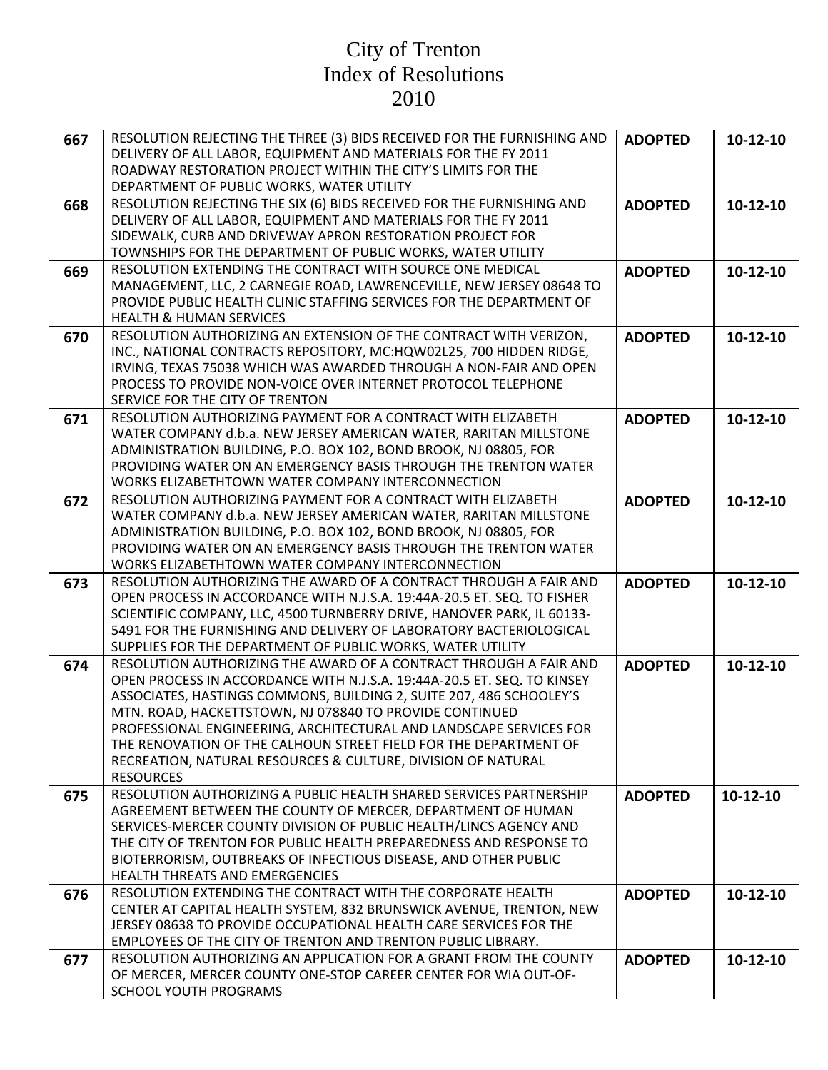# City of Trenton
# Index of Resolutions
# 2010

| | | | |
|---|---|---|---|
| **667** | RESOLUTION REJECTING THE THREE (3) BIDS RECEIVED FOR THE FURNISHING AND DELIVERY OF ALL LABOR, EQUIPMENT AND MATERIALS FOR THE FY 2011 ROADWAY RESTORATION PROJECT WITHIN THE CITY'S LIMITS FOR THE DEPARTMENT OF PUBLIC WORKS, WATER UTILITY | **ADOPTED** | **10-12-10** |
| **668** | RESOLUTION REJECTING THE SIX (6) BIDS RECEIVED FOR THE FURNISHING AND DELIVERY OF ALL LABOR, EQUIPMENT AND MATERIALS FOR THE FY 2011 SIDEWALK, CURB AND DRIVEWAY APRON RESTORATION PROJECT FOR TOWNSHIPS FOR THE DEPARTMENT OF PUBLIC WORKS, WATER UTILITY | **ADOPTED** | **10-12-10** |
| **669** | RESOLUTION EXTENDING THE CONTRACT WITH SOURCE ONE MEDICAL MANAGEMENT, LLC, 2 CARNEGIE ROAD, LAWRENCEVILLE, NEW JERSEY 08648 TO PROVIDE PUBLIC HEALTH CLINIC STAFFING SERVICES FOR THE DEPARTMENT OF HEALTH & HUMAN SERVICES | **ADOPTED** | **10-12-10** |
| **670** | RESOLUTION AUTHORIZING AN EXTENSION OF THE CONTRACT WITH VERIZON, INC., NATIONAL CONTRACTS REPOSITORY, MC:HQW02L25, 700 HIDDEN RIDGE, IRVING, TEXAS 75038 WHICH WAS AWARDED THROUGH A NON-FAIR AND OPEN PROCESS TO PROVIDE NON-VOICE OVER INTERNET PROTOCOL TELEPHONE SERVICE FOR THE CITY OF TRENTON | **ADOPTED** | **10-12-10** |
| **671** | RESOLUTION AUTHORIZING PAYMENT FOR A CONTRACT WITH ELIZABETH WATER COMPANY d.b.a. NEW JERSEY AMERICAN WATER, RARITAN MILLSTONE ADMINISTRATION BUILDING, P.O. BOX 102, BOND BROOK, NJ 08805, FOR PROVIDING WATER ON AN EMERGENCY BASIS THROUGH THE TRENTON WATER WORKS ELIZABETHTOWN WATER COMPANY INTERCONNECTION | **ADOPTED** | **10-12-10** |
| **672** | RESOLUTION AUTHORIZING PAYMENT FOR A CONTRACT WITH ELIZABETH WATER COMPANY d.b.a. NEW JERSEY AMERICAN WATER, RARITAN MILLSTONE ADMINISTRATION BUILDING, P.O. BOX 102, BOND BROOK, NJ 08805, FOR PROVIDING WATER ON AN EMERGENCY BASIS THROUGH THE TRENTON WATER WORKS ELIZABETHTOWN WATER COMPANY INTERCONNECTION | **ADOPTED** | **10-12-10** |
| **673** | RESOLUTION AUTHORIZING THE AWARD OF A CONTRACT THROUGH A FAIR AND OPEN PROCESS IN ACCORDANCE WITH N.J.S.A. 19:44A-20.5 ET. SEQ. TO FISHER SCIENTIFIC COMPANY, LLC, 4500 TURNBERRY DRIVE, HANOVER PARK, IL 60133-5491 FOR THE FURNISHING AND DELIVERY OF LABORATORY BACTERIOLOGICAL SUPPLIES FOR THE DEPARTMENT OF PUBLIC WORKS, WATER UTILITY | **ADOPTED** | **10-12-10** |
| **674** | RESOLUTION AUTHORIZING THE AWARD OF A CONTRACT THROUGH A FAIR AND OPEN PROCESS IN ACCORDANCE WITH N.J.S.A. 19:44A-20.5 ET. SEQ. TO KINSEY ASSOCIATES, HASTINGS COMMONS, BUILDING 2, SUITE 207, 486 SCHOOLEY'S MTN. ROAD, HACKETTSTOWN, NJ 078840 TO PROVIDE CONTINUED PROFESSIONAL ENGINEERING, ARCHITECTURAL AND LANDSCAPE SERVICES FOR THE RENOVATION OF THE CALHOUN STREET FIELD FOR THE DEPARTMENT OF RECREATION, NATURAL RESOURCES & CULTURE, DIVISION OF NATURAL RESOURCES | **ADOPTED** | **10-12-10** |
| **675** | RESOLUTION AUTHORIZING A PUBLIC HEALTH SHARED SERVICES PARTNERSHIP AGREEMENT BETWEEN THE COUNTY OF MERCER, DEPARTMENT OF HUMAN SERVICES-MERCER COUNTY DIVISION OF PUBLIC HEALTH/LINCS AGENCY AND THE CITY OF TRENTON FOR PUBLIC HEALTH PREPAREDNESS AND RESPONSE TO BIOTERRORISM, OUTBREAKS OF INFECTIOUS DISEASE, AND OTHER PUBLIC HEALTH THREATS AND EMERGENCIES | **ADOPTED** | **10-12-10** |
| **676** | RESOLUTION EXTENDING THE CONTRACT WITH THE CORPORATE HEALTH CENTER AT CAPITAL HEALTH SYSTEM, 832 BRUNSWICK AVENUE, TRENTON, NEW JERSEY 08638 TO PROVIDE OCCUPATIONAL HEALTH CARE SERVICES FOR THE EMPLOYEES OF THE CITY OF TRENTON AND TRENTON PUBLIC LIBRARY. | **ADOPTED** | **10-12-10** |
| **677** | RESOLUTION AUTHORIZING AN APPLICATION FOR A GRANT FROM THE COUNTY OF MERCER, MERCER COUNTY ONE-STOP CAREER CENTER FOR WIA OUT-OF-SCHOOL YOUTH PROGRAMS | **ADOPTED** | **10-12-10** |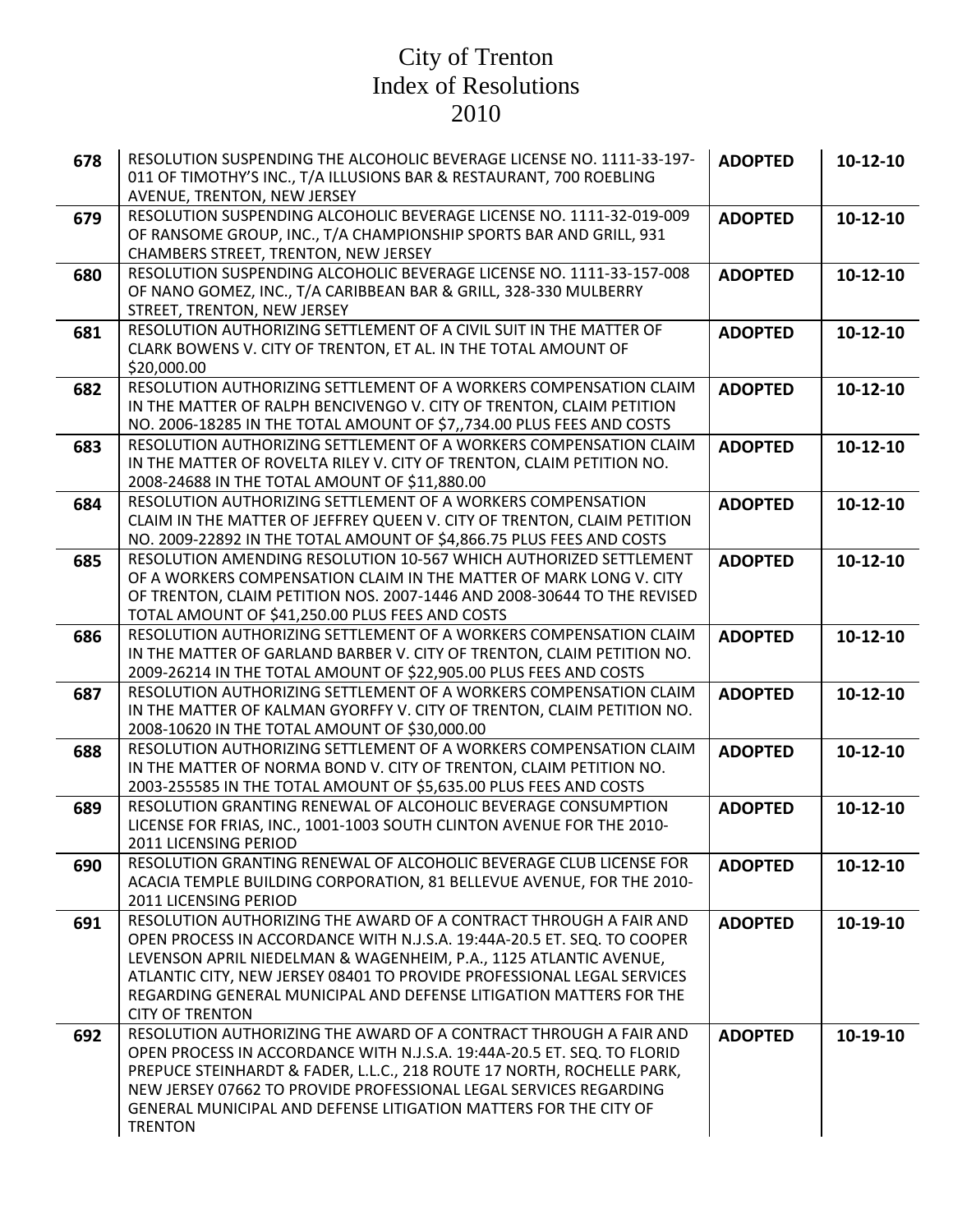# City of Trenton
# Index of Resolutions
# 2010

| | | | |
|---|---|---|---|
| **678** | RESOLUTION SUSPENDING THE ALCOHOLIC BEVERAGE LICENSE NO. 1111-33-197-011 OF TIMOTHY'S INC., T/A ILLUSIONS BAR & RESTAURANT, 700 ROEBLING AVENUE, TRENTON, NEW JERSEY | **ADOPTED** | **10-12-10** |
| **679** | RESOLUTION SUSPENDING ALCOHOLIC BEVERAGE LICENSE NO. 1111-32-019-009 OF RANSOME GROUP, INC., T/A CHAMPIONSHIP SPORTS BAR AND GRILL, 931 CHAMBERS STREET, TRENTON, NEW JERSEY | **ADOPTED** | **10-12-10** |
| **680** | RESOLUTION SUSPENDING ALCOHOLIC BEVERAGE LICENSE NO. 1111-33-157-008 OF NANO GOMEZ, INC., T/A CARIBBEAN BAR & GRILL, 328-330 MULBERRY STREET, TRENTON, NEW JERSEY | **ADOPTED** | **10-12-10** |
| **681** | RESOLUTION AUTHORIZING SETTLEMENT OF A CIVIL SUIT IN THE MATTER OF CLARK BOWENS V. CITY OF TRENTON, ET AL. IN THE TOTAL AMOUNT OF $20,000.00 | **ADOPTED** | **10-12-10** |
| **682** | RESOLUTION AUTHORIZING SETTLEMENT OF A WORKERS COMPENSATION CLAIM IN THE MATTER OF RALPH BENCIVENGO V. CITY OF TRENTON, CLAIM PETITION NO. 2006-18285 IN THE TOTAL AMOUNT OF $7,,734.00 PLUS FEES AND COSTS | **ADOPTED** | **10-12-10** |
| **683** | RESOLUTION AUTHORIZING SETTLEMENT OF A WORKERS COMPENSATION CLAIM IN THE MATTER OF ROVELTA RILEY V. CITY OF TRENTON, CLAIM PETITION NO. 2008-24688 IN THE TOTAL AMOUNT OF $11,880.00 | **ADOPTED** | **10-12-10** |
| **684** | RESOLUTION AUTHORIZING SETTLEMENT OF A WORKERS COMPENSATION CLAIM IN THE MATTER OF JEFFREY QUEEN V. CITY OF TRENTON, CLAIM PETITION NO. 2009-22892 IN THE TOTAL AMOUNT OF $4,866.75 PLUS FEES AND COSTS | **ADOPTED** | **10-12-10** |
| **685** | RESOLUTION AMENDING RESOLUTION 10-567 WHICH AUTHORIZED SETTLEMENT OF A WORKERS COMPENSATION CLAIM IN THE MATTER OF MARK LONG V. CITY OF TRENTON, CLAIM PETITION NOS. 2007-1446 AND 2008-30644 TO THE REVISED TOTAL AMOUNT OF $41,250.00 PLUS FEES AND COSTS | **ADOPTED** | **10-12-10** |
| **686** | RESOLUTION AUTHORIZING SETTLEMENT OF A WORKERS COMPENSATION CLAIM IN THE MATTER OF GARLAND BARBER V. CITY OF TRENTON, CLAIM PETITION NO. 2009-26214 IN THE TOTAL AMOUNT OF $22,905.00 PLUS FEES AND COSTS | **ADOPTED** | **10-12-10** |
| **687** | RESOLUTION AUTHORIZING SETTLEMENT OF A WORKERS COMPENSATION CLAIM IN THE MATTER OF KALMAN GYORFFY V. CITY OF TRENTON, CLAIM PETITION NO. 2008-10620 IN THE TOTAL AMOUNT OF $30,000.00 | **ADOPTED** | **10-12-10** |
| **688** | RESOLUTION AUTHORIZING SETTLEMENT OF A WORKERS COMPENSATION CLAIM IN THE MATTER OF NORMA BOND V. CITY OF TRENTON, CLAIM PETITION NO. 2003-255585 IN THE TOTAL AMOUNT OF $5,635.00 PLUS FEES AND COSTS | **ADOPTED** | **10-12-10** |
| **689** | RESOLUTION GRANTING RENEWAL OF ALCOHOLIC BEVERAGE CONSUMPTION LICENSE FOR FRIAS, INC., 1001-1003 SOUTH CLINTON AVENUE FOR THE 2010-2011 LICENSING PERIOD | **ADOPTED** | **10-12-10** |
| **690** | RESOLUTION GRANTING RENEWAL OF ALCOHOLIC BEVERAGE CLUB LICENSE FOR ACACIA TEMPLE BUILDING CORPORATION, 81 BELLEVUE AVENUE, FOR THE 2010-2011 LICENSING PERIOD | **ADOPTED** | **10-12-10** |
| **691** | RESOLUTION AUTHORIZING THE AWARD OF A CONTRACT THROUGH A FAIR AND OPEN PROCESS IN ACCORDANCE WITH N.J.S.A. 19:44A-20.5 ET. SEQ. TO COOPER LEVENSON APRIL NIEDELMAN & WAGENHEIM, P.A., 1125 ATLANTIC AVENUE, ATLANTIC CITY, NEW JERSEY 08401 TO PROVIDE PROFESSIONAL LEGAL SERVICES REGARDING GENERAL MUNICIPAL AND DEFENSE LITIGATION MATTERS FOR THE CITY OF TRENTON | **ADOPTED** | **10-19-10** |
| **692** | RESOLUTION AUTHORIZING THE AWARD OF A CONTRACT THROUGH A FAIR AND OPEN PROCESS IN ACCORDANCE WITH N.J.S.A. 19:44A-20.5 ET. SEQ. TO FLORID PREPUCE STEINHARDT & FADER, L.L.C., 218 ROUTE 17 NORTH, ROCHELLE PARK, NEW JERSEY 07662 TO PROVIDE PROFESSIONAL LEGAL SERVICES REGARDING GENERAL MUNICIPAL AND DEFENSE LITIGATION MATTERS FOR THE CITY OF TRENTON | **ADOPTED** | **10-19-10** |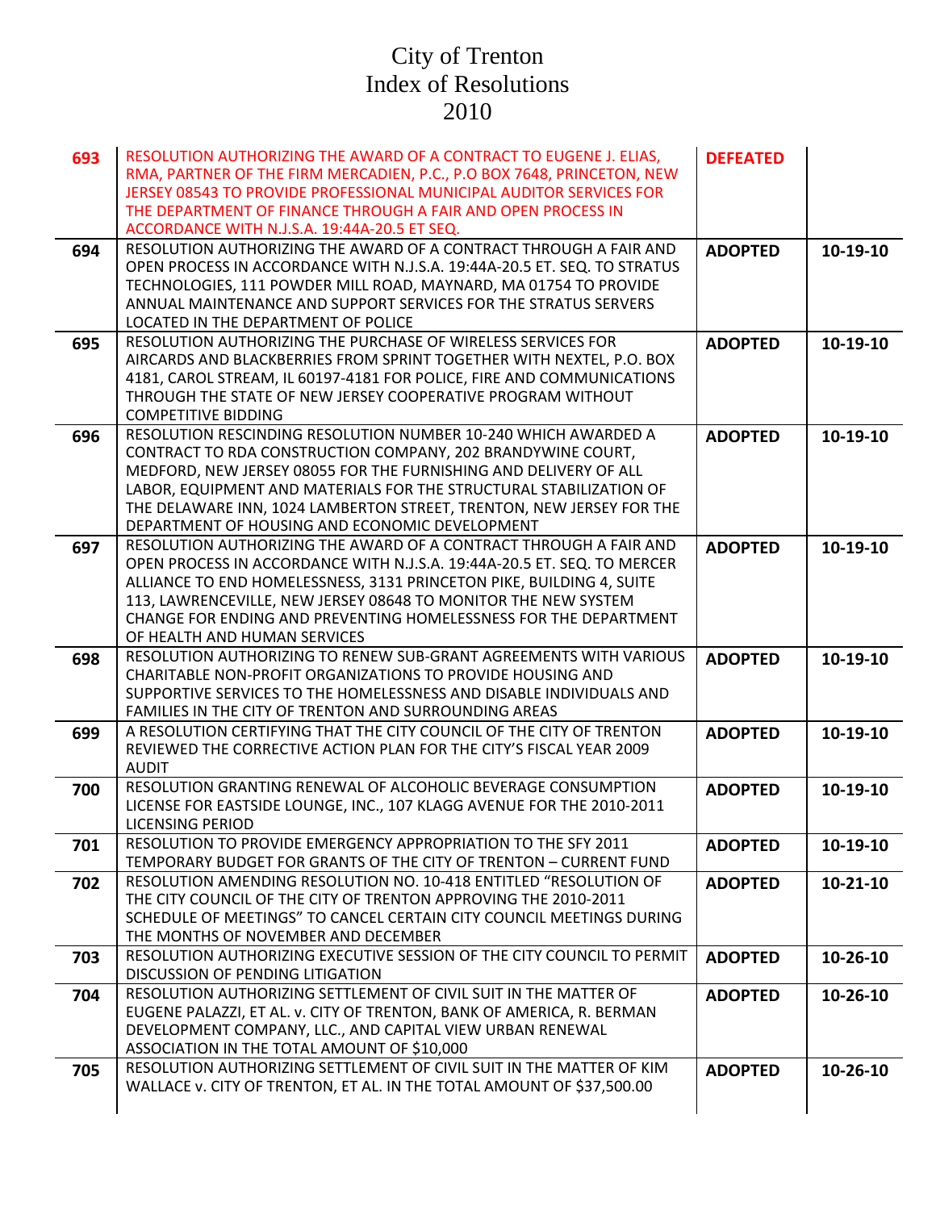# City of Trenton
# Index of Resolutions
# 2010

| | | | |
|---|---|---|---|
| **693** | RESOLUTION AUTHORIZING THE AWARD OF A CONTRACT TO EUGENE J. ELIAS, RMA, PARTNER OF THE FIRM MERCADIEN, P.C., P.O BOX 7648, PRINCETON, NEW JERSEY 08543 TO PROVIDE PROFESSIONAL MUNICIPAL AUDITOR SERVICES FOR THE DEPARTMENT OF FINANCE THROUGH A FAIR AND OPEN PROCESS IN ACCORDANCE WITH N.J.S.A. 19:44A-20.5 ET SEQ. | **DEFEATED** | |
| **694** | RESOLUTION AUTHORIZING THE AWARD OF A CONTRACT THROUGH A FAIR AND OPEN PROCESS IN ACCORDANCE WITH N.J.S.A. 19:44A-20.5 ET. SEQ. TO STRATUS TECHNOLOGIES, 111 POWDER MILL ROAD, MAYNARD, MA 01754 TO PROVIDE ANNUAL MAINTENANCE AND SUPPORT SERVICES FOR THE STRATUS SERVERS LOCATED IN THE DEPARTMENT OF POLICE | **ADOPTED** | **10-19-10** |
| **695** | RESOLUTION AUTHORIZING THE PURCHASE OF WIRELESS SERVICES FOR AIRCARDS AND BLACKBERRIES FROM SPRINT TOGETHER WITH NEXTEL, P.O. BOX 4181, CAROL STREAM, IL 60197-4181 FOR POLICE, FIRE AND COMMUNICATIONS THROUGH THE STATE OF NEW JERSEY COOPERATIVE PROGRAM WITHOUT COMPETITIVE BIDDING | **ADOPTED** | **10-19-10** |
| **696** | RESOLUTION RESCINDING RESOLUTION NUMBER 10-240 WHICH AWARDED A CONTRACT TO RDA CONSTRUCTION COMPANY, 202 BRANDYWINE COURT, MEDFORD, NEW JERSEY 08055 FOR THE FURNISHING AND DELIVERY OF ALL LABOR, EQUIPMENT AND MATERIALS FOR THE STRUCTURAL STABILIZATION OF THE DELAWARE INN, 1024 LAMBERTON STREET, TRENTON, NEW JERSEY FOR THE DEPARTMENT OF HOUSING AND ECONOMIC DEVELOPMENT | **ADOPTED** | **10-19-10** |
| **697** | RESOLUTION AUTHORIZING THE AWARD OF A CONTRACT THROUGH A FAIR AND OPEN PROCESS IN ACCORDANCE WITH N.J.S.A. 19:44A-20.5 ET. SEQ. TO MERCER ALLIANCE TO END HOMELESSNESS, 3131 PRINCETON PIKE, BUILDING 4, SUITE 113, LAWRENCEVILLE, NEW JERSEY 08648 TO MONITOR THE NEW SYSTEM CHANGE FOR ENDING AND PREVENTING HOMELESSNESS FOR THE DEPARTMENT OF HEALTH AND HUMAN SERVICES | **ADOPTED** | **10-19-10** |
| **698** | RESOLUTION AUTHORIZING TO RENEW SUB-GRANT AGREEMENTS WITH VARIOUS CHARITABLE NON-PROFIT ORGANIZATIONS TO PROVIDE HOUSING AND SUPPORTIVE SERVICES TO THE HOMELESSNESS AND DISABLE INDIVIDUALS AND FAMILIES IN THE CITY OF TRENTON AND SURROUNDING AREAS | **ADOPTED** | **10-19-10** |
| **699** | A RESOLUTION CERTIFYING THAT THE CITY COUNCIL OF THE CITY OF TRENTON REVIEWED THE CORRECTIVE ACTION PLAN FOR THE CITY'S FISCAL YEAR 2009 AUDIT | **ADOPTED** | **10-19-10** |
| **700** | RESOLUTION GRANTING RENEWAL OF ALCOHOLIC BEVERAGE CONSUMPTION LICENSE FOR EASTSIDE LOUNGE, INC., 107 KLAGG AVENUE FOR THE 2010-2011 LICENSING PERIOD | **ADOPTED** | **10-19-10** |
| **701** | RESOLUTION TO PROVIDE EMERGENCY APPROPRIATION TO THE SFY 2011 TEMPORARY BUDGET FOR GRANTS OF THE CITY OF TRENTON – CURRENT FUND | **ADOPTED** | **10-19-10** |
| **702** | RESOLUTION AMENDING RESOLUTION NO. 10-418 ENTITLED "RESOLUTION OF THE CITY COUNCIL OF THE CITY OF TRENTON APPROVING THE 2010-2011 SCHEDULE OF MEETINGS" TO CANCEL CERTAIN CITY COUNCIL MEETINGS DURING THE MONTHS OF NOVEMBER AND DECEMBER | **ADOPTED** | **10-21-10** |
| **703** | RESOLUTION AUTHORIZING EXECUTIVE SESSION OF THE CITY COUNCIL TO PERMIT DISCUSSION OF PENDING LITIGATION | **ADOPTED** | **10-26-10** |
| **704** | RESOLUTION AUTHORIZING SETTLEMENT OF CIVIL SUIT IN THE MATTER OF EUGENE PALAZZI, ET AL. v. CITY OF TRENTON, BANK OF AMERICA, R. BERMAN DEVELOPMENT COMPANY, LLC., AND CAPITAL VIEW URBAN RENEWAL ASSOCIATION IN THE TOTAL AMOUNT OF $10,000 | **ADOPTED** | **10-26-10** |
| **705** | RESOLUTION AUTHORIZING SETTLEMENT OF CIVIL SUIT IN THE MATTER OF KIM WALLACE v. CITY OF TRENTON, ET AL. IN THE TOTAL AMOUNT OF $37,500.00 | **ADOPTED** | **10-26-10** |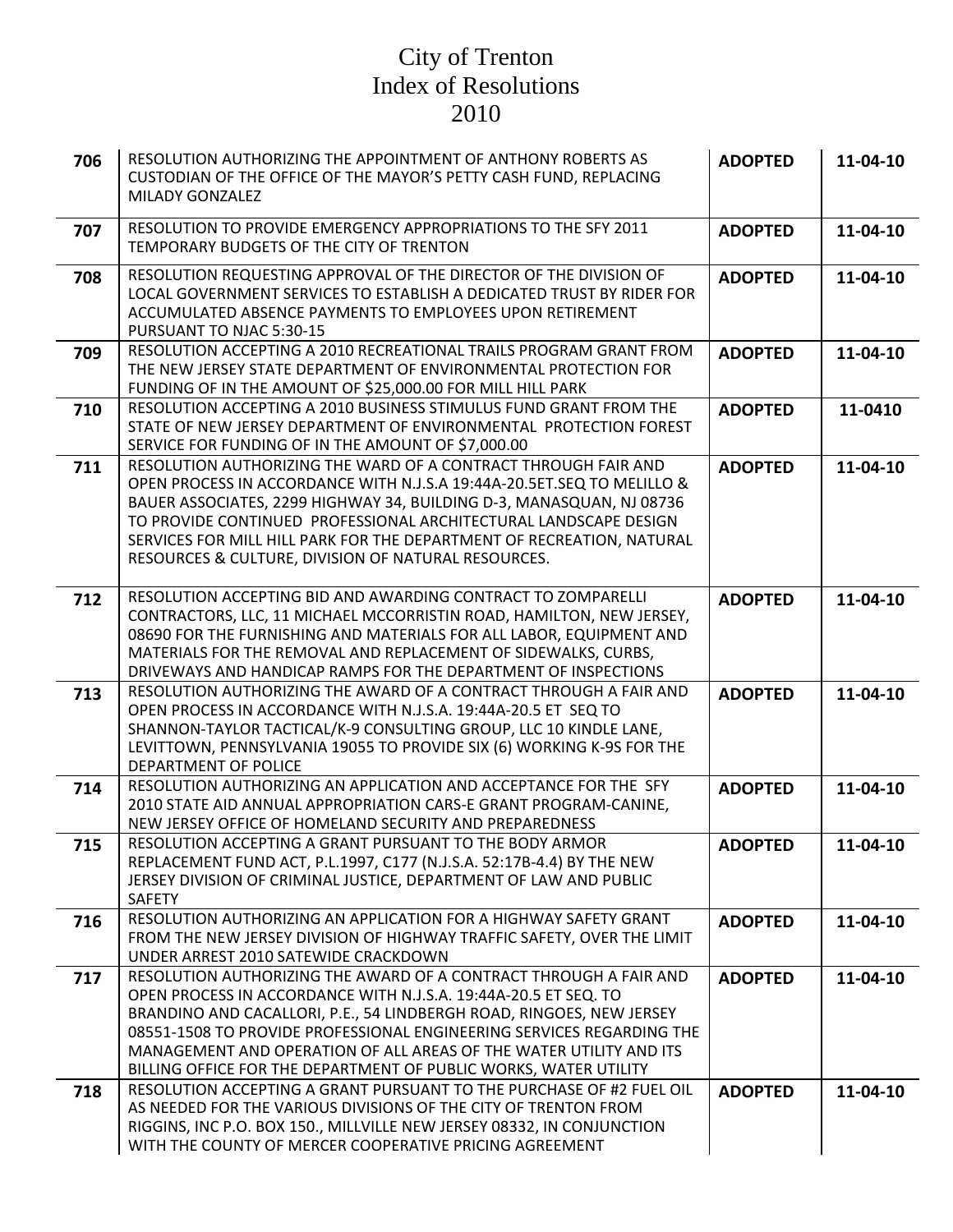# City of Trenton
# Index of Resolutions
# 2010

| | | | |
|---|---|---|---|
| **706** | RESOLUTION AUTHORIZING THE APPOINTMENT OF ANTHONY ROBERTS AS CUSTODIAN OF THE OFFICE OF THE MAYOR'S PETTY CASH FUND, REPLACING MILADY GONZALEZ | **ADOPTED** | **11-04-10** |
| **707** | RESOLUTION TO PROVIDE EMERGENCY APPROPRIATIONS TO THE SFY 2011 TEMPORARY BUDGETS OF THE CITY OF TRENTON | **ADOPTED** | **11-04-10** |
| **708** | RESOLUTION REQUESTING APPROVAL OF THE DIRECTOR OF THE DIVISION OF LOCAL GOVERNMENT SERVICES TO ESTABLISH A DEDICATED TRUST BY RIDER FOR ACCUMULATED ABSENCE PAYMENTS TO EMPLOYEES UPON RETIREMENT PURSUANT TO NJAC 5:30-15 | **ADOPTED** | **11-04-10** |
| **709** | RESOLUTION ACCEPTING A 2010 RECREATIONAL TRAILS PROGRAM GRANT FROM THE NEW JERSEY STATE DEPARTMENT OF ENVIRONMENTAL PROTECTION FOR FUNDING OF IN THE AMOUNT OF $25,000.00 FOR MILL HILL PARK | **ADOPTED** | **11-04-10** |
| **710** | RESOLUTION ACCEPTING A 2010 BUSINESS STIMULUS FUND GRANT FROM THE STATE OF NEW JERSEY DEPARTMENT OF ENVIRONMENTAL PROTECTION FOREST SERVICE FOR FUNDING OF IN THE AMOUNT OF $7,000.00 | **ADOPTED** | **11-0410** |
| **711** | RESOLUTION AUTHORIZING THE WARD OF A CONTRACT THROUGH FAIR AND OPEN PROCESS IN ACCORDANCE WITH N.J.S.A 19:44A-20.5ET.SEQ TO MELILLO & BAUER ASSOCIATES, 2299 HIGHWAY 34, BUILDING D-3, MANASQUAN, NJ 08736 TO PROVIDE CONTINUED PROFESSIONAL ARCHITECTURAL LANDSCAPE DESIGN SERVICES FOR MILL HILL PARK FOR THE DEPARTMENT OF RECREATION, NATURAL RESOURCES & CULTURE, DIVISION OF NATURAL RESOURCES. | **ADOPTED** | **11-04-10** |
| **712** | RESOLUTION ACCEPTING BID AND AWARDING CONTRACT TO ZOMPARELLI CONTRACTORS, LLC, 11 MICHAEL MCCORRISTIN ROAD, HAMILTON, NEW JERSEY, 08690 FOR THE FURNISHING AND MATERIALS FOR ALL LABOR, EQUIPMENT AND MATERIALS FOR THE REMOVAL AND REPLACEMENT OF SIDEWALKS, CURBS, DRIVEWAYS AND HANDICAP RAMPS FOR THE DEPARTMENT OF INSPECTIONS | **ADOPTED** | **11-04-10** |
| **713** | RESOLUTION AUTHORIZING THE AWARD OF A CONTRACT THROUGH A FAIR AND OPEN PROCESS IN ACCORDANCE WITH N.J.S.A. 19:44A-20.5 ET SEQ TO SHANNON-TAYLOR TACTICAL/K-9 CONSULTING GROUP, LLC 10 KINDLE LANE, LEVITTOWN, PENNSYLVANIA 19055 TO PROVIDE SIX (6) WORKING K-9S FOR THE DEPARTMENT OF POLICE | **ADOPTED** | **11-04-10** |
| **714** | RESOLUTION AUTHORIZING AN APPLICATION AND ACCEPTANCE FOR THE SFY 2010 STATE AID ANNUAL APPROPRIATION CARS-E GRANT PROGRAM-CANINE, NEW JERSEY OFFICE OF HOMELAND SECURITY AND PREPAREDNESS | **ADOPTED** | **11-04-10** |
| **715** | RESOLUTION ACCEPTING A GRANT PURSUANT TO THE BODY ARMOR REPLACEMENT FUND ACT, P.L.1997, C177 (N.J.S.A. 52:17B-4.4) BY THE NEW JERSEY DIVISION OF CRIMINAL JUSTICE, DEPARTMENT OF LAW AND PUBLIC SAFETY | **ADOPTED** | **11-04-10** |
| **716** | RESOLUTION AUTHORIZING AN APPLICATION FOR A HIGHWAY SAFETY GRANT FROM THE NEW JERSEY DIVISION OF HIGHWAY TRAFFIC SAFETY, OVER THE LIMIT UNDER ARREST 2010 SATEWIDE CRACKDOWN | **ADOPTED** | **11-04-10** |
| **717** | RESOLUTION AUTHORIZING THE AWARD OF A CONTRACT THROUGH A FAIR AND OPEN PROCESS IN ACCORDANCE WITH N.J.S.A. 19:44A-20.5 ET SEQ. TO BRANDINO AND CACALLORI, P.E., 54 LINDBERGH ROAD, RINGOES, NEW JERSEY 08551-1508 TO PROVIDE PROFESSIONAL ENGINEERING SERVICES REGARDING THE MANAGEMENT AND OPERATION OF ALL AREAS OF THE WATER UTILITY AND ITS BILLING OFFICE FOR THE DEPARTMENT OF PUBLIC WORKS, WATER UTILITY | **ADOPTED** | **11-04-10** |
| **718** | RESOLUTION ACCEPTING A GRANT PURSUANT TO THE PURCHASE OF #2 FUEL OIL AS NEEDED FOR THE VARIOUS DIVISIONS OF THE CITY OF TRENTON FROM RIGGINS, INC P.O. BOX 150., MILLVILLE NEW JERSEY 08332, IN CONJUNCTION WITH THE COUNTY OF MERCER COOPERATIVE PRICING AGREEMENT | **ADOPTED** | **11-04-10** |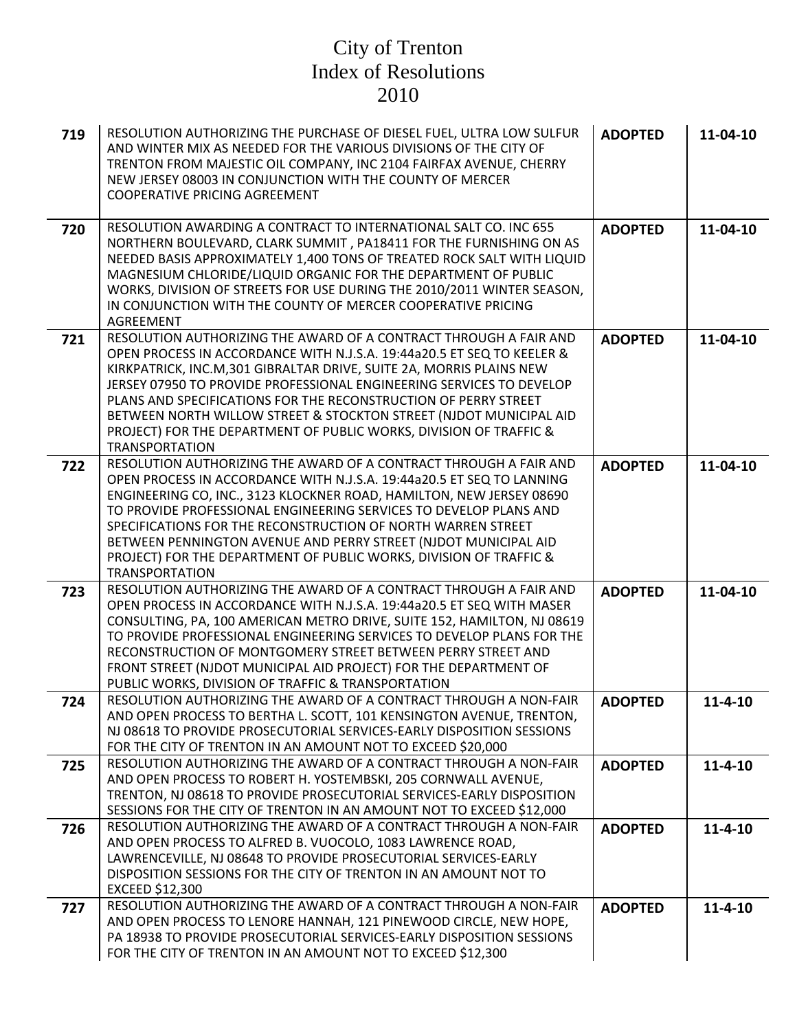# City of Trenton
# Index of Resolutions
# 2010

| | | | |
|---|---|---|---|
| **719** | RESOLUTION AUTHORIZING THE PURCHASE OF DIESEL FUEL, ULTRA LOW SULFUR AND WINTER MIX AS NEEDED FOR THE VARIOUS DIVISIONS OF THE CITY OF TRENTON FROM MAJESTIC OIL COMPANY, INC 2104 FAIRFAX AVENUE, CHERRY NEW JERSEY 08003 IN CONJUNCTION WITH THE COUNTY OF MERCER COOPERATIVE PRICING AGREEMENT | **ADOPTED** | **11-04-10** |
| **720** | RESOLUTION AWARDING A CONTRACT TO INTERNATIONAL SALT CO. INC 655 NORTHERN BOULEVARD, CLARK SUMMIT , PA18411 FOR THE FURNISHING ON AS NEEDED BASIS APPROXIMATELY 1,400 TONS OF TREATED ROCK SALT WITH LIQUID MAGNESIUM CHLORIDE/LIQUID ORGANIC FOR THE DEPARTMENT OF PUBLIC WORKS, DIVISION OF STREETS FOR USE DURING THE 2010/2011 WINTER SEASON, IN CONJUNCTION WITH THE COUNTY OF MERCER COOPERATIVE PRICING AGREEMENT | **ADOPTED** | **11-04-10** |
| **721** | RESOLUTION AUTHORIZING THE AWARD OF A CONTRACT THROUGH A FAIR AND OPEN PROCESS IN ACCORDANCE WITH N.J.S.A. 19:44a20.5 ET SEQ TO KEELER & KIRKPATRICK, INC.M,301 GIBRALTAR DRIVE, SUITE 2A, MORRIS PLAINS NEW JERSEY 07950 TO PROVIDE PROFESSIONAL ENGINEERING SERVICES TO DEVELOP PLANS AND SPECIFICATIONS FOR THE RECONSTRUCTION OF PERRY STREET BETWEEN NORTH WILLOW STREET & STOCKTON STREET (NJDOT MUNICIPAL AID PROJECT) FOR THE DEPARTMENT OF PUBLIC WORKS, DIVISION OF TRAFFIC & TRANSPORTATION | **ADOPTED** | **11-04-10** |
| **722** | RESOLUTION AUTHORIZING THE AWARD OF A CONTRACT THROUGH A FAIR AND OPEN PROCESS IN ACCORDANCE WITH N.J.S.A. 19:44a20.5 ET SEQ TO LANNING ENGINEERING CO, INC., 3123 KLOCKNER ROAD, HAMILTON, NEW JERSEY 08690 TO PROVIDE PROFESSIONAL ENGINEERING SERVICES TO DEVELOP PLANS AND SPECIFICATIONS FOR THE RECONSTRUCTION OF NORTH WARREN STREET BETWEEN PENNINGTON AVENUE AND PERRY STREET (NJDOT MUNICIPAL AID PROJECT) FOR THE DEPARTMENT OF PUBLIC WORKS, DIVISION OF TRAFFIC & TRANSPORTATION | **ADOPTED** | **11-04-10** |
| **723** | RESOLUTION AUTHORIZING THE AWARD OF A CONTRACT THROUGH A FAIR AND OPEN PROCESS IN ACCORDANCE WITH N.J.S.A. 19:44a20.5 ET SEQ WITH MASER CONSULTING, PA, 100 AMERICAN METRO DRIVE, SUITE 152, HAMILTON, NJ 08619 TO PROVIDE PROFESSIONAL ENGINEERING SERVICES TO DEVELOP PLANS FOR THE RECONSTRUCTION OF MONTGOMERY STREET BETWEEN PERRY STREET AND FRONT STREET (NJDOT MUNICIPAL AID PROJECT) FOR THE DEPARTMENT OF PUBLIC WORKS, DIVISION OF TRAFFIC & TRANSPORTATION | **ADOPTED** | **11-04-10** |
| **724** | RESOLUTION AUTHORIZING THE AWARD OF A CONTRACT THROUGH A NON-FAIR AND OPEN PROCESS TO BERTHA L. SCOTT, 101 KENSINGTON AVENUE, TRENTON, NJ 08618 TO PROVIDE PROSECUTORIAL SERVICES-EARLY DISPOSITION SESSIONS FOR THE CITY OF TRENTON IN AN AMOUNT NOT TO EXCEED $20,000 | **ADOPTED** | **11-4-10** |
| **725** | RESOLUTION AUTHORIZING THE AWARD OF A CONTRACT THROUGH A NON-FAIR AND OPEN PROCESS TO ROBERT H. YOSTEMBSKI, 205 CORNWALL AVENUE, TRENTON, NJ 08618 TO PROVIDE PROSECUTORIAL SERVICES-EARLY DISPOSITION SESSIONS FOR THE CITY OF TRENTON IN AN AMOUNT NOT TO EXCEED $12,000 | **ADOPTED** | **11-4-10** |
| **726** | RESOLUTION AUTHORIZING THE AWARD OF A CONTRACT THROUGH A NON-FAIR AND OPEN PROCESS TO ALFRED B. VUOCOLO, 1083 LAWRENCE ROAD, LAWRENCEVILLE, NJ 08648 TO PROVIDE PROSECUTORIAL SERVICES-EARLY DISPOSITION SESSIONS FOR THE CITY OF TRENTON IN AN AMOUNT NOT TO EXCEED $12,300 | **ADOPTED** | **11-4-10** |
| **727** | RESOLUTION AUTHORIZING THE AWARD OF A CONTRACT THROUGH A NON-FAIR AND OPEN PROCESS TO LENORE HANNAH, 121 PINEWOOD CIRCLE, NEW HOPE, PA 18938 TO PROVIDE PROSECUTORIAL SERVICES-EARLY DISPOSITION SESSIONS FOR THE CITY OF TRENTON IN AN AMOUNT NOT TO EXCEED $12,300 | **ADOPTED** | **11-4-10** |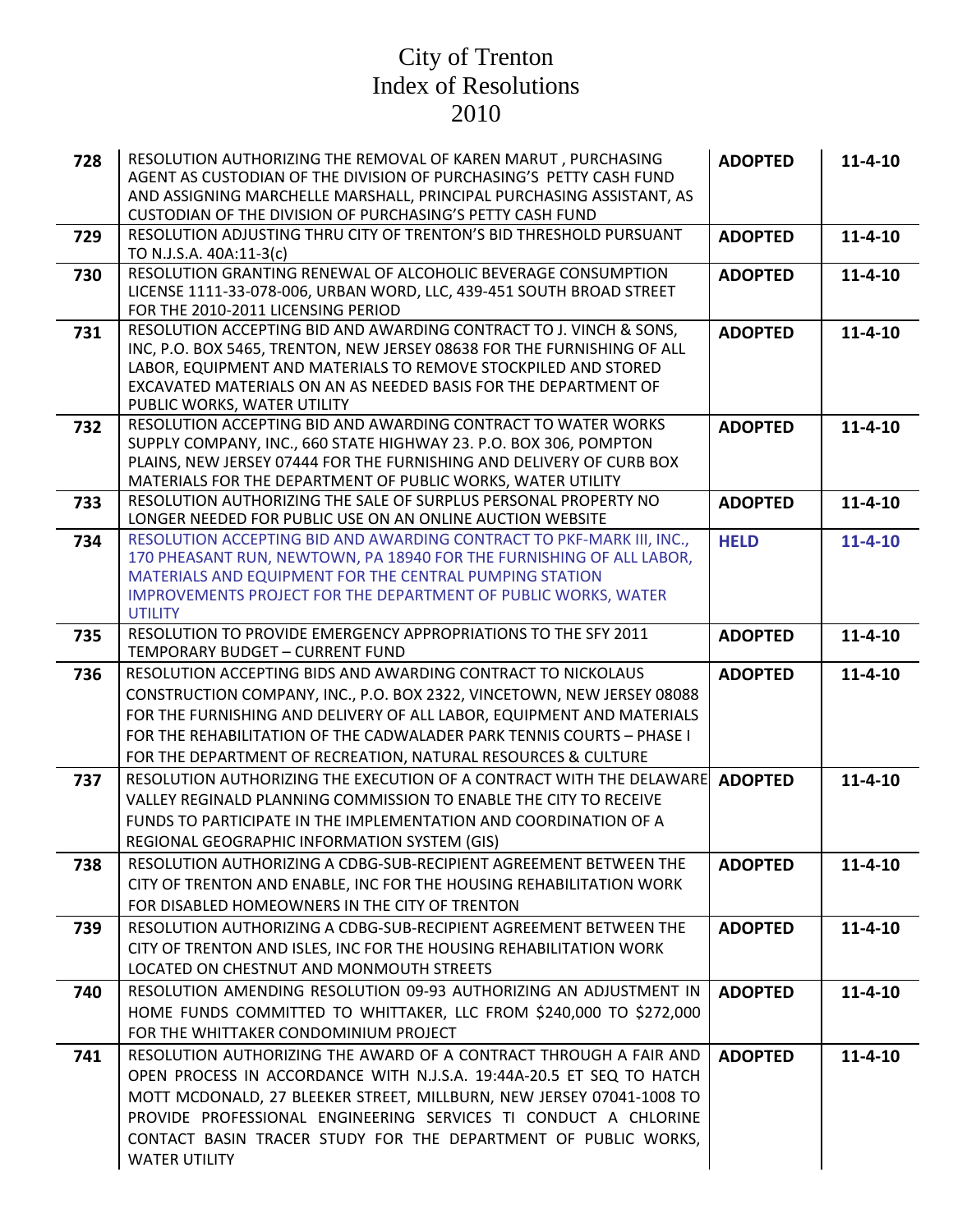# City of Trenton
# Index of Resolutions
# 2010

| | | | |
|---|---|---|---|
| **728** | RESOLUTION AUTHORIZING THE REMOVAL OF KAREN MARUT , PURCHASING AGENT AS CUSTODIAN OF THE DIVISION OF PURCHASING'S PETTY CASH FUND AND ASSIGNING MARCHELLE MARSHALL, PRINCIPAL PURCHASING ASSISTANT, AS CUSTODIAN OF THE DIVISION OF PURCHASING'S PETTY CASH FUND | **ADOPTED** | **11-4-10** |
| **729** | RESOLUTION ADJUSTING THRU CITY OF TRENTON'S BID THRESHOLD PURSUANT TO N.J.S.A. 40A:11-3(c) | **ADOPTED** | **11-4-10** |
| **730** | RESOLUTION GRANTING RENEWAL OF ALCOHOLIC BEVERAGE CONSUMPTION LICENSE 1111-33-078-006, URBAN WORD, LLC, 439-451 SOUTH BROAD STREET FOR THE 2010-2011 LICENSING PERIOD | **ADOPTED** | **11-4-10** |
| **731** | RESOLUTION ACCEPTING BID AND AWARDING CONTRACT TO J. VINCH & SONS, INC, P.O. BOX 5465, TRENTON, NEW JERSEY 08638 FOR THE FURNISHING OF ALL LABOR, EQUIPMENT AND MATERIALS TO REMOVE STOCKPILED AND STORED EXCAVATED MATERIALS ON AN AS NEEDED BASIS FOR THE DEPARTMENT OF PUBLIC WORKS, WATER UTILITY | **ADOPTED** | **11-4-10** |
| **732** | RESOLUTION ACCEPTING BID AND AWARDING CONTRACT TO WATER WORKS SUPPLY COMPANY, INC., 660 STATE HIGHWAY 23. P.O. BOX 306, POMPTON PLAINS, NEW JERSEY 07444 FOR THE FURNISHING AND DELIVERY OF CURB BOX MATERIALS FOR THE DEPARTMENT OF PUBLIC WORKS, WATER UTILITY | **ADOPTED** | **11-4-10** |
| **733** | RESOLUTION AUTHORIZING THE SALE OF SURPLUS PERSONAL PROPERTY NO LONGER NEEDED FOR PUBLIC USE ON AN ONLINE AUCTION WEBSITE | **ADOPTED** | **11-4-10** |
| **734** | RESOLUTION ACCEPTING BID AND AWARDING CONTRACT TO PKF-MARK III, INC., 170 PHEASANT RUN, NEWTOWN, PA 18940 FOR THE FURNISHING OF ALL LABOR, MATERIALS AND EQUIPMENT FOR THE CENTRAL PUMPING STATION IMPROVEMENTS PROJECT FOR THE DEPARTMENT OF PUBLIC WORKS, WATER UTILITY | **HELD** | **11-4-10** |
| **735** | RESOLUTION TO PROVIDE EMERGENCY APPROPRIATIONS TO THE SFY 2011 TEMPORARY BUDGET – CURRENT FUND | **ADOPTED** | **11-4-10** |
| **736** | RESOLUTION ACCEPTING BIDS AND AWARDING CONTRACT TO NICKOLAUS CONSTRUCTION COMPANY, INC., P.O. BOX 2322, VINCETOWN, NEW JERSEY 08088 FOR THE FURNISHING AND DELIVERY OF ALL LABOR, EQUIPMENT AND MATERIALS FOR THE REHABILITATION OF THE CADWALADER PARK TENNIS COURTS – PHASE I FOR THE DEPARTMENT OF RECREATION, NATURAL RESOURCES & CULTURE | **ADOPTED** | **11-4-10** |
| **737** | RESOLUTION AUTHORIZING THE EXECUTION OF A CONTRACT WITH THE DELAWARE VALLEY REGINALD PLANNING COMMISSION TO ENABLE THE CITY TO RECEIVE FUNDS TO PARTICIPATE IN THE IMPLEMENTATION AND COORDINATION OF A REGIONAL GEOGRAPHIC INFORMATION SYSTEM (GIS) | **ADOPTED** | **11-4-10** |
| **738** | RESOLUTION AUTHORIZING A CDBG-SUB-RECIPIENT AGREEMENT BETWEEN THE CITY OF TRENTON AND ENABLE, INC FOR THE HOUSING REHABILITATION WORK FOR DISABLED HOMEOWNERS IN THE CITY OF TRENTON | **ADOPTED** | **11-4-10** |
| **739** | RESOLUTION AUTHORIZING A CDBG-SUB-RECIPIENT AGREEMENT BETWEEN THE CITY OF TRENTON AND ISLES, INC FOR THE HOUSING REHABILITATION WORK LOCATED ON CHESTNUT AND MONMOUTH STREETS | **ADOPTED** | **11-4-10** |
| **740** | RESOLUTION AMENDING RESOLUTION 09-93 AUTHORIZING AN ADJUSTMENT IN HOME FUNDS COMMITTED TO WHITTAKER, LLC FROM $240,000 TO $272,000 FOR THE WHITTAKER CONDOMINIUM PROJECT | **ADOPTED** | **11-4-10** |
| **741** | RESOLUTION AUTHORIZING THE AWARD OF A CONTRACT THROUGH A FAIR AND OPEN PROCESS IN ACCORDANCE WITH N.J.S.A. 19:44A-20.5 ET SEQ TO HATCH MOTT MCDONALD, 27 BLEEKER STREET, MILLBURN, NEW JERSEY 07041-1008 TO PROVIDE PROFESSIONAL ENGINEERING SERVICES TI CONDUCT A CHLORINE CONTACT BASIN TRACER STUDY FOR THE DEPARTMENT OF PUBLIC WORKS, WATER UTILITY | **ADOPTED** | **11-4-10** |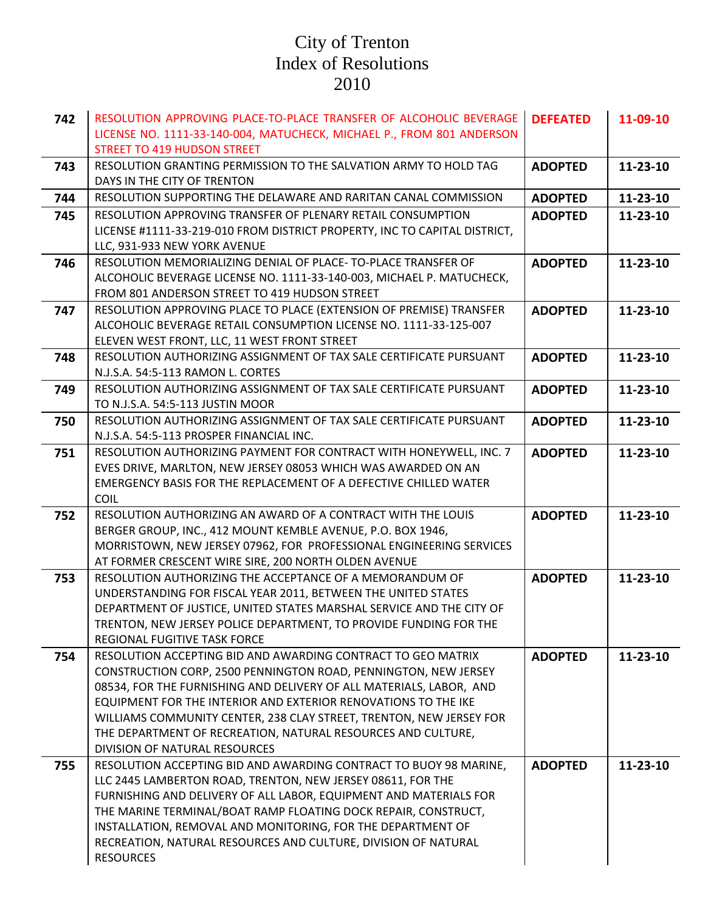# City of Trenton
# Index of Resolutions
# 2010

| | | | |
|---|---|---|---|
| **742** | RESOLUTION APPROVING PLACE-TO-PLACE TRANSFER OF ALCOHOLIC BEVERAGE LICENSE NO. 1111-33-140-004, MATUCHECK, MICHAEL P., FROM 801 ANDERSON STREET TO 419 HUDSON STREET | **DEFEATED** | **11-09-10** |
| **743** | RESOLUTION GRANTING PERMISSION TO THE SALVATION ARMY TO HOLD TAG DAYS IN THE CITY OF TRENTON | **ADOPTED** | **11-23-10** |
| **744** | RESOLUTION SUPPORTING THE DELAWARE AND RARITAN CANAL COMMISSION | **ADOPTED** | **11-23-10** |
| **745** | RESOLUTION APPROVING TRANSFER OF PLENARY RETAIL CONSUMPTION LICENSE #1111-33-219-010 FROM DISTRICT PROPERTY, INC TO CAPITAL DISTRICT, LLC, 931-933 NEW YORK AVENUE | **ADOPTED** | **11-23-10** |
| **746** | RESOLUTION MEMORIALIZING DENIAL OF PLACE- TO-PLACE TRANSFER OF ALCOHOLIC BEVERAGE LICENSE NO. 1111-33-140-003, MICHAEL P. MATUCHECK, FROM 801 ANDERSON STREET TO 419 HUDSON STREET | **ADOPTED** | **11-23-10** |
| **747** | RESOLUTION APPROVING PLACE TO PLACE (EXTENSION OF PREMISE) TRANSFER ALCOHOLIC BEVERAGE RETAIL CONSUMPTION LICENSE NO. 1111-33-125-007 ELEVEN WEST FRONT, LLC, 11 WEST FRONT STREET | **ADOPTED** | **11-23-10** |
| **748** | RESOLUTION AUTHORIZING ASSIGNMENT OF TAX SALE CERTIFICATE PURSUANT N.J.S.A. 54:5-113 RAMON L. CORTES | **ADOPTED** | **11-23-10** |
| **749** | RESOLUTION AUTHORIZING ASSIGNMENT OF TAX SALE CERTIFICATE PURSUANT TO N.J.S.A. 54:5-113 JUSTIN MOOR | **ADOPTED** | **11-23-10** |
| **750** | RESOLUTION AUTHORIZING ASSIGNMENT OF TAX SALE CERTIFICATE PURSUANT N.J.S.A. 54:5-113 PROSPER FINANCIAL INC. | **ADOPTED** | **11-23-10** |
| **751** | RESOLUTION AUTHORIZING PAYMENT FOR CONTRACT WITH HONEYWELL, INC. 7 EVES DRIVE, MARLTON, NEW JERSEY 08053 WHICH WAS AWARDED ON AN EMERGENCY BASIS FOR THE REPLACEMENT OF A DEFECTIVE CHILLED WATER COIL | **ADOPTED** | **11-23-10** |
| **752** | RESOLUTION AUTHORIZING AN AWARD OF A CONTRACT WITH THE LOUIS BERGER GROUP, INC., 412 MOUNT KEMBLE AVENUE, P.O. BOX 1946, MORRISTOWN, NEW JERSEY 07962, FOR PROFESSIONAL ENGINEERING SERVICES AT FORMER CRESCENT WIRE SIRE, 200 NORTH OLDEN AVENUE | **ADOPTED** | **11-23-10** |
| **753** | RESOLUTION AUTHORIZING THE ACCEPTANCE OF A MEMORANDUM OF UNDERSTANDING FOR FISCAL YEAR 2011, BETWEEN THE UNITED STATES DEPARTMENT OF JUSTICE, UNITED STATES MARSHAL SERVICE AND THE CITY OF TRENTON, NEW JERSEY POLICE DEPARTMENT, TO PROVIDE FUNDING FOR THE REGIONAL FUGITIVE TASK FORCE | **ADOPTED** | **11-23-10** |
| **754** | RESOLUTION ACCEPTING BID AND AWARDING CONTRACT TO GEO MATRIX CONSTRUCTION CORP, 2500 PENNINGTON ROAD, PENNINGTON, NEW JERSEY 08534, FOR THE FURNISHING AND DELIVERY OF ALL MATERIALS, LABOR, AND EQUIPMENT FOR THE INTERIOR AND EXTERIOR RENOVATIONS TO THE IKE WILLIAMS COMMUNITY CENTER, 238 CLAY STREET, TRENTON, NEW JERSEY FOR THE DEPARTMENT OF RECREATION, NATURAL RESOURCES AND CULTURE, DIVISION OF NATURAL RESOURCES | **ADOPTED** | **11-23-10** |
| **755** | RESOLUTION ACCEPTING BID AND AWARDING CONTRACT TO BUOY 98 MARINE, LLC 2445 LAMBERTON ROAD, TRENTON, NEW JERSEY 08611, FOR THE FURNISHING AND DELIVERY OF ALL LABOR, EQUIPMENT AND MATERIALS FOR THE MARINE TERMINAL/BOAT RAMP FLOATING DOCK REPAIR, CONSTRUCT, INSTALLATION, REMOVAL AND MONITORING, FOR THE DEPARTMENT OF RECREATION, NATURAL RESOURCES AND CULTURE, DIVISION OF NATURAL RESOURCES | **ADOPTED** | **11-23-10** |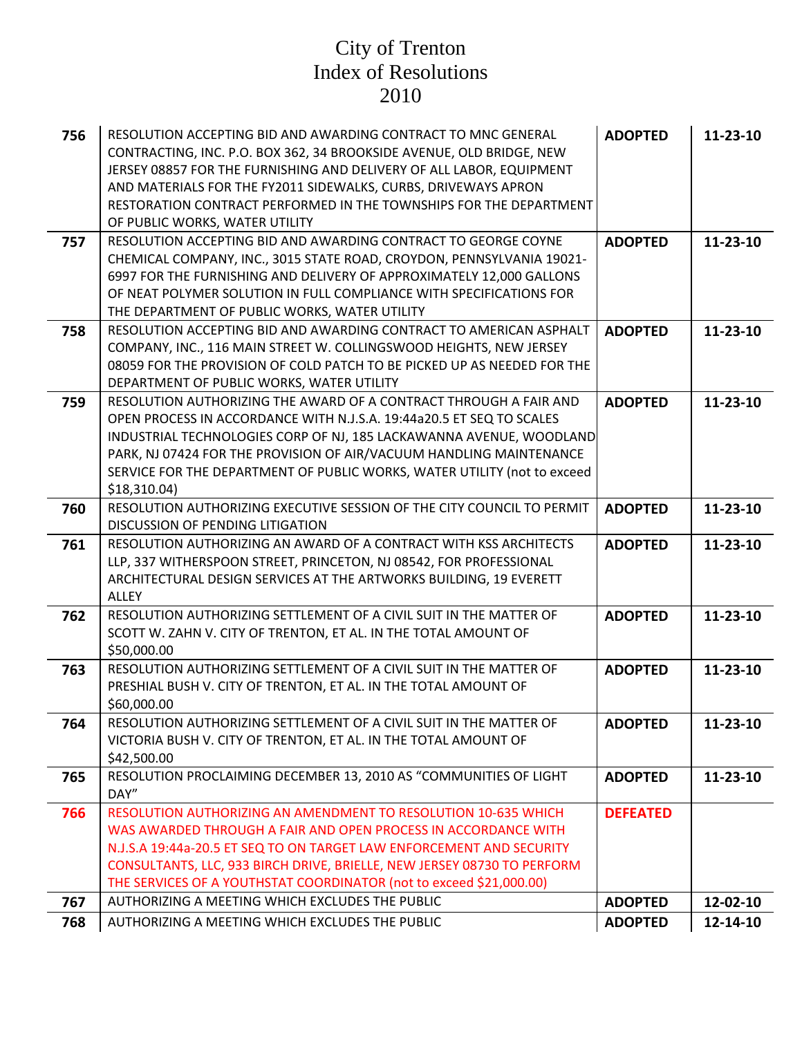# City of Trenton
# Index of Resolutions
# 2010

| | | | |
|---|---|---|---|
| **756** | RESOLUTION ACCEPTING BID AND AWARDING CONTRACT TO MNC GENERAL CONTRACTING, INC. P.O. BOX 362, 34 BROOKSIDE AVENUE, OLD BRIDGE, NEW JERSEY 08857 FOR THE FURNISHING AND DELIVERY OF ALL LABOR, EQUIPMENT AND MATERIALS FOR THE FY2011 SIDEWALKS, CURBS, DRIVEWAYS APRON RESTORATION CONTRACT PERFORMED IN THE TOWNSHIPS FOR THE DEPARTMENT OF PUBLIC WORKS, WATER UTILITY | **ADOPTED** | **11-23-10** |
| **757** | RESOLUTION ACCEPTING BID AND AWARDING CONTRACT TO GEORGE COYNE CHEMICAL COMPANY, INC., 3015 STATE ROAD, CROYDON, PENNSYLVANIA 19021-6997 FOR THE FURNISHING AND DELIVERY OF APPROXIMATELY 12,000 GALLONS OF NEAT POLYMER SOLUTION IN FULL COMPLIANCE WITH SPECIFICATIONS FOR THE DEPARTMENT OF PUBLIC WORKS, WATER UTILITY | **ADOPTED** | **11-23-10** |
| **758** | RESOLUTION ACCEPTING BID AND AWARDING CONTRACT TO AMERICAN ASPHALT COMPANY, INC., 116 MAIN STREET W. COLLINGSWOOD HEIGHTS, NEW JERSEY 08059 FOR THE PROVISION OF COLD PATCH TO BE PICKED UP AS NEEDED FOR THE DEPARTMENT OF PUBLIC WORKS, WATER UTILITY | **ADOPTED** | **11-23-10** |
| **759** | RESOLUTION AUTHORIZING THE AWARD OF A CONTRACT THROUGH A FAIR AND OPEN PROCESS IN ACCORDANCE WITH N.J.S.A. 19:44a20.5 ET SEQ TO SCALES INDUSTRIAL TECHNOLOGIES CORP OF NJ, 185 LACKAWANNA AVENUE, WOODLAND PARK, NJ 07424 FOR THE PROVISION OF AIR/VACUUM HANDLING MAINTENANCE SERVICE FOR THE DEPARTMENT OF PUBLIC WORKS, WATER UTILITY (not to exceed $18,310.04) | **ADOPTED** | **11-23-10** |
| **760** | RESOLUTION AUTHORIZING EXECUTIVE SESSION OF THE CITY COUNCIL TO PERMIT DISCUSSION OF PENDING LITIGATION | **ADOPTED** | **11-23-10** |
| **761** | RESOLUTION AUTHORIZING AN AWARD OF A CONTRACT WITH KSS ARCHITECTS LLP, 337 WITHERSPOON STREET, PRINCETON, NJ 08542, FOR PROFESSIONAL ARCHITECTURAL DESIGN SERVICES AT THE ARTWORKS BUILDING, 19 EVERETT ALLEY | **ADOPTED** | **11-23-10** |
| **762** | RESOLUTION AUTHORIZING SETTLEMENT OF A CIVIL SUIT IN THE MATTER OF SCOTT W. ZAHN V. CITY OF TRENTON, ET AL. IN THE TOTAL AMOUNT OF $50,000.00 | **ADOPTED** | **11-23-10** |
| **763** | RESOLUTION AUTHORIZING SETTLEMENT OF A CIVIL SUIT IN THE MATTER OF PRESHIAL BUSH V. CITY OF TRENTON, ET AL. IN THE TOTAL AMOUNT OF $60,000.00 | **ADOPTED** | **11-23-10** |
| **764** | RESOLUTION AUTHORIZING SETTLEMENT OF A CIVIL SUIT IN THE MATTER OF VICTORIA BUSH V. CITY OF TRENTON, ET AL. IN THE TOTAL AMOUNT OF $42,500.00 | **ADOPTED** | **11-23-10** |
| **765** | RESOLUTION PROCLAIMING DECEMBER 13, 2010 AS "COMMUNITIES OF LIGHT DAY" | **ADOPTED** | **11-23-10** |
| **766** | RESOLUTION AUTHORIZING AN AMENDMENT TO RESOLUTION 10-635 WHICH WAS AWARDED THROUGH A FAIR AND OPEN PROCESS IN ACCORDANCE WITH N.J.S.A 19:44a-20.5 ET SEQ TO ON TARGET LAW ENFORCEMENT AND SECURITY CONSULTANTS, LLC, 933 BIRCH DRIVE, BRIELLE, NEW JERSEY 08730 TO PERFORM THE SERVICES OF A YOUTHSTAT COORDINATOR (not to exceed $21,000.00) | **DEFEATED** | |
| **767** | AUTHORIZING A MEETING WHICH EXCLUDES THE PUBLIC | **ADOPTED** | **12-02-10** |
| **768** | AUTHORIZING A MEETING WHICH EXCLUDES THE PUBLIC | **ADOPTED** | **12-14-10** |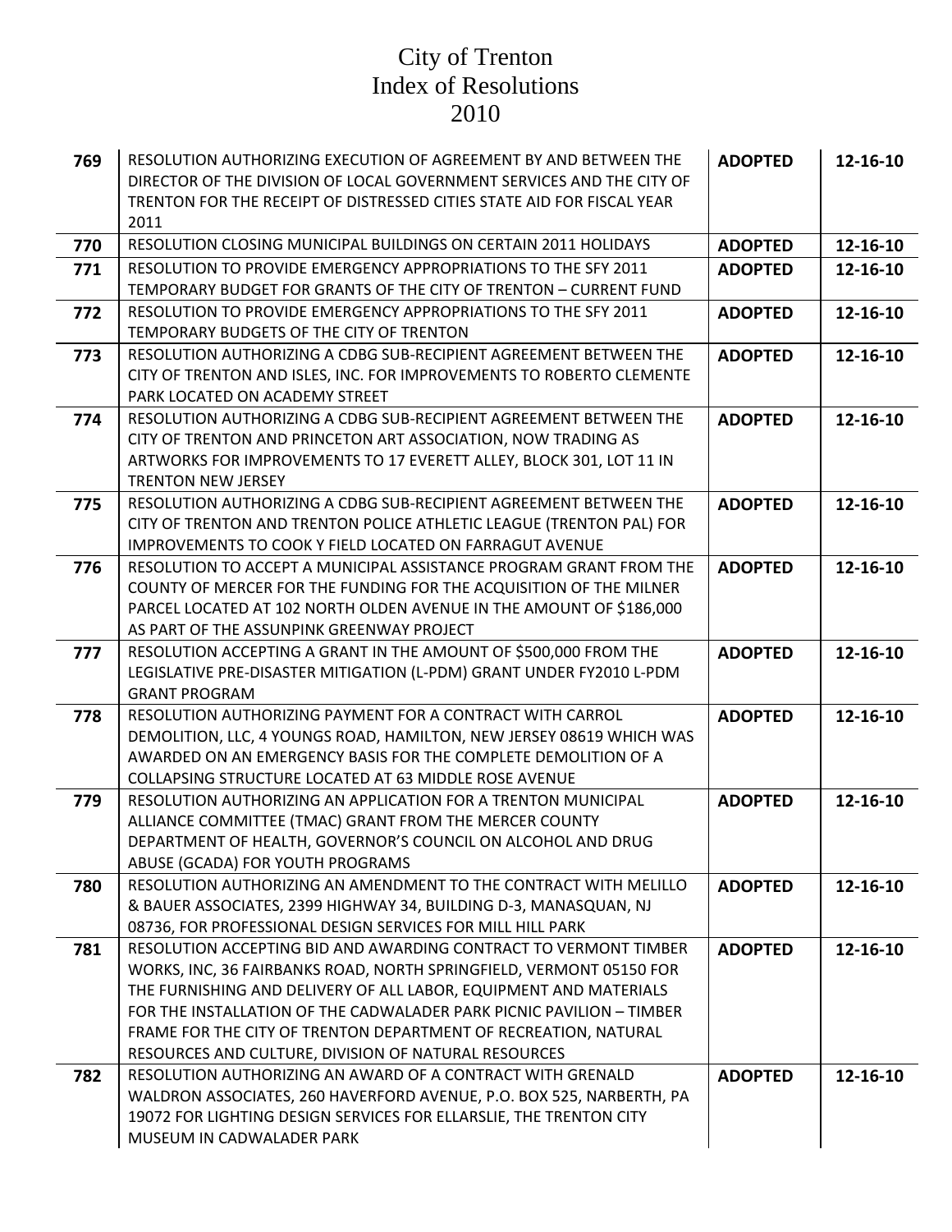# City of Trenton
# Index of Resolutions
# 2010

| | | | |
|---|---|---|---|
| **769** | RESOLUTION AUTHORIZING EXECUTION OF AGREEMENT BY AND BETWEEN THE DIRECTOR OF THE DIVISION OF LOCAL GOVERNMENT SERVICES AND THE CITY OF TRENTON FOR THE RECEIPT OF DISTRESSED CITIES STATE AID FOR FISCAL YEAR 2011 | **ADOPTED** | **12-16-10** |
| **770** | RESOLUTION CLOSING MUNICIPAL BUILDINGS ON CERTAIN 2011 HOLIDAYS | **ADOPTED** | **12-16-10** |
| **771** | RESOLUTION TO PROVIDE EMERGENCY APPROPRIATIONS TO THE SFY 2011 TEMPORARY BUDGET FOR GRANTS OF THE CITY OF TRENTON – CURRENT FUND | **ADOPTED** | **12-16-10** |
| **772** | RESOLUTION TO PROVIDE EMERGENCY APPROPRIATIONS TO THE SFY 2011 TEMPORARY BUDGETS OF THE CITY OF TRENTON | **ADOPTED** | **12-16-10** |
| **773** | RESOLUTION AUTHORIZING A CDBG SUB-RECIPIENT AGREEMENT BETWEEN THE CITY OF TRENTON AND ISLES, INC. FOR IMPROVEMENTS TO ROBERTO CLEMENTE PARK LOCATED ON ACADEMY STREET | **ADOPTED** | **12-16-10** |
| **774** | RESOLUTION AUTHORIZING A CDBG SUB-RECIPIENT AGREEMENT BETWEEN THE CITY OF TRENTON AND PRINCETON ART ASSOCIATION, NOW TRADING AS ARTWORKS FOR IMPROVEMENTS TO 17 EVERETT ALLEY, BLOCK 301, LOT 11 IN TRENTON NEW JERSEY | **ADOPTED** | **12-16-10** |
| **775** | RESOLUTION AUTHORIZING A CDBG SUB-RECIPIENT AGREEMENT BETWEEN THE CITY OF TRENTON AND TRENTON POLICE ATHLETIC LEAGUE (TRENTON PAL) FOR IMPROVEMENTS TO COOK Y FIELD LOCATED ON FARRAGUT AVENUE | **ADOPTED** | **12-16-10** |
| **776** | RESOLUTION TO ACCEPT A MUNICIPAL ASSISTANCE PROGRAM GRANT FROM THE COUNTY OF MERCER FOR THE FUNDING FOR THE ACQUISITION OF THE MILNER PARCEL LOCATED AT 102 NORTH OLDEN AVENUE IN THE AMOUNT OF $186,000 AS PART OF THE ASSUNPINK GREENWAY PROJECT | **ADOPTED** | **12-16-10** |
| **777** | RESOLUTION ACCEPTING A GRANT IN THE AMOUNT OF $500,000 FROM THE LEGISLATIVE PRE-DISASTER MITIGATION (L-PDM) GRANT UNDER FY2010 L-PDM GRANT PROGRAM | **ADOPTED** | **12-16-10** |
| **778** | RESOLUTION AUTHORIZING PAYMENT FOR A CONTRACT WITH CARROL DEMOLITION, LLC, 4 YOUNGS ROAD, HAMILTON, NEW JERSEY 08619 WHICH WAS AWARDED ON AN EMERGENCY BASIS FOR THE COMPLETE DEMOLITION OF A COLLAPSING STRUCTURE LOCATED AT 63 MIDDLE ROSE AVENUE | **ADOPTED** | **12-16-10** |
| **779** | RESOLUTION AUTHORIZING AN APPLICATION FOR A TRENTON MUNICIPAL ALLIANCE COMMITTEE (TMAC) GRANT FROM THE MERCER COUNTY DEPARTMENT OF HEALTH, GOVERNOR'S COUNCIL ON ALCOHOL AND DRUG ABUSE (GCADA) FOR YOUTH PROGRAMS | **ADOPTED** | **12-16-10** |
| **780** | RESOLUTION AUTHORIZING AN AMENDMENT TO THE CONTRACT WITH MELILLO & BAUER ASSOCIATES, 2399 HIGHWAY 34, BUILDING D-3, MANASQUAN, NJ 08736, FOR PROFESSIONAL DESIGN SERVICES FOR MILL HILL PARK | **ADOPTED** | **12-16-10** |
| **781** | RESOLUTION ACCEPTING BID AND AWARDING CONTRACT TO VERMONT TIMBER WORKS, INC, 36 FAIRBANKS ROAD, NORTH SPRINGFIELD, VERMONT 05150 FOR THE FURNISHING AND DELIVERY OF ALL LABOR, EQUIPMENT AND MATERIALS FOR THE INSTALLATION OF THE CADWALADER PARK PICNIC PAVILION – TIMBER FRAME FOR THE CITY OF TRENTON DEPARTMENT OF RECREATION, NATURAL RESOURCES AND CULTURE, DIVISION OF NATURAL RESOURCES | **ADOPTED** | **12-16-10** |
| **782** | RESOLUTION AUTHORIZING AN AWARD OF A CONTRACT WITH GRENALD WALDRON ASSOCIATES, 260 HAVERFORD AVENUE, P.O. BOX 525, NARBERTH, PA 19072 FOR LIGHTING DESIGN SERVICES FOR ELLARSLIE, THE TRENTON CITY MUSEUM IN CADWALADER PARK | **ADOPTED** | **12-16-10** |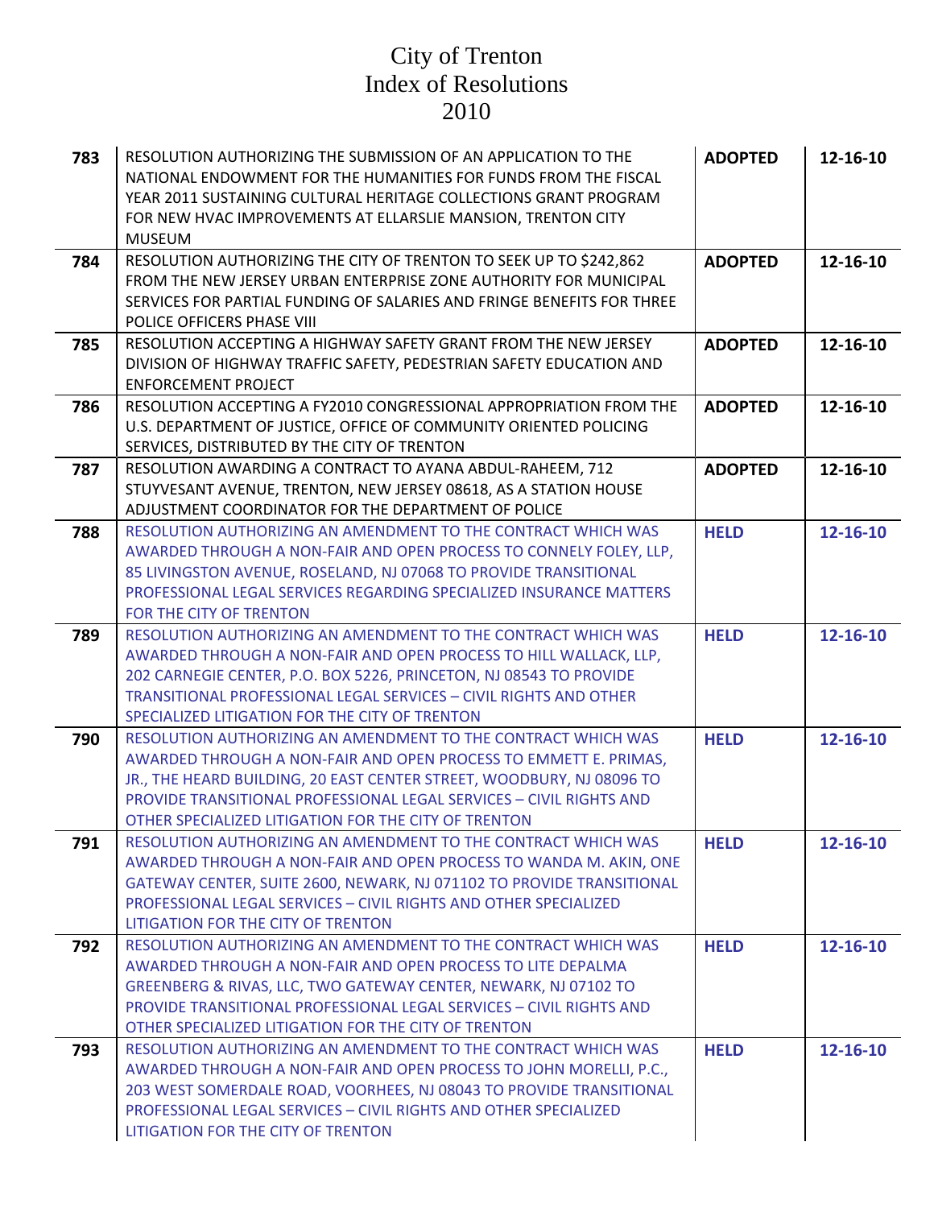# City of Trenton
# Index of Resolutions
# 2010

| | | | |
|---|---|---|---|
| **783** | RESOLUTION AUTHORIZING THE SUBMISSION OF AN APPLICATION TO THE NATIONAL ENDOWMENT FOR THE HUMANITIES FOR FUNDS FROM THE FISCAL YEAR 2011 SUSTAINING CULTURAL HERITAGE COLLECTIONS GRANT PROGRAM FOR NEW HVAC IMPROVEMENTS AT ELLARSLIE MANSION, TRENTON CITY MUSEUM | **ADOPTED** | **12-16-10** |
| **784** | RESOLUTION AUTHORIZING THE CITY OF TRENTON TO SEEK UP TO $242,862 FROM THE NEW JERSEY URBAN ENTERPRISE ZONE AUTHORITY FOR MUNICIPAL SERVICES FOR PARTIAL FUNDING OF SALARIES AND FRINGE BENEFITS FOR THREE POLICE OFFICERS PHASE VIII | **ADOPTED** | **12-16-10** |
| **785** | RESOLUTION ACCEPTING A HIGHWAY SAFETY GRANT FROM THE NEW JERSEY DIVISION OF HIGHWAY TRAFFIC SAFETY, PEDESTRIAN SAFETY EDUCATION AND ENFORCEMENT PROJECT | **ADOPTED** | **12-16-10** |
| **786** | RESOLUTION ACCEPTING A FY2010 CONGRESSIONAL APPROPRIATION FROM THE U.S. DEPARTMENT OF JUSTICE, OFFICE OF COMMUNITY ORIENTED POLICING SERVICES, DISTRIBUTED BY THE CITY OF TRENTON | **ADOPTED** | **12-16-10** |
| **787** | RESOLUTION AWARDING A CONTRACT TO AYANA ABDUL-RAHEEM, 712 STUYVESANT AVENUE, TRENTON, NEW JERSEY 08618, AS A STATION HOUSE ADJUSTMENT COORDINATOR FOR THE DEPARTMENT OF POLICE | **ADOPTED** | **12-16-10** |
| **788** | RESOLUTION AUTHORIZING AN AMENDMENT TO THE CONTRACT WHICH WAS AWARDED THROUGH A NON-FAIR AND OPEN PROCESS TO CONNELY FOLEY, LLP, 85 LIVINGSTON AVENUE, ROSELAND, NJ 07068 TO PROVIDE TRANSITIONAL PROFESSIONAL LEGAL SERVICES REGARDING SPECIALIZED INSURANCE MATTERS FOR THE CITY OF TRENTON | **HELD** | **12-16-10** |
| **789** | RESOLUTION AUTHORIZING AN AMENDMENT TO THE CONTRACT WHICH WAS AWARDED THROUGH A NON-FAIR AND OPEN PROCESS TO HILL WALLACK, LLP, 202 CARNEGIE CENTER, P.O. BOX 5226, PRINCETON, NJ 08543 TO PROVIDE TRANSITIONAL PROFESSIONAL LEGAL SERVICES – CIVIL RIGHTS AND OTHER SPECIALIZED LITIGATION FOR THE CITY OF TRENTON | **HELD** | **12-16-10** |
| **790** | RESOLUTION AUTHORIZING AN AMENDMENT TO THE CONTRACT WHICH WAS AWARDED THROUGH A NON-FAIR AND OPEN PROCESS TO EMMETT E. PRIMAS, JR., THE HEARD BUILDING, 20 EAST CENTER STREET, WOODBURY, NJ 08096 TO PROVIDE TRANSITIONAL PROFESSIONAL LEGAL SERVICES – CIVIL RIGHTS AND OTHER SPECIALIZED LITIGATION FOR THE CITY OF TRENTON | **HELD** | **12-16-10** |
| **791** | RESOLUTION AUTHORIZING AN AMENDMENT TO THE CONTRACT WHICH WAS AWARDED THROUGH A NON-FAIR AND OPEN PROCESS TO WANDA M. AKIN, ONE GATEWAY CENTER, SUITE 2600, NEWARK, NJ 071102 TO PROVIDE TRANSITIONAL PROFESSIONAL LEGAL SERVICES – CIVIL RIGHTS AND OTHER SPECIALIZED LITIGATION FOR THE CITY OF TRENTON | **HELD** | **12-16-10** |
| **792** | RESOLUTION AUTHORIZING AN AMENDMENT TO THE CONTRACT WHICH WAS AWARDED THROUGH A NON-FAIR AND OPEN PROCESS TO LITE DEPALMA GREENBERG & RIVAS, LLC, TWO GATEWAY CENTER, NEWARK, NJ 07102 TO PROVIDE TRANSITIONAL PROFESSIONAL LEGAL SERVICES – CIVIL RIGHTS AND OTHER SPECIALIZED LITIGATION FOR THE CITY OF TRENTON | **HELD** | **12-16-10** |
| **793** | RESOLUTION AUTHORIZING AN AMENDMENT TO THE CONTRACT WHICH WAS AWARDED THROUGH A NON-FAIR AND OPEN PROCESS TO JOHN MORELLI, P.C., 203 WEST SOMERDALE ROAD, VOORHEES, NJ 08043 TO PROVIDE TRANSITIONAL PROFESSIONAL LEGAL SERVICES – CIVIL RIGHTS AND OTHER SPECIALIZED LITIGATION FOR THE CITY OF TRENTON | **HELD** | **12-16-10** |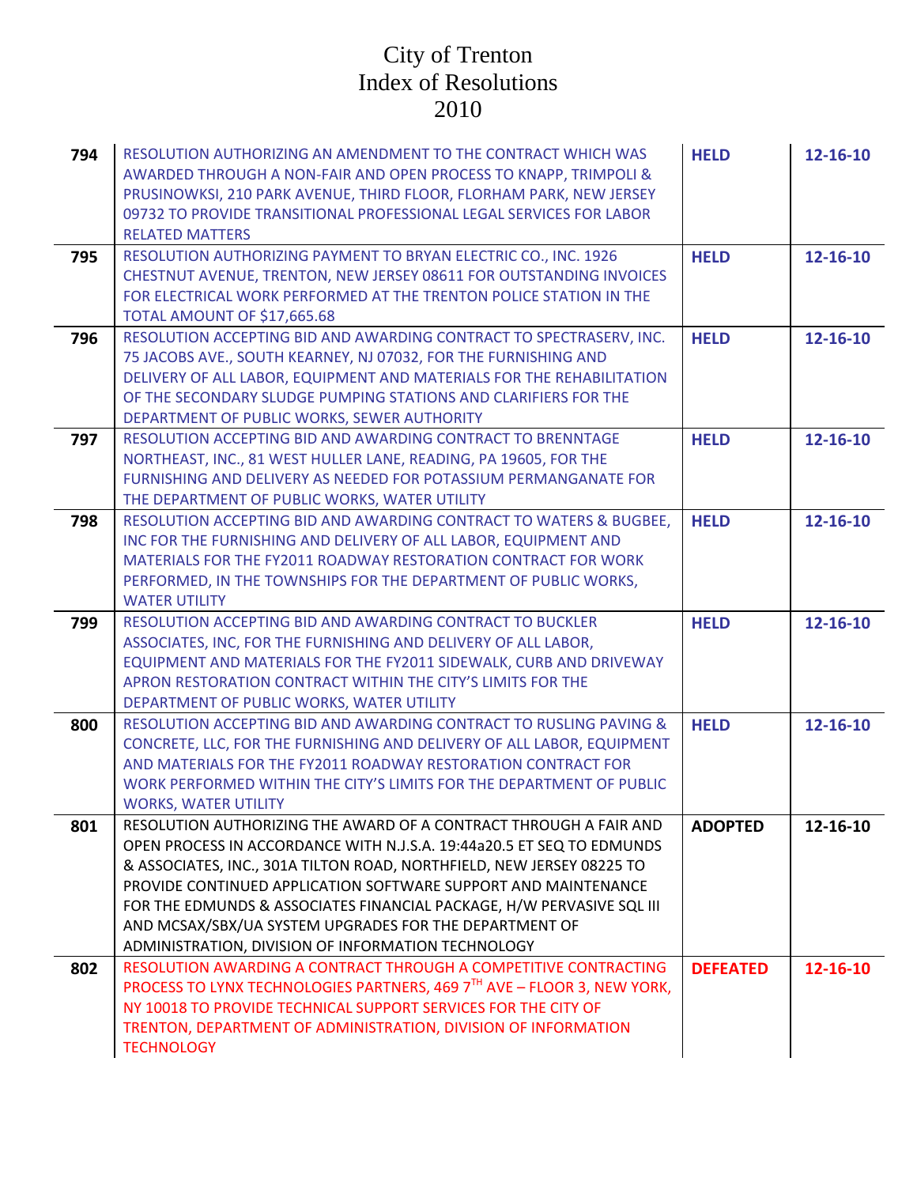# City of Trenton
# Index of Resolutions
# 2010

| | | | |
|---|---|---|---|
| **794** | RESOLUTION AUTHORIZING AN AMENDMENT TO THE CONTRACT WHICH WAS AWARDED THROUGH A NON-FAIR AND OPEN PROCESS TO KNAPP, TRIMPOLI & PRUSINOWKSI, 210 PARK AVENUE, THIRD FLOOR, FLORHAM PARK, NEW JERSEY 09732 TO PROVIDE TRANSITIONAL PROFESSIONAL LEGAL SERVICES FOR LABOR RELATED MATTERS | **HELD** | **12-16-10** |
| **795** | RESOLUTION AUTHORIZING PAYMENT TO BRYAN ELECTRIC CO., INC. 1926 CHESTNUT AVENUE, TRENTON, NEW JERSEY 08611 FOR OUTSTANDING INVOICES FOR ELECTRICAL WORK PERFORMED AT THE TRENTON POLICE STATION IN THE TOTAL AMOUNT OF $17,665.68 | **HELD** | **12-16-10** |
| **796** | RESOLUTION ACCEPTING BID AND AWARDING CONTRACT TO SPECTRASERV, INC. 75 JACOBS AVE., SOUTH KEARNEY, NJ 07032, FOR THE FURNISHING AND DELIVERY OF ALL LABOR, EQUIPMENT AND MATERIALS FOR THE REHABILITATION OF THE SECONDARY SLUDGE PUMPING STATIONS AND CLARIFIERS FOR THE DEPARTMENT OF PUBLIC WORKS, SEWER AUTHORITY | **HELD** | **12-16-10** |
| **797** | RESOLUTION ACCEPTING BID AND AWARDING CONTRACT TO BRENNTAGE NORTHEAST, INC., 81 WEST HULLER LANE, READING, PA 19605, FOR THE FURNISHING AND DELIVERY AS NEEDED FOR POTASSIUM PERMANGANATE FOR THE DEPARTMENT OF PUBLIC WORKS, WATER UTILITY | **HELD** | **12-16-10** |
| **798** | RESOLUTION ACCEPTING BID AND AWARDING CONTRACT TO WATERS & BUGBEE, INC FOR THE FURNISHING AND DELIVERY OF ALL LABOR, EQUIPMENT AND MATERIALS FOR THE FY2011 ROADWAY RESTORATION CONTRACT FOR WORK PERFORMED, IN THE TOWNSHIPS FOR THE DEPARTMENT OF PUBLIC WORKS, WATER UTILITY | **HELD** | **12-16-10** |
| **799** | RESOLUTION ACCEPTING BID AND AWARDING CONTRACT TO BUCKLER ASSOCIATES, INC, FOR THE FURNISHING AND DELIVERY OF ALL LABOR, EQUIPMENT AND MATERIALS FOR THE FY2011 SIDEWALK, CURB AND DRIVEWAY APRON RESTORATION CONTRACT WITHIN THE CITY'S LIMITS FOR THE DEPARTMENT OF PUBLIC WORKS, WATER UTILITY | **HELD** | **12-16-10** |
| **800** | RESOLUTION ACCEPTING BID AND AWARDING CONTRACT TO RUSLING PAVING & CONCRETE, LLC, FOR THE FURNISHING AND DELIVERY OF ALL LABOR, EQUIPMENT AND MATERIALS FOR THE FY2011 ROADWAY RESTORATION CONTRACT FOR WORK PERFORMED WITHIN THE CITY'S LIMITS FOR THE DEPARTMENT OF PUBLIC WORKS, WATER UTILITY | **HELD** | **12-16-10** |
| **801** | RESOLUTION AUTHORIZING THE AWARD OF A CONTRACT THROUGH A FAIR AND OPEN PROCESS IN ACCORDANCE WITH N.J.S.A. 19:44a20.5 ET SEQ TO EDMUNDS & ASSOCIATES, INC., 301A TILTON ROAD, NORTHFIELD, NEW JERSEY 08225 TO PROVIDE CONTINUED APPLICATION SOFTWARE SUPPORT AND MAINTENANCE FOR THE EDMUNDS & ASSOCIATES FINANCIAL PACKAGE, H/W PERVASIVE SQL III AND MCSAX/SBX/UA SYSTEM UPGRADES FOR THE DEPARTMENT OF ADMINISTRATION, DIVISION OF INFORMATION TECHNOLOGY | **ADOPTED** | **12-16-10** |
| **802** | RESOLUTION AWARDING A CONTRACT THROUGH A COMPETITIVE CONTRACTING PROCESS TO LYNX TECHNOLOGIES PARTNERS, 469 7TH AVE – FLOOR 3, NEW YORK, NY 10018 TO PROVIDE TECHNICAL SUPPORT SERVICES FOR THE CITY OF TRENTON, DEPARTMENT OF ADMINISTRATION, DIVISION OF INFORMATION TECHNOLOGY | **DEFEATED** | **12-16-10** |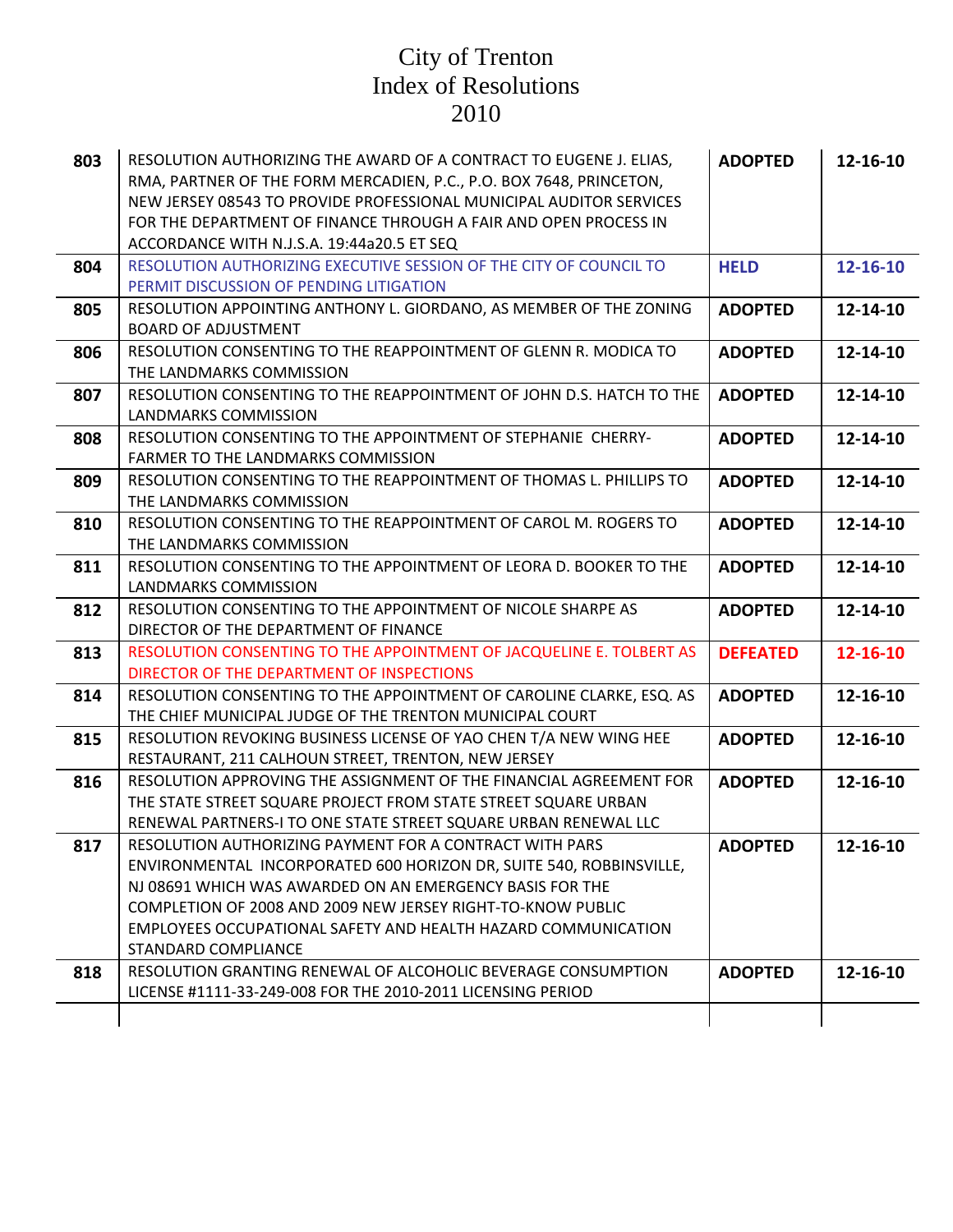# City of Trenton
# Index of Resolutions
# 2010

| | | | |
|---|---|---|---|
| **803** | RESOLUTION AUTHORIZING THE AWARD OF A CONTRACT TO EUGENE J. ELIAS, RMA, PARTNER OF THE FORM MERCADIEN, P.C., P.O. BOX 7648, PRINCETON, NEW JERSEY 08543 TO PROVIDE PROFESSIONAL MUNICIPAL AUDITOR SERVICES FOR THE DEPARTMENT OF FINANCE THROUGH A FAIR AND OPEN PROCESS IN ACCORDANCE WITH N.J.S.A. 19:44a20.5 ET SEQ | **ADOPTED** | **12-16-10** |
| **804** | RESOLUTION AUTHORIZING EXECUTIVE SESSION OF THE CITY OF COUNCIL TO PERMIT DISCUSSION OF PENDING LITIGATION | **HELD** | **12-16-10** |
| **805** | RESOLUTION APPOINTING ANTHONY L. GIORDANO, AS MEMBER OF THE ZONING BOARD OF ADJUSTMENT | **ADOPTED** | **12-14-10** |
| **806** | RESOLUTION CONSENTING TO THE REAPPOINTMENT OF GLENN R. MODICA TO THE LANDMARKS COMMISSION | **ADOPTED** | **12-14-10** |
| **807** | RESOLUTION CONSENTING TO THE REAPPOINTMENT OF JOHN D.S. HATCH TO THE LANDMARKS COMMISSION | **ADOPTED** | **12-14-10** |
| **808** | RESOLUTION CONSENTING TO THE APPOINTMENT OF STEPHANIE CHERRY-FARMER TO THE LANDMARKS COMMISSION | **ADOPTED** | **12-14-10** |
| **809** | RESOLUTION CONSENTING TO THE REAPPOINTMENT OF THOMAS L. PHILLIPS TO THE LANDMARKS COMMISSION | **ADOPTED** | **12-14-10** |
| **810** | RESOLUTION CONSENTING TO THE REAPPOINTMENT OF CAROL M. ROGERS TO THE LANDMARKS COMMISSION | **ADOPTED** | **12-14-10** |
| **811** | RESOLUTION CONSENTING TO THE APPOINTMENT OF LEORA D. BOOKER TO THE LANDMARKS COMMISSION | **ADOPTED** | **12-14-10** |
| **812** | RESOLUTION CONSENTING TO THE APPOINTMENT OF NICOLE SHARPE AS DIRECTOR OF THE DEPARTMENT OF FINANCE | **ADOPTED** | **12-14-10** |
| **813** | RESOLUTION CONSENTING TO THE APPOINTMENT OF JACQUELINE E. TOLBERT AS DIRECTOR OF THE DEPARTMENT OF INSPECTIONS | **DEFEATED** | **12-16-10** |
| **814** | RESOLUTION CONSENTING TO THE APPOINTMENT OF CAROLINE CLARKE, ESQ. AS THE CHIEF MUNICIPAL JUDGE OF THE TRENTON MUNICIPAL COURT | **ADOPTED** | **12-16-10** |
| **815** | RESOLUTION REVOKING BUSINESS LICENSE OF YAO CHEN T/A NEW WING HEE RESTAURANT, 211 CALHOUN STREET, TRENTON, NEW JERSEY | **ADOPTED** | **12-16-10** |
| **816** | RESOLUTION APPROVING THE ASSIGNMENT OF THE FINANCIAL AGREEMENT FOR THE STATE STREET SQUARE PROJECT FROM STATE STREET SQUARE URBAN RENEWAL PARTNERS-I TO ONE STATE STREET SQUARE URBAN RENEWAL LLC | **ADOPTED** | **12-16-10** |
| **817** | RESOLUTION AUTHORIZING PAYMENT FOR A CONTRACT WITH PARS ENVIRONMENTAL INCORPORATED 600 HORIZON DR, SUITE 540, ROBBINSVILLE, NJ 08691 WHICH WAS AWARDED ON AN EMERGENCY BASIS FOR THE COMPLETION OF 2008 AND 2009 NEW JERSEY RIGHT-TO-KNOW PUBLIC EMPLOYEES OCCUPATIONAL SAFETY AND HEALTH HAZARD COMMUNICATION STANDARD COMPLIANCE | **ADOPTED** | **12-16-10** |
| **818** | RESOLUTION GRANTING RENEWAL OF ALCOHOLIC BEVERAGE CONSUMPTION LICENSE #1111-33-249-008 FOR THE 2010-2011 LICENSING PERIOD | **ADOPTED** | **12-16-10** |